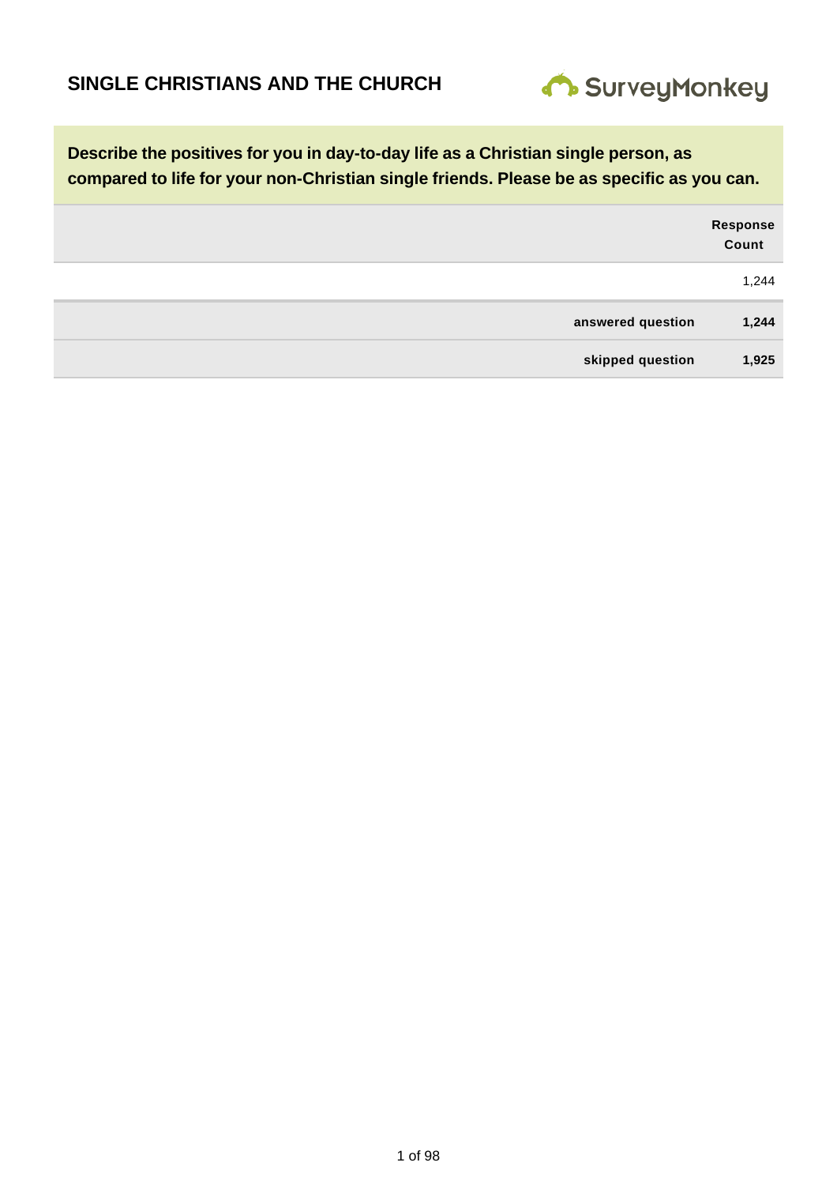# SINGLE CHRISTIANS AND THE CHURCH

SurveyMonkey

**Describe the positives for you in day-to-day life as a Christian single person, as compared to life for your non-Christian single friends. Please be as specific as you can.**

| | Response Count |
|---|---|
| | 1,244 |
| **answered question** | **1,244** |
| **skipped question** | **1,925** |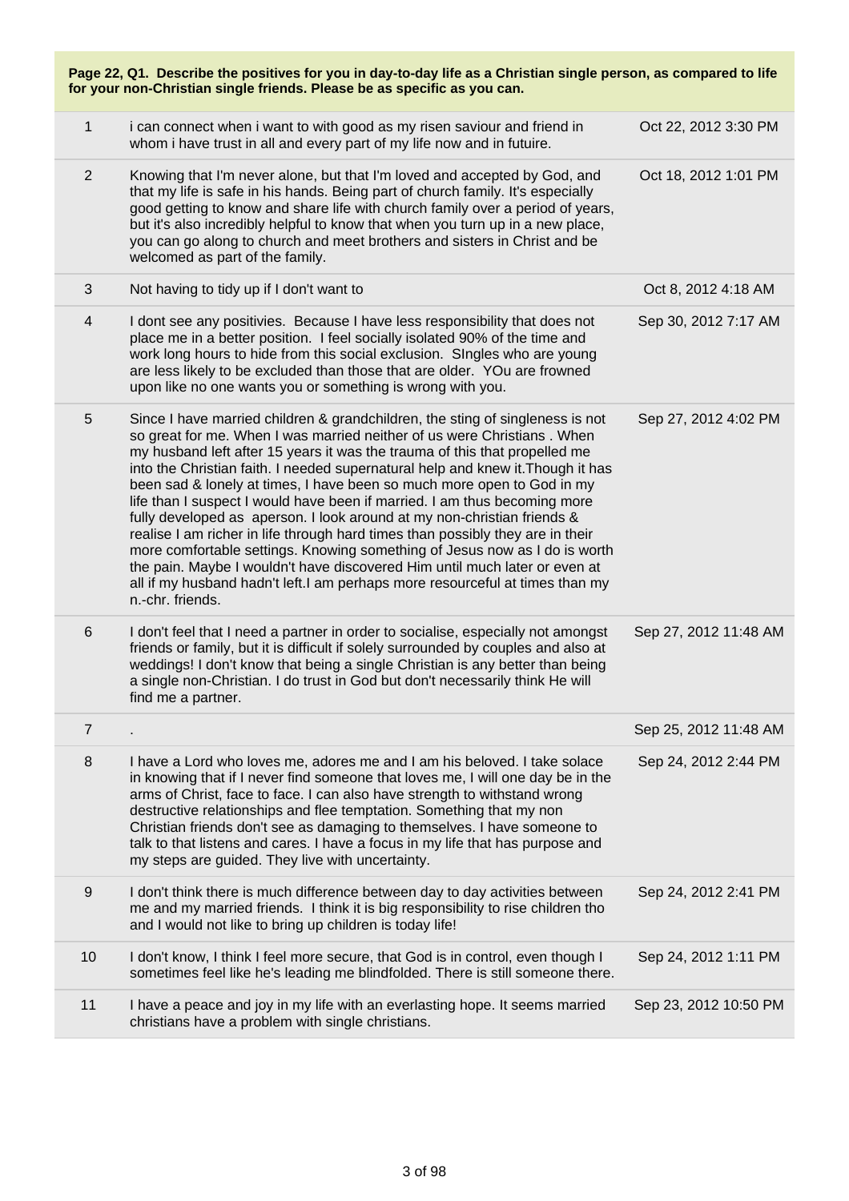| Page 22, Q1. Describe the positives for you in day-to-day life as a Christian single person, as compared to life for your non-Christian single friends. Please be as specific as you can. | | |
|---|---|---|
| 1 | i can connect when i want to with good as my risen saviour and friend in whom i have trust in all and every part of my life now and in futuire. | Oct 22, 2012 3:30 PM |
| 2 | Knowing that I'm never alone, but that I'm loved and accepted by God, and that my life is safe in his hands. Being part of church family. It's especially good getting to know and share life with church family over a period of years, but it's also incredibly helpful to know that when you turn up in a new place, you can go along to church and meet brothers and sisters in Christ and be welcomed as part of the family. | Oct 18, 2012 1:01 PM |
| 3 | Not having to tidy up if I don't want to | Oct 8, 2012 4:18 AM |
| 4 | I dont see any positivies. Because I have less responsibility that does not place me in a better position. I feel socially isolated 90% of the time and work long hours to hide from this social exclusion. SIngles who are young are less likely to be excluded than those that are older. YOu are frowned upon like no one wants you or something is wrong with you. | Sep 30, 2012 7:17 AM |
| 5 | Since I have married children & grandchildren, the sting of singleness is not so great for me. When I was married neither of us were Christians . When my husband left after 15 years it was the trauma of this that propelled me into the Christian faith. I needed supernatural help and knew it.Though it has been sad & lonely at times, I have been so much more open to God in my life than I suspect I would have been if married. I am thus becoming more fully developed as aperson. I look around at my non-christian friends & realise I am richer in life through hard times than possibly they are in their more comfortable settings. Knowing something of Jesus now as I do is worth the pain. Maybe I wouldn't have discovered Him until much later or even at all if my husband hadn't left.I am perhaps more resourceful at times than my n.-chr. friends. | Sep 27, 2012 4:02 PM |
| 6 | I don't feel that I need a partner in order to socialise, especially not amongst friends or family, but it is difficult if solely surrounded by couples and also at weddings! I don't know that being a single Christian is any better than being a single non-Christian. I do trust in God but don't necessarily think He will find me a partner. | Sep 27, 2012 11:48 AM |
| 7 | . | Sep 25, 2012 11:48 AM |
| 8 | I have a Lord who loves me, adores me and I am his beloved. I take solace in knowing that if I never find someone that loves me, I will one day be in the arms of Christ, face to face. I can also have strength to withstand wrong destructive relationships and flee temptation. Something that my non Christian friends don't see as damaging to themselves. I have someone to talk to that listens and cares. I have a focus in my life that has purpose and my steps are guided. They live with uncertainty. | Sep 24, 2012 2:44 PM |
| 9 | I don't think there is much difference between day to day activities between me and my married friends. I think it is big responsibility to rise children tho and I would not like to bring up children is today life! | Sep 24, 2012 2:41 PM |
| 10 | I don't know, I think I feel more secure, that God is in control, even though I sometimes feel like he's leading me blindfolded. There is still someone there. | Sep 24, 2012 1:11 PM |
| 11 | I have a peace and joy in my life with an everlasting hope. It seems married christians have a problem with single christians. | Sep 23, 2012 10:50 PM |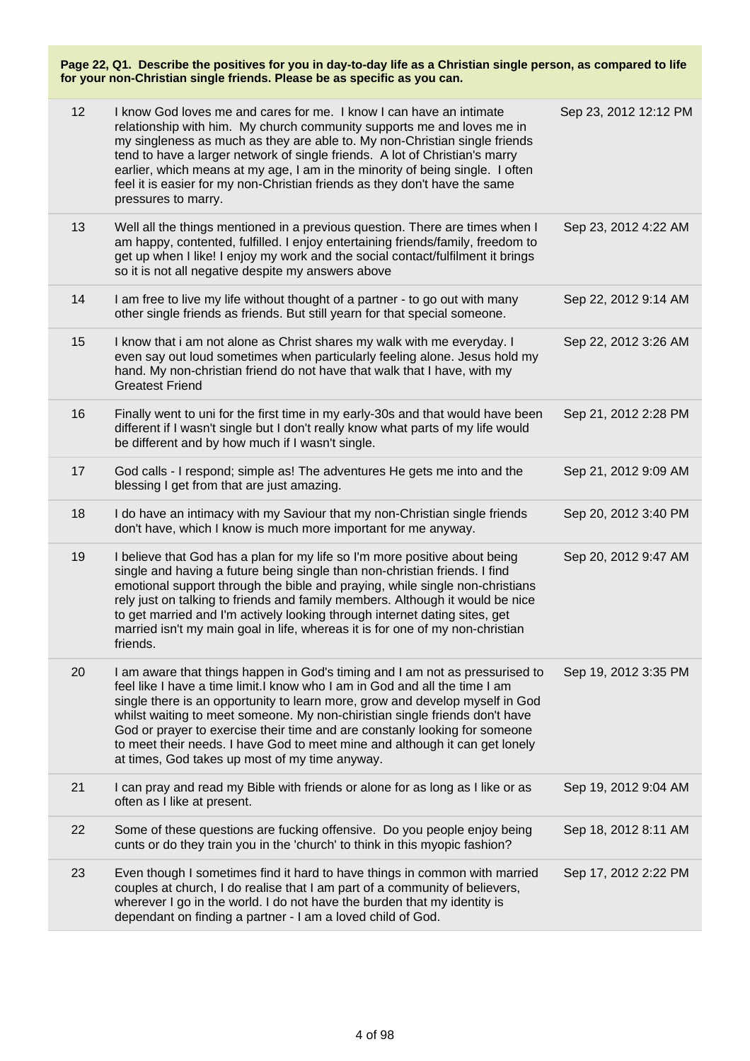**Page 22, Q1. Describe the positives for you in day-to-day life as a Christian single person, as compared to life for your non-Christian single friends. Please be as specific as you can.**

| | | |
|---|---|---|
| 12 | I know God loves me and cares for me. I know I can have an intimate relationship with him. My church community supports me and loves me in my singleness as much as they are able to. My non-Christian single friends tend to have a larger network of single friends. A lot of Christian's marry earlier, which means at my age, I am in the minority of being single. I often feel it is easier for my non-Christian friends as they don't have the same pressures to marry. | Sep 23, 2012 12:12 PM |
| 13 | Well all the things mentioned in a previous question. There are times when I am happy, contented, fulfilled. I enjoy entertaining friends/family, freedom to get up when I like! I enjoy my work and the social contact/fulfilment it brings so it is not all negative despite my answers above | Sep 23, 2012 4:22 AM |
| 14 | I am free to live my life without thought of a partner - to go out with many other single friends as friends. But still yearn for that special someone. | Sep 22, 2012 9:14 AM |
| 15 | I know that i am not alone as Christ shares my walk with me everyday. I even say out loud sometimes when particularly feeling alone. Jesus hold my hand. My non-christian friend do not have that walk that I have, with my Greatest Friend | Sep 22, 2012 3:26 AM |
| 16 | Finally went to uni for the first time in my early-30s and that would have been different if I wasn't single but I don't really know what parts of my life would be different and by how much if I wasn't single. | Sep 21, 2012 2:28 PM |
| 17 | God calls - I respond; simple as! The adventures He gets me into and the blessing I get from that are just amazing. | Sep 21, 2012 9:09 AM |
| 18 | I do have an intimacy with my Saviour that my non-Christian single friends don't have, which I know is much more important for me anyway. | Sep 20, 2012 3:40 PM |
| 19 | I believe that God has a plan for my life so I'm more positive about being single and having a future being single than non-christian friends. I find emotional support through the bible and praying, while single non-christians rely just on talking to friends and family members. Although it would be nice to get married and I'm actively looking through internet dating sites, get married isn't my main goal in life, whereas it is for one of my non-christian friends. | Sep 20, 2012 9:47 AM |
| 20 | I am aware that things happen in God's timing and I am not as pressurised to feel like I have a time limit.I know who I am in God and all the time I am single there is an opportunity to learn more, grow and develop myself in God whilst waiting to meet someone. My non-chiristian single friends don't have God or prayer to exercise their time and are constanly looking for someone to meet their needs. I have God to meet mine and although it can get lonely at times, God takes up most of my time anyway. | Sep 19, 2012 3:35 PM |
| 21 | I can pray and read my Bible with friends or alone for as long as I like or as often as I like at present. | Sep 19, 2012 9:04 AM |
| 22 | Some of these questions are fucking offensive. Do you people enjoy being cunts or do they train you in the 'church' to think in this myopic fashion? | Sep 18, 2012 8:11 AM |
| 23 | Even though I sometimes find it hard to have things in common with married couples at church, I do realise that I am part of a community of believers, wherever I go in the world. I do not have the burden that my identity is dependant on finding a partner - I am a loved child of God. | Sep 17, 2012 2:22 PM |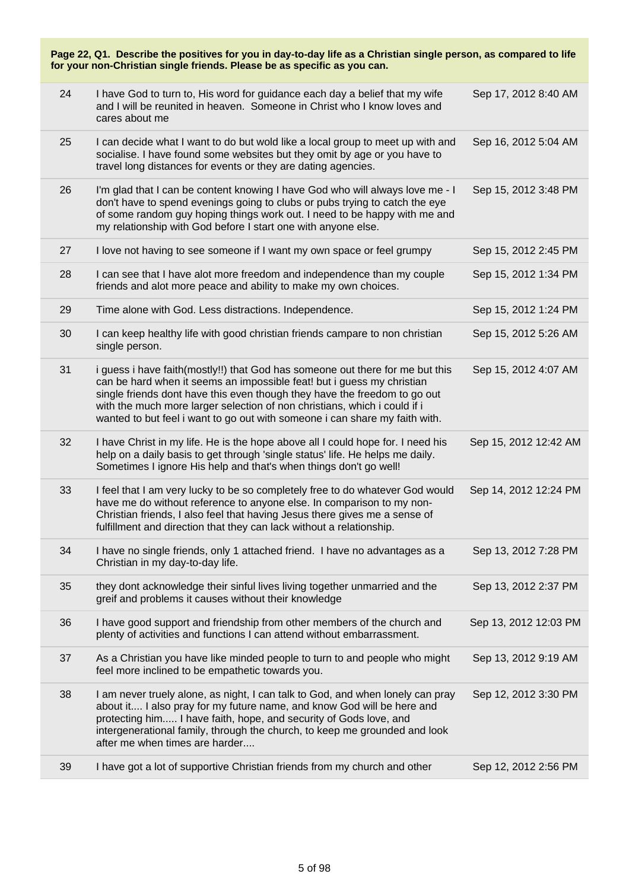**Page 22, Q1. Describe the positives for you in day-to-day life as a Christian single person, as compared to life for your non-Christian single friends. Please be as specific as you can.**

| | | |
|---|---|---|
| 24 | I have God to turn to, His word for guidance each day a belief that my wife and I will be reunited in heaven. Someone in Christ who I know loves and cares about me | Sep 17, 2012 8:40 AM |
| 25 | I can decide what I want to do but wold like a local group to meet up with and socialise. I have found some websites but they omit by age or you have to travel long distances for events or they are dating agencies. | Sep 16, 2012 5:04 AM |
| 26 | I'm glad that I can be content knowing I have God who will always love me - I don't have to spend evenings going to clubs or pubs trying to catch the eye of some random guy hoping things work out. I need to be happy with me and my relationship with God before I start one with anyone else. | Sep 15, 2012 3:48 PM |
| 27 | I love not having to see someone if I want my own space or feel grumpy | Sep 15, 2012 2:45 PM |
| 28 | I can see that I have alot more freedom and independence than my couple friends and alot more peace and ability to make my own choices. | Sep 15, 2012 1:34 PM |
| 29 | Time alone with God. Less distractions. Independence. | Sep 15, 2012 1:24 PM |
| 30 | I can keep healthy life with good christian friends campare to non christian single person. | Sep 15, 2012 5:26 AM |
| 31 | i guess i have faith(mostly!!) that God has someone out there for me but this can be hard when it seems an impossible feat! but i guess my christian single friends dont have this even though they have the freedom to go out with the much more larger selection of non christians, which i could if i wanted to but feel i want to go out with someone i can share my faith with. | Sep 15, 2012 4:07 AM |
| 32 | I have Christ in my life. He is the hope above all I could hope for. I need his help on a daily basis to get through 'single status' life. He helps me daily. Sometimes I ignore His help and that's when things don't go well! | Sep 15, 2012 12:42 AM |
| 33 | I feel that I am very lucky to be so completely free to do whatever God would have me do without reference to anyone else. In comparison to my non-Christian friends, I also feel that having Jesus there gives me a sense of fulfillment and direction that they can lack without a relationship. | Sep 14, 2012 12:24 PM |
| 34 | I have no single friends, only 1 attached friend. I have no advantages as a Christian in my day-to-day life. | Sep 13, 2012 7:28 PM |
| 35 | they dont acknowledge their sinful lives living together unmarried and the greif and problems it causes without their knowledge | Sep 13, 2012 2:37 PM |
| 36 | I have good support and friendship from other members of the church and plenty of activities and functions I can attend without embarrassment. | Sep 13, 2012 12:03 PM |
| 37 | As a Christian you have like minded people to turn to and people who might feel more inclined to be empathetic towards you. | Sep 13, 2012 9:19 AM |
| 38 | I am never truely alone, as night, I can talk to God, and when lonely can pray about it.... I also pray for my future name, and know God will be here and protecting him..... I have faith, hope, and security of Gods love, and intergenerational family, through the church, to keep me grounded and look after me when times are harder.... | Sep 12, 2012 3:30 PM |
| 39 | I have got a lot of supportive Christian friends from my church and other | Sep 12, 2012 2:56 PM |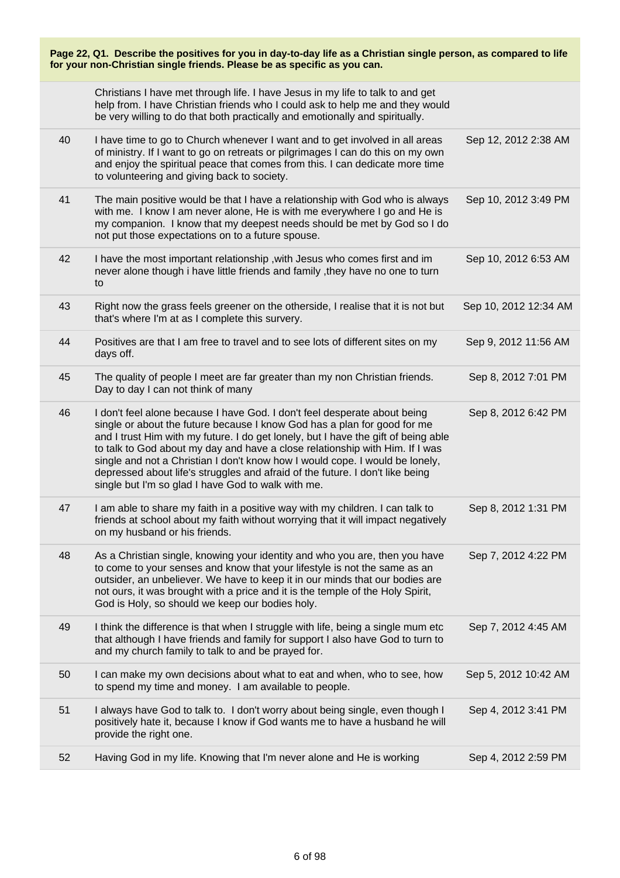**Page 22, Q1. Describe the positives for you in day-to-day life as a Christian single person, as compared to life for your non-Christian single friends. Please be as specific as you can.**

| | | |
|---|---|---|
| | Christians I have met through life. I have Jesus in my life to talk to and get help from. I have Christian friends who I could ask to help me and they would be very willing to do that both practically and emotionally and spiritually. | |
| 40 | I have time to go to Church whenever I want and to get involved in all areas of ministry. If I want to go on retreats or pilgrimages I can do this on my own and enjoy the spiritual peace that comes from this. I can dedicate more time to volunteering and giving back to society. | Sep 12, 2012 2:38 AM |
| 41 | The main positive would be that I have a relationship with God who is always with me. I know I am never alone, He is with me everywhere I go and He is my companion. I know that my deepest needs should be met by God so I do not put those expectations on to a future spouse. | Sep 10, 2012 3:49 PM |
| 42 | I have the most important relationship ,with Jesus who comes first and im never alone though i have little friends and family ,they have no one to turn to | Sep 10, 2012 6:53 AM |
| 43 | Right now the grass feels greener on the otherside, I realise that it is not but that's where I'm at as I complete this survery. | Sep 10, 2012 12:34 AM |
| 44 | Positives are that I am free to travel and to see lots of different sites on my days off. | Sep 9, 2012 11:56 AM |
| 45 | The quality of people I meet are far greater than my non Christian friends. Day to day I can not think of many | Sep 8, 2012 7:01 PM |
| 46 | I don't feel alone because I have God. I don't feel desperate about being single or about the future because I know God has a plan for good for me and I trust Him with my future. I do get lonely, but I have the gift of being able to talk to God about my day and have a close relationship with Him. If I was single and not a Christian I don't know how I would cope. I would be lonely, depressed about life's struggles and afraid of the future. I don't like being single but I'm so glad I have God to walk with me. | Sep 8, 2012 6:42 PM |
| 47 | I am able to share my faith in a positive way with my children. I can talk to friends at school about my faith without worrying that it will impact negatively on my husband or his friends. | Sep 8, 2012 1:31 PM |
| 48 | As a Christian single, knowing your identity and who you are, then you have to come to your senses and know that your lifestyle is not the same as an outsider, an unbeliever. We have to keep it in our minds that our bodies are not ours, it was brought with a price and it is the temple of the Holy Spirit, God is Holy, so should we keep our bodies holy. | Sep 7, 2012 4:22 PM |
| 49 | I think the difference is that when I struggle with life, being a single mum etc that although I have friends and family for support I also have God to turn to and my church family to talk to and be prayed for. | Sep 7, 2012 4:45 AM |
| 50 | I can make my own decisions about what to eat and when, who to see, how to spend my time and money. I am available to people. | Sep 5, 2012 10:42 AM |
| 51 | I always have God to talk to. I don't worry about being single, even though I positively hate it, because I know if God wants me to have a husband he will provide the right one. | Sep 4, 2012 3:41 PM |
| 52 | Having God in my life. Knowing that I'm never alone and He is working | Sep 4, 2012 2:59 PM |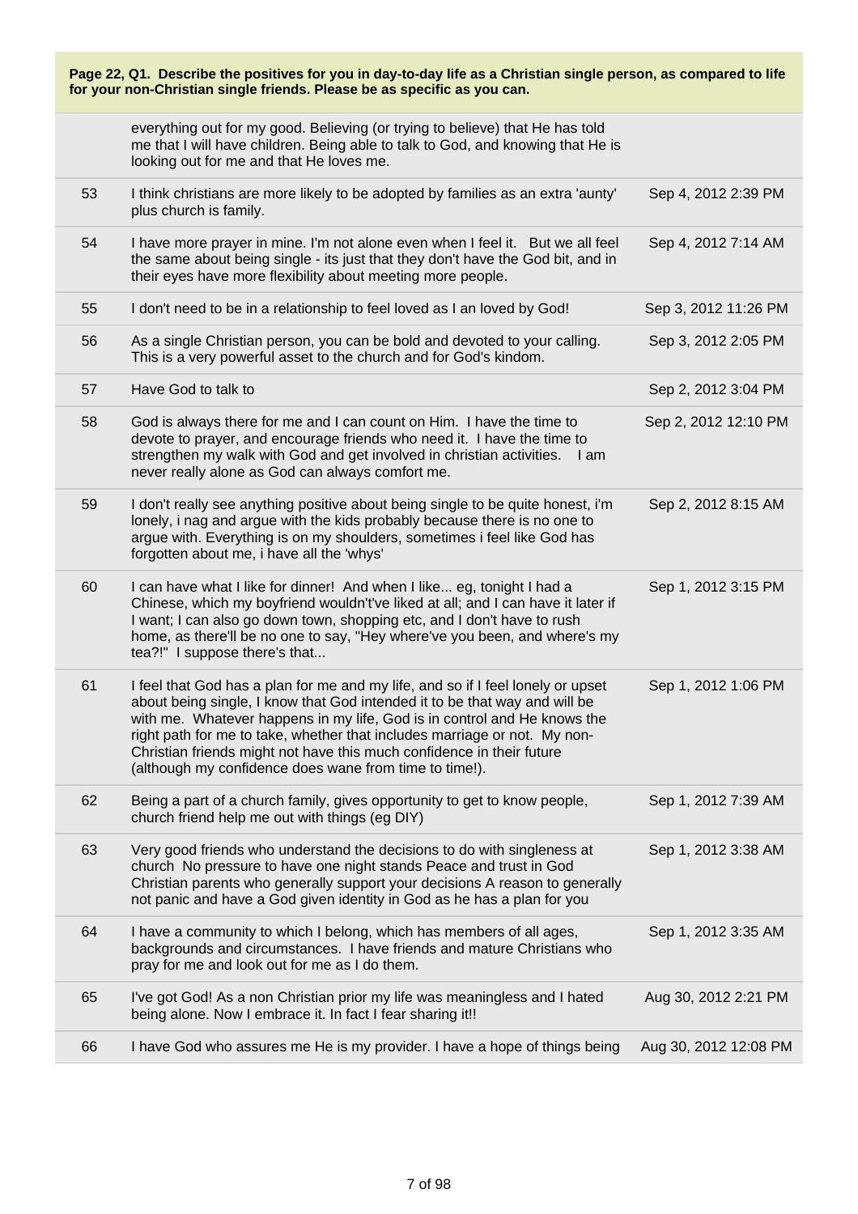**Page 22, Q1. Describe the positives for you in day-to-day life as a Christian single person, as compared to life for your non-Christian single friends. Please be as specific as you can.**

| | | |
|---|---|---|
| | everything out for my good. Believing (or trying to believe) that He has told me that I will have children. Being able to talk to God, and knowing that He is looking out for me and that He loves me. | |
| 53 | I think christians are more likely to be adopted by families as an extra 'aunty' plus church is family. | Sep 4, 2012 2:39 PM |
| 54 | I have more prayer in mine. I'm not alone even when I feel it. But we all feel the same about being single - its just that they don't have the God bit, and in their eyes have more flexibility about meeting more people. | Sep 4, 2012 7:14 AM |
| 55 | I don't need to be in a relationship to feel loved as I an loved by God! | Sep 3, 2012 11:26 PM |
| 56 | As a single Christian person, you can be bold and devoted to your calling. This is a very powerful asset to the church and for God's kindom. | Sep 3, 2012 2:05 PM |
| 57 | Have God to talk to | Sep 2, 2012 3:04 PM |
| 58 | God is always there for me and I can count on Him. I have the time to devote to prayer, and encourage friends who need it. I have the time to strengthen my walk with God and get involved in christian activities. I am never really alone as God can always comfort me. | Sep 2, 2012 12:10 PM |
| 59 | I don't really see anything positive about being single to be quite honest, i'm lonely, i nag and argue with the kids probably because there is no one to argue with. Everything is on my shoulders, sometimes i feel like God has forgotten about me, i have all the 'whys' | Sep 2, 2012 8:15 AM |
| 60 | I can have what I like for dinner! And when I like... eg, tonight I had a Chinese, which my boyfriend wouldn't've liked at all; and I can have it later if I want; I can also go down town, shopping etc, and I don't have to rush home, as there'll be no one to say, "Hey where've you been, and where's my tea?!" I suppose there's that... | Sep 1, 2012 3:15 PM |
| 61 | I feel that God has a plan for me and my life, and so if I feel lonely or upset about being single, I know that God intended it to be that way and will be with me. Whatever happens in my life, God is in control and He knows the right path for me to take, whether that includes marriage or not. My non-Christian friends might not have this much confidence in their future (although my confidence does wane from time to time!). | Sep 1, 2012 1:06 PM |
| 62 | Being a part of a church family, gives opportunity to get to know people, church friend help me out with things (eg DIY) | Sep 1, 2012 7:39 AM |
| 63 | Very good friends who understand the decisions to do with singleness at church No pressure to have one night stands Peace and trust in God Christian parents who generally support your decisions A reason to generally not panic and have a God given identity in God as he has a plan for you | Sep 1, 2012 3:38 AM |
| 64 | I have a community to which I belong, which has members of all ages, backgrounds and circumstances. I have friends and mature Christians who pray for me and look out for me as I do them. | Sep 1, 2012 3:35 AM |
| 65 | I've got God! As a non Christian prior my life was meaningless and I hated being alone. Now I embrace it. In fact I fear sharing it!! | Aug 30, 2012 2:21 PM |
| 66 | I have God who assures me He is my provider. I have a hope of things being | Aug 30, 2012 12:08 PM |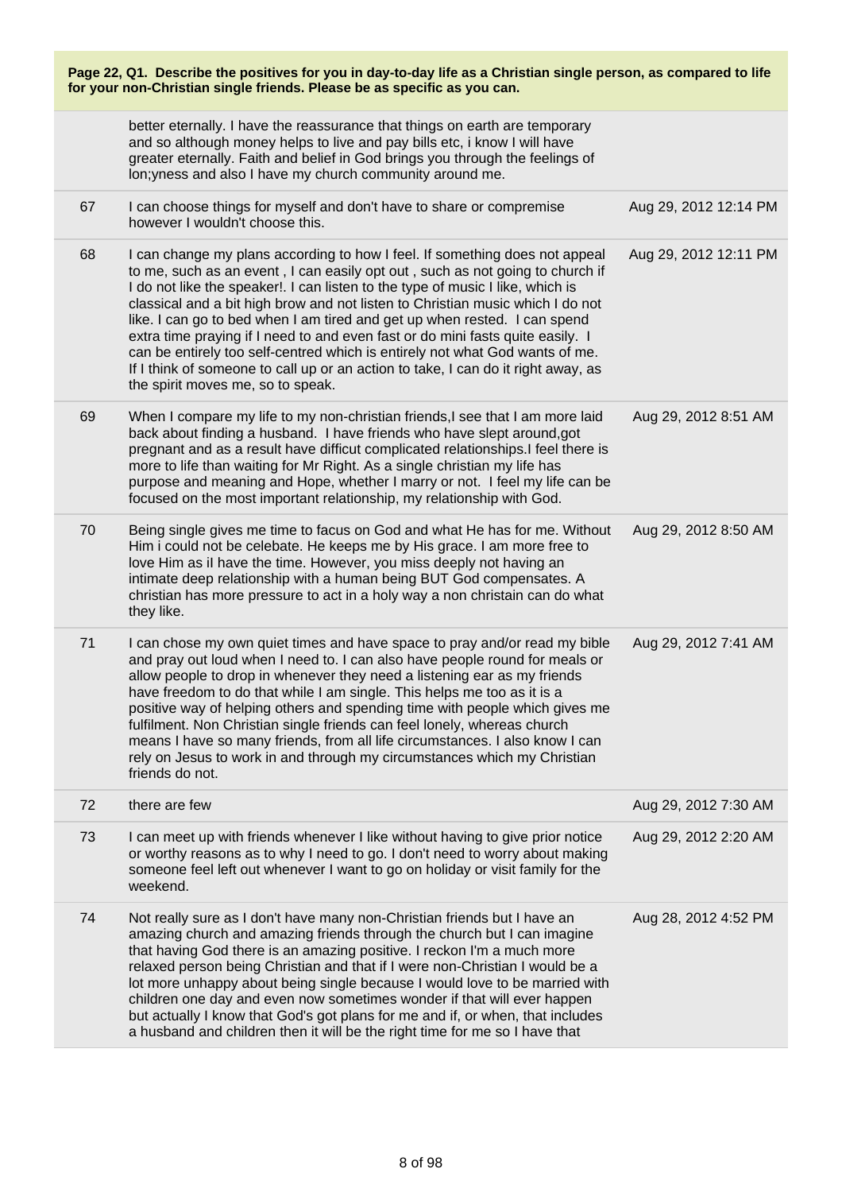**Page 22, Q1. Describe the positives for you in day-to-day life as a Christian single person, as compared to life for your non-Christian single friends. Please be as specific as you can.**

| | | |
|---|---|---|
| | better eternally. I have the reassurance that things on earth are temporary and so although money helps to live and pay bills etc, i know I will have greater eternally. Faith and belief in God brings you through the feelings of lon;yness and also I have my church community around me. | |
| 67 | I can choose things for myself and don't have to share or compremise however I wouldn't choose this. | Aug 29, 2012 12:14 PM |
| 68 | I can change my plans according to how I feel. If something does not appeal to me, such as an event , I can easily opt out , such as not going to church if I do not like the speaker!. I can listen to the type of music I like, which is classical and a bit high brow and not listen to Christian music which I do not like. I can go to bed when I am tired and get up when rested. I can spend extra time praying if I need to and even fast or do mini fasts quite easily. I can be entirely too self-centred which is entirely not what God wants of me. If I think of someone to call up or an action to take, I can do it right away, as the spirit moves me, so to speak. | Aug 29, 2012 12:11 PM |
| 69 | When I compare my life to my non-christian friends,I see that I am more laid back about finding a husband. I have friends who have slept around,got pregnant and as a result have difficut complicated relationships.I feel there is more to life than waiting for Mr Right. As a single christian my life has purpose and meaning and Hope, whether I marry or not. I feel my life can be focused on the most important relationship, my relationship with God. | Aug 29, 2012 8:51 AM |
| 70 | Being single gives me time to facus on God and what He has for me. Without Him i could not be celebate. He keeps me by His grace. I am more free to love Him as iI have the time. However, you miss deeply not having an intimate deep relationship with a human being BUT God compensates. A christian has more pressure to act in a holy way a non christain can do what they like. | Aug 29, 2012 8:50 AM |
| 71 | I can chose my own quiet times and have space to pray and/or read my bible and pray out loud when I need to. I can also have people round for meals or allow people to drop in whenever they need a listening ear as my friends have freedom to do that while I am single. This helps me too as it is a positive way of helping others and spending time with people which gives me fulfilment. Non Christian single friends can feel lonely, whereas church means I have so many friends, from all life circumstances. I also know I can rely on Jesus to work in and through my circumstances which my Christian friends do not. | Aug 29, 2012 7:41 AM |
| 72 | there are few | Aug 29, 2012 7:30 AM |
| 73 | I can meet up with friends whenever I like without having to give prior notice or worthy reasons as to why I need to go. I don't need to worry about making someone feel left out whenever I want to go on holiday or visit family for the weekend. | Aug 29, 2012 2:20 AM |
| 74 | Not really sure as I don't have many non-Christian friends but I have an amazing church and amazing friends through the church but I can imagine that having God there is an amazing positive. I reckon I'm a much more relaxed person being Christian and that if I were non-Christian I would be a lot more unhappy about being single because I would love to be married with children one day and even now sometimes wonder if that will ever happen but actually I know that God's got plans for me and if, or when, that includes a husband and children then it will be the right time for me so I have that | Aug 28, 2012 4:52 PM |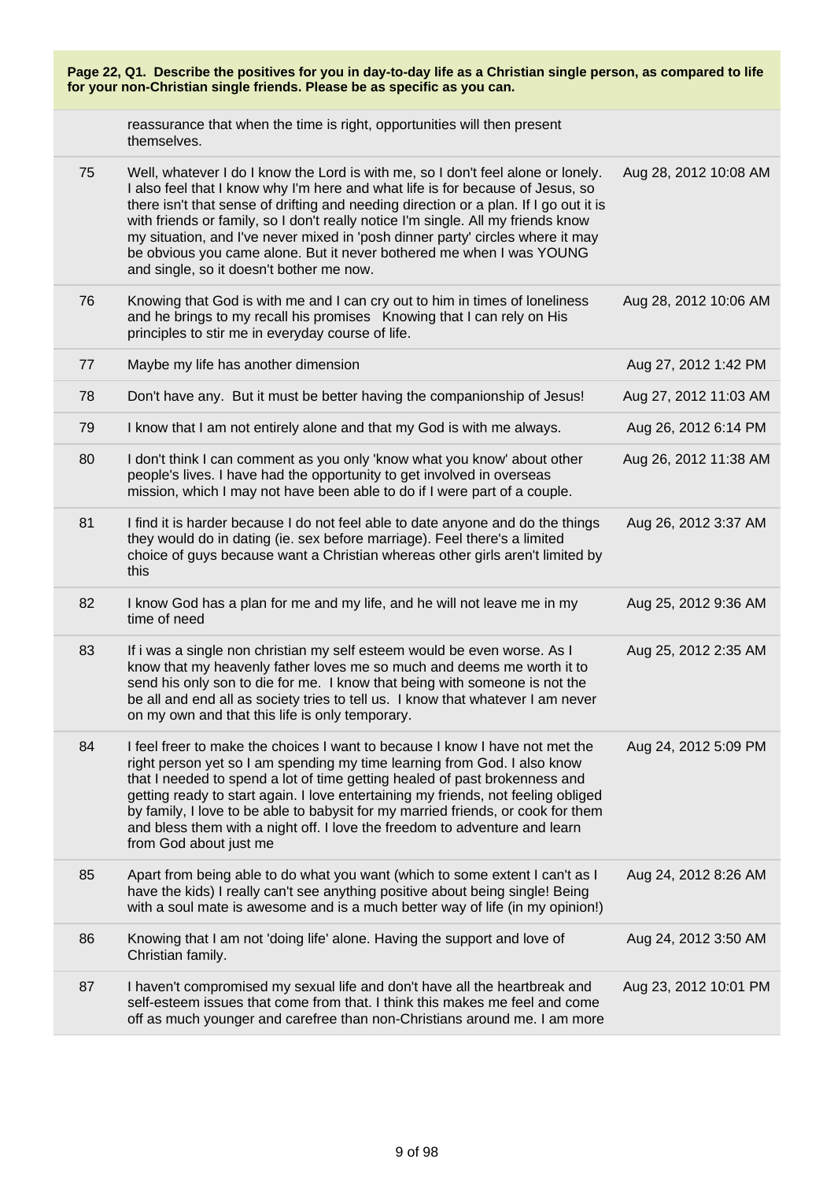**Page 22, Q1. Describe the positives for you in day-to-day life as a Christian single person, as compared to life for your non-Christian single friends. Please be as specific as you can.**

| | | |
|---|---|---|
| | reassurance that when the time is right, opportunities will then present themselves. | |
| 75 | Well, whatever I do I know the Lord is with me, so I don't feel alone or lonely. I also feel that I know why I'm here and what life is for because of Jesus, so there isn't that sense of drifting and needing direction or a plan. If I go out it is with friends or family, so I don't really notice I'm single. All my friends know my situation, and I've never mixed in 'posh dinner party' circles where it may be obvious you came alone. But it never bothered me when I was YOUNG and single, so it doesn't bother me now. | Aug 28, 2012 10:08 AM |
| 76 | Knowing that God is with me and I can cry out to him in times of loneliness and he brings to my recall his promises Knowing that I can rely on His principles to stir me in everyday course of life. | Aug 28, 2012 10:06 AM |
| 77 | Maybe my life has another dimension | Aug 27, 2012 1:42 PM |
| 78 | Don't have any. But it must be better having the companionship of Jesus! | Aug 27, 2012 11:03 AM |
| 79 | I know that I am not entirely alone and that my God is with me always. | Aug 26, 2012 6:14 PM |
| 80 | I don't think I can comment as you only 'know what you know' about other people's lives. I have had the opportunity to get involved in overseas mission, which I may not have been able to do if I were part of a couple. | Aug 26, 2012 11:38 AM |
| 81 | I find it is harder because I do not feel able to date anyone and do the things they would do in dating (ie. sex before marriage). Feel there's a limited choice of guys because want a Christian whereas other girls aren't limited by this | Aug 26, 2012 3:37 AM |
| 82 | I know God has a plan for me and my life, and he will not leave me in my time of need | Aug 25, 2012 9:36 AM |
| 83 | If i was a single non christian my self esteem would be even worse. As I know that my heavenly father loves me so much and deems me worth it to send his only son to die for me. I know that being with someone is not the be all and end all as society tries to tell us. I know that whatever I am never on my own and that this life is only temporary. | Aug 25, 2012 2:35 AM |
| 84 | I feel freer to make the choices I want to because I know I have not met the right person yet so I am spending my time learning from God. I also know that I needed to spend a lot of time getting healed of past brokenness and getting ready to start again. I love entertaining my friends, not feeling obliged by family, I love to be able to babysit for my married friends, or cook for them and bless them with a night off. I love the freedom to adventure and learn from God about just me | Aug 24, 2012 5:09 PM |
| 85 | Apart from being able to do what you want (which to some extent I can't as I have the kids) I really can't see anything positive about being single! Being with a soul mate is awesome and is a much better way of life (in my opinion!) | Aug 24, 2012 8:26 AM |
| 86 | Knowing that I am not 'doing life' alone. Having the support and love of Christian family. | Aug 24, 2012 3:50 AM |
| 87 | I haven't compromised my sexual life and don't have all the heartbreak and self-esteem issues that come from that. I think this makes me feel and come off as much younger and carefree than non-Christians around me. I am more | Aug 23, 2012 10:01 PM |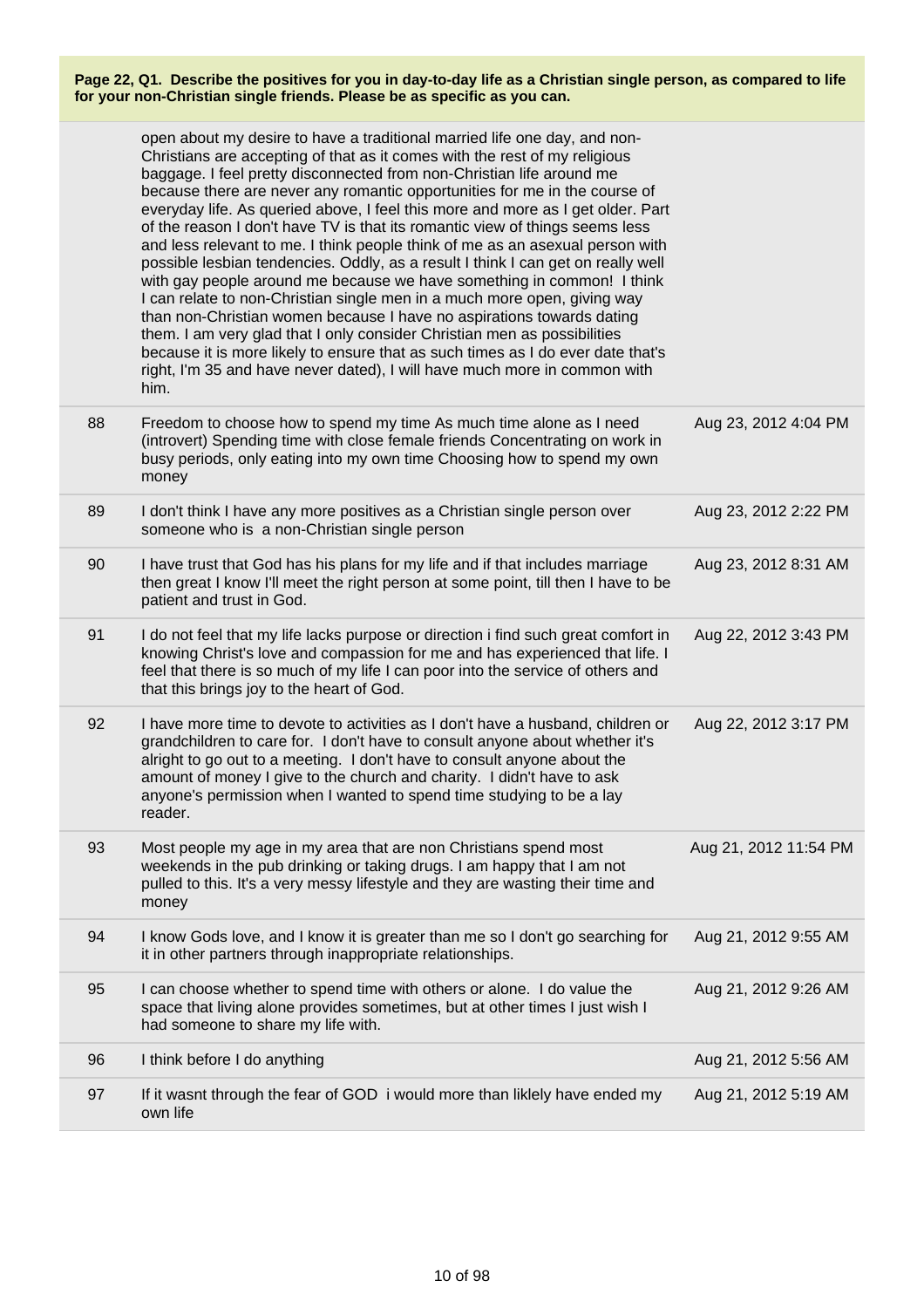**Page 22, Q1. Describe the positives for you in day-to-day life as a Christian single person, as compared to life for your non-Christian single friends. Please be as specific as you can.**

| | | |
|---|---|---|
| | open about my desire to have a traditional married life one day, and non-Christians are accepting of that as it comes with the rest of my religious baggage. I feel pretty disconnected from non-Christian life around me because there are never any romantic opportunities for me in the course of everyday life. As queried above, I feel this more and more as I get older. Part of the reason I don't have TV is that its romantic view of things seems less and less relevant to me. I think people think of me as an asexual person with possible lesbian tendencies. Oddly, as a result I think I can get on really well with gay people around me because we have something in common! I think I can relate to non-Christian single men in a much more open, giving way than non-Christian women because I have no aspirations towards dating them. I am very glad that I only consider Christian men as possibilities because it is more likely to ensure that as such times as I do ever date that's right, I'm 35 and have never dated), I will have much more in common with him. | |
| 88 | Freedom to choose how to spend my time As much time alone as I need (introvert) Spending time with close female friends Concentrating on work in busy periods, only eating into my own time Choosing how to spend my own money | Aug 23, 2012 4:04 PM |
| 89 | I don't think I have any more positives as a Christian single person over someone who is a non-Christian single person | Aug 23, 2012 2:22 PM |
| 90 | I have trust that God has his plans for my life and if that includes marriage then great I know I'll meet the right person at some point, till then I have to be patient and trust in God. | Aug 23, 2012 8:31 AM |
| 91 | I do not feel that my life lacks purpose or direction i find such great comfort in knowing Christ's love and compassion for me and has experienced that life. I feel that there is so much of my life I can poor into the service of others and that this brings joy to the heart of God. | Aug 22, 2012 3:43 PM |
| 92 | I have more time to devote to activities as I don't have a husband, children or grandchildren to care for. I don't have to consult anyone about whether it's alright to go out to a meeting. I don't have to consult anyone about the amount of money I give to the church and charity. I didn't have to ask anyone's permission when I wanted to spend time studying to be a lay reader. | Aug 22, 2012 3:17 PM |
| 93 | Most people my age in my area that are non Christians spend most weekends in the pub drinking or taking drugs. I am happy that I am not pulled to this. It's a very messy lifestyle and they are wasting their time and money | Aug 21, 2012 11:54 PM |
| 94 | I know Gods love, and I know it is greater than me so I don't go searching for it in other partners through inappropriate relationships. | Aug 21, 2012 9:55 AM |
| 95 | I can choose whether to spend time with others or alone. I do value the space that living alone provides sometimes, but at other times I just wish I had someone to share my life with. | Aug 21, 2012 9:26 AM |
| 96 | I think before I do anything | Aug 21, 2012 5:56 AM |
| 97 | If it wasnt through the fear of GOD i would more than liklely have ended my own life | Aug 21, 2012 5:19 AM |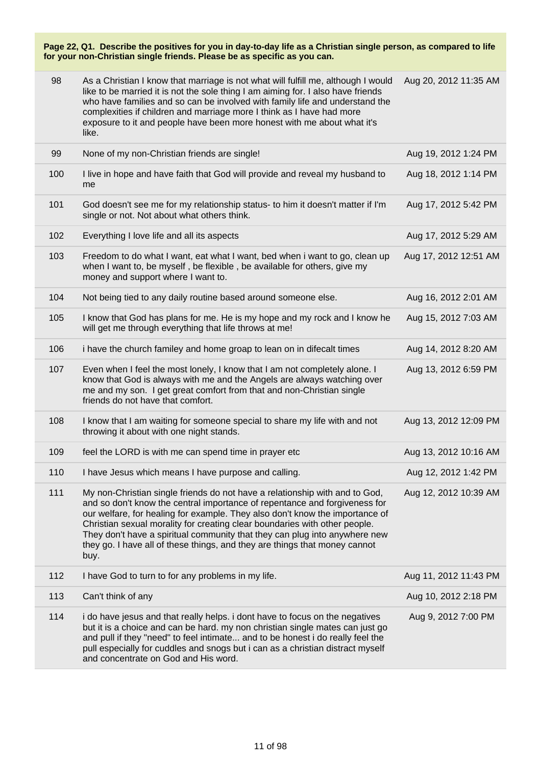**Page 22, Q1. Describe the positives for you in day-to-day life as a Christian single person, as compared to life for your non-Christian single friends. Please be as specific as you can.**

| | | |
|---|---|---|
| 98 | As a Christian I know that marriage is not what will fulfill me, although I would like to be married it is not the sole thing I am aiming for. I also have friends who have families and so can be involved with family life and understand the complexities if children and marriage more I think as I have had more exposure to it and people have been more honest with me about what it's like. | Aug 20, 2012 11:35 AM |
| 99 | None of my non-Christian friends are single! | Aug 19, 2012 1:24 PM |
| 100 | I live in hope and have faith that God will provide and reveal my husband to me | Aug 18, 2012 1:14 PM |
| 101 | God doesn't see me for my relationship status- to him it doesn't matter if I'm single or not. Not about what others think. | Aug 17, 2012 5:42 PM |
| 102 | Everything I love life and all its aspects | Aug 17, 2012 5:29 AM |
| 103 | Freedom to do what I want, eat what I want, bed when i want to go, clean up when I want to, be myself , be flexible , be available for others, give my money and support where I want to. | Aug 17, 2012 12:51 AM |
| 104 | Not being tied to any daily routine based around someone else. | Aug 16, 2012 2:01 AM |
| 105 | I know that God has plans for me. He is my hope and my rock and I know he will get me through everything that life throws at me! | Aug 15, 2012 7:03 AM |
| 106 | i have the church familey and home groap to lean on in difecalt times | Aug 14, 2012 8:20 AM |
| 107 | Even when I feel the most lonely, I know that I am not completely alone. I know that God is always with me and the Angels are always watching over me and my son. I get great comfort from that and non-Christian single friends do not have that comfort. | Aug 13, 2012 6:59 PM |
| 108 | I know that I am waiting for someone special to share my life with and not throwing it about with one night stands. | Aug 13, 2012 12:09 PM |
| 109 | feel the LORD is with me can spend time in prayer etc | Aug 13, 2012 10:16 AM |
| 110 | I have Jesus which means I have purpose and calling. | Aug 12, 2012 1:42 PM |
| 111 | My non-Christian single friends do not have a relationship with and to God, and so don't know the central importance of repentance and forgiveness for our welfare, for healing for example. They also don't know the importance of Christian sexual morality for creating clear boundaries with other people. They don't have a spiritual community that they can plug into anywhere new they go. I have all of these things, and they are things that money cannot buy. | Aug 12, 2012 10:39 AM |
| 112 | I have God to turn to for any problems in my life. | Aug 11, 2012 11:43 PM |
| 113 | Can't think of any | Aug 10, 2012 2:18 PM |
| 114 | i do have jesus and that really helps. i dont have to focus on the negatives but it is a choice and can be hard. my non christian single mates can just go and pull if they "need" to feel intimate... and to be honest i do really feel the pull especially for cuddles and snogs but i can as a christian distract myself and concentrate on God and His word. | Aug 9, 2012 7:00 PM |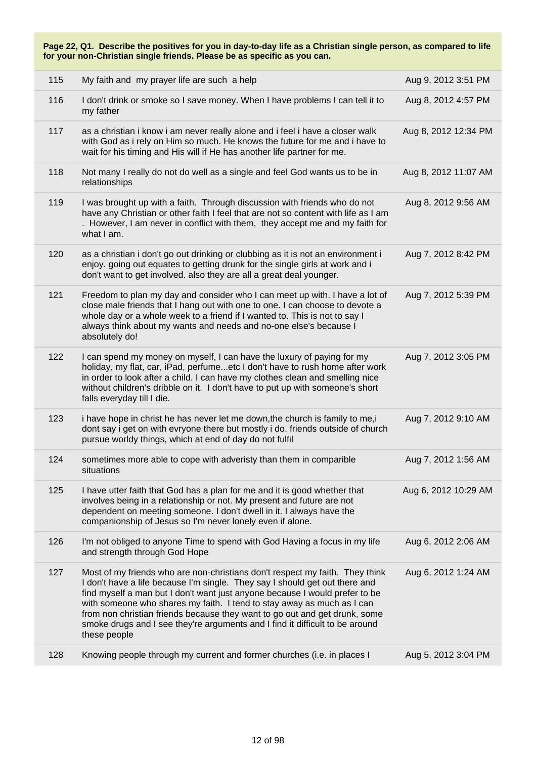**Page 22, Q1. Describe the positives for you in day-to-day life as a Christian single person, as compared to life for your non-Christian single friends. Please be as specific as you can.**

| | | |
|---|---|---|
| 115 | My faith and my prayer life are such a help | Aug 9, 2012 3:51 PM |
| 116 | I don't drink or smoke so I save money. When I have problems I can tell it to my father | Aug 8, 2012 4:57 PM |
| 117 | as a christian i know i am never really alone and i feel i have a closer walk with God as i rely on Him so much. He knows the future for me and i have to wait for his timing and His will if He has another life partner for me. | Aug 8, 2012 12:34 PM |
| 118 | Not many I really do not do well as a single and feel God wants us to be in relationships | Aug 8, 2012 11:07 AM |
| 119 | I was brought up with a faith. Through discussion with friends who do not have any Christian or other faith I feel that are not so content with life as I am . However, I am never in conflict with them, they accept me and my faith for what I am. | Aug 8, 2012 9:56 AM |
| 120 | as a christian i don't go out drinking or clubbing as it is not an environment i enjoy. going out equates to getting drunk for the single girls at work and i don't want to get involved. also they are all a great deal younger. | Aug 7, 2012 8:42 PM |
| 121 | Freedom to plan my day and consider who I can meet up with. I have a lot of close male friends that I hang out with one to one. I can choose to devote a whole day or a whole week to a friend if I wanted to. This is not to say I always think about my wants and needs and no-one else's because I absolutely do! | Aug 7, 2012 5:39 PM |
| 122 | I can spend my money on myself, I can have the luxury of paying for my holiday, my flat, car, iPad, perfume...etc I don't have to rush home after work in order to look after a child. I can have my clothes clean and smelling nice without children's dribble on it. I don't have to put up with someone's short falls everyday till I die. | Aug 7, 2012 3:05 PM |
| 123 | i have hope in christ he has never let me down,the church is family to me,i dont say i get on with evryone there but mostly i do. friends outside of church pursue worldy things, which at end of day do not fulfil | Aug 7, 2012 9:10 AM |
| 124 | sometimes more able to cope with adveristy than them in comparible situations | Aug 7, 2012 1:56 AM |
| 125 | I have utter faith that God has a plan for me and it is good whether that involves being in a relationship or not. My present and future are not dependent on meeting someone. I don't dwell in it. I always have the companionship of Jesus so I'm never lonely even if alone. | Aug 6, 2012 10:29 AM |
| 126 | I'm not obliged to anyone Time to spend with God Having a focus in my life and strength through God Hope | Aug 6, 2012 2:06 AM |
| 127 | Most of my friends who are non-christians don't respect my faith. They think I don't have a life because I'm single. They say I should get out there and find myself a man but I don't want just anyone because I would prefer to be with someone who shares my faith. I tend to stay away as much as I can from non christian friends because they want to go out and get drunk, some smoke drugs and I see they're arguments and I find it difficult to be around these people | Aug 6, 2012 1:24 AM |
| 128 | Knowing people through my current and former churches (i.e. in places I | Aug 5, 2012 3:04 PM |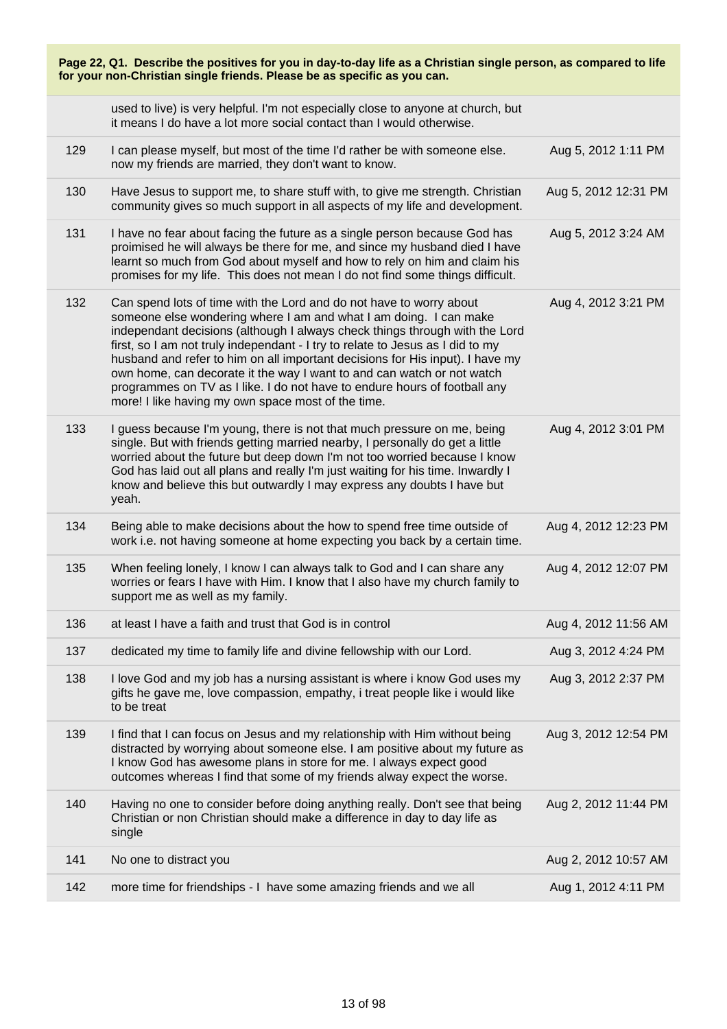**Page 22, Q1. Describe the positives for you in day-to-day life as a Christian single person, as compared to life for your non-Christian single friends. Please be as specific as you can.**

| | | |
|---|---|---|
| | used to live) is very helpful. I'm not especially close to anyone at church, but it means I do have a lot more social contact than I would otherwise. | |
| 129 | I can please myself, but most of the time I'd rather be with someone else. now my friends are married, they don't want to know. | Aug 5, 2012 1:11 PM |
| 130 | Have Jesus to support me, to share stuff with, to give me strength. Christian community gives so much support in all aspects of my life and development. | Aug 5, 2012 12:31 PM |
| 131 | I have no fear about facing the future as a single person because God has proimised he will always be there for me, and since my husband died I have learnt so much from God about myself and how to rely on him and claim his promises for my life. This does not mean I do not find some things difficult. | Aug 5, 2012 3:24 AM |
| 132 | Can spend lots of time with the Lord and do not have to worry about someone else wondering where I am and what I am doing. I can make independant decisions (although I always check things through with the Lord first, so I am not truly independant - I try to relate to Jesus as I did to my husband and refer to him on all important decisions for His input). I have my own home, can decorate it the way I want to and can watch or not watch programmes on TV as I like. I do not have to endure hours of football any more! I like having my own space most of the time. | Aug 4, 2012 3:21 PM |
| 133 | I guess because I'm young, there is not that much pressure on me, being single. But with friends getting married nearby, I personally do get a little worried about the future but deep down I'm not too worried because I know God has laid out all plans and really I'm just waiting for his time. Inwardly I know and believe this but outwardly I may express any doubts I have but yeah. | Aug 4, 2012 3:01 PM |
| 134 | Being able to make decisions about the how to spend free time outside of work i.e. not having someone at home expecting you back by a certain time. | Aug 4, 2012 12:23 PM |
| 135 | When feeling lonely, I know I can always talk to God and I can share any worries or fears I have with Him. I know that I also have my church family to support me as well as my family. | Aug 4, 2012 12:07 PM |
| 136 | at least I have a faith and trust that God is in control | Aug 4, 2012 11:56 AM |
| 137 | dedicated my time to family life and divine fellowship with our Lord. | Aug 3, 2012 4:24 PM |
| 138 | I love God and my job has a nursing assistant is where i know God uses my gifts he gave me, love compassion, empathy, i treat people like i would like to be treat | Aug 3, 2012 2:37 PM |
| 139 | I find that I can focus on Jesus and my relationship with Him without being distracted by worrying about someone else. I am positive about my future as I know God has awesome plans in store for me. I always expect good outcomes whereas I find that some of my friends alway expect the worse. | Aug 3, 2012 12:54 PM |
| 140 | Having no one to consider before doing anything really. Don't see that being Christian or non Christian should make a difference in day to day life as single | Aug 2, 2012 11:44 PM |
| 141 | No one to distract you | Aug 2, 2012 10:57 AM |
| 142 | more time for friendships - I have some amazing friends and we all | Aug 1, 2012 4:11 PM |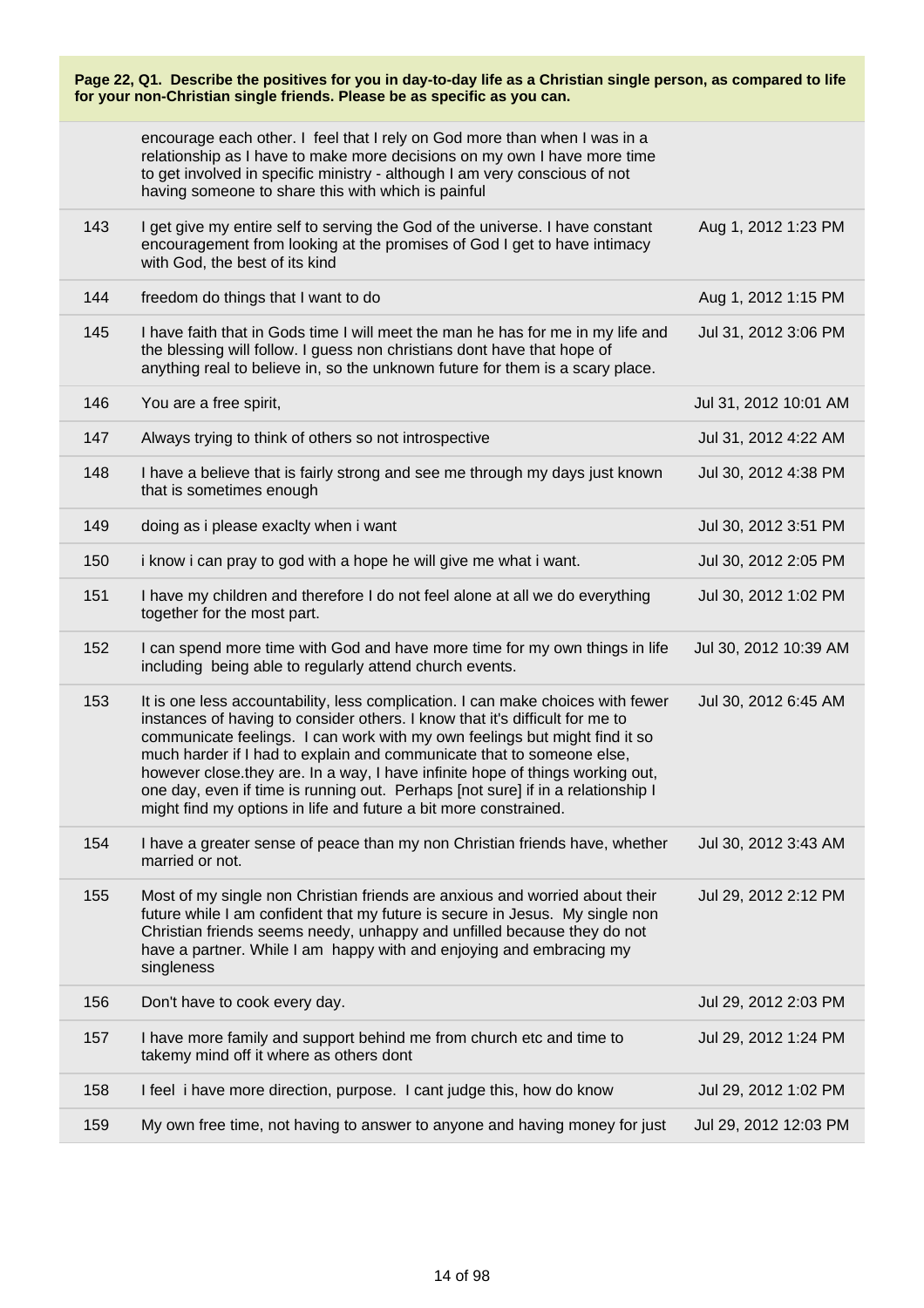**Page 22, Q1. Describe the positives for you in day-to-day life as a Christian single person, as compared to life for your non-Christian single friends. Please be as specific as you can.**

| | | |
|---|---|---|
| | encourage each other. I feel that I rely on God more than when I was in a relationship as I have to make more decisions on my own I have more time to get involved in specific ministry - although I am very conscious of not having someone to share this with which is painful | |
| 143 | I get give my entire self to serving the God of the universe. I have constant encouragement from looking at the promises of God I get to have intimacy with God, the best of its kind | Aug 1, 2012 1:23 PM |
| 144 | freedom do things that I want to do | Aug 1, 2012 1:15 PM |
| 145 | I have faith that in Gods time I will meet the man he has for me in my life and the blessing will follow. I guess non christians dont have that hope of anything real to believe in, so the unknown future for them is a scary place. | Jul 31, 2012 3:06 PM |
| 146 | You are a free spirit, | Jul 31, 2012 10:01 AM |
| 147 | Always trying to think of others so not introspective | Jul 31, 2012 4:22 AM |
| 148 | I have a believe that is fairly strong and see me through my days just known that is sometimes enough | Jul 30, 2012 4:38 PM |
| 149 | doing as i please exaclty when i want | Jul 30, 2012 3:51 PM |
| 150 | i know i can pray to god with a hope he will give me what i want. | Jul 30, 2012 2:05 PM |
| 151 | I have my children and therefore I do not feel alone at all we do everything together for the most part. | Jul 30, 2012 1:02 PM |
| 152 | I can spend more time with God and have more time for my own things in life including being able to regularly attend church events. | Jul 30, 2012 10:39 AM |
| 153 | It is one less accountability, less complication. I can make choices with fewer instances of having to consider others. I know that it's difficult for me to communicate feelings. I can work with my own feelings but might find it so much harder if I had to explain and communicate that to someone else, however close.they are. In a way, I have infinite hope of things working out, one day, even if time is running out. Perhaps [not sure] if in a relationship I might find my options in life and future a bit more constrained. | Jul 30, 2012 6:45 AM |
| 154 | I have a greater sense of peace than my non Christian friends have, whether married or not. | Jul 30, 2012 3:43 AM |
| 155 | Most of my single non Christian friends are anxious and worried about their future while I am confident that my future is secure in Jesus. My single non Christian friends seems needy, unhappy and unfilled because they do not have a partner. While I am happy with and enjoying and embracing my singleness | Jul 29, 2012 2:12 PM |
| 156 | Don't have to cook every day. | Jul 29, 2012 2:03 PM |
| 157 | I have more family and support behind me from church etc and time to takemy mind off it where as others dont | Jul 29, 2012 1:24 PM |
| 158 | I feel i have more direction, purpose. I cant judge this, how do know | Jul 29, 2012 1:02 PM |
| 159 | My own free time, not having to answer to anyone and having money for just | Jul 29, 2012 12:03 PM |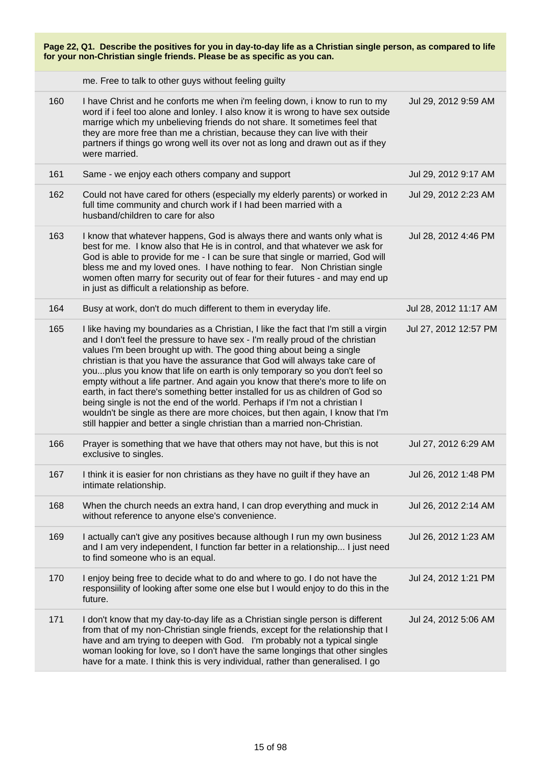**Page 22, Q1. Describe the positives for you in day-to-day life as a Christian single person, as compared to life for your non-Christian single friends. Please be as specific as you can.**

| | | |
|---|---|---|
| | me. Free to talk to other guys without feeling guilty | |
| 160 | I have Christ and he conforts me when i'm feeling down, i know to run to my word if i feel too alone and lonley. I also know it is wrong to have sex outside marrige which my unbelieving friends do not share. It sometimes feel that they are more free than me a christian, because they can live with their partners if things go wrong well its over not as long and drawn out as if they were married. | Jul 29, 2012 9:59 AM |
| 161 | Same - we enjoy each others company and support | Jul 29, 2012 9:17 AM |
| 162 | Could not have cared for others (especially my elderly parents) or worked in full time community and church work if I had been married with a husband/children to care for also | Jul 29, 2012 2:23 AM |
| 163 | I know that whatever happens, God is always there and wants only what is best for me. I know also that He is in control, and that whatever we ask for God is able to provide for me - I can be sure that single or married, God will bless me and my loved ones. I have nothing to fear. Non Christian single women often marry for security out of fear for their futures - and may end up in just as difficult a relationship as before. | Jul 28, 2012 4:46 PM |
| 164 | Busy at work, don't do much different to them in everyday life. | Jul 28, 2012 11:17 AM |
| 165 | I like having my boundaries as a Christian, I like the fact that I'm still a virgin and I don't feel the pressure to have sex - I'm really proud of the christian values I'm been brought up with. The good thing about being a single christian is that you have the assurance that God will always take care of you...plus you know that life on earth is only temporary so you don't feel so empty without a life partner. And again you know that there's more to life on earth, in fact there's something better installed for us as children of God so being single is not the end of the world. Perhaps if I'm not a christian I wouldn't be single as there are more choices, but then again, I know that I'm still happier and better a single christian than a married non-Christian. | Jul 27, 2012 12:57 PM |
| 166 | Prayer is something that we have that others may not have, but this is not exclusive to singles. | Jul 27, 2012 6:29 AM |
| 167 | I think it is easier for non christians as they have no guilt if they have an intimate relationship. | Jul 26, 2012 1:48 PM |
| 168 | When the church needs an extra hand, I can drop everything and muck in without reference to anyone else's convenience. | Jul 26, 2012 2:14 AM |
| 169 | I actually can't give any positives because although I run my own business and I am very independent, I function far better in a relationship... I just need to find someone who is an equal. | Jul 26, 2012 1:23 AM |
| 170 | I enjoy being free to decide what to do and where to go. I do not have the responsiility of looking after some one else but I would enjoy to do this in the future. | Jul 24, 2012 1:21 PM |
| 171 | I don't know that my day-to-day life as a Christian single person is different from that of my non-Christian single friends, except for the relationship that I have and am trying to deepen with God. I'm probably not a typical single woman looking for love, so I don't have the same longings that other singles have for a mate. I think this is very individual, rather than generalised. I go | Jul 24, 2012 5:06 AM |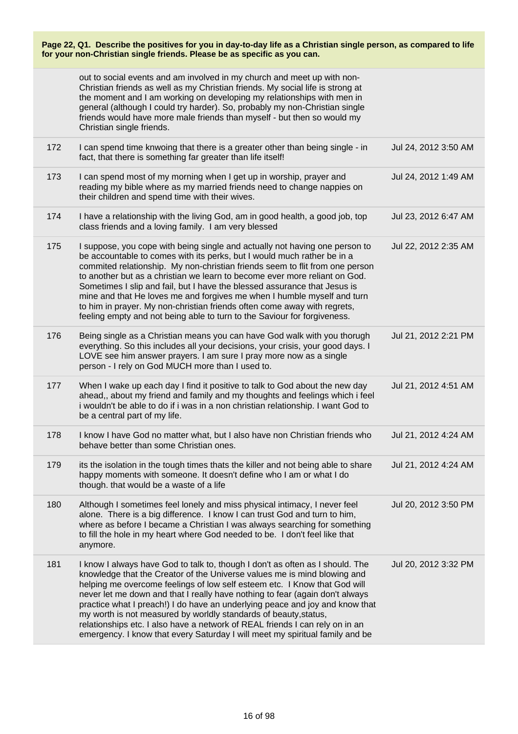**Page 22, Q1. Describe the positives for you in day-to-day life as a Christian single person, as compared to life for your non-Christian single friends. Please be as specific as you can.**

| | | |
|---|---|---|
| | out to social events and am involved in my church and meet up with non-Christian friends as well as my Christian friends. My social life is strong at the moment and I am working on developing my relationships with men in general (although I could try harder). So, probably my non-Christian single friends would have more male friends than myself - but then so would my Christian single friends. | |
| 172 | I can spend time knwoing that there is a greater other than being single - in fact, that there is something far greater than life itself! | Jul 24, 2012 3:50 AM |
| 173 | I can spend most of my morning when I get up in worship, prayer and reading my bible where as my married friends need to change nappies on their children and spend time with their wives. | Jul 24, 2012 1:49 AM |
| 174 | I have a relationship with the living God, am in good health, a good job, top class friends and a loving family. I am very blessed | Jul 23, 2012 6:47 AM |
| 175 | I suppose, you cope with being single and actually not having one person to be accountable to comes with its perks, but I would much rather be in a commited relationship. My non-christian friends seem to flit from one person to another but as a christian we learn to become ever more reliant on God. Sometimes I slip and fail, but I have the blessed assurance that Jesus is mine and that He loves me and forgives me when I humble myself and turn to him in prayer. My non-christian friends often come away with regrets, feeling empty and not being able to turn to the Saviour for forgiveness. | Jul 22, 2012 2:35 AM |
| 176 | Being single as a Christian means you can have God walk with you thorugh everything. So this includes all your decisions, your crisis, your good days. I LOVE see him answer prayers. I am sure I pray more now as a single person - I rely on God MUCH more than I used to. | Jul 21, 2012 2:21 PM |
| 177 | When I wake up each day I find it positive to talk to God about the new day ahead,, about my friend and family and my thoughts and feelings which i feel i wouldn't be able to do if i was in a non christian relationship. I want God to be a central part of my life. | Jul 21, 2012 4:51 AM |
| 178 | I know I have God no matter what, but I also have non Christian friends who behave better than some Christian ones. | Jul 21, 2012 4:24 AM |
| 179 | its the isolation in the tough times thats the killer and not being able to share happy moments with someone. It doesn't define who I am or what I do though. that would be a waste of a life | Jul 21, 2012 4:24 AM |
| 180 | Although I sometimes feel lonely and miss physical intimacy, I never feel alone. There is a big difference. I know I can trust God and turn to him, where as before I became a Christian I was always searching for something to fill the hole in my heart where God needed to be. I don't feel like that anymore. | Jul 20, 2012 3:50 PM |
| 181 | I know I always have God to talk to, though I don't as often as I should. The knowledge that the Creator of the Universe values me is mind blowing and helping me overcome feelings of low self esteem etc. I Know that God will never let me down and that I really have nothing to fear (again don't always practice what I preach!) I do have an underlying peace and joy and know that my worth is not measured by worldly standards of beauty,status, relationships etc. I also have a network of REAL friends I can rely on in an emergency. I know that every Saturday I will meet my spiritual family and be | Jul 20, 2012 3:32 PM |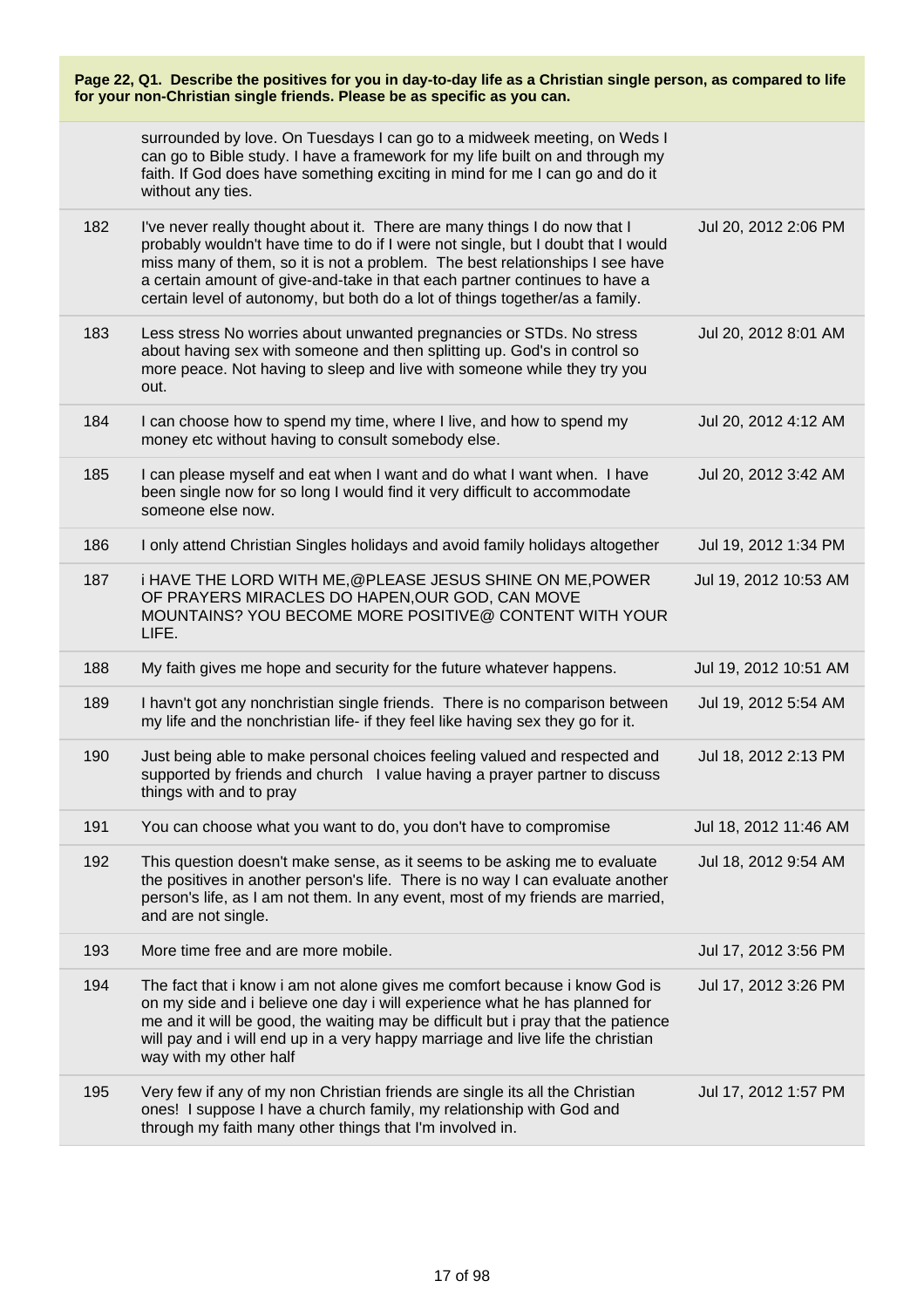**Page 22, Q1. Describe the positives for you in day-to-day life as a Christian single person, as compared to life for your non-Christian single friends. Please be as specific as you can.**

| | | |
|---|---|---|
| | surrounded by love. On Tuesdays I can go to a midweek meeting, on Weds I can go to Bible study. I have a framework for my life built on and through my faith. If God does have something exciting in mind for me I can go and do it without any ties. | |
| 182 | I've never really thought about it. There are many things I do now that I probably wouldn't have time to do if I were not single, but I doubt that I would miss many of them, so it is not a problem. The best relationships I see have a certain amount of give-and-take in that each partner continues to have a certain level of autonomy, but both do a lot of things together/as a family. | Jul 20, 2012 2:06 PM |
| 183 | Less stress No worries about unwanted pregnancies or STDs. No stress about having sex with someone and then splitting up. God's in control so more peace. Not having to sleep and live with someone while they try you out. | Jul 20, 2012 8:01 AM |
| 184 | I can choose how to spend my time, where I live, and how to spend my money etc without having to consult somebody else. | Jul 20, 2012 4:12 AM |
| 185 | I can please myself and eat when I want and do what I want when. I have been single now for so long I would find it very difficult to accommodate someone else now. | Jul 20, 2012 3:42 AM |
| 186 | I only attend Christian Singles holidays and avoid family holidays altogether | Jul 19, 2012 1:34 PM |
| 187 | i HAVE THE LORD WITH ME,@PLEASE JESUS SHINE ON ME,POWER OF PRAYERS MIRACLES DO HAPEN,OUR GOD, CAN MOVE MOUNTAINS? YOU BECOME MORE POSITIVE@ CONTENT WITH YOUR LIFE. | Jul 19, 2012 10:53 AM |
| 188 | My faith gives me hope and security for the future whatever happens. | Jul 19, 2012 10:51 AM |
| 189 | I havn't got any nonchristian single friends. There is no comparison between my life and the nonchristian life- if they feel like having sex they go for it. | Jul 19, 2012 5:54 AM |
| 190 | Just being able to make personal choices feeling valued and respected and supported by friends and church I value having a prayer partner to discuss things with and to pray | Jul 18, 2012 2:13 PM |
| 191 | You can choose what you want to do, you don't have to compromise | Jul 18, 2012 11:46 AM |
| 192 | This question doesn't make sense, as it seems to be asking me to evaluate the positives in another person's life. There is no way I can evaluate another person's life, as I am not them. In any event, most of my friends are married, and are not single. | Jul 18, 2012 9:54 AM |
| 193 | More time free and are more mobile. | Jul 17, 2012 3:56 PM |
| 194 | The fact that i know i am not alone gives me comfort because i know God is on my side and i believe one day i will experience what he has planned for me and it will be good, the waiting may be difficult but i pray that the patience will pay and i will end up in a very happy marriage and live life the christian way with my other half | Jul 17, 2012 3:26 PM |
| 195 | Very few if any of my non Christian friends are single its all the Christian ones! I suppose I have a church family, my relationship with God and through my faith many other things that I'm involved in. | Jul 17, 2012 1:57 PM |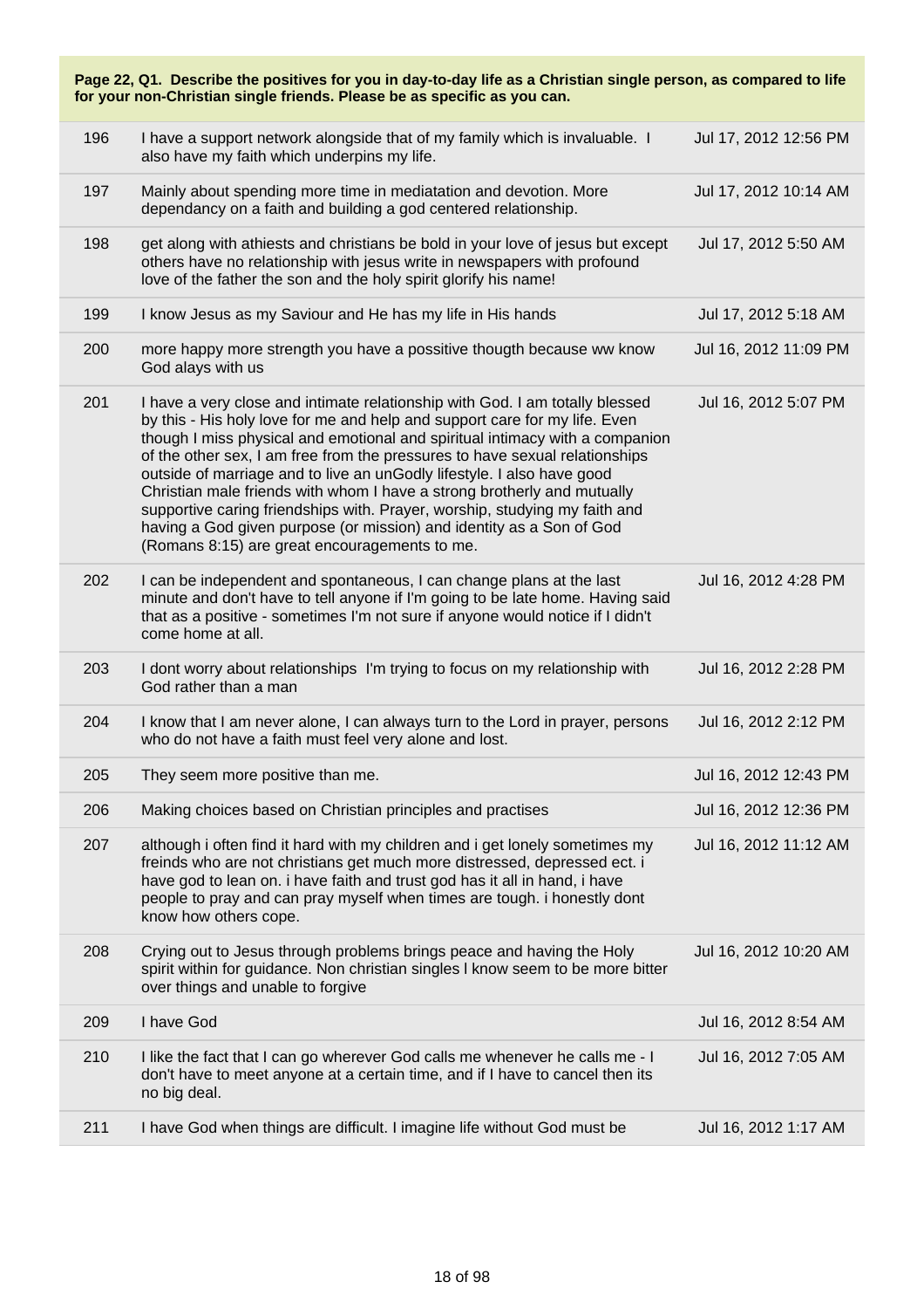**Page 22, Q1. Describe the positives for you in day-to-day life as a Christian single person, as compared to life for your non-Christian single friends. Please be as specific as you can.**

| | | |
|---|---|---|
| 196 | I have a support network alongside that of my family which is invaluable. I also have my faith which underpins my life. | Jul 17, 2012 12:56 PM |
| 197 | Mainly about spending more time in mediatation and devotion. More dependancy on a faith and building a god centered relationship. | Jul 17, 2012 10:14 AM |
| 198 | get along with athiests and christians be bold in your love of jesus but except others have no relationship with jesus write in newspapers with profound love of the father the son and the holy spirit glorify his name! | Jul 17, 2012 5:50 AM |
| 199 | I know Jesus as my Saviour and He has my life in His hands | Jul 17, 2012 5:18 AM |
| 200 | more happy more strength you have a possitive thougth because ww know God alays with us | Jul 16, 2012 11:09 PM |
| 201 | I have a very close and intimate relationship with God. I am totally blessed by this - His holy love for me and help and support care for my life. Even though I miss physical and emotional and spiritual intimacy with a companion of the other sex, I am free from the pressures to have sexual relationships outside of marriage and to live an unGodly lifestyle. I also have good Christian male friends with whom I have a strong brotherly and mutually supportive caring friendships with. Prayer, worship, studying my faith and having a God given purpose (or mission) and identity as a Son of God (Romans 8:15) are great encouragements to me. | Jul 16, 2012 5:07 PM |
| 202 | I can be independent and spontaneous, I can change plans at the last minute and don't have to tell anyone if I'm going to be late home. Having said that as a positive - sometimes I'm not sure if anyone would notice if I didn't come home at all. | Jul 16, 2012 4:28 PM |
| 203 | I dont worry about relationships I'm trying to focus on my relationship with God rather than a man | Jul 16, 2012 2:28 PM |
| 204 | I know that I am never alone, I can always turn to the Lord in prayer, persons who do not have a faith must feel very alone and lost. | Jul 16, 2012 2:12 PM |
| 205 | They seem more positive than me. | Jul 16, 2012 12:43 PM |
| 206 | Making choices based on Christian principles and practises | Jul 16, 2012 12:36 PM |
| 207 | although i often find it hard with my children and i get lonely sometimes my freinds who are not christians get much more distressed, depressed ect. i have god to lean on. i have faith and trust god has it all in hand, i have people to pray and can pray myself when times are tough. i honestly dont know how others cope. | Jul 16, 2012 11:12 AM |
| 208 | Crying out to Jesus through problems brings peace and having the Holy spirit within for guidance. Non christian singles I know seem to be more bitter over things and unable to forgive | Jul 16, 2012 10:20 AM |
| 209 | I have God | Jul 16, 2012 8:54 AM |
| 210 | I like the fact that I can go wherever God calls me whenever he calls me - I don't have to meet anyone at a certain time, and if I have to cancel then its no big deal. | Jul 16, 2012 7:05 AM |
| 211 | I have God when things are difficult. I imagine life without God must be | Jul 16, 2012 1:17 AM |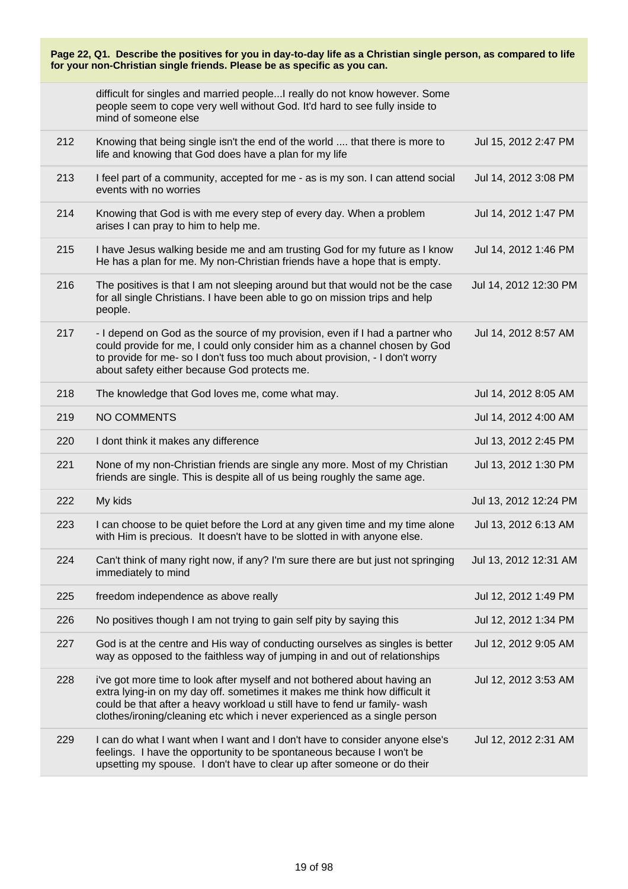**Page 22, Q1. Describe the positives for you in day-to-day life as a Christian single person, as compared to life for your non-Christian single friends. Please be as specific as you can.**

| | | |
|---|---|---|
| | difficult for singles and married people...I really do not know however. Some people seem to cope very well without God. It'd hard to see fully inside to mind of someone else | |
| 212 | Knowing that being single isn't the end of the world .... that there is more to life and knowing that God does have a plan for my life | Jul 15, 2012 2:47 PM |
| 213 | I feel part of a community, accepted for me - as is my son. I can attend social events with no worries | Jul 14, 2012 3:08 PM |
| 214 | Knowing that God is with me every step of every day. When a problem arises I can pray to him to help me. | Jul 14, 2012 1:47 PM |
| 215 | I have Jesus walking beside me and am trusting God for my future as I know He has a plan for me. My non-Christian friends have a hope that is empty. | Jul 14, 2012 1:46 PM |
| 216 | The positives is that I am not sleeping around but that would not be the case for all single Christians. I have been able to go on mission trips and help people. | Jul 14, 2012 12:30 PM |
| 217 | - I depend on God as the source of my provision, even if I had a partner who could provide for me, I could only consider him as a channel chosen by God to provide for me- so I don't fuss too much about provision, - I don't worry about safety either because God protects me. | Jul 14, 2012 8:57 AM |
| 218 | The knowledge that God loves me, come what may. | Jul 14, 2012 8:05 AM |
| 219 | NO COMMENTS | Jul 14, 2012 4:00 AM |
| 220 | I dont think it makes any difference | Jul 13, 2012 2:45 PM |
| 221 | None of my non-Christian friends are single any more. Most of my Christian friends are single. This is despite all of us being roughly the same age. | Jul 13, 2012 1:30 PM |
| 222 | My kids | Jul 13, 2012 12:24 PM |
| 223 | I can choose to be quiet before the Lord at any given time and my time alone with Him is precious. It doesn't have to be slotted in with anyone else. | Jul 13, 2012 6:13 AM |
| 224 | Can't think of many right now, if any? I'm sure there are but just not springing immediately to mind | Jul 13, 2012 12:31 AM |
| 225 | freedom independence as above really | Jul 12, 2012 1:49 PM |
| 226 | No positives though I am not trying to gain self pity by saying this | Jul 12, 2012 1:34 PM |
| 227 | God is at the centre and His way of conducting ourselves as singles is better way as opposed to the faithless way of jumping in and out of relationships | Jul 12, 2012 9:05 AM |
| 228 | i've got more time to look after myself and not bothered about having an extra lying-in on my day off. sometimes it makes me think how difficult it could be that after a heavy workload u still have to fend ur family- wash clothes/ironing/cleaning etc which i never experienced as a single person | Jul 12, 2012 3:53 AM |
| 229 | I can do what I want when I want and I don't have to consider anyone else's feelings. I have the opportunity to be spontaneous because I won't be upsetting my spouse. I don't have to clear up after someone or do their | Jul 12, 2012 2:31 AM |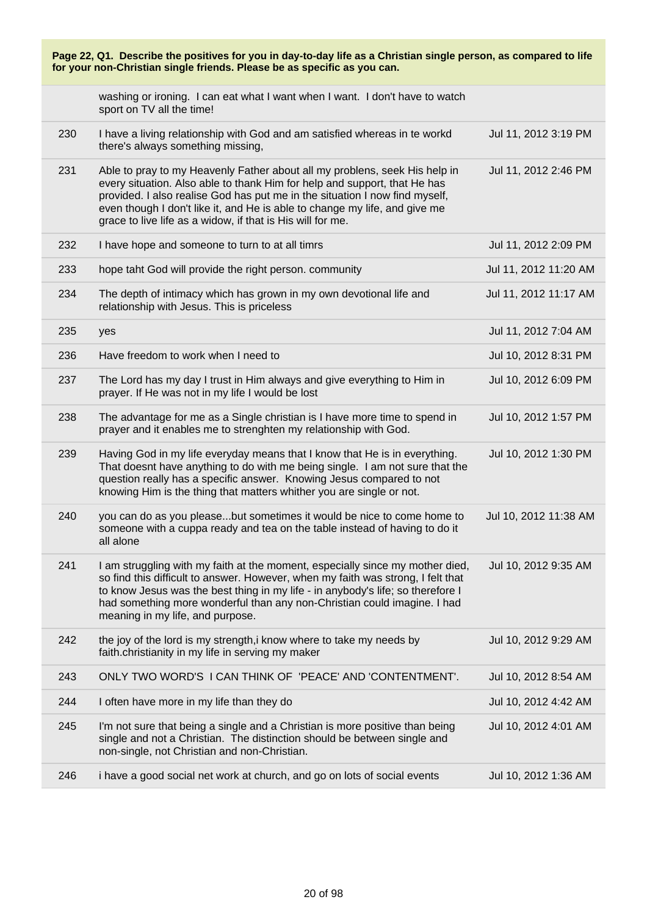**Page 22, Q1. Describe the positives for you in day-to-day life as a Christian single person, as compared to life for your non-Christian single friends. Please be as specific as you can.**

| | | |
|---|---|---|
| | washing or ironing. I can eat what I want when I want. I don't have to watch sport on TV all the time! | |
| 230 | I have a living relationship with God and am satisfied whereas in te workd there's always something missing, | Jul 11, 2012 3:19 PM |
| 231 | Able to pray to my Heavenly Father about all my problens, seek His help in every situation. Also able to thank Him for help and support, that He has provided. I also realise God has put me in the situation I now find myself, even though I don't like it, and He is able to change my life, and give me grace to live life as a widow, if that is His will for me. | Jul 11, 2012 2:46 PM |
| 232 | I have hope and someone to turn to at all timrs | Jul 11, 2012 2:09 PM |
| 233 | hope taht God will provide the right person. community | Jul 11, 2012 11:20 AM |
| 234 | The depth of intimacy which has grown in my own devotional life and relationship with Jesus. This is priceless | Jul 11, 2012 11:17 AM |
| 235 | yes | Jul 11, 2012 7:04 AM |
| 236 | Have freedom to work when I need to | Jul 10, 2012 8:31 PM |
| 237 | The Lord has my day I trust in Him always and give everything to Him in prayer. If He was not in my life I would be lost | Jul 10, 2012 6:09 PM |
| 238 | The advantage for me as a Single christian is I have more time to spend in prayer and it enables me to strenghten my relationship with God. | Jul 10, 2012 1:57 PM |
| 239 | Having God in my life everyday means that I know that He is in everything. That doesnt have anything to do with me being single. I am not sure that the question really has a specific answer. Knowing Jesus compared to not knowing Him is the thing that matters whither you are single or not. | Jul 10, 2012 1:30 PM |
| 240 | you can do as you please...but sometimes it would be nice to come home to someone with a cuppa ready and tea on the table instead of having to do it all alone | Jul 10, 2012 11:38 AM |
| 241 | I am struggling with my faith at the moment, especially since my mother died, so find this difficult to answer. However, when my faith was strong, I felt that to know Jesus was the best thing in my life - in anybody's life; so therefore I had something more wonderful than any non-Christian could imagine. I had meaning in my life, and purpose. | Jul 10, 2012 9:35 AM |
| 242 | the joy of the lord is my strength,i know where to take my needs by faith.christianity in my life in serving my maker | Jul 10, 2012 9:29 AM |
| 243 | ONLY TWO WORD'S I CAN THINK OF 'PEACE' AND 'CONTENTMENT'. | Jul 10, 2012 8:54 AM |
| 244 | I often have more in my life than they do | Jul 10, 2012 4:42 AM |
| 245 | I'm not sure that being a single and a Christian is more positive than being single and not a Christian. The distinction should be between single and non-single, not Christian and non-Christian. | Jul 10, 2012 4:01 AM |
| 246 | i have a good social net work at church, and go on lots of social events | Jul 10, 2012 1:36 AM |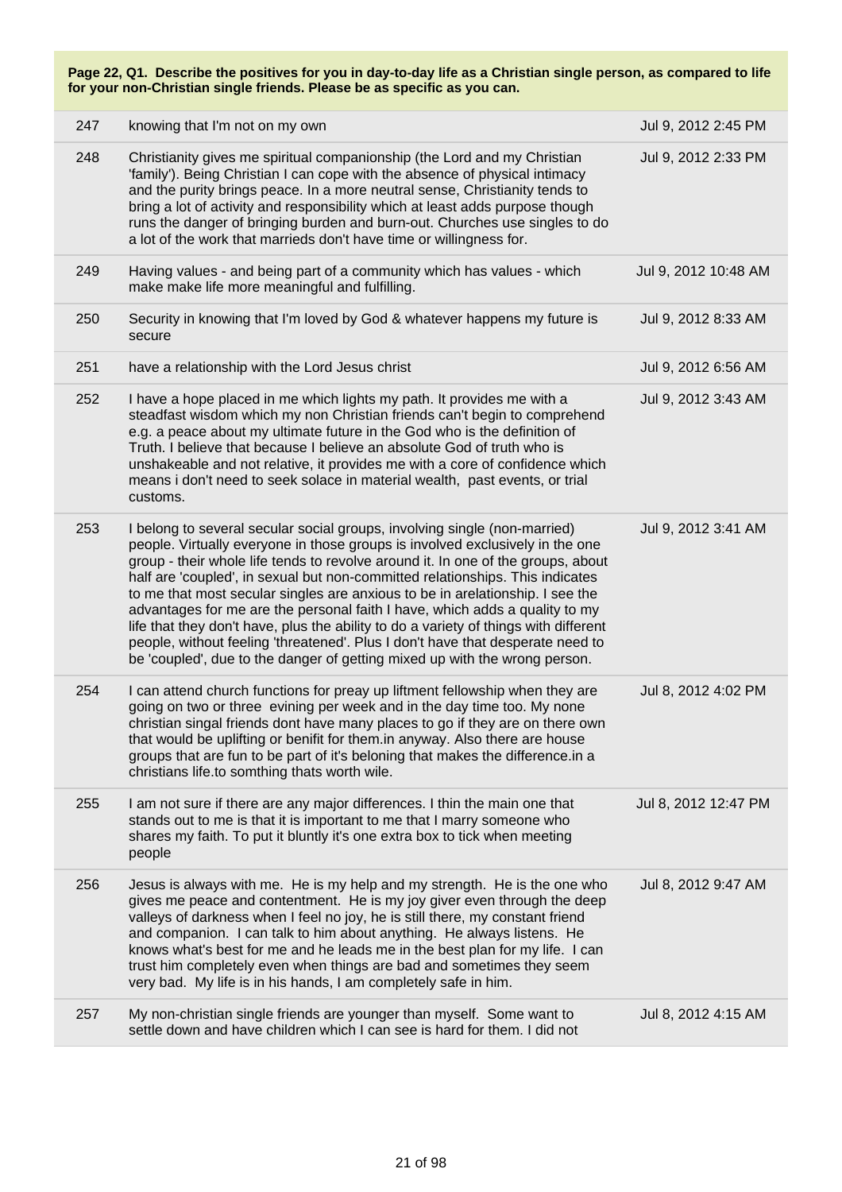**Page 22, Q1. Describe the positives for you in day-to-day life as a Christian single person, as compared to life for your non-Christian single friends. Please be as specific as you can.**

| | | |
|---|---|---|
| 247 | knowing that I'm not on my own | Jul 9, 2012 2:45 PM |
| 248 | Christianity gives me spiritual companionship (the Lord and my Christian 'family'). Being Christian I can cope with the absence of physical intimacy and the purity brings peace. In a more neutral sense, Christianity tends to bring a lot of activity and responsibility which at least adds purpose though runs the danger of bringing burden and burn-out. Churches use singles to do a lot of the work that marrieds don't have time or willingness for. | Jul 9, 2012 2:33 PM |
| 249 | Having values - and being part of a community which has values - which make make life more meaningful and fulfilling. | Jul 9, 2012 10:48 AM |
| 250 | Security in knowing that I'm loved by God & whatever happens my future is secure | Jul 9, 2012 8:33 AM |
| 251 | have a relationship with the Lord Jesus christ | Jul 9, 2012 6:56 AM |
| 252 | I have a hope placed in me which lights my path. It provides me with a steadfast wisdom which my non Christian friends can't begin to comprehend e.g. a peace about my ultimate future in the God who is the definition of Truth. I believe that because I believe an absolute God of truth who is unshakeable and not relative, it provides me with a core of confidence which means i don't need to seek solace in material wealth, past events, or trial customs. | Jul 9, 2012 3:43 AM |
| 253 | I belong to several secular social groups, involving single (non-married) people. Virtually everyone in those groups is involved exclusively in the one group - their whole life tends to revolve around it. In one of the groups, about half are 'coupled', in sexual but non-committed relationships. This indicates to me that most secular singles are anxious to be in arelationship. I see the advantages for me are the personal faith I have, which adds a quality to my life that they don't have, plus the ability to do a variety of things with different people, without feeling 'threatened'. Plus I don't have that desperate need to be 'coupled', due to the danger of getting mixed up with the wrong person. | Jul 9, 2012 3:41 AM |
| 254 | I can attend church functions for preay up liftment fellowship when they are going on two or three evining per week and in the day time too. My none christian singal friends dont have many places to go if they are on there own that would be uplifting or benifit for them.in anyway. Also there are house groups that are fun to be part of it's beloning that makes the difference.in a christians life.to somthing thats worth wile. | Jul 8, 2012 4:02 PM |
| 255 | I am not sure if there are any major differences. I thin the main one that stands out to me is that it is important to me that I marry someone who shares my faith. To put it bluntly it's one extra box to tick when meeting people | Jul 8, 2012 12:47 PM |
| 256 | Jesus is always with me. He is my help and my strength. He is the one who gives me peace and contentment. He is my joy giver even through the deep valleys of darkness when I feel no joy, he is still there, my constant friend and companion. I can talk to him about anything. He always listens. He knows what's best for me and he leads me in the best plan for my life. I can trust him completely even when things are bad and sometimes they seem very bad. My life is in his hands, I am completely safe in him. | Jul 8, 2012 9:47 AM |
| 257 | My non-christian single friends are younger than myself. Some want to settle down and have children which I can see is hard for them. I did not | Jul 8, 2012 4:15 AM |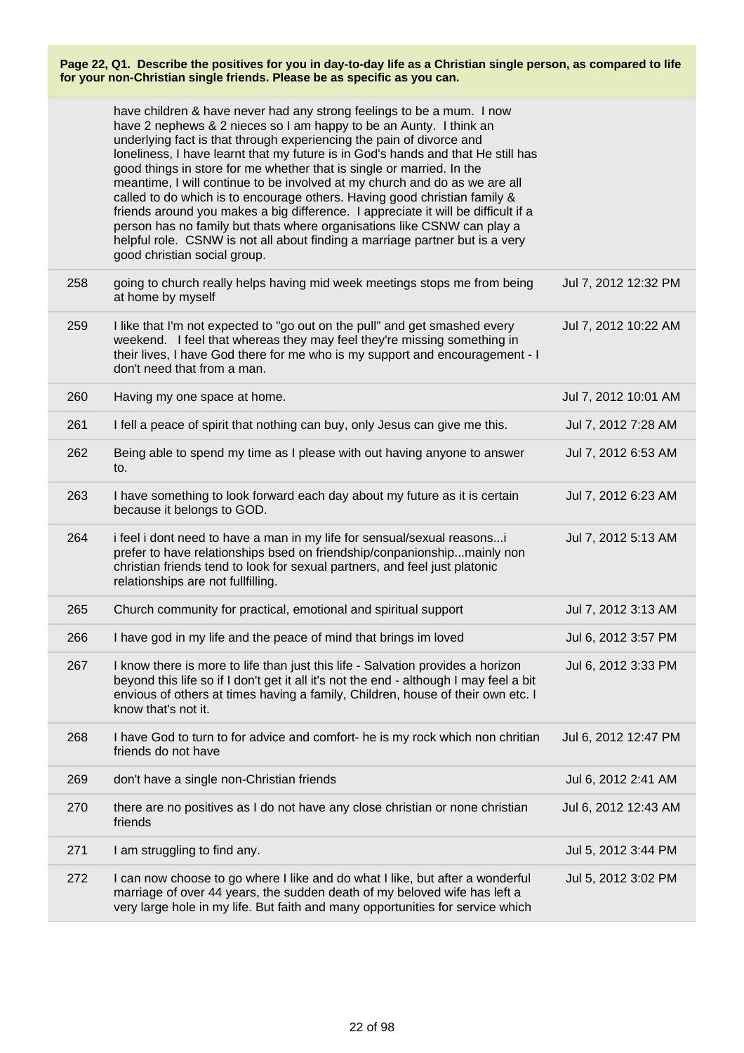**Page 22, Q1. Describe the positives for you in day-to-day life as a Christian single person, as compared to life for your non-Christian single friends. Please be as specific as you can.**

| | | |
|---|---|---|
| | have children & have never had any strong feelings to be a mum. I now have 2 nephews & 2 nieces so I am happy to be an Aunty. I think an underlying fact is that through experiencing the pain of divorce and loneliness, I have learnt that my future is in God's hands and that He still has good things in store for me whether that is single or married. In the meantime, I will continue to be involved at my church and do as we are all called to do which is to encourage others. Having good christian family & friends around you makes a big difference. I appreciate it will be difficult if a person has no family but thats where organisations like CSNW can play a helpful role. CSNW is not all about finding a marriage partner but is a very good christian social group. | |
| 258 | going to church really helps having mid week meetings stops me from being at home by myself | Jul 7, 2012 12:32 PM |
| 259 | I like that I'm not expected to "go out on the pull" and get smashed every weekend. I feel that whereas they may feel they're missing something in their lives, I have God there for me who is my support and encouragement - I don't need that from a man. | Jul 7, 2012 10:22 AM |
| 260 | Having my one space at home. | Jul 7, 2012 10:01 AM |
| 261 | I fell a peace of spirit that nothing can buy, only Jesus can give me this. | Jul 7, 2012 7:28 AM |
| 262 | Being able to spend my time as I please with out having anyone to answer to. | Jul 7, 2012 6:53 AM |
| 263 | I have something to look forward each day about my future as it is certain because it belongs to GOD. | Jul 7, 2012 6:23 AM |
| 264 | i feel i dont need to have a man in my life for sensual/sexual reasons...i prefer to have relationships bsed on friendship/conpanionship...mainly non christian friends tend to look for sexual partners, and feel just platonic relationships are not fullfilling. | Jul 7, 2012 5:13 AM |
| 265 | Church community for practical, emotional and spiritual support | Jul 7, 2012 3:13 AM |
| 266 | I have god in my life and the peace of mind that brings im loved | Jul 6, 2012 3:57 PM |
| 267 | I know there is more to life than just this life - Salvation provides a horizon beyond this life so if I don't get it all it's not the end - although I may feel a bit envious of others at times having a family, Children, house of their own etc. I know that's not it. | Jul 6, 2012 3:33 PM |
| 268 | I have God to turn to for advice and comfort- he is my rock which non chritian friends do not have | Jul 6, 2012 12:47 PM |
| 269 | don't have a single non-Christian friends | Jul 6, 2012 2:41 AM |
| 270 | there are no positives as I do not have any close christian or none christian friends | Jul 6, 2012 12:43 AM |
| 271 | I am struggling to find any. | Jul 5, 2012 3:44 PM |
| 272 | I can now choose to go where I like and do what I like, but after a wonderful marriage of over 44 years, the sudden death of my beloved wife has left a very large hole in my life. But faith and many opportunities for service which | Jul 5, 2012 3:02 PM |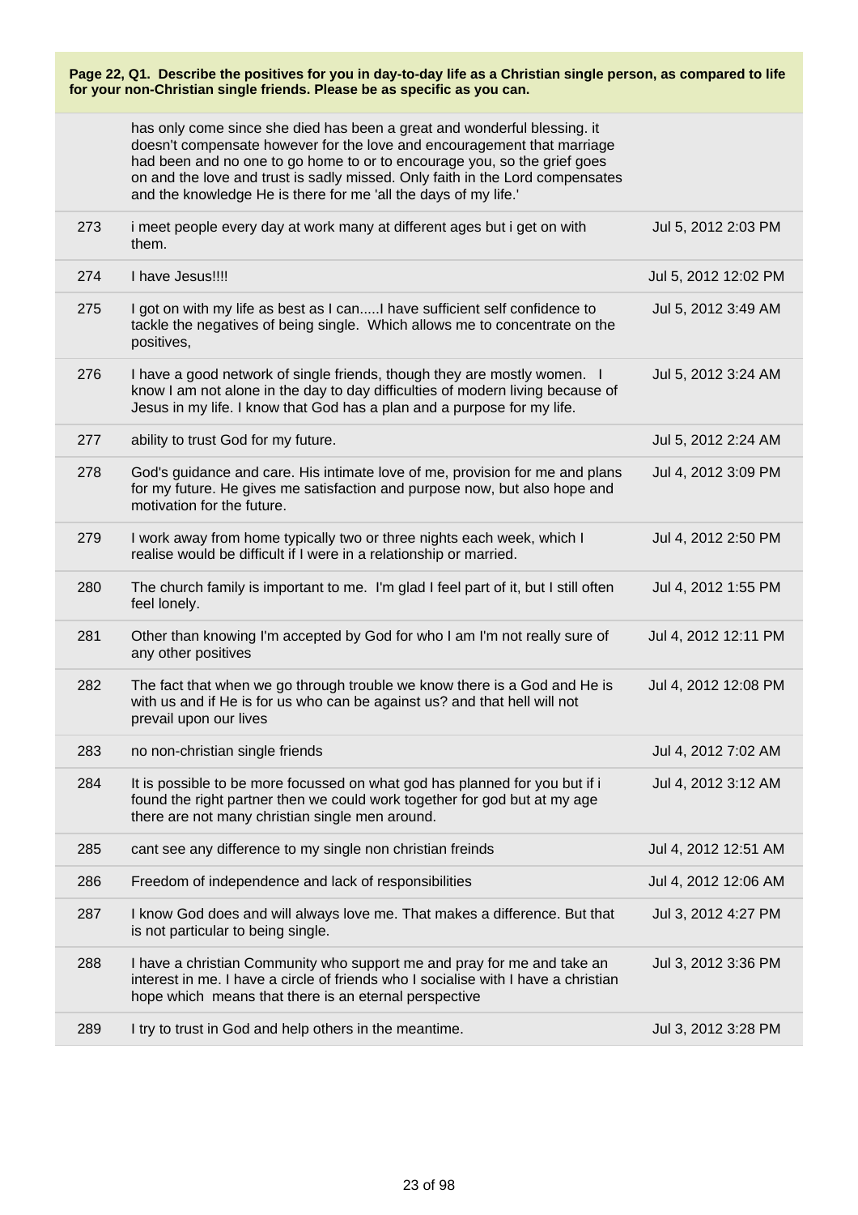**Page 22, Q1. Describe the positives for you in day-to-day life as a Christian single person, as compared to life for your non-Christian single friends. Please be as specific as you can.**

| # | Response | Date |
|---|---|---|
| | has only come since she died has been a great and wonderful blessing. it doesn't compensate however for the love and encouragement that marriage had been and no one to go home to or to encourage you, so the grief goes on and the love and trust is sadly missed. Only faith in the Lord compensates and the knowledge He is there for me 'all the days of my life.' | |
| 273 | i meet people every day at work many at different ages but i get on with them. | Jul 5, 2012 2:03 PM |
| 274 | I have Jesus!!!! | Jul 5, 2012 12:02 PM |
| 275 | I got on with my life as best as I can.....I have sufficient self confidence to tackle the negatives of being single. Which allows me to concentrate on the positives, | Jul 5, 2012 3:49 AM |
| 276 | I have a good network of single friends, though they are mostly women. I know I am not alone in the day to day difficulties of modern living because of Jesus in my life. I know that God has a plan and a purpose for my life. | Jul 5, 2012 3:24 AM |
| 277 | ability to trust God for my future. | Jul 5, 2012 2:24 AM |
| 278 | God's guidance and care. His intimate love of me, provision for me and plans for my future. He gives me satisfaction and purpose now, but also hope and motivation for the future. | Jul 4, 2012 3:09 PM |
| 279 | I work away from home typically two or three nights each week, which I realise would be difficult if I were in a relationship or married. | Jul 4, 2012 2:50 PM |
| 280 | The church family is important to me. I'm glad I feel part of it, but I still often feel lonely. | Jul 4, 2012 1:55 PM |
| 281 | Other than knowing I'm accepted by God for who I am I'm not really sure of any other positives | Jul 4, 2012 12:11 PM |
| 282 | The fact that when we go through trouble we know there is a God and He is with us and if He is for us who can be against us? and that hell will not prevail upon our lives | Jul 4, 2012 12:08 PM |
| 283 | no non-christian single friends | Jul 4, 2012 7:02 AM |
| 284 | It is possible to be more focussed on what god has planned for you but if i found the right partner then we could work together for god but at my age there are not many christian single men around. | Jul 4, 2012 3:12 AM |
| 285 | cant see any difference to my single non christian freinds | Jul 4, 2012 12:51 AM |
| 286 | Freedom of independence and lack of responsibilities | Jul 4, 2012 12:06 AM |
| 287 | I know God does and will always love me. That makes a difference. But that is not particular to being single. | Jul 3, 2012 4:27 PM |
| 288 | I have a christian Community who support me and pray for me and take an interest in me. I have a circle of friends who I socialise with I have a christian hope which means that there is an eternal perspective | Jul 3, 2012 3:36 PM |
| 289 | I try to trust in God and help others in the meantime. | Jul 3, 2012 3:28 PM |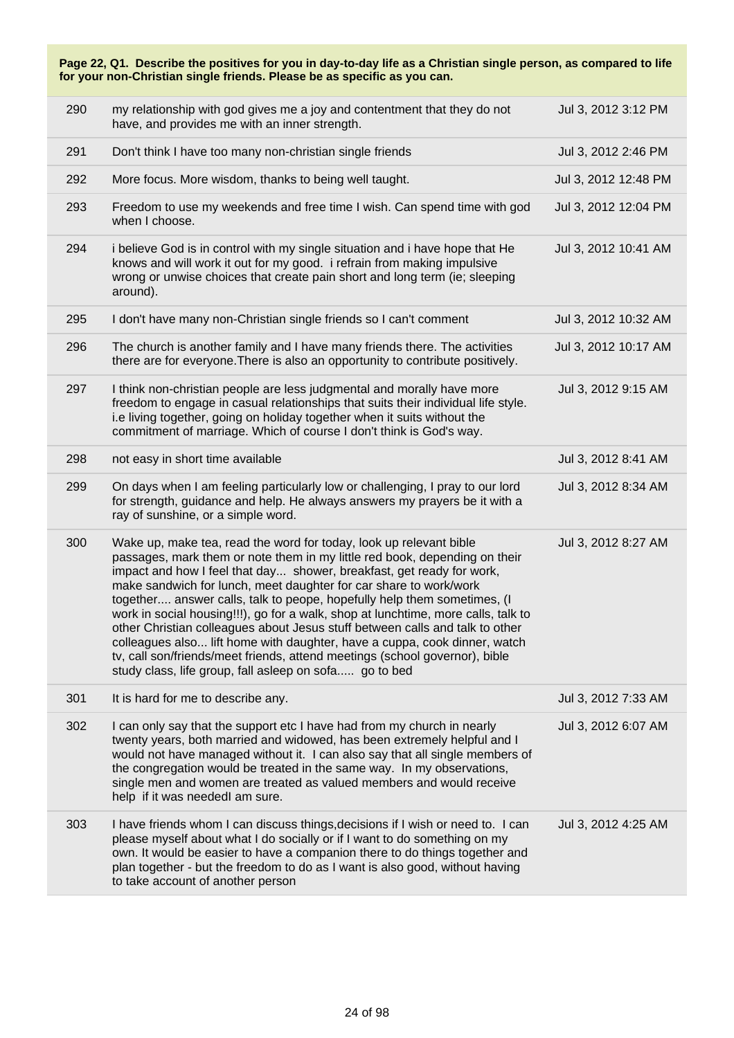**Page 22, Q1. Describe the positives for you in day-to-day life as a Christian single person, as compared to life for your non-Christian single friends. Please be as specific as you can.**

| | | |
|---|---|---|
| 290 | my relationship with god gives me a joy and contentment that they do not have, and provides me with an inner strength. | Jul 3, 2012 3:12 PM |
| 291 | Don't think I have too many non-christian single friends | Jul 3, 2012 2:46 PM |
| 292 | More focus. More wisdom, thanks to being well taught. | Jul 3, 2012 12:48 PM |
| 293 | Freedom to use my weekends and free time I wish. Can spend time with god when I choose. | Jul 3, 2012 12:04 PM |
| 294 | i believe God is in control with my single situation and i have hope that He knows and will work it out for my good. i refrain from making impulsive wrong or unwise choices that create pain short and long term (ie; sleeping around). | Jul 3, 2012 10:41 AM |
| 295 | I don't have many non-Christian single friends so I can't comment | Jul 3, 2012 10:32 AM |
| 296 | The church is another family and I have many friends there. The activities there are for everyone.There is also an opportunity to contribute positively. | Jul 3, 2012 10:17 AM |
| 297 | I think non-christian people are less judgmental and morally have more freedom to engage in casual relationships that suits their individual life style. i.e living together, going on holiday together when it suits without the commitment of marriage. Which of course I don't think is God's way. | Jul 3, 2012 9:15 AM |
| 298 | not easy in short time available | Jul 3, 2012 8:41 AM |
| 299 | On days when I am feeling particularly low or challenging, I pray to our lord for strength, guidance and help. He always answers my prayers be it with a ray of sunshine, or a simple word. | Jul 3, 2012 8:34 AM |
| 300 | Wake up, make tea, read the word for today, look up relevant bible passages, mark them or note them in my little red book, depending on their impact and how I feel that day... shower, breakfast, get ready for work, make sandwich for lunch, meet daughter for car share to work/work together.... answer calls, talk to peope, hopefully help them sometimes, (I work in social housing!!!), go for a walk, shop at lunchtime, more calls, talk to other Christian colleagues about Jesus stuff between calls and talk to other colleagues also... lift home with daughter, have a cuppa, cook dinner, watch tv, call son/friends/meet friends, attend meetings (school governor), bible study class, life group, fall asleep on sofa..... go to bed | Jul 3, 2012 8:27 AM |
| 301 | It is hard for me to describe any. | Jul 3, 2012 7:33 AM |
| 302 | I can only say that the support etc I have had from my church in nearly twenty years, both married and widowed, has been extremely helpful and I would not have managed without it. I can also say that all single members of the congregation would be treated in the same way. In my observations, single men and women are treated as valued members and would receive help if it was neededI am sure. | Jul 3, 2012 6:07 AM |
| 303 | I have friends whom I can discuss things,decisions if I wish or need to. I can please myself about what I do socially or if I want to do something on my own. It would be easier to have a companion there to do things together and plan together - but the freedom to do as I want is also good, without having to take account of another person | Jul 3, 2012 4:25 AM |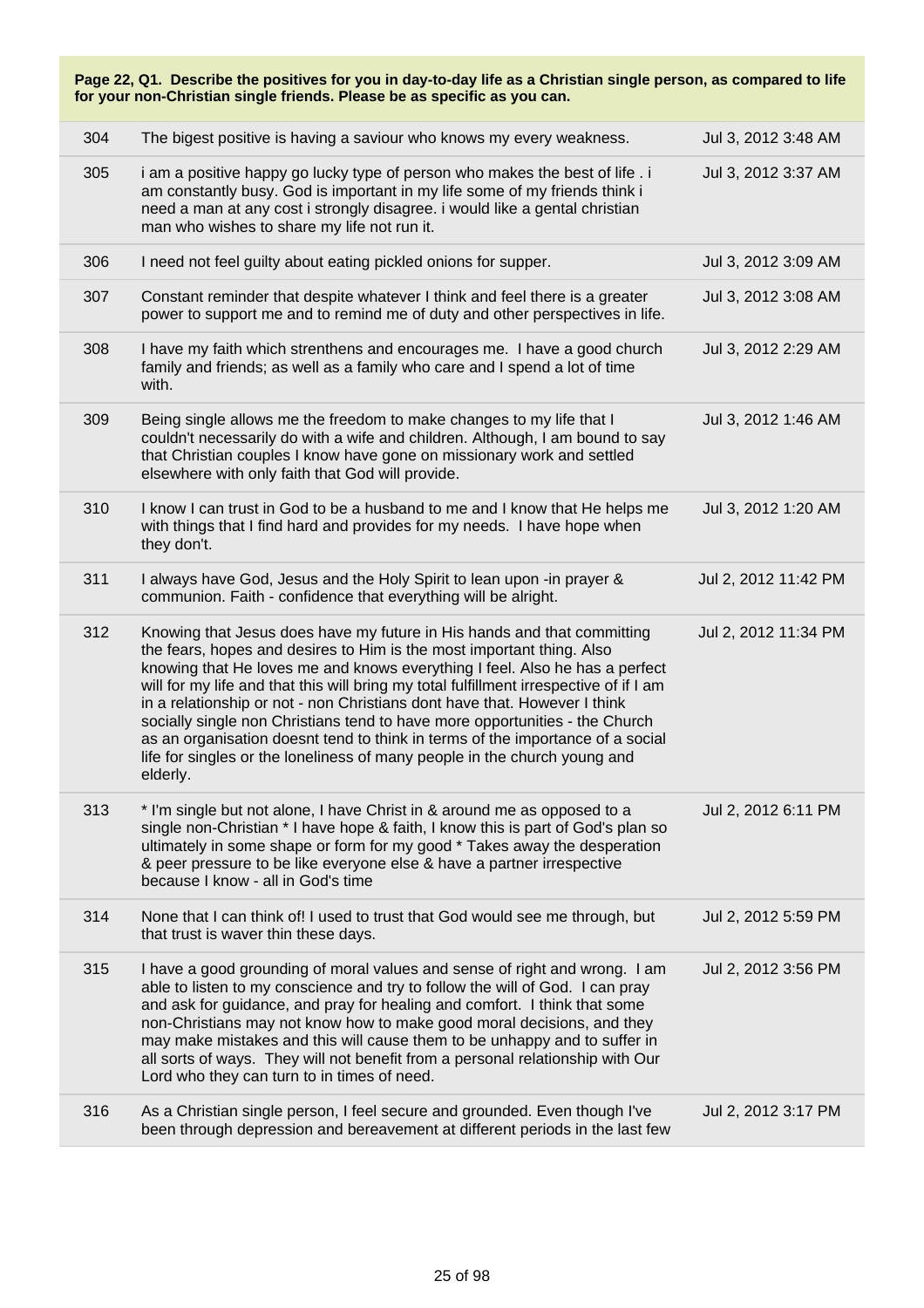**Page 22, Q1. Describe the positives for you in day-to-day life as a Christian single person, as compared to life for your non-Christian single friends. Please be as specific as you can.**

| | | |
|---|---|---|
| 304 | The bigest positive is having a saviour who knows my every weakness. | Jul 3, 2012 3:48 AM |
| 305 | i am a positive happy go lucky type of person who makes the best of life . i am constantly busy. God is important in my life some of my friends think i need a man at any cost i strongly disagree. i would like a gental christian man who wishes to share my life not run it. | Jul 3, 2012 3:37 AM |
| 306 | I need not feel guilty about eating pickled onions for supper. | Jul 3, 2012 3:09 AM |
| 307 | Constant reminder that despite whatever I think and feel there is a greater power to support me and to remind me of duty and other perspectives in life. | Jul 3, 2012 3:08 AM |
| 308 | I have my faith which strenthens and encourages me. I have a good church family and friends; as well as a family who care and I spend a lot of time with. | Jul 3, 2012 2:29 AM |
| 309 | Being single allows me the freedom to make changes to my life that I couldn't necessarily do with a wife and children. Although, I am bound to say that Christian couples I know have gone on missionary work and settled elsewhere with only faith that God will provide. | Jul 3, 2012 1:46 AM |
| 310 | I know I can trust in God to be a husband to me and I know that He helps me with things that I find hard and provides for my needs. I have hope when they don't. | Jul 3, 2012 1:20 AM |
| 311 | I always have God, Jesus and the Holy Spirit to lean upon -in prayer & communion. Faith - confidence that everything will be alright. | Jul 2, 2012 11:42 PM |
| 312 | Knowing that Jesus does have my future in His hands and that committing the fears, hopes and desires to Him is the most important thing. Also knowing that He loves me and knows everything I feel. Also he has a perfect will for my life and that this will bring my total fulfillment irrespective of if I am in a relationship or not - non Christians dont have that. However I think socially single non Christians tend to have more opportunities - the Church as an organisation doesnt tend to think in terms of the importance of a social life for singles or the loneliness of many people in the church young and elderly. | Jul 2, 2012 11:34 PM |
| 313 | * I'm single but not alone, I have Christ in & around me as opposed to a single non-Christian * I have hope & faith, I know this is part of God's plan so ultimately in some shape or form for my good * Takes away the desperation & peer pressure to be like everyone else & have a partner irrespective because I know - all in God's time | Jul 2, 2012 6:11 PM |
| 314 | None that I can think of! I used to trust that God would see me through, but that trust is waver thin these days. | Jul 2, 2012 5:59 PM |
| 315 | I have a good grounding of moral values and sense of right and wrong. I am able to listen to my conscience and try to follow the will of God. I can pray and ask for guidance, and pray for healing and comfort. I think that some non-Christians may not know how to make good moral decisions, and they may make mistakes and this will cause them to be unhappy and to suffer in all sorts of ways. They will not benefit from a personal relationship with Our Lord who they can turn to in times of need. | Jul 2, 2012 3:56 PM |
| 316 | As a Christian single person, I feel secure and grounded. Even though I've been through depression and bereavement at different periods in the last few | Jul 2, 2012 3:17 PM |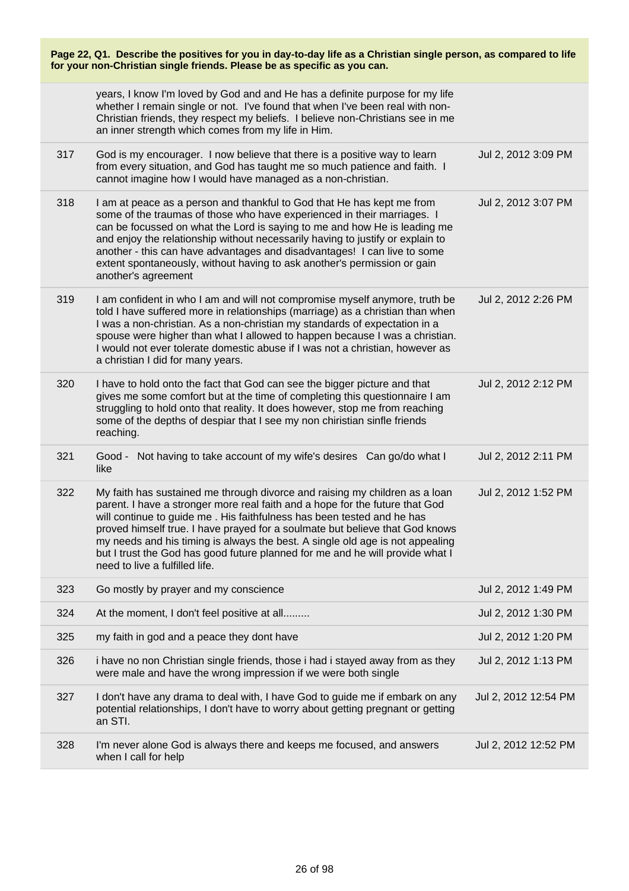**Page 22, Q1. Describe the positives for you in day-to-day life as a Christian single person, as compared to life for your non-Christian single friends. Please be as specific as you can.**

| | | |
|---|---|---|
| | years, I know I'm loved by God and and He has a definite purpose for my life whether I remain single or not. I've found that when I've been real with non-Christian friends, they respect my beliefs. I believe non-Christians see in me an inner strength which comes from my life in Him. | |
| 317 | God is my encourager. I now believe that there is a positive way to learn from every situation, and God has taught me so much patience and faith. I cannot imagine how I would have managed as a non-christian. | Jul 2, 2012 3:09 PM |
| 318 | I am at peace as a person and thankful to God that He has kept me from some of the traumas of those who have experienced in their marriages. I can be focussed on what the Lord is saying to me and how He is leading me and enjoy the relationship without necessarily having to justify or explain to another - this can have advantages and disadvantages! I can live to some extent spontaneously, without having to ask another's permission or gain another's agreement | Jul 2, 2012 3:07 PM |
| 319 | I am confident in who I am and will not compromise myself anymore, truth be told I have suffered more in relationships (marriage) as a christian than when I was a non-christian. As a non-christian my standards of expectation in a spouse were higher than what I allowed to happen because I was a christian. I would not ever tolerate domestic abuse if I was not a christian, however as a christian I did for many years. | Jul 2, 2012 2:26 PM |
| 320 | I have to hold onto the fact that God can see the bigger picture and that gives me some comfort but at the time of completing this questionnaire I am struggling to hold onto that reality. It does however, stop me from reaching some of the depths of despiar that I see my non chiristian sinfle friends reaching. | Jul 2, 2012 2:12 PM |
| 321 | Good - Not having to take account of my wife's desires Can go/do what I like | Jul 2, 2012 2:11 PM |
| 322 | My faith has sustained me through divorce and raising my children as a loan parent. I have a stronger more real faith and a hope for the future that God will continue to guide me . His faithfulness has been tested and he has proved himself true. I have prayed for a soulmate but believe that God knows my needs and his timing is always the best. A single old age is not appealing but I trust the God has good future planned for me and he will provide what I need to live a fulfilled life. | Jul 2, 2012 1:52 PM |
| 323 | Go mostly by prayer and my conscience | Jul 2, 2012 1:49 PM |
| 324 | At the moment, I don't feel positive at all......... | Jul 2, 2012 1:30 PM |
| 325 | my faith in god and a peace they dont have | Jul 2, 2012 1:20 PM |
| 326 | i have no non Christian single friends, those i had i stayed away from as they were male and have the wrong impression if we were both single | Jul 2, 2012 1:13 PM |
| 327 | I don't have any drama to deal with, I have God to guide me if embark on any potential relationships, I don't have to worry about getting pregnant or getting an STI. | Jul 2, 2012 12:54 PM |
| 328 | I'm never alone God is always there and keeps me focused, and answers when I call for help | Jul 2, 2012 12:52 PM |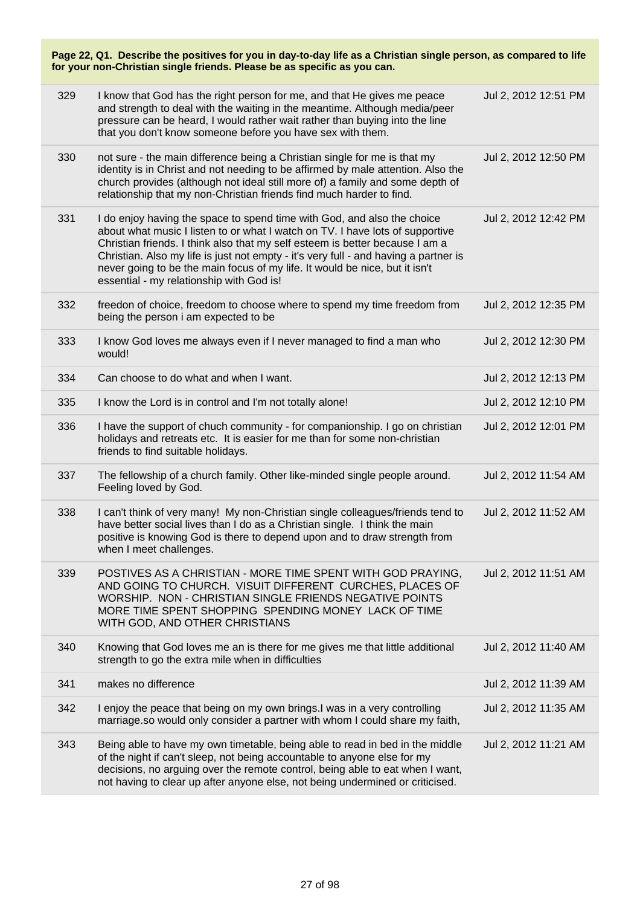**Page 22, Q1. Describe the positives for you in day-to-day life as a Christian single person, as compared to life for your non-Christian single friends. Please be as specific as you can.**

| | | |
|---|---|---|
| 329 | I know that God has the right person for me, and that He gives me peace and strength to deal with the waiting in the meantime. Although media/peer pressure can be heard, I would rather wait rather than buying into the line that you don't know someone before you have sex with them. | Jul 2, 2012 12:51 PM |
| 330 | not sure - the main difference being a Christian single for me is that my identity is in Christ and not needing to be affirmed by male attention. Also the church provides (although not ideal still more of) a family and some depth of relationship that my non-Christian friends find much harder to find. | Jul 2, 2012 12:50 PM |
| 331 | I do enjoy having the space to spend time with God, and also the choice about what music I listen to or what I watch on TV. I have lots of supportive Christian friends. I think also that my self esteem is better because I am a Christian. Also my life is just not empty - it's very full - and having a partner is never going to be the main focus of my life. It would be nice, but it isn't essential - my relationship with God is! | Jul 2, 2012 12:42 PM |
| 332 | freedon of choice, freedom to choose where to spend my time freedom from being the person i am expected to be | Jul 2, 2012 12:35 PM |
| 333 | I know God loves me always even if I never managed to find a man who would! | Jul 2, 2012 12:30 PM |
| 334 | Can choose to do what and when I want. | Jul 2, 2012 12:13 PM |
| 335 | I know the Lord is in control and I'm not totally alone! | Jul 2, 2012 12:10 PM |
| 336 | I have the support of chuch community - for companionship. I go on christian holidays and retreats etc. It is easier for me than for some non-christian friends to find suitable holidays. | Jul 2, 2012 12:01 PM |
| 337 | The fellowship of a church family. Other like-minded single people around. Feeling loved by God. | Jul 2, 2012 11:54 AM |
| 338 | I can't think of very many! My non-Christian single colleagues/friends tend to have better social lives than I do as a Christian single. I think the main positive is knowing God is there to depend upon and to draw strength from when I meet challenges. | Jul 2, 2012 11:52 AM |
| 339 | POSTIVES AS A CHRISTIAN - MORE TIME SPENT WITH GOD PRAYING, AND GOING TO CHURCH. VISUIT DIFFERENT CURCHES, PLACES OF WORSHIP. NON - CHRISTIAN SINGLE FRIENDS NEGATIVE POINTS MORE TIME SPENT SHOPPING SPENDING MONEY LACK OF TIME WITH GOD, AND OTHER CHRISTIANS | Jul 2, 2012 11:51 AM |
| 340 | Knowing that God loves me an is there for me gives me that little additional strength to go the extra mile when in difficulties | Jul 2, 2012 11:40 AM |
| 341 | makes no difference | Jul 2, 2012 11:39 AM |
| 342 | I enjoy the peace that being on my own brings.I was in a very controlling marriage.so would only consider a partner with whom I could share my faith, | Jul 2, 2012 11:35 AM |
| 343 | Being able to have my own timetable, being able to read in bed in the middle of the night if can't sleep, not being accountable to anyone else for my decisions, no arguing over the remote control, being able to eat when I want, not having to clear up after anyone else, not being undermined or criticised. | Jul 2, 2012 11:21 AM |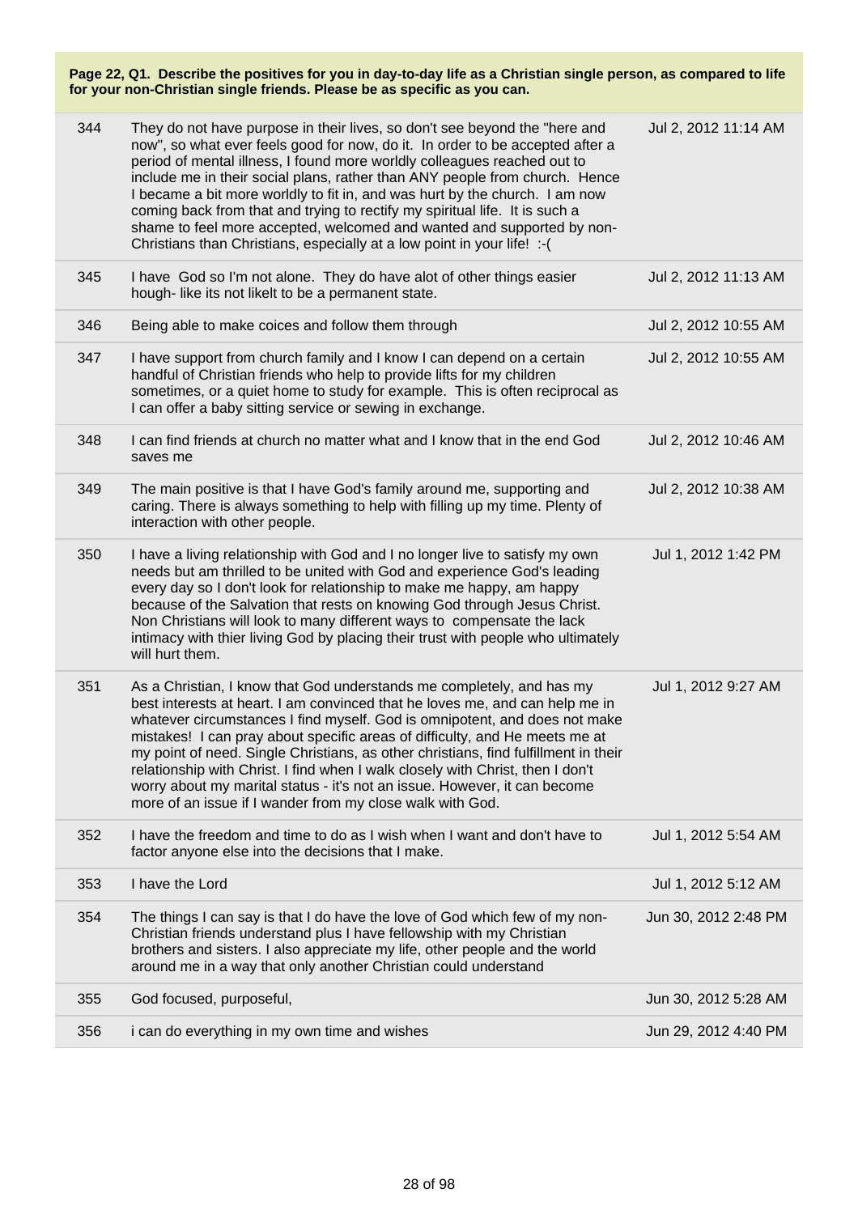**Page 22, Q1. Describe the positives for you in day-to-day life as a Christian single person, as compared to life for your non-Christian single friends. Please be as specific as you can.**

| | | |
|---|---|---|
| 344 | They do not have purpose in their lives, so don't see beyond the "here and now", so what ever feels good for now, do it. In order to be accepted after a period of mental illness, I found more worldly colleagues reached out to include me in their social plans, rather than ANY people from church. Hence I became a bit more worldly to fit in, and was hurt by the church. I am now coming back from that and trying to rectify my spiritual life. It is such a shame to feel more accepted, welcomed and wanted and supported by non-Christians than Christians, especially at a low point in your life! :-( | Jul 2, 2012 11:14 AM |
| 345 | I have God so I'm not alone. They do have alot of other things easier hough- like its not likelt to be a permanent state. | Jul 2, 2012 11:13 AM |
| 346 | Being able to make coices and follow them through | Jul 2, 2012 10:55 AM |
| 347 | I have support from church family and I know I can depend on a certain handful of Christian friends who help to provide lifts for my children sometimes, or a quiet home to study for example. This is often reciprocal as I can offer a baby sitting service or sewing in exchange. | Jul 2, 2012 10:55 AM |
| 348 | I can find friends at church no matter what and I know that in the end God saves me | Jul 2, 2012 10:46 AM |
| 349 | The main positive is that I have God's family around me, supporting and caring. There is always something to help with filling up my time. Plenty of interaction with other people. | Jul 2, 2012 10:38 AM |
| 350 | I have a living relationship with God and I no longer live to satisfy my own needs but am thrilled to be united with God and experience God's leading every day so I don't look for relationship to make me happy, am happy because of the Salvation that rests on knowing God through Jesus Christ. Non Christians will look to many different ways to compensate the lack intimacy with thier living God by placing their trust with people who ultimately will hurt them. | Jul 1, 2012 1:42 PM |
| 351 | As a Christian, I know that God understands me completely, and has my best interests at heart. I am convinced that he loves me, and can help me in whatever circumstances I find myself. God is omnipotent, and does not make mistakes! I can pray about specific areas of difficulty, and He meets me at my point of need. Single Christians, as other christians, find fulfillment in their relationship with Christ. I find when I walk closely with Christ, then I don't worry about my marital status - it's not an issue. However, it can become more of an issue if I wander from my close walk with God. | Jul 1, 2012 9:27 AM |
| 352 | I have the freedom and time to do as I wish when I want and don't have to factor anyone else into the decisions that I make. | Jul 1, 2012 5:54 AM |
| 353 | I have the Lord | Jul 1, 2012 5:12 AM |
| 354 | The things I can say is that I do have the love of God which few of my non-Christian friends understand plus I have fellowship with my Christian brothers and sisters. I also appreciate my life, other people and the world around me in a way that only another Christian could understand | Jun 30, 2012 2:48 PM |
| 355 | God focused, purposeful, | Jun 30, 2012 5:28 AM |
| 356 | i can do everything in my own time and wishes | Jun 29, 2012 4:40 PM |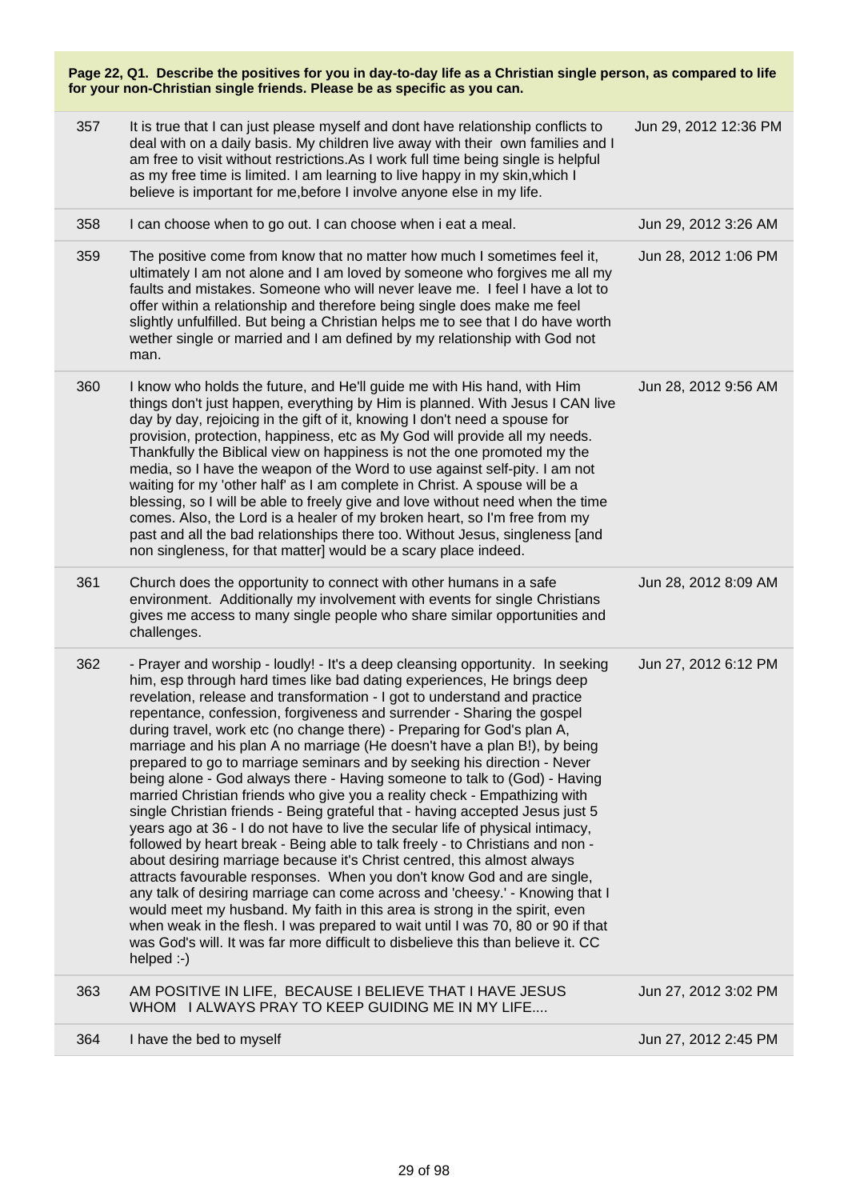**Page 22, Q1. Describe the positives for you in day-to-day life as a Christian single person, as compared to life for your non-Christian single friends. Please be as specific as you can.**

| | | |
|---|---|---|
| 357 | It is true that I can just please myself and dont have relationship conflicts to deal with on a daily basis. My children live away with their own families and I am free to visit without restrictions.As I work full time being single is helpful as my free time is limited. I am learning to live happy in my skin,which I believe is important for me,before I involve anyone else in my life. | Jun 29, 2012 12:36 PM |
| 358 | I can choose when to go out. I can choose when i eat a meal. | Jun 29, 2012 3:26 AM |
| 359 | The positive come from know that no matter how much I sometimes feel it, ultimately I am not alone and I am loved by someone who forgives me all my faults and mistakes. Someone who will never leave me. I feel I have a lot to offer within a relationship and therefore being single does make me feel slightly unfulfilled. But being a Christian helps me to see that I do have worth wether single or married and I am defined by my relationship with God not man. | Jun 28, 2012 1:06 PM |
| 360 | I know who holds the future, and He'll guide me with His hand, with Him things don't just happen, everything by Him is planned. With Jesus I CAN live day by day, rejoicing in the gift of it, knowing I don't need a spouse for provision, protection, happiness, etc as My God will provide all my needs. Thankfully the Biblical view on happiness is not the one promoted my the media, so I have the weapon of the Word to use against self-pity. I am not waiting for my 'other half' as I am complete in Christ. A spouse will be a blessing, so I will be able to freely give and love without need when the time comes. Also, the Lord is a healer of my broken heart, so I'm free from my past and all the bad relationships there too. Without Jesus, singleness [and non singleness, for that matter] would be a scary place indeed. | Jun 28, 2012 9:56 AM |
| 361 | Church does the opportunity to connect with other humans in a safe environment. Additionally my involvement with events for single Christians gives me access to many single people who share similar opportunities and challenges. | Jun 28, 2012 8:09 AM |
| 362 | - Prayer and worship - loudly! - It's a deep cleansing opportunity. In seeking him, esp through hard times like bad dating experiences, He brings deep revelation, release and transformation - I got to understand and practice repentance, confession, forgiveness and surrender - Sharing the gospel during travel, work etc (no change there) - Preparing for God's plan A, marriage and his plan A no marriage (He doesn't have a plan B!), by being prepared to go to marriage seminars and by seeking his direction - Never being alone - God always there - Having someone to talk to (God) - Having married Christian friends who give you a reality check - Empathizing with single Christian friends - Being grateful that - having accepted Jesus just 5 years ago at 36 - I do not have to live the secular life of physical intimacy, followed by heart break - Being able to talk freely - to Christians and non - about desiring marriage because it's Christ centred, this almost always attracts favourable responses. When you don't know God and are single, any talk of desiring marriage can come across and 'cheesy.' - Knowing that I would meet my husband. My faith in this area is strong in the spirit, even when weak in the flesh. I was prepared to wait until I was 70, 80 or 90 if that was God's will. It was far more difficult to disbelieve this than believe it. CC helped :-) | Jun 27, 2012 6:12 PM |
| 363 | AM POSITIVE IN LIFE, BECAUSE I BELIEVE THAT I HAVE JESUS WHOM I ALWAYS PRAY TO KEEP GUIDING ME IN MY LIFE.... | Jun 27, 2012 3:02 PM |
| 364 | I have the bed to myself | Jun 27, 2012 2:45 PM |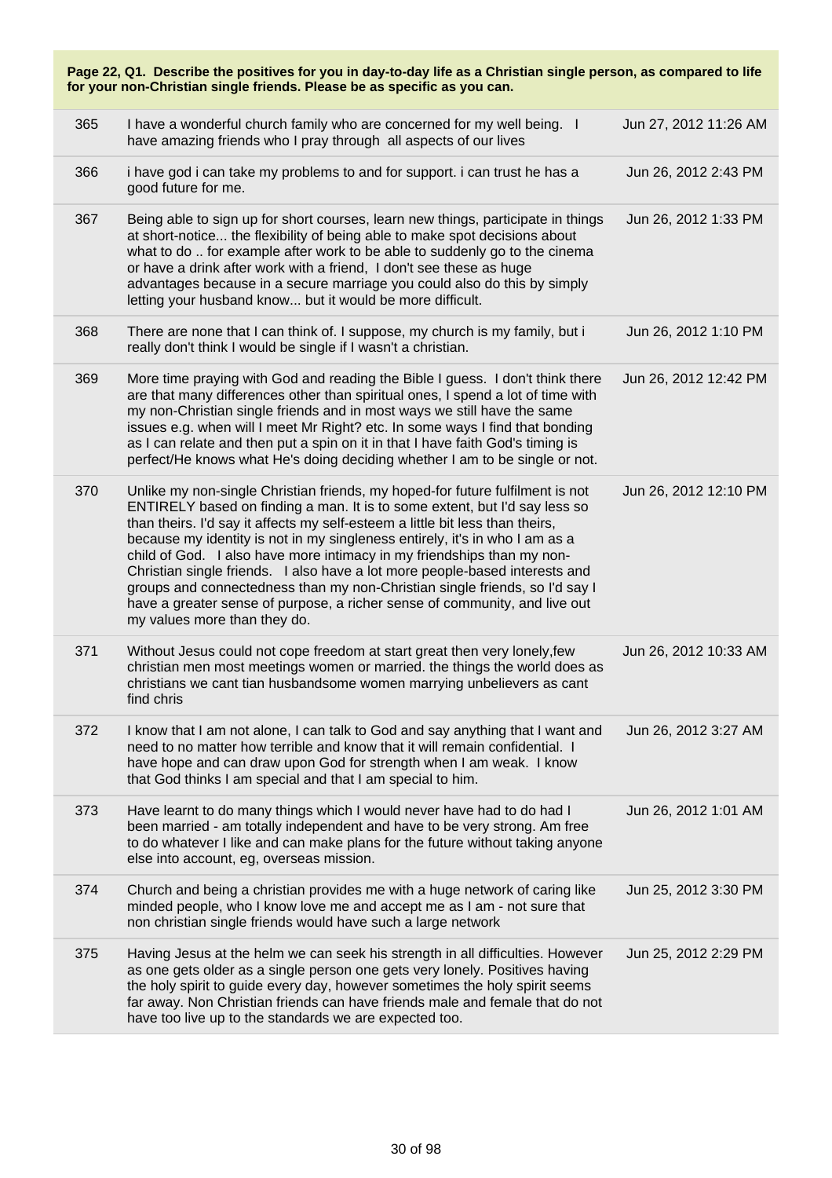**Page 22, Q1. Describe the positives for you in day-to-day life as a Christian single person, as compared to life for your non-Christian single friends. Please be as specific as you can.**

| | | |
|---|---|---|
| 365 | I have a wonderful church family who are concerned for my well being. I have amazing friends who I pray through all aspects of our lives | Jun 27, 2012 11:26 AM |
| 366 | i have god i can take my problems to and for support. i can trust he has a good future for me. | Jun 26, 2012 2:43 PM |
| 367 | Being able to sign up for short courses, learn new things, participate in things at short-notice... the flexibility of being able to make spot decisions about what to do .. for example after work to be able to suddenly go to the cinema or have a drink after work with a friend, I don't see these as huge advantages because in a secure marriage you could also do this by simply letting your husband know... but it would be more difficult. | Jun 26, 2012 1:33 PM |
| 368 | There are none that I can think of. I suppose, my church is my family, but i really don't think I would be single if I wasn't a christian. | Jun 26, 2012 1:10 PM |
| 369 | More time praying with God and reading the Bible I guess. I don't think there are that many differences other than spiritual ones, I spend a lot of time with my non-Christian single friends and in most ways we still have the same issues e.g. when will I meet Mr Right? etc. In some ways I find that bonding as I can relate and then put a spin on it in that I have faith God's timing is perfect/He knows what He's doing deciding whether I am to be single or not. | Jun 26, 2012 12:42 PM |
| 370 | Unlike my non-single Christian friends, my hoped-for future fulfilment is not ENTIRELY based on finding a man. It is to some extent, but I'd say less so than theirs. I'd say it affects my self-esteem a little bit less than theirs, because my identity is not in my singleness entirely, it's in who I am as a child of God. I also have more intimacy in my friendships than my non-Christian single friends. I also have a lot more people-based interests and groups and connectedness than my non-Christian single friends, so I'd say I have a greater sense of purpose, a richer sense of community, and live out my values more than they do. | Jun 26, 2012 12:10 PM |
| 371 | Without Jesus could not cope freedom at start great then very lonely,few christian men most meetings women or married. the things the world does as christians we cant tian husbandsome women marrying unbelievers as cant find chris | Jun 26, 2012 10:33 AM |
| 372 | I know that I am not alone, I can talk to God and say anything that I want and need to no matter how terrible and know that it will remain confidential. I have hope and can draw upon God for strength when I am weak. I know that God thinks I am special and that I am special to him. | Jun 26, 2012 3:27 AM |
| 373 | Have learnt to do many things which I would never have had to do had I been married - am totally independent and have to be very strong. Am free to do whatever I like and can make plans for the future without taking anyone else into account, eg, overseas mission. | Jun 26, 2012 1:01 AM |
| 374 | Church and being a christian provides me with a huge network of caring like minded people, who I know love me and accept me as I am - not sure that non christian single friends would have such a large network | Jun 25, 2012 3:30 PM |
| 375 | Having Jesus at the helm we can seek his strength in all difficulties. However as one gets older as a single person one gets very lonely. Positives having the holy spirit to guide every day, however sometimes the holy spirit seems far away. Non Christian friends can have friends male and female that do not have too live up to the standards we are expected too. | Jun 25, 2012 2:29 PM |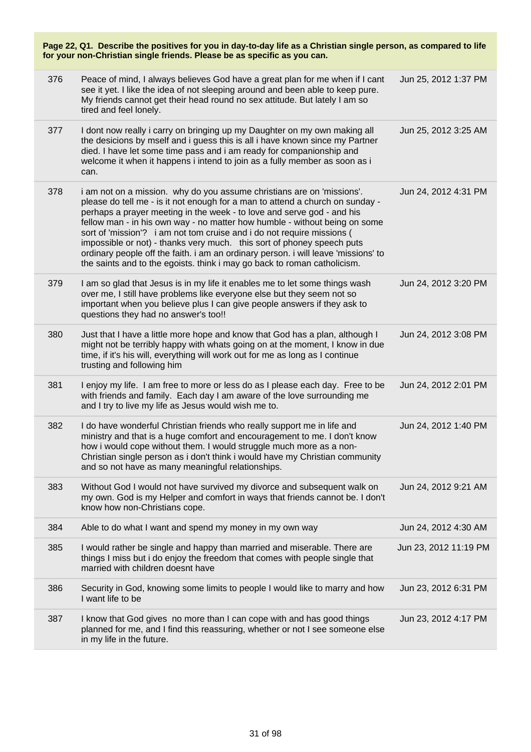**Page 22, Q1. Describe the positives for you in day-to-day life as a Christian single person, as compared to life for your non-Christian single friends. Please be as specific as you can.**

| | | |
|---|---|---|
| 376 | Peace of mind, I always believes God have a great plan for me when if I cant see it yet. I like the idea of not sleeping around and been able to keep pure. My friends cannot get their head round no sex attitude. But lately I am so tired and feel lonely. | Jun 25, 2012 1:37 PM |
| 377 | I dont now really i carry on bringing up my Daughter on my own making all the desicions by mself and i guess this is all i have known since my Partner died. I have let some time pass and i am ready for companionship and welcome it when it happens i intend to join as a fully member as soon as i can. | Jun 25, 2012 3:25 AM |
| 378 | i am not on a mission. why do you assume christians are on 'missions'. please do tell me - is it not enough for a man to attend a church on sunday - perhaps a prayer meeting in the week - to love and serve god - and his fellow man - in his own way - no matter how humble - without being on some sort of 'mission'? i am not tom cruise and i do not require missions ( impossible or not) - thanks very much. this sort of phoney speech puts ordinary people off the faith. i am an ordinary person. i will leave 'missions' to the saints and to the egoists. think i may go back to roman catholicism. | Jun 24, 2012 4:31 PM |
| 379 | I am so glad that Jesus is in my life it enables me to let some things wash over me, I still have problems like everyone else but they seem not so important when you believe plus I can give people answers if they ask to questions they had no answer's too!! | Jun 24, 2012 3:20 PM |
| 380 | Just that I have a little more hope and know that God has a plan, although I might not be terribly happy with whats going on at the moment, I know in due time, if it's his will, everything will work out for me as long as I continue trusting and following him | Jun 24, 2012 3:08 PM |
| 381 | I enjoy my life. I am free to more or less do as I please each day. Free to be with friends and family. Each day I am aware of the love surrounding me and I try to live my life as Jesus would wish me to. | Jun 24, 2012 2:01 PM |
| 382 | I do have wonderful Christian friends who really support me in life and ministry and that is a huge comfort and encouragement to me. I don't know how i would cope without them. I would struggle much more as a non-Christian single person as i don't think i would have my Christian community and so not have as many meaningful relationships. | Jun 24, 2012 1:40 PM |
| 383 | Without God I would not have survived my divorce and subsequent walk on my own. God is my Helper and comfort in ways that friends cannot be. I don't know how non-Christians cope. | Jun 24, 2012 9:21 AM |
| 384 | Able to do what I want and spend my money in my own way | Jun 24, 2012 4:30 AM |
| 385 | I would rather be single and happy than married and miserable. There are things I miss but i do enjoy the freedom that comes with people single that married with children doesnt have | Jun 23, 2012 11:19 PM |
| 386 | Security in God, knowing some limits to people I would like to marry and how I want life to be | Jun 23, 2012 6:31 PM |
| 387 | I know that God gives no more than I can cope with and has good things planned for me, and I find this reassuring, whether or not I see someone else in my life in the future. | Jun 23, 2012 4:17 PM |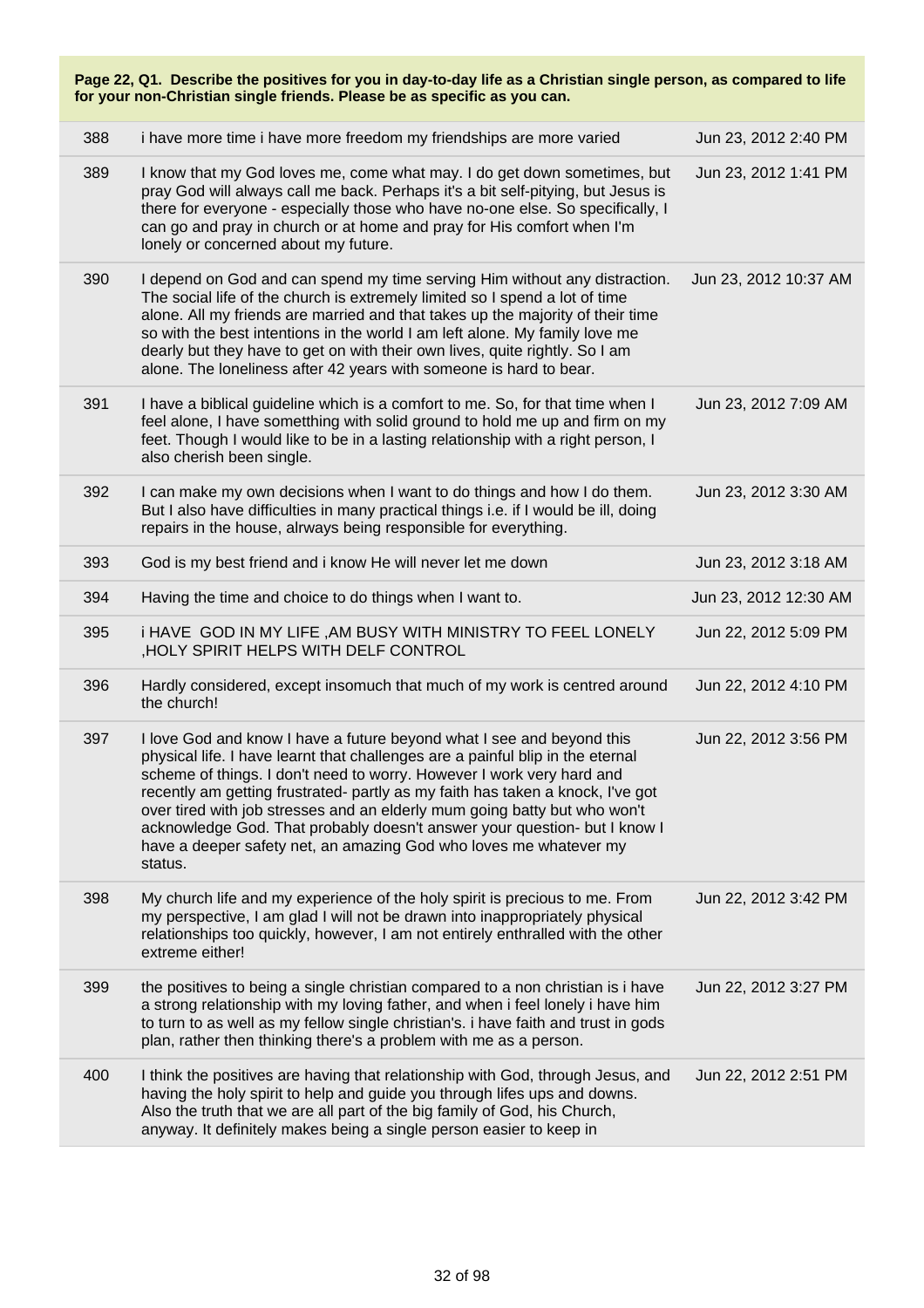**Page 22, Q1. Describe the positives for you in day-to-day life as a Christian single person, as compared to life for your non-Christian single friends. Please be as specific as you can.**

| | | |
|---|---|---|
| 388 | i have more time i have more freedom my friendships are more varied | Jun 23, 2012 2:40 PM |
| 389 | I know that my God loves me, come what may. I do get down sometimes, but pray God will always call me back. Perhaps it's a bit self-pitying, but Jesus is there for everyone - especially those who have no-one else. So specifically, I can go and pray in church or at home and pray for His comfort when I'm lonely or concerned about my future. | Jun 23, 2012 1:41 PM |
| 390 | I depend on God and can spend my time serving Him without any distraction. The social life of the church is extremely limited so I spend a lot of time alone. All my friends are married and that takes up the majority of their time so with the best intentions in the world I am left alone. My family love me dearly but they have to get on with their own lives, quite rightly. So I am alone. The loneliness after 42 years with someone is hard to bear. | Jun 23, 2012 10:37 AM |
| 391 | I have a biblical guideline which is a comfort to me. So, for that time when I feel alone, I have something with solid ground to hold me up and firm on my feet. Though I would like to be in a lasting relationship with a right person, I also cherish been single. | Jun 23, 2012 7:09 AM |
| 392 | I can make my own decisions when I want to do things and how I do them. But I also have difficulties in many practical things i.e. if I would be ill, doing repairs in the house, alrways being responsible for everything. | Jun 23, 2012 3:30 AM |
| 393 | God is my best friend and i know He will never let me down | Jun 23, 2012 3:18 AM |
| 394 | Having the time and choice to do things when I want to. | Jun 23, 2012 12:30 AM |
| 395 | i HAVE GOD IN MY LIFE ,AM BUSY WITH MINISTRY TO FEEL LONELY ,HOLY SPIRIT HELPS WITH DELF CONTROL | Jun 22, 2012 5:09 PM |
| 396 | Hardly considered, except insomuch that much of my work is centred around the church! | Jun 22, 2012 4:10 PM |
| 397 | I love God and know I have a future beyond what I see and beyond this physical life. I have learnt that challenges are a painful blip in the eternal scheme of things. I don't need to worry. However I work very hard and recently am getting frustrated- partly as my faith has taken a knock, I've got over tired with job stresses and an elderly mum going batty but who won't acknowledge God. That probably doesn't answer your question- but I know I have a deeper safety net, an amazing God who loves me whatever my status. | Jun 22, 2012 3:56 PM |
| 398 | My church life and my experience of the holy spirit is precious to me. From my perspective, I am glad I will not be drawn into inappropriately physical relationships too quickly, however, I am not entirely enthralled with the other extreme either! | Jun 22, 2012 3:42 PM |
| 399 | the positives to being a single christian compared to a non christian is i have a strong relationship with my loving father, and when i feel lonely i have him to turn to as well as my fellow single christian's. i have faith and trust in gods plan, rather then thinking there's a problem with me as a person. | Jun 22, 2012 3:27 PM |
| 400 | I think the positives are having that relationship with God, through Jesus, and having the holy spirit to help and guide you through lifes ups and downs. Also the truth that we are all part of the big family of God, his Church, anyway. It definitely makes being a single person easier to keep in | Jun 22, 2012 2:51 PM |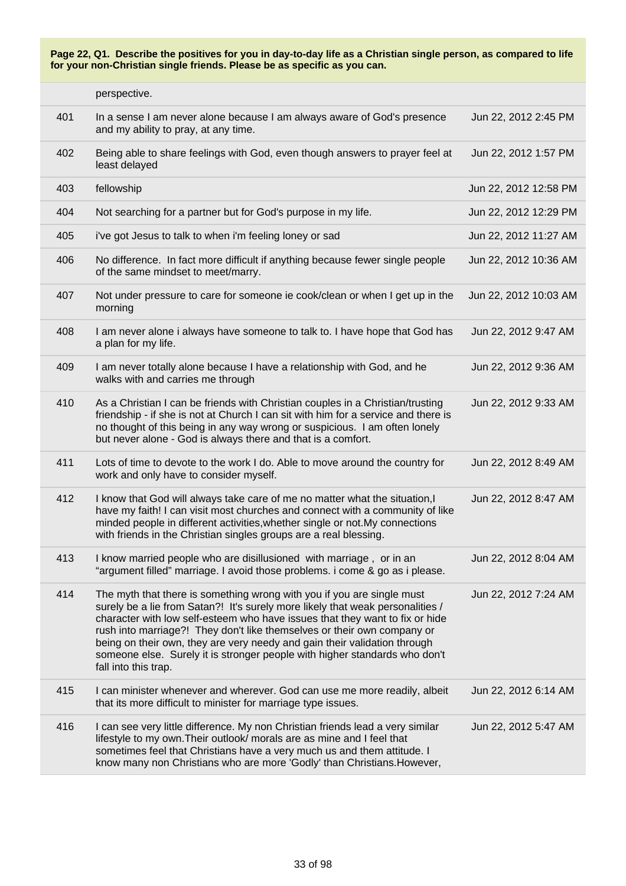**Page 22, Q1. Describe the positives for you in day-to-day life as a Christian single person, as compared to life for your non-Christian single friends. Please be as specific as you can.**

| | | |
|---|---|---|
| | perspective. | |
| 401 | In a sense I am never alone because I am always aware of God's presence and my ability to pray, at any time. | Jun 22, 2012 2:45 PM |
| 402 | Being able to share feelings with God, even though answers to prayer feel at least delayed | Jun 22, 2012 1:57 PM |
| 403 | fellowship | Jun 22, 2012 12:58 PM |
| 404 | Not searching for a partner but for God's purpose in my life. | Jun 22, 2012 12:29 PM |
| 405 | i've got Jesus to talk to when i'm feeling loney or sad | Jun 22, 2012 11:27 AM |
| 406 | No difference. In fact more difficult if anything because fewer single people of the same mindset to meet/marry. | Jun 22, 2012 10:36 AM |
| 407 | Not under pressure to care for someone ie cook/clean or when I get up in the morning | Jun 22, 2012 10:03 AM |
| 408 | I am never alone i always have someone to talk to. I have hope that God has a plan for my life. | Jun 22, 2012 9:47 AM |
| 409 | I am never totally alone because I have a relationship with God, and he walks with and carries me through | Jun 22, 2012 9:36 AM |
| 410 | As a Christian I can be friends with Christian couples in a Christian/trusting friendship - if she is not at Church I can sit with him for a service and there is no thought of this being in any way wrong or suspicious. I am often lonely but never alone - God is always there and that is a comfort. | Jun 22, 2012 9:33 AM |
| 411 | Lots of time to devote to the work I do. Able to move around the country for work and only have to consider myself. | Jun 22, 2012 8:49 AM |
| 412 | I know that God will always take care of me no matter what the situation,I have my faith! I can visit most churches and connect with a community of like minded people in different activities,whether single or not.My connections with friends in the Christian singles groups are a real blessing. | Jun 22, 2012 8:47 AM |
| 413 | I know married people who are disillusioned with marriage , or in an "argument filled" marriage. I avoid those problems. i come & go as i please. | Jun 22, 2012 8:04 AM |
| 414 | The myth that there is something wrong with you if you are single must surely be a lie from Satan?! It's surely more likely that weak personalities / character with low self-esteem who have issues that they want to fix or hide rush into marriage?! They don't like themselves or their own company or being on their own, they are very needy and gain their validation through someone else. Surely it is stronger people with higher standards who don't fall into this trap. | Jun 22, 2012 7:24 AM |
| 415 | I can minister whenever and wherever. God can use me more readily, albeit that its more difficult to minister for marriage type issues. | Jun 22, 2012 6:14 AM |
| 416 | I can see very little difference. My non Christian friends lead a very similar lifestyle to my own.Their outlook/ morals are as mine and I feel that sometimes feel that Christians have a very much us and them attitude. I know many non Christians who are more 'Godly' than Christians.However, | Jun 22, 2012 5:47 AM |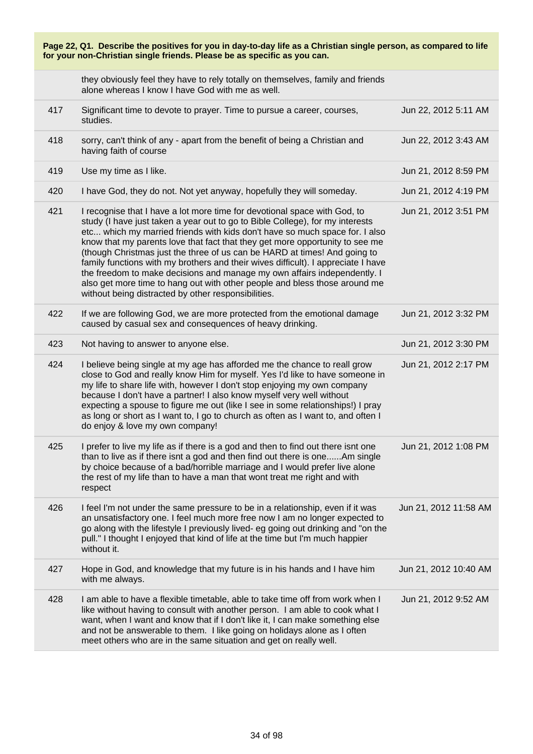**Page 22, Q1. Describe the positives for you in day-to-day life as a Christian single person, as compared to life for your non-Christian single friends. Please be as specific as you can.**

| | | |
|---|---|---|
| | they obviously feel they have to rely totally on themselves, family and friends alone whereas I know I have God with me as well. | |
| 417 | Significant time to devote to prayer. Time to pursue a career, courses, studies. | Jun 22, 2012 5:11 AM |
| 418 | sorry, can't think of any - apart from the benefit of being a Christian and having faith of course | Jun 22, 2012 3:43 AM |
| 419 | Use my time as I like. | Jun 21, 2012 8:59 PM |
| 420 | I have God, they do not. Not yet anyway, hopefully they will someday. | Jun 21, 2012 4:19 PM |
| 421 | I recognise that I have a lot more time for devotional space with God, to study (I have just taken a year out to go to Bible College), for my interests etc... which my married friends with kids don't have so much space for. I also know that my parents love that fact that they get more opportunity to see me (though Christmas just the three of us can be HARD at times! And going to family functions with my brothers and their wives difficult). I appreciate I have the freedom to make decisions and manage my own affairs independently. I also get more time to hang out with other people and bless those around me without being distracted by other responsibilities. | Jun 21, 2012 3:51 PM |
| 422 | If we are following God, we are more protected from the emotional damage caused by casual sex and consequences of heavy drinking. | Jun 21, 2012 3:32 PM |
| 423 | Not having to answer to anyone else. | Jun 21, 2012 3:30 PM |
| 424 | I believe being single at my age has afforded me the chance to reall grow close to God and really know Him for myself. Yes I'd like to have someone in my life to share life with, however I don't stop enjoying my own company because I don't have a partner! I also know myself very well without expecting a spouse to figure me out (like I see in some relationships!) I pray as long or short as I want to, I go to church as often as I want to, and often I do enjoy & love my own company! | Jun 21, 2012 2:17 PM |
| 425 | I prefer to live my life as if there is a god and then to find out there isnt one than to live as if there isnt a god and then find out there is one......Am single by choice because of a bad/horrible marriage and I would prefer live alone the rest of my life than to have a man that wont treat me right and with respect | Jun 21, 2012 1:08 PM |
| 426 | I feel I'm not under the same pressure to be in a relationship, even if it was an unsatisfactory one. I feel much more free now I am no longer expected to go along with the lifestyle I previously lived- eg going out drinking and "on the pull." I thought I enjoyed that kind of life at the time but I'm much happier without it. | Jun 21, 2012 11:58 AM |
| 427 | Hope in God, and knowledge that my future is in his hands and I have him with me always. | Jun 21, 2012 10:40 AM |
| 428 | I am able to have a flexible timetable, able to take time off from work when I like without having to consult with another person. I am able to cook what I want, when I want and know that if I don't like it, I can make something else and not be answerable to them. I like going on holidays alone as I often meet others who are in the same situation and get on really well. | Jun 21, 2012 9:52 AM |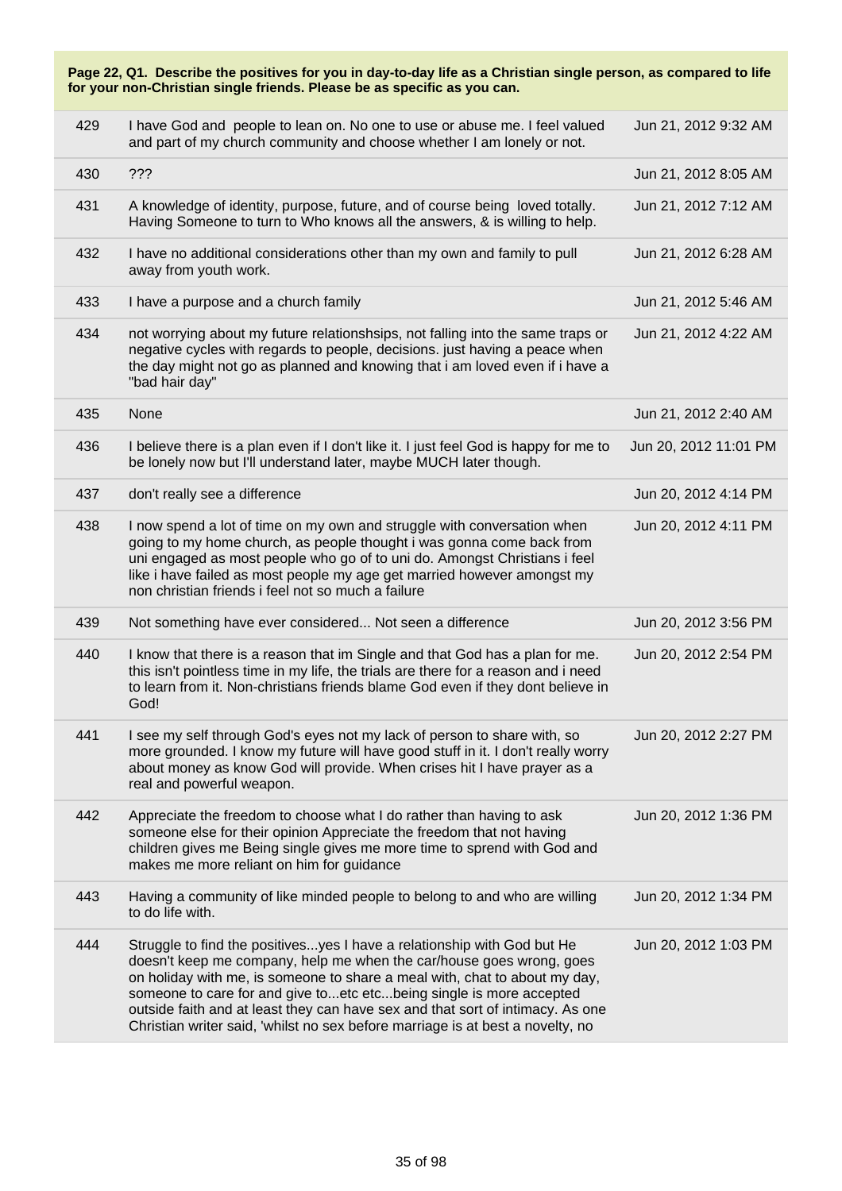**Page 22, Q1. Describe the positives for you in day-to-day life as a Christian single person, as compared to life for your non-Christian single friends. Please be as specific as you can.**

| | | |
|---|---|---|
| 429 | I have God and people to lean on. No one to use or abuse me. I feel valued and part of my church community and choose whether I am lonely or not. | Jun 21, 2012 9:32 AM |
| 430 | ??? | Jun 21, 2012 8:05 AM |
| 431 | A knowledge of identity, purpose, future, and of course being loved totally. Having Someone to turn to Who knows all the answers, & is willing to help. | Jun 21, 2012 7:12 AM |
| 432 | I have no additional considerations other than my own and family to pull away from youth work. | Jun 21, 2012 6:28 AM |
| 433 | I have a purpose and a church family | Jun 21, 2012 5:46 AM |
| 434 | not worrying about my future relationshsips, not falling into the same traps or negative cycles with regards to people, decisions. just having a peace when the day might not go as planned and knowing that i am loved even if i have a "bad hair day" | Jun 21, 2012 4:22 AM |
| 435 | None | Jun 21, 2012 2:40 AM |
| 436 | I believe there is a plan even if I don't like it. I just feel God is happy for me to be lonely now but I'll understand later, maybe MUCH later though. | Jun 20, 2012 11:01 PM |
| 437 | don't really see a difference | Jun 20, 2012 4:14 PM |
| 438 | I now spend a lot of time on my own and struggle with conversation when going to my home church, as people thought i was gonna come back from uni engaged as most people who go of to uni do. Amongst Christians i feel like i have failed as most people my age get married however amongst my non christian friends i feel not so much a failure | Jun 20, 2012 4:11 PM |
| 439 | Not something have ever considered... Not seen a difference | Jun 20, 2012 3:56 PM |
| 440 | I know that there is a reason that im Single and that God has a plan for me. this isn't pointless time in my life, the trials are there for a reason and i need to learn from it. Non-christians friends blame God even if they dont believe in God! | Jun 20, 2012 2:54 PM |
| 441 | I see my self through God's eyes not my lack of person to share with, so more grounded. I know my future will have good stuff in it. I don't really worry about money as know God will provide. When crises hit I have prayer as a real and powerful weapon. | Jun 20, 2012 2:27 PM |
| 442 | Appreciate the freedom to choose what I do rather than having to ask someone else for their opinion Appreciate the freedom that not having children gives me Being single gives me more time to sprend with God and makes me more reliant on him for guidance | Jun 20, 2012 1:36 PM |
| 443 | Having a community of like minded people to belong to and who are willing to do life with. | Jun 20, 2012 1:34 PM |
| 444 | Struggle to find the positives...yes I have a relationship with God but He doesn't keep me company, help me when the car/house goes wrong, goes on holiday with me, is someone to share a meal with, chat to about my day, someone to care for and give to...etc etc...being single is more accepted outside faith and at least they can have sex and that sort of intimacy. As one Christian writer said, 'whilst no sex before marriage is at best a novelty, no | Jun 20, 2012 1:03 PM |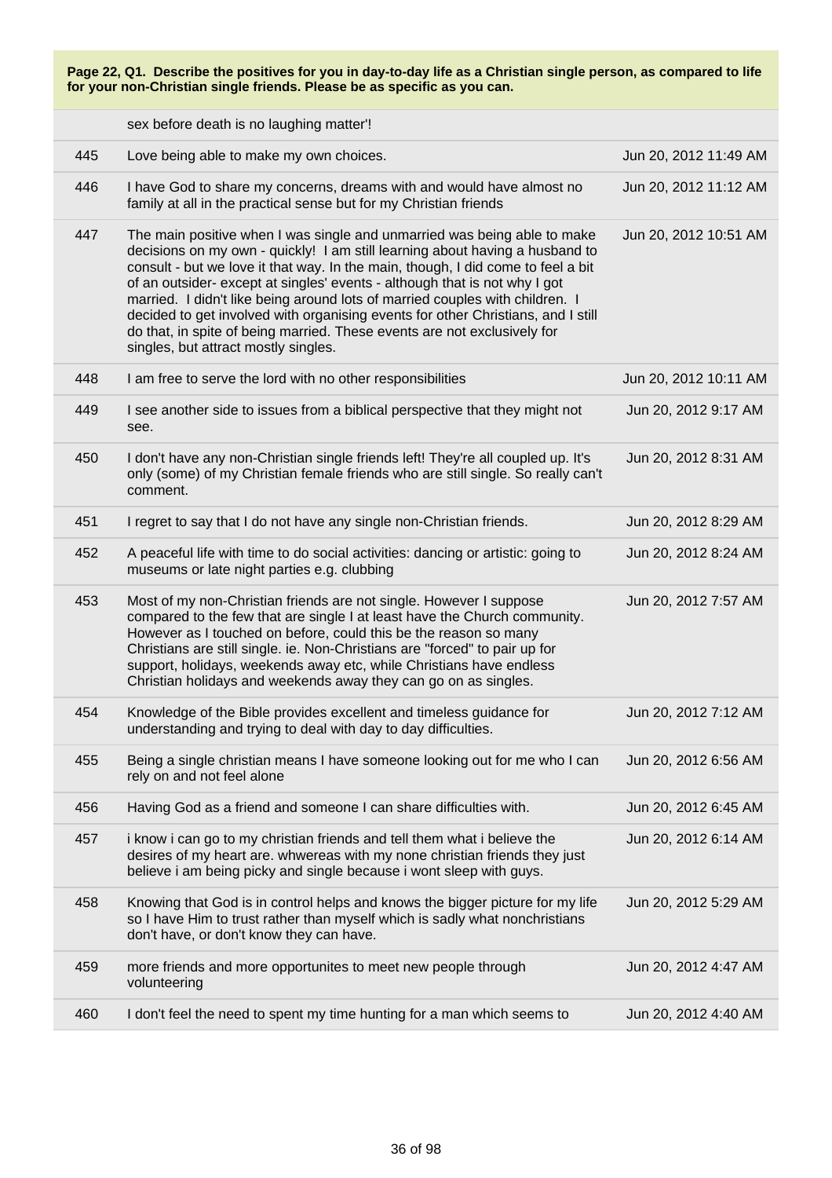**Page 22, Q1. Describe the positives for you in day-to-day life as a Christian single person, as compared to life for your non-Christian single friends. Please be as specific as you can.**

| | | |
|---|---|---|
| | sex before death is no laughing matter'! | |
| 445 | Love being able to make my own choices. | Jun 20, 2012 11:49 AM |
| 446 | I have God to share my concerns, dreams with and would have almost no family at all in the practical sense but for my Christian friends | Jun 20, 2012 11:12 AM |
| 447 | The main positive when I was single and unmarried was being able to make decisions on my own - quickly! I am still learning about having a husband to consult - but we love it that way. In the main, though, I did come to feel a bit of an outsider- except at singles' events - although that is not why I got married. I didn't like being around lots of married couples with children. I decided to get involved with organising events for other Christians, and I still do that, in spite of being married. These events are not exclusively for singles, but attract mostly singles. | Jun 20, 2012 10:51 AM |
| 448 | I am free to serve the lord with no other responsibilities | Jun 20, 2012 10:11 AM |
| 449 | I see another side to issues from a biblical perspective that they might not see. | Jun 20, 2012 9:17 AM |
| 450 | I don't have any non-Christian single friends left! They're all coupled up. It's only (some) of my Christian female friends who are still single. So really can't comment. | Jun 20, 2012 8:31 AM |
| 451 | I regret to say that I do not have any single non-Christian friends. | Jun 20, 2012 8:29 AM |
| 452 | A peaceful life with time to do social activities: dancing or artistic: going to museums or late night parties e.g. clubbing | Jun 20, 2012 8:24 AM |
| 453 | Most of my non-Christian friends are not single. However I suppose compared to the few that are single I at least have the Church community. However as I touched on before, could this be the reason so many Christians are still single. ie. Non-Christians are "forced" to pair up for support, holidays, weekends away etc, while Christians have endless Christian holidays and weekends away they can go on as singles. | Jun 20, 2012 7:57 AM |
| 454 | Knowledge of the Bible provides excellent and timeless guidance for understanding and trying to deal with day to day difficulties. | Jun 20, 2012 7:12 AM |
| 455 | Being a single christian means I have someone looking out for me who I can rely on and not feel alone | Jun 20, 2012 6:56 AM |
| 456 | Having God as a friend and someone I can share difficulties with. | Jun 20, 2012 6:45 AM |
| 457 | i know i can go to my christian friends and tell them what i believe the desires of my heart are. whwereas with my none christian friends they just believe i am being picky and single because i wont sleep with guys. | Jun 20, 2012 6:14 AM |
| 458 | Knowing that God is in control helps and knows the bigger picture for my life so I have Him to trust rather than myself which is sadly what nonchristians don't have, or don't know they can have. | Jun 20, 2012 5:29 AM |
| 459 | more friends and more opportunites to meet new people through volunteering | Jun 20, 2012 4:47 AM |
| 460 | I don't feel the need to spent my time hunting for a man which seems to | Jun 20, 2012 4:40 AM |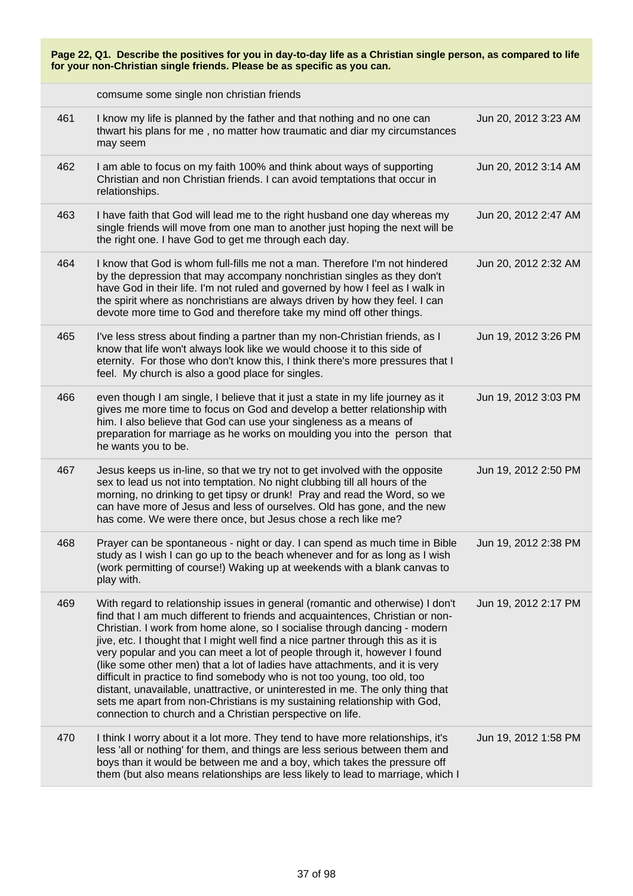**Page 22, Q1. Describe the positives for you in day-to-day life as a Christian single person, as compared to life for your non-Christian single friends. Please be as specific as you can.**

| | | |
|---|---|---|
| | comsume some single non christian friends | |
| 461 | I know my life is planned by the father and that nothing and no one can thwart his plans for me , no matter how traumatic and diar my circumstances may seem | Jun 20, 2012 3:23 AM |
| 462 | I am able to focus on my faith 100% and think about ways of supporting Christian and non Christian friends. I can avoid temptations that occur in relationships. | Jun 20, 2012 3:14 AM |
| 463 | I have faith that God will lead me to the right husband one day whereas my single friends will move from one man to another just hoping the next will be the right one. I have God to get me through each day. | Jun 20, 2012 2:47 AM |
| 464 | I know that God is whom full-fills me not a man. Therefore I'm not hindered by the depression that may accompany nonchristian singles as they don't have God in their life. I'm not ruled and governed by how I feel as I walk in the spirit where as nonchristians are always driven by how they feel. I can devote more time to God and therefore take my mind off other things. | Jun 20, 2012 2:32 AM |
| 465 | I've less stress about finding a partner than my non-Christian friends, as I know that life won't always look like we would choose it to this side of eternity. For those who don't know this, I think there's more pressures that I feel. My church is also a good place for singles. | Jun 19, 2012 3:26 PM |
| 466 | even though I am single, I believe that it just a state in my life journey as it gives me more time to focus on God and develop a better relationship with him. I also believe that God can use your singleness as a means of preparation for marriage as he works on moulding you into the person that he wants you to be. | Jun 19, 2012 3:03 PM |
| 467 | Jesus keeps us in-line, so that we try not to get involved with the opposite sex to lead us not into temptation. No night clubbing till all hours of the morning, no drinking to get tipsy or drunk! Pray and read the Word, so we can have more of Jesus and less of ourselves. Old has gone, and the new has come. We were there once, but Jesus chose a rech like me? | Jun 19, 2012 2:50 PM |
| 468 | Prayer can be spontaneous - night or day. I can spend as much time in Bible study as I wish I can go up to the beach whenever and for as long as I wish (work permitting of course!) Waking up at weekends with a blank canvas to play with. | Jun 19, 2012 2:38 PM |
| 469 | With regard to relationship issues in general (romantic and otherwise) I don't find that I am much different to friends and acquaintences, Christian or non-Christian. I work from home alone, so I socialise through dancing - modern jive, etc. I thought that I might well find a nice partner through this as it is very popular and you can meet a lot of people through it, however I found (like some other men) that a lot of ladies have attachments, and it is very difficult in practice to find somebody who is not too young, too old, too distant, unavailable, unattractive, or uninterested in me. The only thing that sets me apart from non-Christians is my sustaining relationship with God, connection to church and a Christian perspective on life. | Jun 19, 2012 2:17 PM |
| 470 | I think I worry about it a lot more. They tend to have more relationships, it's less 'all or nothing' for them, and things are less serious between them and boys than it would be between me and a boy, which takes the pressure off them (but also means relationships are less likely to lead to marriage, which I | Jun 19, 2012 1:58 PM |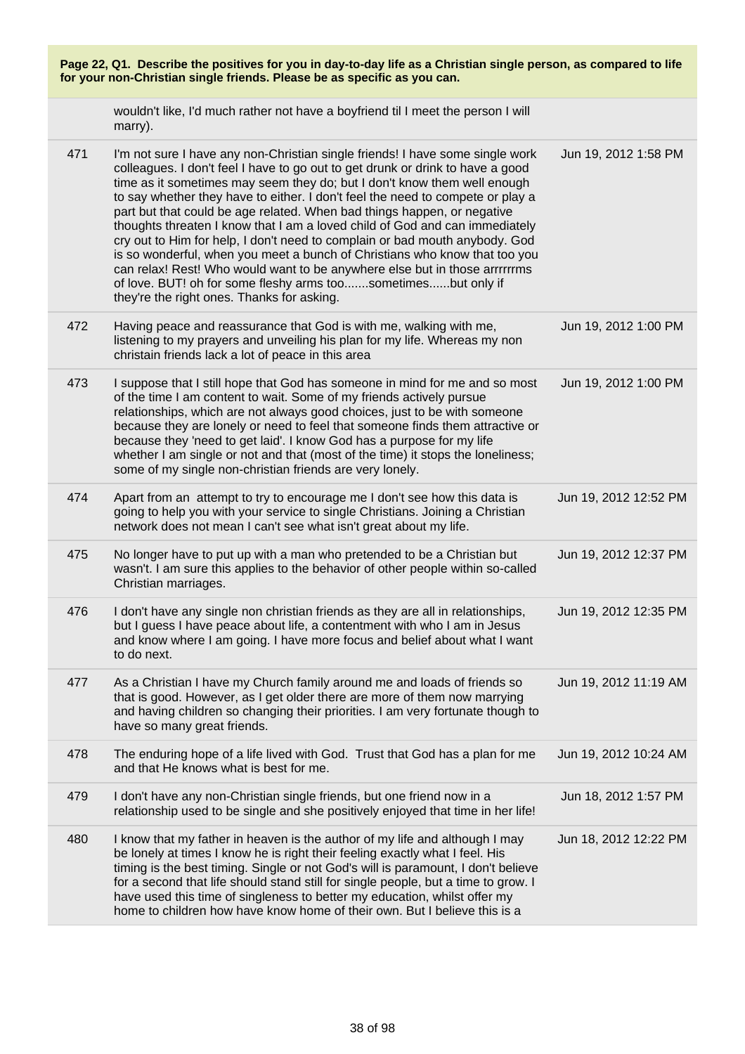**Page 22, Q1. Describe the positives for you in day-to-day life as a Christian single person, as compared to life for your non-Christian single friends. Please be as specific as you can.**

| | | |
|---|---|---|
| | wouldn't like, I'd much rather not have a boyfriend til I meet the person I will marry). | |
| 471 | I'm not sure I have any non-Christian single friends! I have some single work colleagues. I don't feel I have to go out to get drunk or drink to have a good time as it sometimes may seem they do; but I don't know them well enough to say whether they have to either. I don't feel the need to compete or play a part but that could be age related. When bad things happen, or negative thoughts threaten I know that I am a loved child of God and can immediately cry out to Him for help, I don't need to complain or bad mouth anybody. God is so wonderful, when you meet a bunch of Christians who know that too you can relax! Rest! Who would want to be anywhere else but in those arrrrrrms of love. BUT! oh for some fleshy arms too.......sometimes......but only if they're the right ones. Thanks for asking. | Jun 19, 2012 1:58 PM |
| 472 | Having peace and reassurance that God is with me, walking with me, listening to my prayers and unveiling his plan for my life. Whereas my non christain friends lack a lot of peace in this area | Jun 19, 2012 1:00 PM |
| 473 | I suppose that I still hope that God has someone in mind for me and so most of the time I am content to wait. Some of my friends actively pursue relationships, which are not always good choices, just to be with someone because they are lonely or need to feel that someone finds them attractive or because they 'need to get laid'. I know God has a purpose for my life whether I am single or not and that (most of the time) it stops the loneliness; some of my single non-christian friends are very lonely. | Jun 19, 2012 1:00 PM |
| 474 | Apart from an attempt to try to encourage me I don't see how this data is going to help you with your service to single Christians. Joining a Christian network does not mean I can't see what isn't great about my life. | Jun 19, 2012 12:52 PM |
| 475 | No longer have to put up with a man who pretended to be a Christian but wasn't. I am sure this applies to the behavior of other people within so-called Christian marriages. | Jun 19, 2012 12:37 PM |
| 476 | I don't have any single non christian friends as they are all in relationships, but I guess I have peace about life, a contentment with who I am in Jesus and know where I am going. I have more focus and belief about what I want to do next. | Jun 19, 2012 12:35 PM |
| 477 | As a Christian I have my Church family around me and loads of friends so that is good. However, as I get older there are more of them now marrying and having children so changing their priorities. I am very fortunate though to have so many great friends. | Jun 19, 2012 11:19 AM |
| 478 | The enduring hope of a life lived with God. Trust that God has a plan for me and that He knows what is best for me. | Jun 19, 2012 10:24 AM |
| 479 | I don't have any non-Christian single friends, but one friend now in a relationship used to be single and she positively enjoyed that time in her life! | Jun 18, 2012 1:57 PM |
| 480 | I know that my father in heaven is the author of my life and although I may be lonely at times I know he is right their feeling exactly what I feel. His timing is the best timing. Single or not God's will is paramount, I don't believe for a second that life should stand still for single people, but a time to grow. I have used this time of singleness to better my education, whilst offer my home to children how have know home of their own. But I believe this is a | Jun 18, 2012 12:22 PM |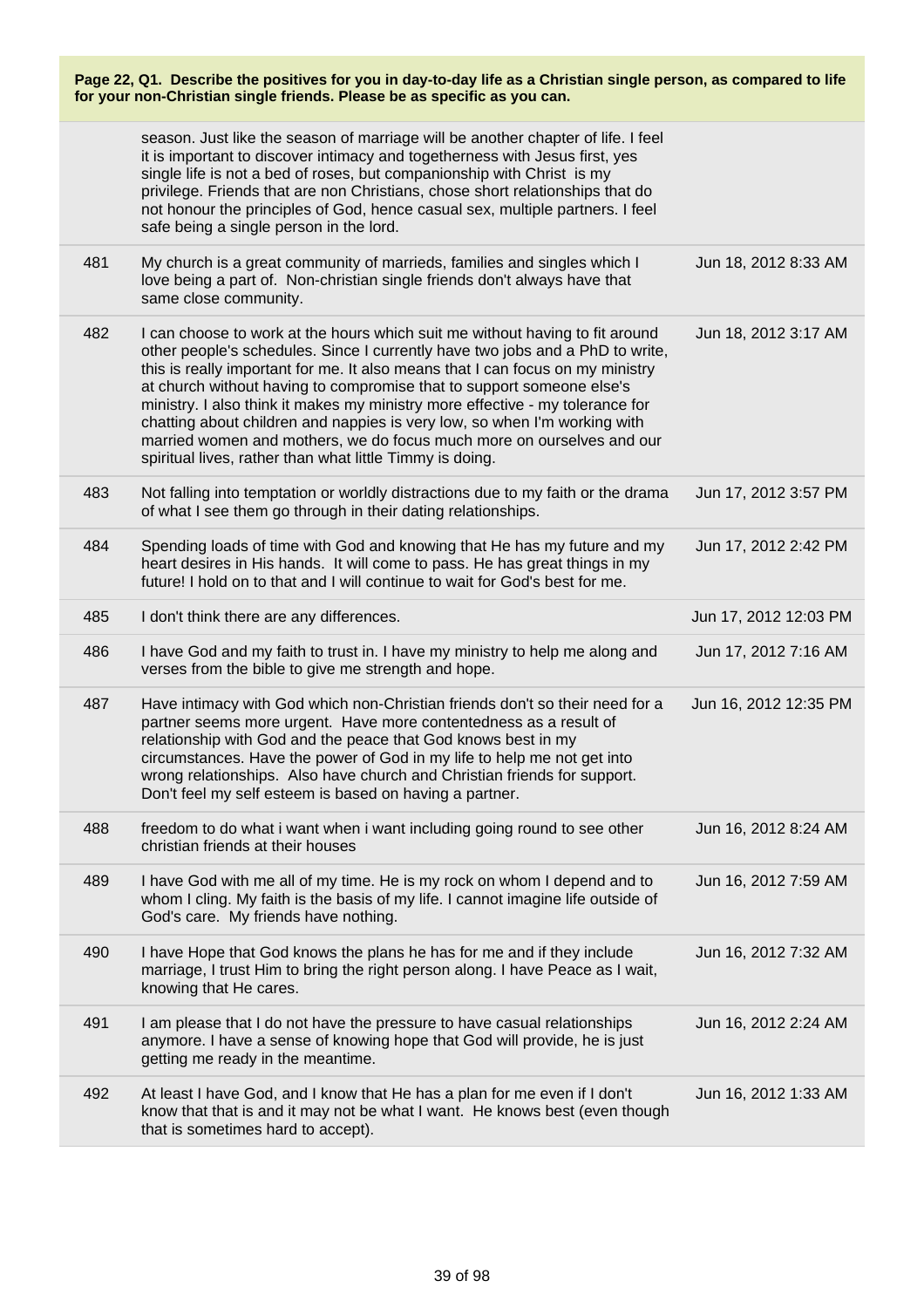**Page 22, Q1. Describe the positives for you in day-to-day life as a Christian single person, as compared to life for your non-Christian single friends. Please be as specific as you can.**

| | | |
|---|---|---|
| | season. Just like the season of marriage will be another chapter of life. I feel it is important to discover intimacy and togetherness with Jesus first, yes single life is not a bed of roses, but companionship with Christ is my privilege. Friends that are non Christians, chose short relationships that do not honour the principles of God, hence casual sex, multiple partners. I feel safe being a single person in the lord. | |
| 481 | My church is a great community of marrieds, families and singles which I love being a part of. Non-christian single friends don't always have that same close community. | Jun 18, 2012 8:33 AM |
| 482 | I can choose to work at the hours which suit me without having to fit around other people's schedules. Since I currently have two jobs and a PhD to write, this is really important for me. It also means that I can focus on my ministry at church without having to compromise that to support someone else's ministry. I also think it makes my ministry more effective - my tolerance for chatting about children and nappies is very low, so when I'm working with married women and mothers, we do focus much more on ourselves and our spiritual lives, rather than what little Timmy is doing. | Jun 18, 2012 3:17 AM |
| 483 | Not falling into temptation or worldly distractions due to my faith or the drama of what I see them go through in their dating relationships. | Jun 17, 2012 3:57 PM |
| 484 | Spending loads of time with God and knowing that He has my future and my heart desires in His hands. It will come to pass. He has great things in my future! I hold on to that and I will continue to wait for God's best for me. | Jun 17, 2012 2:42 PM |
| 485 | I don't think there are any differences. | Jun 17, 2012 12:03 PM |
| 486 | I have God and my faith to trust in. I have my ministry to help me along and verses from the bible to give me strength and hope. | Jun 17, 2012 7:16 AM |
| 487 | Have intimacy with God which non-Christian friends don't so their need for a partner seems more urgent. Have more contentedness as a result of relationship with God and the peace that God knows best in my circumstances. Have the power of God in my life to help me not get into wrong relationships. Also have church and Christian friends for support. Don't feel my self esteem is based on having a partner. | Jun 16, 2012 12:35 PM |
| 488 | freedom to do what i want when i want including going round to see other christian friends at their houses | Jun 16, 2012 8:24 AM |
| 489 | I have God with me all of my time. He is my rock on whom I depend and to whom I cling. My faith is the basis of my life. I cannot imagine life outside of God's care. My friends have nothing. | Jun 16, 2012 7:59 AM |
| 490 | I have Hope that God knows the plans he has for me and if they include marriage, I trust Him to bring the right person along. I have Peace as I wait, knowing that He cares. | Jun 16, 2012 7:32 AM |
| 491 | I am please that I do not have the pressure to have casual relationships anymore. I have a sense of knowing hope that God will provide, he is just getting me ready in the meantime. | Jun 16, 2012 2:24 AM |
| 492 | At least I have God, and I know that He has a plan for me even if I don't know that that is and it may not be what I want. He knows best (even though that is sometimes hard to accept). | Jun 16, 2012 1:33 AM |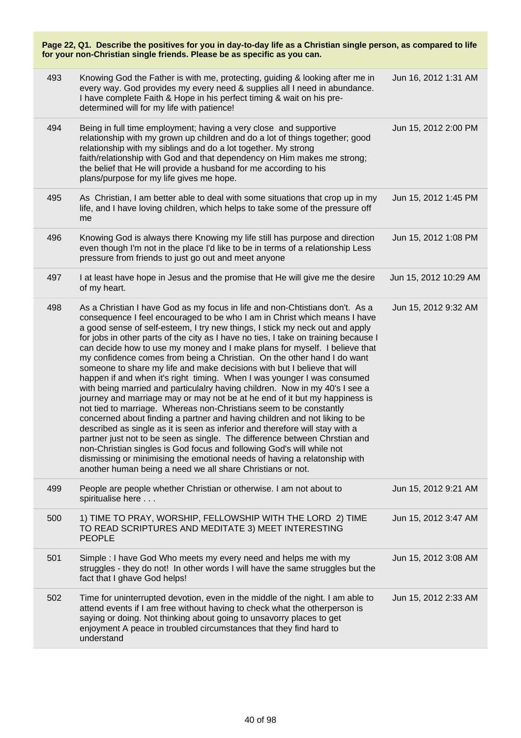**Page 22, Q1. Describe the positives for you in day-to-day life as a Christian single person, as compared to life for your non-Christian single friends. Please be as specific as you can.**

| | | |
|---|---|---|
| 493 | Knowing God the Father is with me, protecting, guiding & looking after me in every way. God provides my every need & supplies all I need in abundance. I have complete Faith & Hope in his perfect timing & wait on his pre-determined will for my life with patience! | Jun 16, 2012 1:31 AM |
| 494 | Being in full time employment; having a very close and supportive relationship with my grown up children and do a lot of things together; good relationship with my siblings and do a lot together. My strong faith/relationship with God and that dependency on Him makes me strong; the belief that He will provide a husband for me according to his plans/purpose for my life gives me hope. | Jun 15, 2012 2:00 PM |
| 495 | As Christian, I am better able to deal with some situations that crop up in my life, and I have loving children, which helps to take some of the pressure off me | Jun 15, 2012 1:45 PM |
| 496 | Knowing God is always there Knowing my life still has purpose and direction even though I'm not in the place I'd like to be in terms of a relationship Less pressure from friends to just go out and meet anyone | Jun 15, 2012 1:08 PM |
| 497 | I at least have hope in Jesus and the promise that He will give me the desire of my heart. | Jun 15, 2012 10:29 AM |
| 498 | As a Christian I have God as my focus in life and non-Chtistians don't. As a consequence I feel encouraged to be who I am in Christ which means I have a good sense of self-esteem, I try new things, I stick my neck out and apply for jobs in other parts of the city as I have no ties, I take on training because I can decide how to use my money and I make plans for myself. I believe that my confidence comes from being a Christian. On the other hand I do want someone to share my life and make decisions with but I believe that will happen if and when it's right timing. When I was younger I was consumed with being married and particulalry having children. Now in my 40's I see a journey and marriage may or may not be at he end of it but my happiness is not tied to marriage. Whereas non-Christians seem to be constantly concerned about finding a partner and having children and not liking to be described as single as it is seen as inferior and therefore will stay with a partner just not to be seen as single. The difference between Chrstian and non-Christian singles is God focus and following God's will while not dismissing or minimising the emotional needs of having a relatonship with another human being a need we all share Christians or not. | Jun 15, 2012 9:32 AM |
| 499 | People are people whether Christian or otherwise. I am not about to spiritualise here . . . | Jun 15, 2012 9:21 AM |
| 500 | 1) TIME TO PRAY, WORSHIP, FELLOWSHIP WITH THE LORD 2) TIME TO READ SCRIPTURES AND MEDITATE 3) MEET INTERESTING PEOPLE | Jun 15, 2012 3:47 AM |
| 501 | Simple : I have God Who meets my every need and helps me with my struggles - they do not! In other words I will have the same struggles but the fact that I ghave God helps! | Jun 15, 2012 3:08 AM |
| 502 | Time for uninterrupted devotion, even in the middle of the night. I am able to attend events if I am free without having to check what the otherperson is saying or doing. Not thinking about going to unsavorry places to get enjoyment A peace in troubled circumstances that they find hard to understand | Jun 15, 2012 2:33 AM |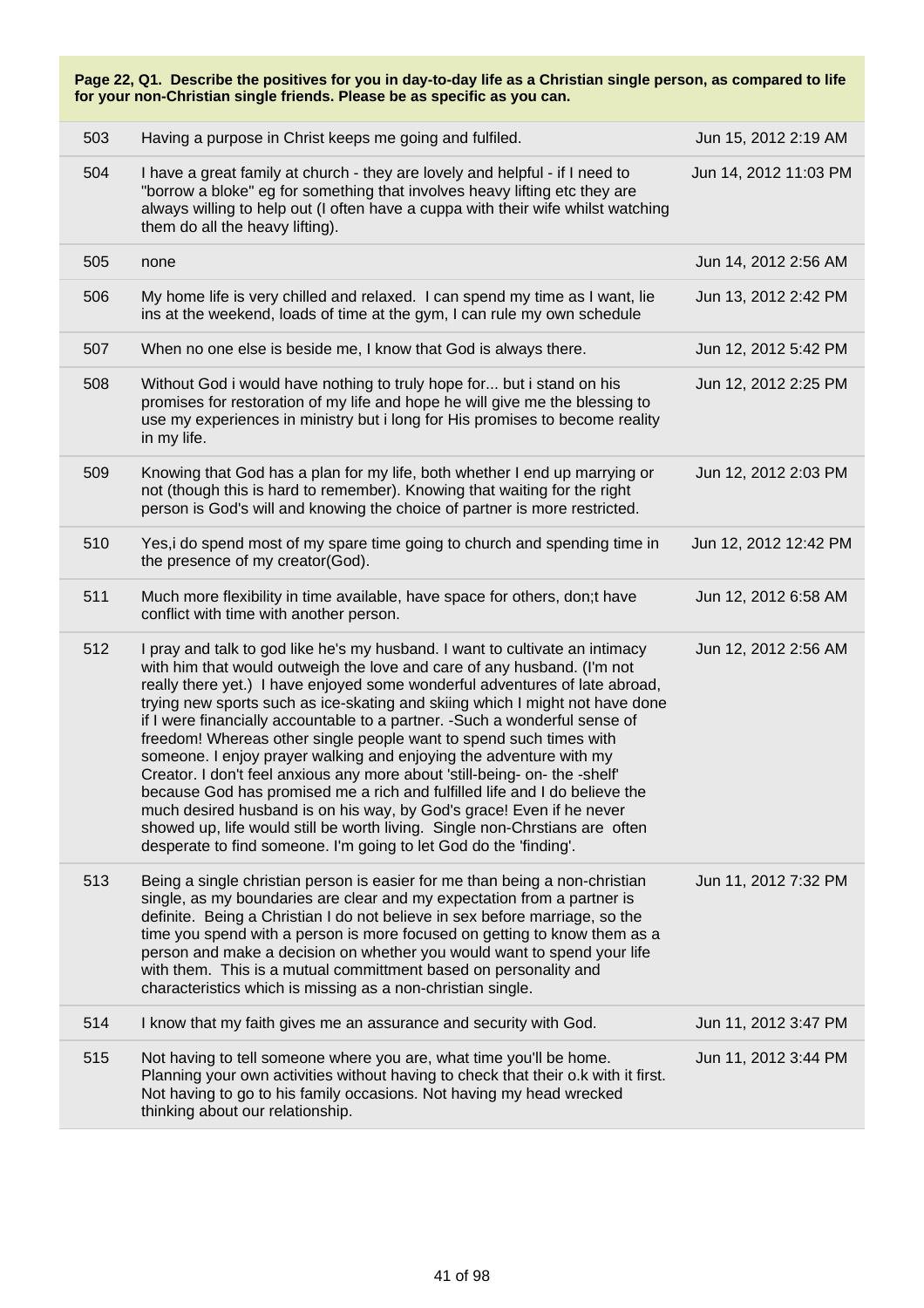**Page 22, Q1. Describe the positives for you in day-to-day life as a Christian single person, as compared to life for your non-Christian single friends. Please be as specific as you can.**

| | | |
|---|---|---|
| 503 | Having a purpose in Christ keeps me going and fulfiled. | Jun 15, 2012 2:19 AM |
| 504 | I have a great family at church - they are lovely and helpful - if I need to "borrow a bloke" eg for something that involves heavy lifting etc they are always willing to help out (I often have a cuppa with their wife whilst watching them do all the heavy lifting). | Jun 14, 2012 11:03 PM |
| 505 | none | Jun 14, 2012 2:56 AM |
| 506 | My home life is very chilled and relaxed. I can spend my time as I want, lie ins at the weekend, loads of time at the gym, I can rule my own schedule | Jun 13, 2012 2:42 PM |
| 507 | When no one else is beside me, I know that God is always there. | Jun 12, 2012 5:42 PM |
| 508 | Without God i would have nothing to truly hope for... but i stand on his promises for restoration of my life and hope he will give me the blessing to use my experiences in ministry but i long for His promises to become reality in my life. | Jun 12, 2012 2:25 PM |
| 509 | Knowing that God has a plan for my life, both whether I end up marrying or not (though this is hard to remember). Knowing that waiting for the right person is God's will and knowing the choice of partner is more restricted. | Jun 12, 2012 2:03 PM |
| 510 | Yes,i do spend most of my spare time going to church and spending time in the presence of my creator(God). | Jun 12, 2012 12:42 PM |
| 511 | Much more flexibility in time available, have space for others, don;t have conflict with time with another person. | Jun 12, 2012 6:58 AM |
| 512 | I pray and talk to god like he's my husband. I want to cultivate an intimacy with him that would outweigh the love and care of any husband. (I'm not really there yet.) I have enjoyed some wonderful adventures of late abroad, trying new sports such as ice-skating and skiing which I might not have done if I were financially accountable to a partner. -Such a wonderful sense of freedom! Whereas other single people want to spend such times with someone. I enjoy prayer walking and enjoying the adventure with my Creator. I don't feel anxious any more about 'still-being- on- the -shelf' because God has promised me a rich and fulfilled life and I do believe the much desired husband is on his way, by God's grace! Even if he never showed up, life would still be worth living. Single non-Chrstians are often desperate to find someone. I'm going to let God do the 'finding'. | Jun 12, 2012 2:56 AM |
| 513 | Being a single christian person is easier for me than being a non-christian single, as my boundaries are clear and my expectation from a partner is definite. Being a Christian I do not believe in sex before marriage, so the time you spend with a person is more focused on getting to know them as a person and make a decision on whether you would want to spend your life with them. This is a mutual committment based on personality and characteristics which is missing as a non-christian single. | Jun 11, 2012 7:32 PM |
| 514 | I know that my faith gives me an assurance and security with God. | Jun 11, 2012 3:47 PM |
| 515 | Not having to tell someone where you are, what time you'll be home. Planning your own activities without having to check that their o.k with it first. Not having to go to his family occasions. Not having my head wrecked thinking about our relationship. | Jun 11, 2012 3:44 PM |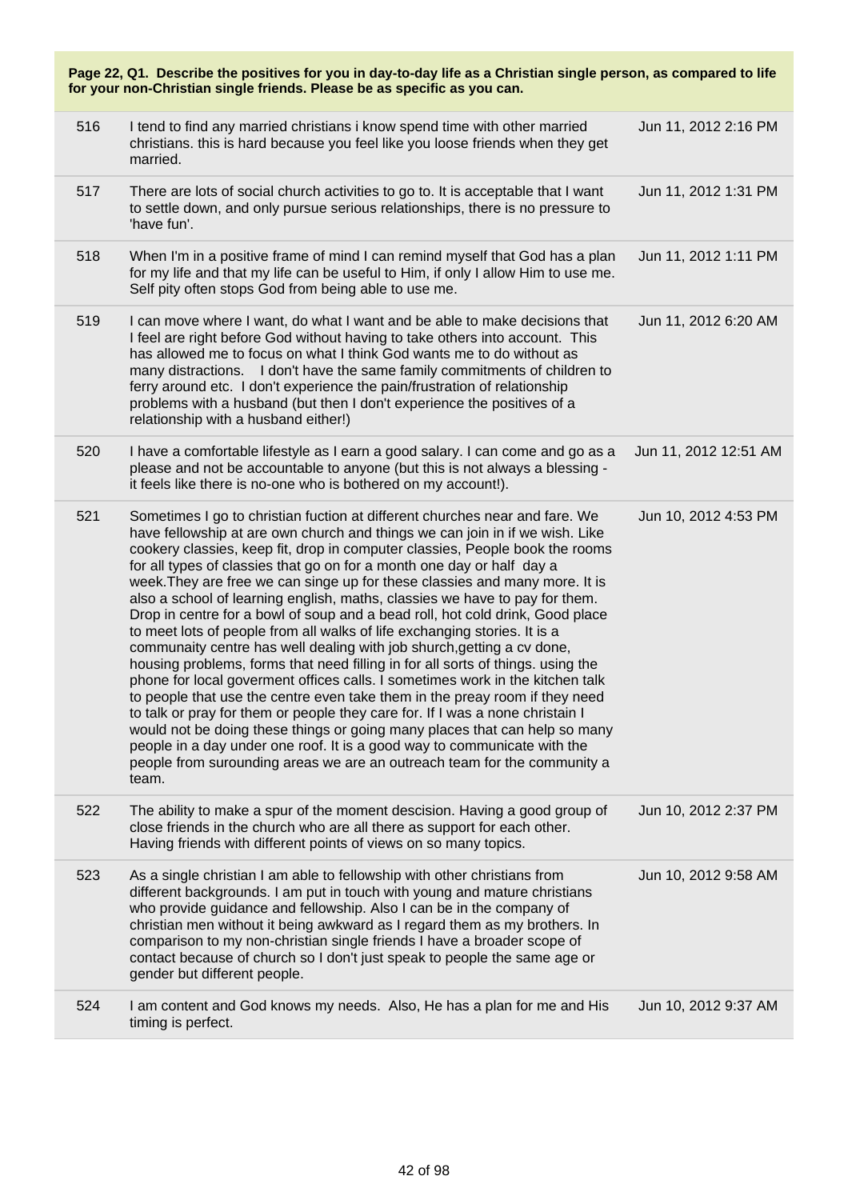**Page 22, Q1. Describe the positives for you in day-to-day life as a Christian single person, as compared to life for your non-Christian single friends. Please be as specific as you can.**

| | | |
|---|---|---|
| 516 | I tend to find any married christians i know spend time with other married christians. this is hard because you feel like you loose friends when they get married. | Jun 11, 2012 2:16 PM |
| 517 | There are lots of social church activities to go to. It is acceptable that I want to settle down, and only pursue serious relationships, there is no pressure to 'have fun'. | Jun 11, 2012 1:31 PM |
| 518 | When I'm in a positive frame of mind I can remind myself that God has a plan for my life and that my life can be useful to Him, if only I allow Him to use me. Self pity often stops God from being able to use me. | Jun 11, 2012 1:11 PM |
| 519 | I can move where I want, do what I want and be able to make decisions that I feel are right before God without having to take others into account. This has allowed me to focus on what I think God wants me to do without as many distractions. I don't have the same family commitments of children to ferry around etc. I don't experience the pain/frustration of relationship problems with a husband (but then I don't experience the positives of a relationship with a husband either!) | Jun 11, 2012 6:20 AM |
| 520 | I have a comfortable lifestyle as I earn a good salary. I can come and go as a please and not be accountable to anyone (but this is not always a blessing - it feels like there is no-one who is bothered on my account!). | Jun 11, 2012 12:51 AM |
| 521 | Sometimes I go to christian fuction at different churches near and fare. We have fellowship at are own church and things we can join in if we wish. Like cookery classies, keep fit, drop in computer classies, People book the rooms for all types of classies that go on for a month one day or half day a week.They are free we can singe up for these classies and many more. It is also a school of learning english, maths, classies we have to pay for them. Drop in centre for a bowl of soup and a bead roll, hot cold drink, Good place to meet lots of people from all walks of life exchanging stories. It is a communaity centre has well dealing with job shurch,getting a cv done, housing problems, forms that need filling in for all sorts of things. using the phone for local goverment offices calls. I sometimes work in the kitchen talk to people that use the centre even take them in the preay room if they need to talk or pray for them or people they care for. If I was a none christain I would not be doing these things or going many places that can help so many people in a day under one roof. It is a good way to communicate with the people from surounding areas we are an outreach team for the community a team. | Jun 10, 2012 4:53 PM |
| 522 | The ability to make a spur of the moment descision. Having a good group of close friends in the church who are all there as support for each other. Having friends with different points of views on so many topics. | Jun 10, 2012 2:37 PM |
| 523 | As a single christian I am able to fellowship with other christians from different backgrounds. I am put in touch with young and mature christians who provide guidance and fellowship. Also I can be in the company of christian men without it being awkward as I regard them as my brothers. In comparison to my non-christian single friends I have a broader scope of contact because of church so I don't just speak to people the same age or gender but different people. | Jun 10, 2012 9:58 AM |
| 524 | I am content and God knows my needs. Also, He has a plan for me and His timing is perfect. | Jun 10, 2012 9:37 AM |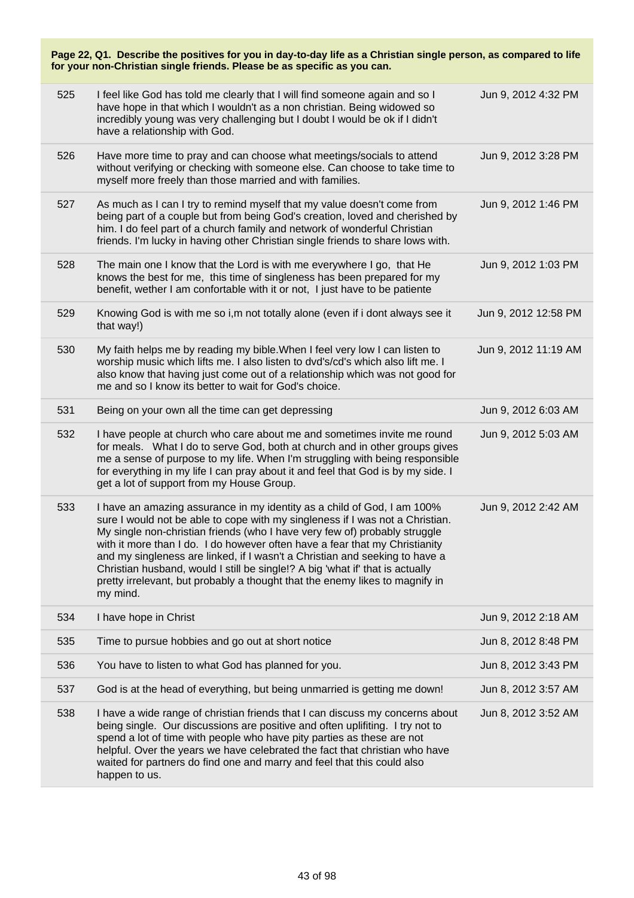**Page 22, Q1. Describe the positives for you in day-to-day life as a Christian single person, as compared to life for your non-Christian single friends. Please be as specific as you can.**

| | | |
|---|---|---|
| 525 | I feel like God has told me clearly that I will find someone again and so I have hope in that which I wouldn't as a non christian. Being widowed so incredibly young was very challenging but I doubt I would be ok if I didn't have a relationship with God. | Jun 9, 2012 4:32 PM |
| 526 | Have more time to pray and can choose what meetings/socials to attend without verifying or checking with someone else. Can choose to take time to myself more freely than those married and with families. | Jun 9, 2012 3:28 PM |
| 527 | As much as I can I try to remind myself that my value doesn't come from being part of a couple but from being God's creation, loved and cherished by him. I do feel part of a church family and network of wonderful Christian friends. I'm lucky in having other Christian single friends to share lows with. | Jun 9, 2012 1:46 PM |
| 528 | The main one I know that the Lord is with me everywhere I go, that He knows the best for me, this time of singleness has been prepared for my benefit, wether I am confortable with it or not, I just have to be patiente | Jun 9, 2012 1:03 PM |
| 529 | Knowing God is with me so i,m not totally alone (even if i dont always see it that way!) | Jun 9, 2012 12:58 PM |
| 530 | My faith helps me by reading my bible.When I feel very low I can listen to worship music which lifts me. I also listen to dvd's/cd's which also lift me. I also know that having just come out of a relationship which was not good for me and so I know its better to wait for God's choice. | Jun 9, 2012 11:19 AM |
| 531 | Being on your own all the time can get depressing | Jun 9, 2012 6:03 AM |
| 532 | I have people at church who care about me and sometimes invite me round for meals. What I do to serve God, both at church and in other groups gives me a sense of purpose to my life. When I'm struggling with being responsible for everything in my life I can pray about it and feel that God is by my side. I get a lot of support from my House Group. | Jun 9, 2012 5:03 AM |
| 533 | I have an amazing assurance in my identity as a child of God, I am 100% sure I would not be able to cope with my singleness if I was not a Christian. My single non-christian friends (who I have very few of) probably struggle with it more than I do. I do however often have a fear that my Christianity and my singleness are linked, if I wasn't a Christian and seeking to have a Christian husband, would I still be single!? A big 'what if' that is actually pretty irrelevant, but probably a thought that the enemy likes to magnify in my mind. | Jun 9, 2012 2:42 AM |
| 534 | I have hope in Christ | Jun 9, 2012 2:18 AM |
| 535 | Time to pursue hobbies and go out at short notice | Jun 8, 2012 8:48 PM |
| 536 | You have to listen to what God has planned for you. | Jun 8, 2012 3:43 PM |
| 537 | God is at the head of everything, but being unmarried is getting me down! | Jun 8, 2012 3:57 AM |
| 538 | I have a wide range of christian friends that I can discuss my concerns about being single. Our discussions are positive and often uplifting. I try not to spend a lot of time with people who have pity parties as these are not helpful. Over the years we have celebrated the fact that christian who have waited for partners do find one and marry and feel that this could also happen to us. | Jun 8, 2012 3:52 AM |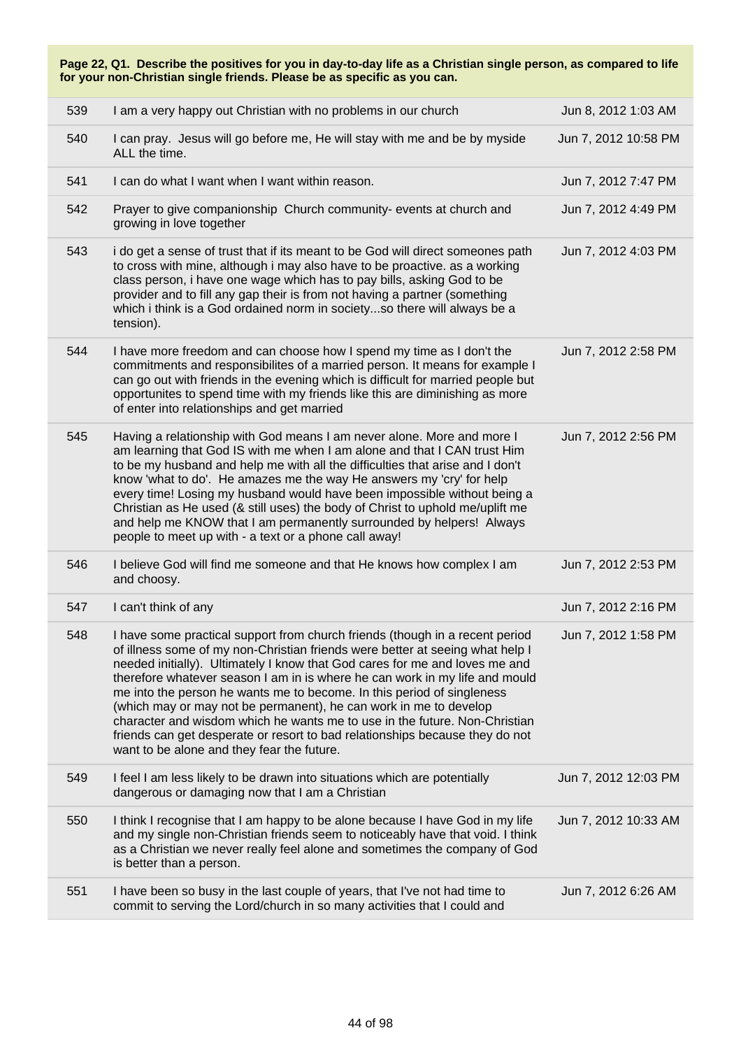**Page 22, Q1. Describe the positives for you in day-to-day life as a Christian single person, as compared to life for your non-Christian single friends. Please be as specific as you can.**

| | | |
|---|---|---|
| 539 | I am a very happy out Christian with no problems in our church | Jun 8, 2012 1:03 AM |
| 540 | I can pray. Jesus will go before me, He will stay with me and be by myside ALL the time. | Jun 7, 2012 10:58 PM |
| 541 | I can do what I want when I want within reason. | Jun 7, 2012 7:47 PM |
| 542 | Prayer to give companionship Church community- events at church and growing in love together | Jun 7, 2012 4:49 PM |
| 543 | i do get a sense of trust that if its meant to be God will direct someones path to cross with mine, although i may also have to be proactive. as a working class person, i have one wage which has to pay bills, asking God to be provider and to fill any gap their is from not having a partner (something which i think is a God ordained norm in society...so there will always be a tension). | Jun 7, 2012 4:03 PM |
| 544 | I have more freedom and can choose how I spend my time as I don't the commitments and responsibilites of a married person. It means for example I can go out with friends in the evening which is difficult for married people but opportunites to spend time with my friends like this are diminishing as more of enter into relationships and get married | Jun 7, 2012 2:58 PM |
| 545 | Having a relationship with God means I am never alone. More and more I am learning that God IS with me when I am alone and that I CAN trust Him to be my husband and help me with all the difficulties that arise and I don't know 'what to do'. He amazes me the way He answers my 'cry' for help every time! Losing my husband would have been impossible without being a Christian as He used (& still uses) the body of Christ to uphold me/uplift me and help me KNOW that I am permanently surrounded by helpers! Always people to meet up with - a text or a phone call away! | Jun 7, 2012 2:56 PM |
| 546 | I believe God will find me someone and that He knows how complex I am and choosy. | Jun 7, 2012 2:53 PM |
| 547 | I can't think of any | Jun 7, 2012 2:16 PM |
| 548 | I have some practical support from church friends (though in a recent period of illness some of my non-Christian friends were better at seeing what help I needed initially). Ultimately I know that God cares for me and loves me and therefore whatever season I am in is where he can work in my life and mould me into the person he wants me to become. In this period of singleness (which may or may not be permanent), he can work in me to develop character and wisdom which he wants me to use in the future. Non-Christian friends can get desperate or resort to bad relationships because they do not want to be alone and they fear the future. | Jun 7, 2012 1:58 PM |
| 549 | I feel I am less likely to be drawn into situations which are potentially dangerous or damaging now that I am a Christian | Jun 7, 2012 12:03 PM |
| 550 | I think I recognise that I am happy to be alone because I have God in my life and my single non-Christian friends seem to noticeably have that void. I think as a Christian we never really feel alone and sometimes the company of God is better than a person. | Jun 7, 2012 10:33 AM |
| 551 | I have been so busy in the last couple of years, that I've not had time to commit to serving the Lord/church in so many activities that I could and | Jun 7, 2012 6:26 AM |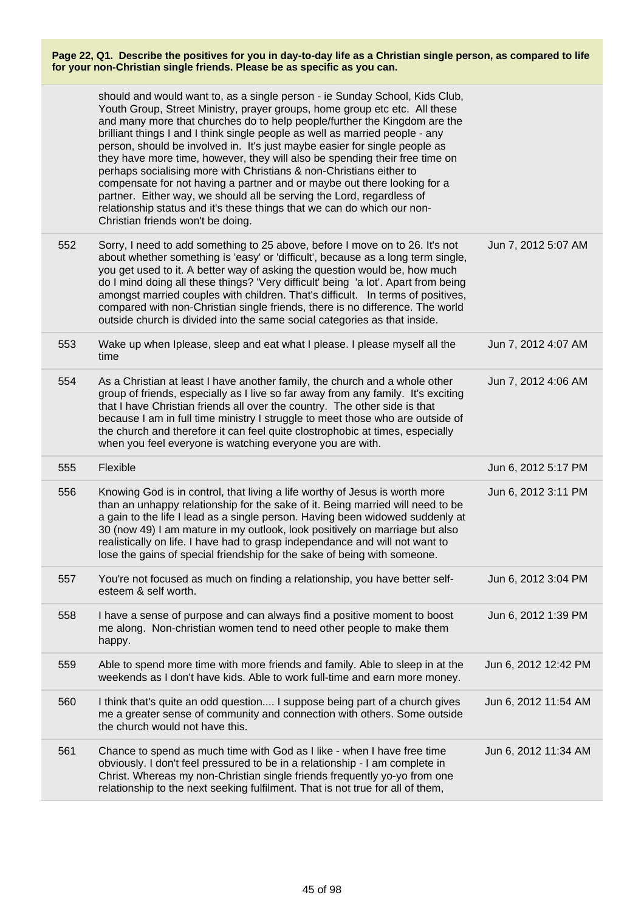**Page 22, Q1. Describe the positives for you in day-to-day life as a Christian single person, as compared to life for your non-Christian single friends. Please be as specific as you can.**

| | | |
|---|---|---|
| | should and would want to, as a single person - ie Sunday School, Kids Club, Youth Group, Street Ministry, prayer groups, home group etc etc. All these and many more that churches do to help people/further the Kingdom are the brilliant things I and I think single people as well as married people - any person, should be involved in. It's just maybe easier for single people as they have more time, however, they will also be spending their free time on perhaps socialising more with Christians & non-Christians either to compensate for not having a partner and or maybe out there looking for a partner. Either way, we should all be serving the Lord, regardless of relationship status and it's these things that we can do which our non-Christian friends won't be doing. | |
| 552 | Sorry, I need to add something to 25 above, before I move on to 26. It's not about whether something is 'easy' or 'difficult', because as a long term single, you get used to it. A better way of asking the question would be, how much do I mind doing all these things? 'Very difficult' being 'a lot'. Apart from being amongst married couples with children. That's difficult. In terms of positives, compared with non-Christian single friends, there is no difference. The world outside church is divided into the same social categories as that inside. | Jun 7, 2012 5:07 AM |
| 553 | Wake up when Iplease, sleep and eat what I please. I please myself all the time | Jun 7, 2012 4:07 AM |
| 554 | As a Christian at least I have another family, the church and a whole other group of friends, especially as I live so far away from any family. It's exciting that I have Christian friends all over the country. The other side is that because I am in full time ministry I struggle to meet those who are outside of the church and therefore it can feel quite clostrophobic at times, especially when you feel everyone is watching everyone you are with. | Jun 7, 2012 4:06 AM |
| 555 | Flexible | Jun 6, 2012 5:17 PM |
| 556 | Knowing God is in control, that living a life worthy of Jesus is worth more than an unhappy relationship for the sake of it. Being married will need to be a gain to the life I lead as a single person. Having been widowed suddenly at 30 (now 49) I am mature in my outlook, look positively on marriage but also realistically on life. I have had to grasp independance and will not want to lose the gains of special friendship for the sake of being with someone. | Jun 6, 2012 3:11 PM |
| 557 | You're not focused as much on finding a relationship, you have better self-esteem & self worth. | Jun 6, 2012 3:04 PM |
| 558 | I have a sense of purpose and can always find a positive moment to boost me along. Non-christian women tend to need other people to make them happy. | Jun 6, 2012 1:39 PM |
| 559 | Able to spend more time with more friends and family. Able to sleep in at the weekends as I don't have kids. Able to work full-time and earn more money. | Jun 6, 2012 12:42 PM |
| 560 | I think that's quite an odd question.... I suppose being part of a church gives me a greater sense of community and connection with others. Some outside the church would not have this. | Jun 6, 2012 11:54 AM |
| 561 | Chance to spend as much time with God as I like - when I have free time obviously. I don't feel pressured to be in a relationship - I am complete in Christ. Whereas my non-Christian single friends frequently yo-yo from one relationship to the next seeking fulfilment. That is not true for all of them, | Jun 6, 2012 11:34 AM |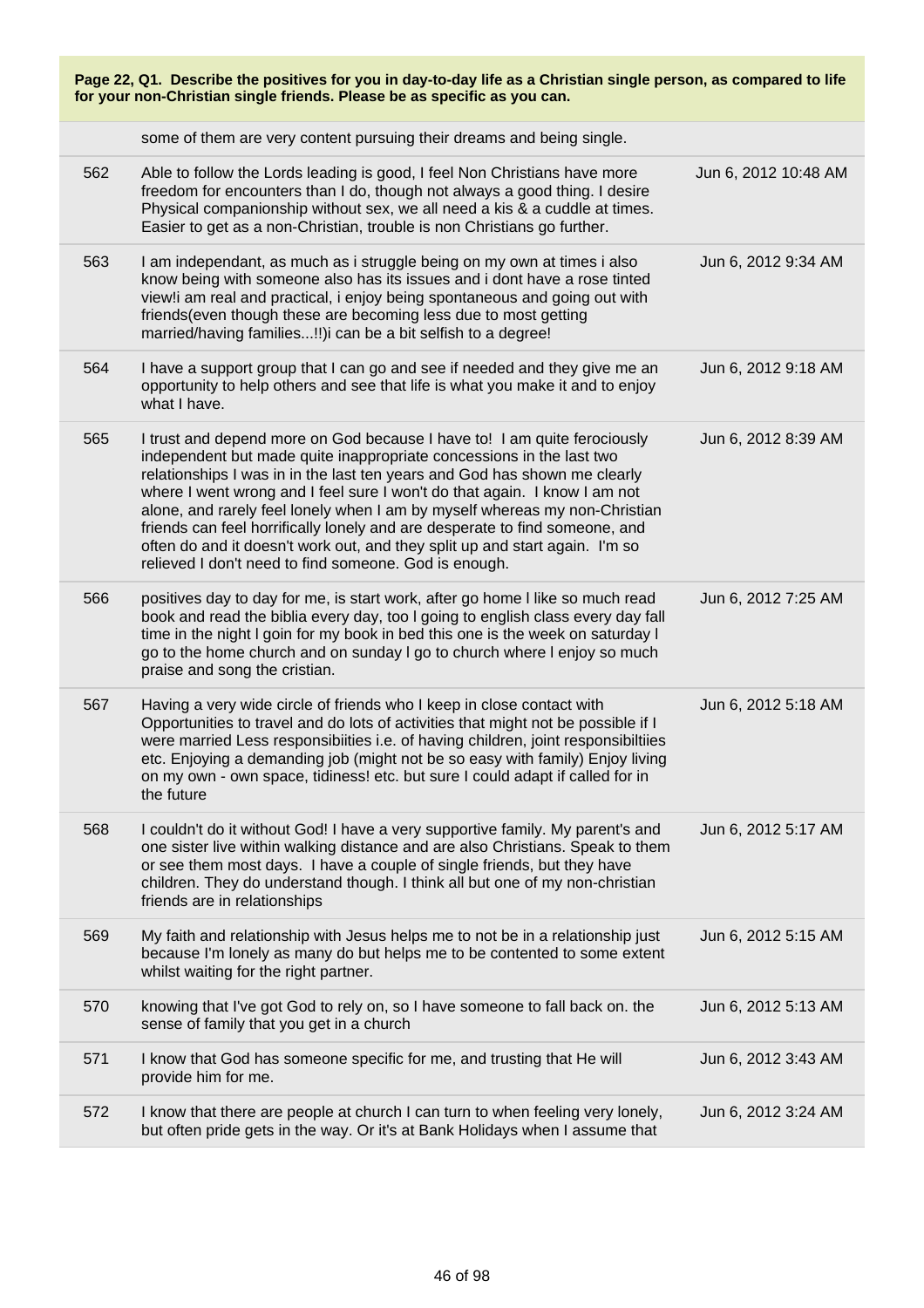**Page 22, Q1. Describe the positives for you in day-to-day life as a Christian single person, as compared to life for your non-Christian single friends. Please be as specific as you can.**

| | | |
|---|---|---|
| | some of them are very content pursuing their dreams and being single. | |
| 562 | Able to follow the Lords leading is good, I feel Non Christians have more freedom for encounters than I do, though not always a good thing. I desire Physical companionship without sex, we all need a kis & a cuddle at times. Easier to get as a non-Christian, trouble is non Christians go further. | Jun 6, 2012 10:48 AM |
| 563 | I am independant, as much as i struggle being on my own at times i also know being with someone also has its issues and i dont have a rose tinted view!i am real and practical, i enjoy being spontaneous and going out with friends(even though these are becoming less due to most getting married/having families...!!)i can be a bit selfish to a degree! | Jun 6, 2012 9:34 AM |
| 564 | I have a support group that I can go and see if needed and they give me an opportunity to help others and see that life is what you make it and to enjoy what I have. | Jun 6, 2012 9:18 AM |
| 565 | I trust and depend more on God because I have to! I am quite ferociously independent but made quite inappropriate concessions in the last two relationships I was in in the last ten years and God has shown me clearly where I went wrong and I feel sure I won't do that again. I know I am not alone, and rarely feel lonely when I am by myself whereas my non-Christian friends can feel horrifically lonely and are desperate to find someone, and often do and it doesn't work out, and they split up and start again. I'm so relieved I don't need to find someone. God is enough. | Jun 6, 2012 8:39 AM |
| 566 | positives day to day for me, is start work, after go home I like so much read book and read the biblia every day, too I going to english class every day fall time in the night I goin for my book in bed this one is the week on saturday I go to the home church and on sunday I go to church where I enjoy so much praise and song the cristian. | Jun 6, 2012 7:25 AM |
| 567 | Having a very wide circle of friends who I keep in close contact with Opportunities to travel and do lots of activities that might not be possible if I were married Less responsibiities i.e. of having children, joint responsibiltiies etc. Enjoying a demanding job (might not be so easy with family) Enjoy living on my own - own space, tidiness! etc. but sure I could adapt if called for in the future | Jun 6, 2012 5:18 AM |
| 568 | I couldn't do it without God! I have a very supportive family. My parent's and one sister live within walking distance and are also Christians. Speak to them or see them most days. I have a couple of single friends, but they have children. They do understand though. I think all but one of my non-christian friends are in relationships | Jun 6, 2012 5:17 AM |
| 569 | My faith and relationship with Jesus helps me to not be in a relationship just because I'm lonely as many do but helps me to be contented to some extent whilst waiting for the right partner. | Jun 6, 2012 5:15 AM |
| 570 | knowing that I've got God to rely on, so I have someone to fall back on. the sense of family that you get in a church | Jun 6, 2012 5:13 AM |
| 571 | I know that God has someone specific for me, and trusting that He will provide him for me. | Jun 6, 2012 3:43 AM |
| 572 | I know that there are people at church I can turn to when feeling very lonely, but often pride gets in the way. Or it's at Bank Holidays when I assume that | Jun 6, 2012 3:24 AM |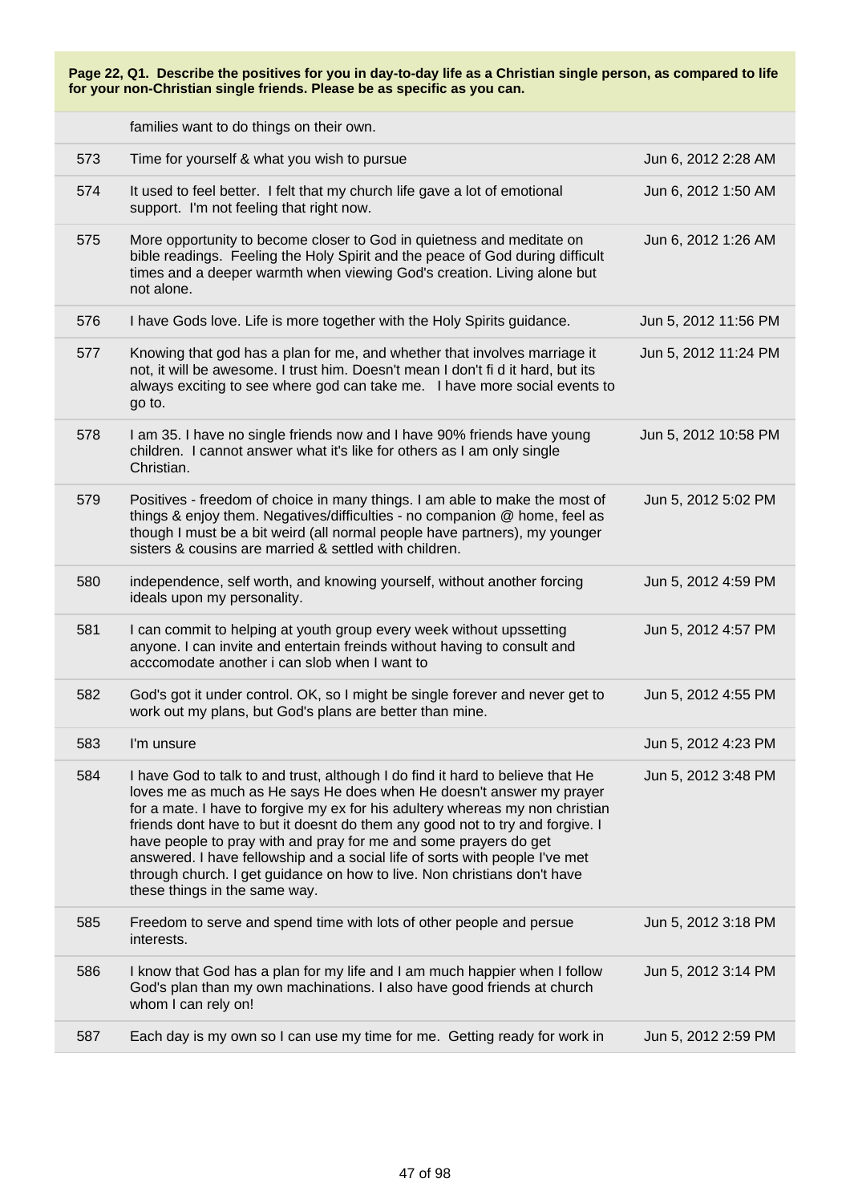**Page 22, Q1. Describe the positives for you in day-to-day life as a Christian single person, as compared to life for your non-Christian single friends. Please be as specific as you can.**

| | | |
|---|---|---|
| | families want to do things on their own. | |
| 573 | Time for yourself & what you wish to pursue | Jun 6, 2012 2:28 AM |
| 574 | It used to feel better. I felt that my church life gave a lot of emotional support. I'm not feeling that right now. | Jun 6, 2012 1:50 AM |
| 575 | More opportunity to become closer to God in quietness and meditate on bible readings. Feeling the Holy Spirit and the peace of God during difficult times and a deeper warmth when viewing God's creation. Living alone but not alone. | Jun 6, 2012 1:26 AM |
| 576 | I have Gods love. Life is more together with the Holy Spirits guidance. | Jun 5, 2012 11:56 PM |
| 577 | Knowing that god has a plan for me, and whether that involves marriage it not, it will be awesome. I trust him. Doesn't mean I don't fi d it hard, but its always exciting to see where god can take me. I have more social events to go to. | Jun 5, 2012 11:24 PM |
| 578 | I am 35. I have no single friends now and I have 90% friends have young children. I cannot answer what it's like for others as I am only single Christian. | Jun 5, 2012 10:58 PM |
| 579 | Positives - freedom of choice in many things. I am able to make the most of things & enjoy them. Negatives/difficulties - no companion @ home, feel as though I must be a bit weird (all normal people have partners), my younger sisters & cousins are married & settled with children. | Jun 5, 2012 5:02 PM |
| 580 | independence, self worth, and knowing yourself, without another forcing ideals upon my personality. | Jun 5, 2012 4:59 PM |
| 581 | I can commit to helping at youth group every week without upssetting anyone. I can invite and entertain freinds without having to consult and acccomodate another i can slob when I want to | Jun 5, 2012 4:57 PM |
| 582 | God's got it under control. OK, so I might be single forever and never get to work out my plans, but God's plans are better than mine. | Jun 5, 2012 4:55 PM |
| 583 | I'm unsure | Jun 5, 2012 4:23 PM |
| 584 | I have God to talk to and trust, although I do find it hard to believe that He loves me as much as He says He does when He doesn't answer my prayer for a mate. I have to forgive my ex for his adultery whereas my non christian friends dont have to but it doesnt do them any good not to try and forgive. I have people to pray with and pray for me and some prayers do get answered. I have fellowship and a social life of sorts with people I've met through church. I get guidance on how to live. Non christians don't have these things in the same way. | Jun 5, 2012 3:48 PM |
| 585 | Freedom to serve and spend time with lots of other people and persue interests. | Jun 5, 2012 3:18 PM |
| 586 | I know that God has a plan for my life and I am much happier when I follow God's plan than my own machinations. I also have good friends at church whom I can rely on! | Jun 5, 2012 3:14 PM |
| 587 | Each day is my own so I can use my time for me. Getting ready for work in | Jun 5, 2012 2:59 PM |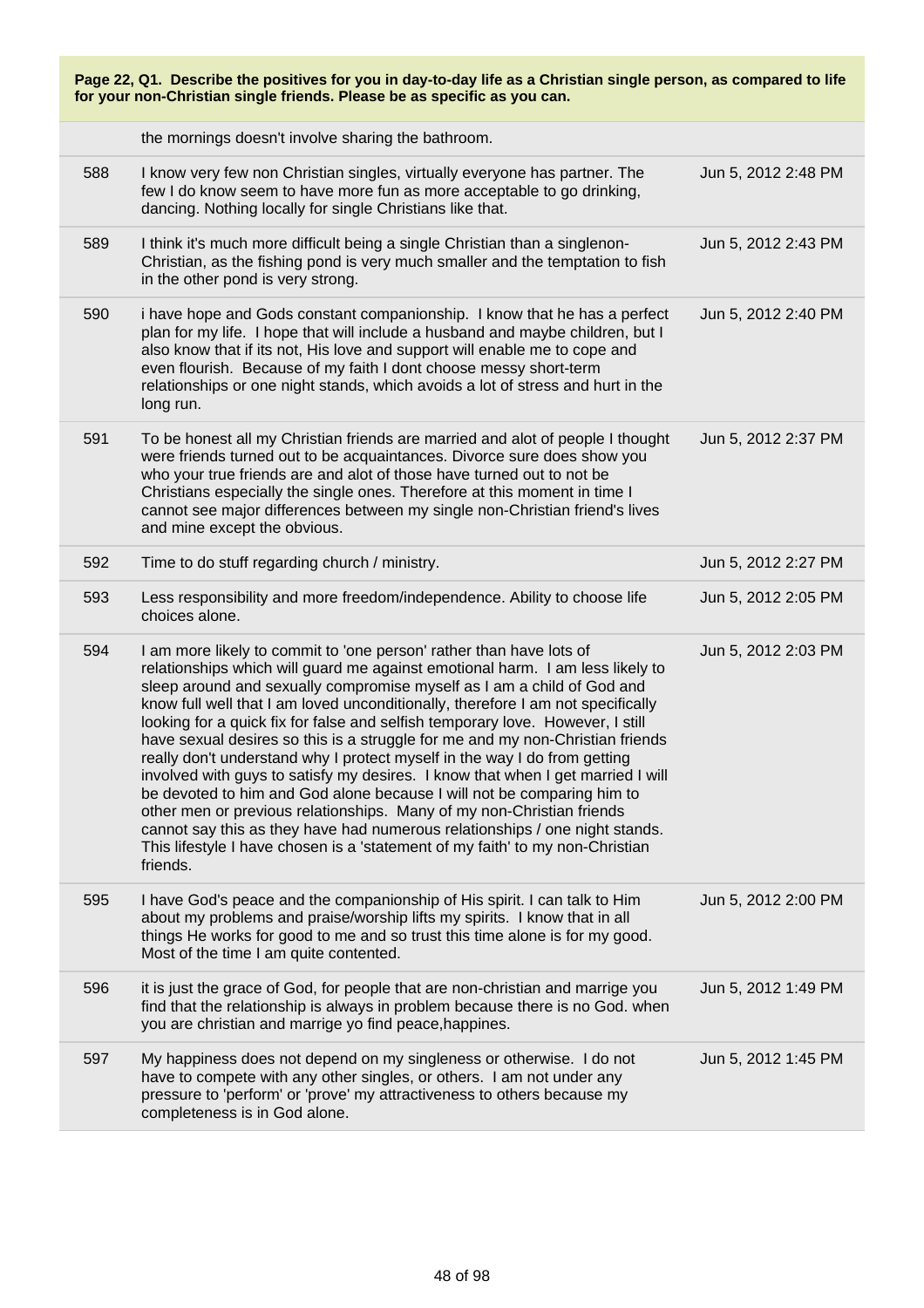**Page 22, Q1. Describe the positives for you in day-to-day life as a Christian single person, as compared to life for your non-Christian single friends. Please be as specific as you can.**

| | | |
|---|---|---|
| | the mornings doesn't involve sharing the bathroom. | |
| 588 | I know very few non Christian singles, virtually everyone has partner. The few I do know seem to have more fun as more acceptable to go drinking, dancing. Nothing locally for single Christians like that. | Jun 5, 2012 2:48 PM |
| 589 | I think it's much more difficult being a single Christian than a singlenon-Christian, as the fishing pond is very much smaller and the temptation to fish in the other pond is very strong. | Jun 5, 2012 2:43 PM |
| 590 | i have hope and Gods constant companionship. I know that he has a perfect plan for my life. I hope that will include a husband and maybe children, but I also know that if its not, His love and support will enable me to cope and even flourish. Because of my faith I dont choose messy short-term relationships or one night stands, which avoids a lot of stress and hurt in the long run. | Jun 5, 2012 2:40 PM |
| 591 | To be honest all my Christian friends are married and alot of people I thought were friends turned out to be acquaintances. Divorce sure does show you who your true friends are and alot of those have turned out to not be Christians especially the single ones. Therefore at this moment in time I cannot see major differences between my single non-Christian friend's lives and mine except the obvious. | Jun 5, 2012 2:37 PM |
| 592 | Time to do stuff regarding church / ministry. | Jun 5, 2012 2:27 PM |
| 593 | Less responsibility and more freedom/independence. Ability to choose life choices alone. | Jun 5, 2012 2:05 PM |
| 594 | I am more likely to commit to 'one person' rather than have lots of relationships which will guard me against emotional harm. I am less likely to sleep around and sexually compromise myself as I am a child of God and know full well that I am loved unconditionally, therefore I am not specifically looking for a quick fix for false and selfish temporary love. However, I still have sexual desires so this is a struggle for me and my non-Christian friends really don't understand why I protect myself in the way I do from getting involved with guys to satisfy my desires. I know that when I get married I will be devoted to him and God alone because I will not be comparing him to other men or previous relationships. Many of my non-Christian friends cannot say this as they have had numerous relationships / one night stands. This lifestyle I have chosen is a 'statement of my faith' to my non-Christian friends. | Jun 5, 2012 2:03 PM |
| 595 | I have God's peace and the companionship of His spirit. I can talk to Him about my problems and praise/worship lifts my spirits. I know that in all things He works for good to me and so trust this time alone is for my good. Most of the time I am quite contented. | Jun 5, 2012 2:00 PM |
| 596 | it is just the grace of God, for people that are non-christian and marrige you find that the relationship is always in problem because there is no God. when you are christian and marrige yo find peace,happines. | Jun 5, 2012 1:49 PM |
| 597 | My happiness does not depend on my singleness or otherwise. I do not have to compete with any other singles, or others. I am not under any pressure to 'perform' or 'prove' my attractiveness to others because my completeness is in God alone. | Jun 5, 2012 1:45 PM |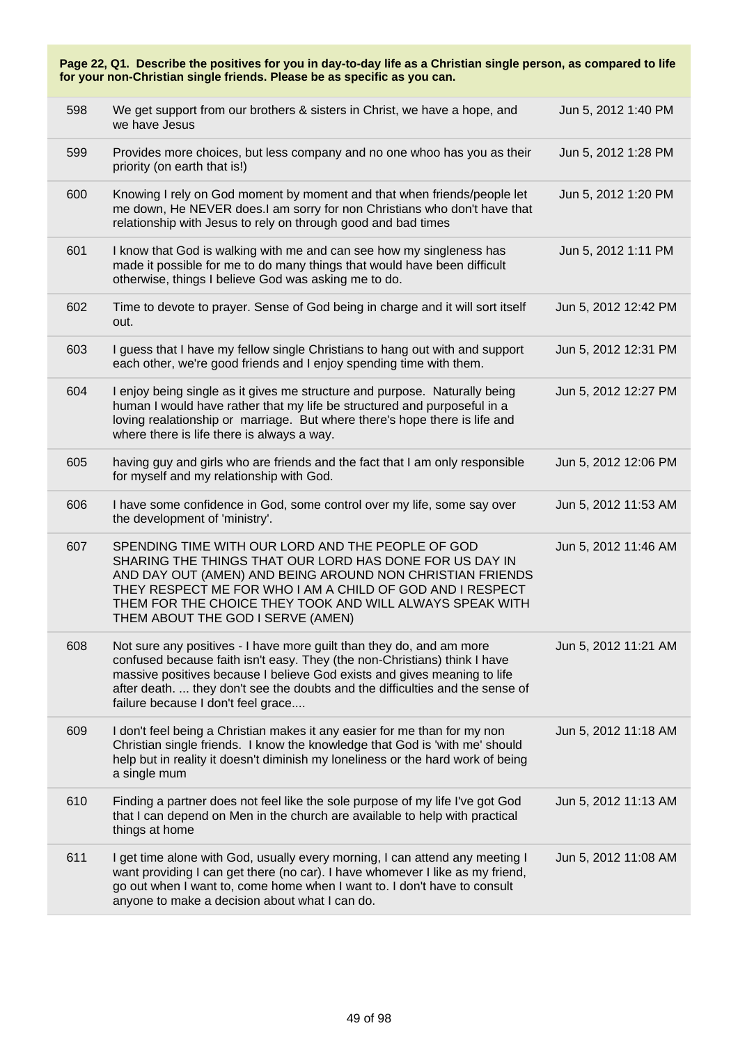**Page 22, Q1. Describe the positives for you in day-to-day life as a Christian single person, as compared to life for your non-Christian single friends. Please be as specific as you can.**

| | | |
|---|---|---|
| 598 | We get support from our brothers & sisters in Christ, we have a hope, and we have Jesus | Jun 5, 2012 1:40 PM |
| 599 | Provides more choices, but less company and no one whoo has you as their priority (on earth that is!) | Jun 5, 2012 1:28 PM |
| 600 | Knowing I rely on God moment by moment and that when friends/people let me down, He NEVER does.I am sorry for non Christians who don't have that relationship with Jesus to rely on through good and bad times | Jun 5, 2012 1:20 PM |
| 601 | I know that God is walking with me and can see how my singleness has made it possible for me to do many things that would have been difficult otherwise, things I believe God was asking me to do. | Jun 5, 2012 1:11 PM |
| 602 | Time to devote to prayer. Sense of God being in charge and it will sort itself out. | Jun 5, 2012 12:42 PM |
| 603 | I guess that I have my fellow single Christians to hang out with and support each other, we're good friends and I enjoy spending time with them. | Jun 5, 2012 12:31 PM |
| 604 | I enjoy being single as it gives me structure and purpose. Naturally being human I would have rather that my life be structured and purposeful in a loving realationship or marriage. But where there's hope there is life and where there is life there is always a way. | Jun 5, 2012 12:27 PM |
| 605 | having guy and girls who are friends and the fact that I am only responsible for myself and my relationship with God. | Jun 5, 2012 12:06 PM |
| 606 | I have some confidence in God, some control over my life, some say over the development of 'ministry'. | Jun 5, 2012 11:53 AM |
| 607 | SPENDING TIME WITH OUR LORD AND THE PEOPLE OF GOD SHARING THE THINGS THAT OUR LORD HAS DONE FOR US DAY IN AND DAY OUT (AMEN) AND BEING AROUND NON CHRISTIAN FRIENDS THEY RESPECT ME FOR WHO I AM A CHILD OF GOD AND I RESPECT THEM FOR THE CHOICE THEY TOOK AND WILL ALWAYS SPEAK WITH THEM ABOUT THE GOD I SERVE (AMEN) | Jun 5, 2012 11:46 AM |
| 608 | Not sure any positives - I have more guilt than they do, and am more confused because faith isn't easy. They (the non-Christians) think I have massive positives because I believe God exists and gives meaning to life after death. ... they don't see the doubts and the difficulties and the sense of failure because I don't feel grace.... | Jun 5, 2012 11:21 AM |
| 609 | I don't feel being a Christian makes it any easier for me than for my non Christian single friends. I know the knowledge that God is 'with me' should help but in reality it doesn't diminish my loneliness or the hard work of being a single mum | Jun 5, 2012 11:18 AM |
| 610 | Finding a partner does not feel like the sole purpose of my life I've got God that I can depend on Men in the church are available to help with practical things at home | Jun 5, 2012 11:13 AM |
| 611 | I get time alone with God, usually every morning, I can attend any meeting I want providing I can get there (no car). I have whomever I like as my friend, go out when I want to, come home when I want to. I don't have to consult anyone to make a decision about what I can do. | Jun 5, 2012 11:08 AM |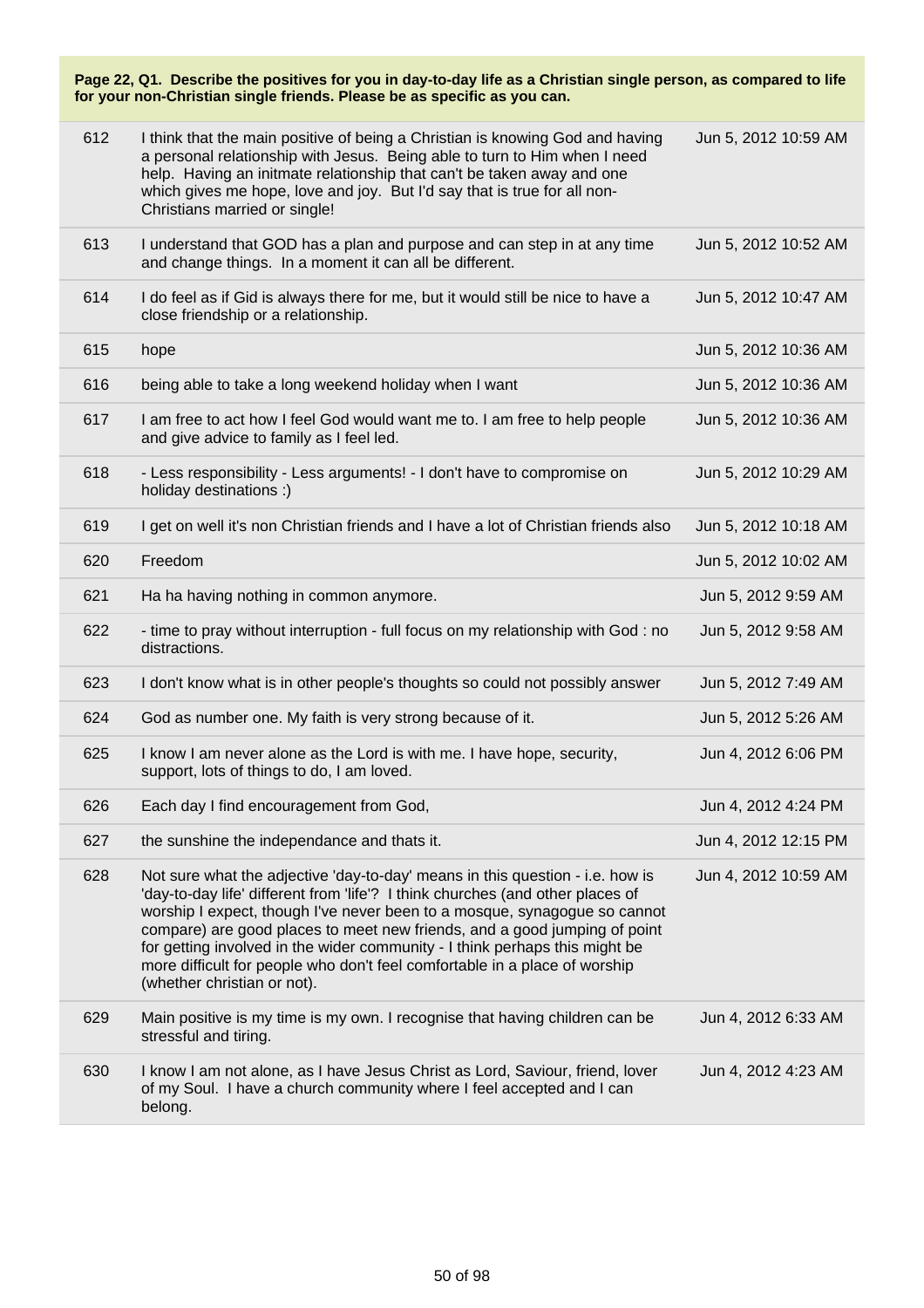**Page 22, Q1. Describe the positives for you in day-to-day life as a Christian single person, as compared to life for your non-Christian single friends. Please be as specific as you can.**

| | | |
|---|---|---|
| 612 | I think that the main positive of being a Christian is knowing God and having a personal relationship with Jesus. Being able to turn to Him when I need help. Having an initmate relationship that can't be taken away and one which gives me hope, love and joy. But I'd say that is true for all non-Christians married or single! | Jun 5, 2012 10:59 AM |
| 613 | I understand that GOD has a plan and purpose and can step in at any time and change things. In a moment it can all be different. | Jun 5, 2012 10:52 AM |
| 614 | I do feel as if Gid is always there for me, but it would still be nice to have a close friendship or a relationship. | Jun 5, 2012 10:47 AM |
| 615 | hope | Jun 5, 2012 10:36 AM |
| 616 | being able to take a long weekend holiday when I want | Jun 5, 2012 10:36 AM |
| 617 | I am free to act how I feel God would want me to. I am free to help people and give advice to family as I feel led. | Jun 5, 2012 10:36 AM |
| 618 | - Less responsibility - Less arguments! - I don't have to compromise on holiday destinations :) | Jun 5, 2012 10:29 AM |
| 619 | I get on well it's non Christian friends and I have a lot of Christian friends also | Jun 5, 2012 10:18 AM |
| 620 | Freedom | Jun 5, 2012 10:02 AM |
| 621 | Ha ha having nothing in common anymore. | Jun 5, 2012 9:59 AM |
| 622 | - time to pray without interruption - full focus on my relationship with God : no distractions. | Jun 5, 2012 9:58 AM |
| 623 | I don't know what is in other people's thoughts so could not possibly answer | Jun 5, 2012 7:49 AM |
| 624 | God as number one. My faith is very strong because of it. | Jun 5, 2012 5:26 AM |
| 625 | I know I am never alone as the Lord is with me. I have hope, security, support, lots of things to do, I am loved. | Jun 4, 2012 6:06 PM |
| 626 | Each day I find encouragement from God, | Jun 4, 2012 4:24 PM |
| 627 | the sunshine the independance and thats it. | Jun 4, 2012 12:15 PM |
| 628 | Not sure what the adjective 'day-to-day' means in this question - i.e. how is 'day-to-day life' different from 'life'? I think churches (and other places of worship I expect, though I've never been to a mosque, synagogue so cannot compare) are good places to meet new friends, and a good jumping of point for getting involved in the wider community - I think perhaps this might be more difficult for people who don't feel comfortable in a place of worship (whether christian or not). | Jun 4, 2012 10:59 AM |
| 629 | Main positive is my time is my own. I recognise that having children can be stressful and tiring. | Jun 4, 2012 6:33 AM |
| 630 | I know I am not alone, as I have Jesus Christ as Lord, Saviour, friend, lover of my Soul. I have a church community where I feel accepted and I can belong. | Jun 4, 2012 4:23 AM |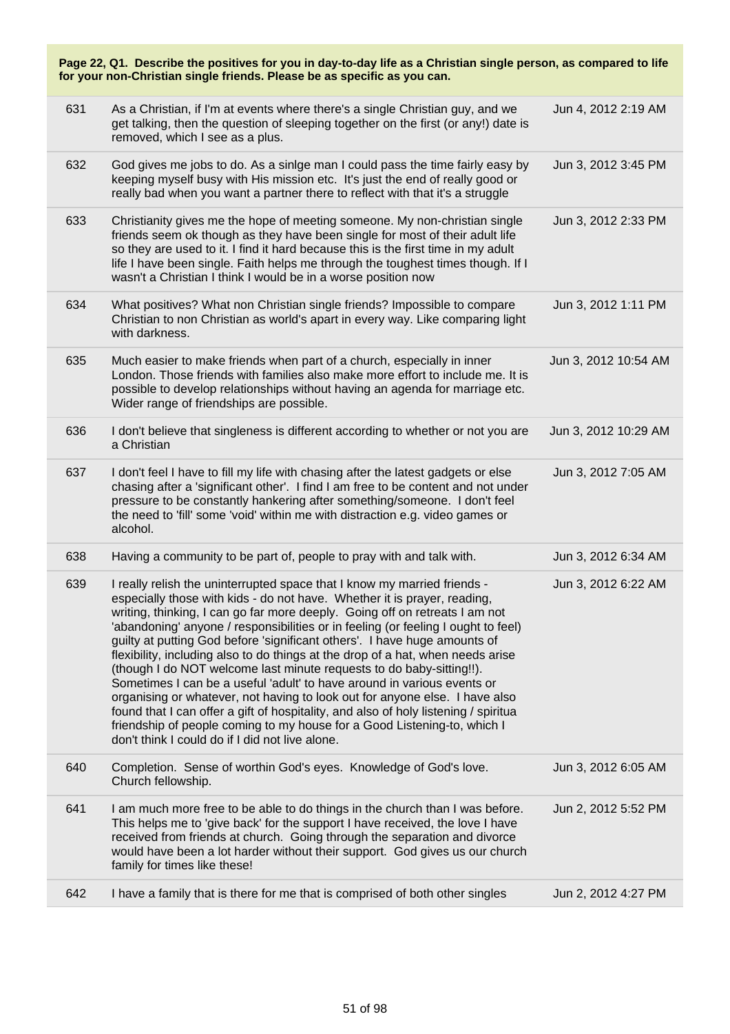| Page 22, Q1. Describe the positives for you in day-to-day life as a Christian single person, as compared to life for your non-Christian single friends. Please be as specific as you can. | | |
|---|---|---|
| 631 | As a Christian, if I'm at events where there's a single Christian guy, and we get talking, then the question of sleeping together on the first (or any!) date is removed, which I see as a plus. | Jun 4, 2012 2:19 AM |
| 632 | God gives me jobs to do. As a sinlge man I could pass the time fairly easy by keeping myself busy with His mission etc. It's just the end of really good or really bad when you want a partner there to reflect with that it's a struggle | Jun 3, 2012 3:45 PM |
| 633 | Christianity gives me the hope of meeting someone. My non-christian single friends seem ok though as they have been single for most of their adult life so they are used to it. I find it hard because this is the first time in my adult life I have been single. Faith helps me through the toughest times though. If I wasn't a Christian I think I would be in a worse position now | Jun 3, 2012 2:33 PM |
| 634 | What positives? What non Christian single friends? Impossible to compare Christian to non Christian as world's apart in every way. Like comparing light with darkness. | Jun 3, 2012 1:11 PM |
| 635 | Much easier to make friends when part of a church, especially in inner London. Those friends with families also make more effort to include me. It is possible to develop relationships without having an agenda for marriage etc. Wider range of friendships are possible. | Jun 3, 2012 10:54 AM |
| 636 | I don't believe that singleness is different according to whether or not you are a Christian | Jun 3, 2012 10:29 AM |
| 637 | I don't feel I have to fill my life with chasing after the latest gadgets or else chasing after a 'significant other'. I find I am free to be content and not under pressure to be constantly hankering after something/someone. I don't feel the need to 'fill' some 'void' within me with distraction e.g. video games or alcohol. | Jun 3, 2012 7:05 AM |
| 638 | Having a community to be part of, people to pray with and talk with. | Jun 3, 2012 6:34 AM |
| 639 | I really relish the uninterrupted space that I know my married friends - especially those with kids - do not have. Whether it is prayer, reading, writing, thinking, I can go far more deeply. Going off on retreats I am not 'abandoning' anyone / responsibilities or in feeling (or feeling I ought to feel) guilty at putting God before 'significant others'. I have huge amounts of flexibility, including also to do things at the drop of a hat, when needs arise (though I do NOT welcome last minute requests to do baby-sitting!!). Sometimes I can be a useful 'adult' to have around in various events or organising or whatever, not having to look out for anyone else. I have also found that I can offer a gift of hospitality, and also of holy listening / spiritua friendship of people coming to my house for a Good Listening-to, which I don't think I could do if I did not live alone. | Jun 3, 2012 6:22 AM |
| 640 | Completion. Sense of worthin God's eyes. Knowledge of God's love. Church fellowship. | Jun 3, 2012 6:05 AM |
| 641 | I am much more free to be able to do things in the church than I was before. This helps me to 'give back' for the support I have received, the love I have received from friends at church. Going through the separation and divorce would have been a lot harder without their support. God gives us our church family for times like these! | Jun 2, 2012 5:52 PM |
| 642 | I have a family that is there for me that is comprised of both other singles | Jun 2, 2012 4:27 PM |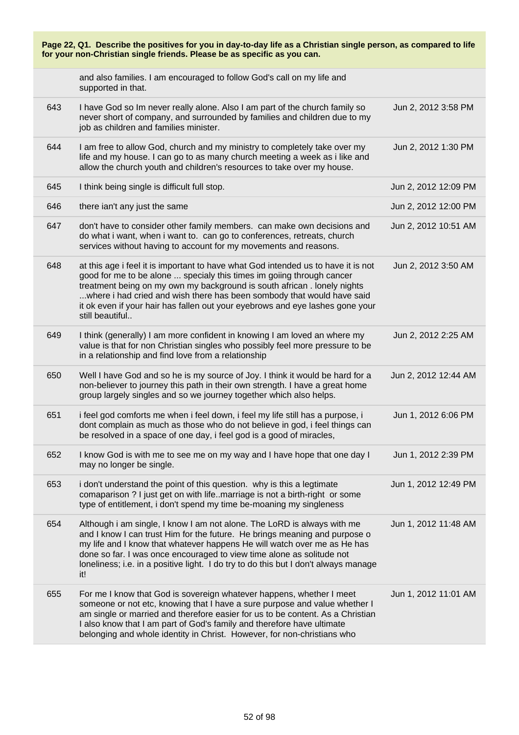**Page 22, Q1. Describe the positives for you in day-to-day life as a Christian single person, as compared to life for your non-Christian single friends. Please be as specific as you can.**

| | | |
|---|---|---|
| | and also families. I am encouraged to follow God's call on my life and supported in that. | |
| 643 | I have God so Im never really alone. Also I am part of the church family so never short of company, and surrounded by families and children due to my job as children and families minister. | Jun 2, 2012 3:58 PM |
| 644 | I am free to allow God, church and my ministry to completely take over my life and my house. I can go to as many church meeting a week as i like and allow the church youth and children's resources to take over my house. | Jun 2, 2012 1:30 PM |
| 645 | I think being single is difficult full stop. | Jun 2, 2012 12:09 PM |
| 646 | there ian't any just the same | Jun 2, 2012 12:00 PM |
| 647 | don't have to consider other family members. can make own decisions and do what i want, when i want to. can go to conferences, retreats, church services without having to account for my movements and reasons. | Jun 2, 2012 10:51 AM |
| 648 | at this age i feel it is important to have what God intended us to have it is not good for me to be alone ... specialy this times im goiing through cancer treatment being on my own my background is south african . lonely nights ...where i had cried and wish there has been sombody that would have said it ok even if your hair has fallen out your eyebrows and eye lashes gone your still beautiful.. | Jun 2, 2012 3:50 AM |
| 649 | I think (generally) I am more confident in knowing I am loved an where my value is that for non Christian singles who possibly feel more pressure to be in a relationship and find love from a relationship | Jun 2, 2012 2:25 AM |
| 650 | Well I have God and so he is my source of Joy. I think it would be hard for a non-believer to journey this path in their own strength. I have a great home group largely singles and so we journey together which also helps. | Jun 2, 2012 12:44 AM |
| 651 | i feel god comforts me when i feel down, i feel my life still has a purpose, i dont complain as much as those who do not believe in god, i feel things can be resolved in a space of one day, i feel god is a good of miracles, | Jun 1, 2012 6:06 PM |
| 652 | I know God is with me to see me on my way and I have hope that one day I may no longer be single. | Jun 1, 2012 2:39 PM |
| 653 | i don't understand the point of this question. why is this a legtimate comaparison ? I just get on with life..marriage is not a birth-right or some type of entitlement, i don't spend my time be-moaning my singleness | Jun 1, 2012 12:49 PM |
| 654 | Although i am single, I know I am not alone. The LoRD is always with me and I know I can trust Him for the future. He brings meaning and purpose o my life and I know that whatever happens He will watch over me as He has done so far. I was once encouraged to view time alone as solitude not loneliness; i.e. in a positive light. I do try to do this but I don't always manage it! | Jun 1, 2012 11:48 AM |
| 655 | For me I know that God is sovereign whatever happens, whether I meet someone or not etc, knowing that I have a sure purpose and value whether I am single or married and therefore easier for us to be content. As a Christian I also know that I am part of God's family and therefore have ultimate belonging and whole identity in Christ. However, for non-christians who | Jun 1, 2012 11:01 AM |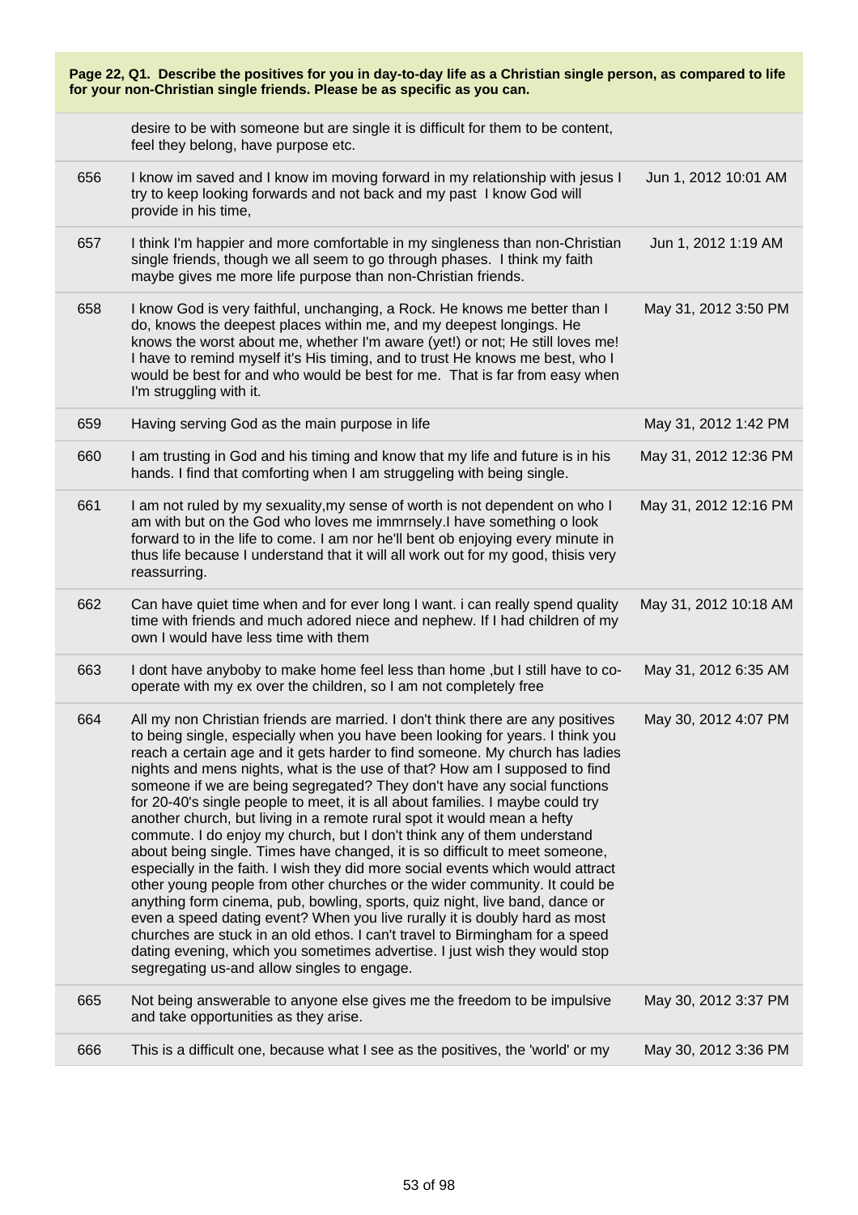**Page 22, Q1. Describe the positives for you in day-to-day life as a Christian single person, as compared to life for your non-Christian single friends. Please be as specific as you can.**

| | | |
|---|---|---|
| | desire to be with someone but are single it is difficult for them to be content, feel they belong, have purpose etc. | |
| 656 | I know im saved and I know im moving forward in my relationship with jesus I try to keep looking forwards and not back and my past I know God will provide in his time, | Jun 1, 2012 10:01 AM |
| 657 | I think I'm happier and more comfortable in my singleness than non-Christian single friends, though we all seem to go through phases. I think my faith maybe gives me more life purpose than non-Christian friends. | Jun 1, 2012 1:19 AM |
| 658 | I know God is very faithful, unchanging, a Rock. He knows me better than I do, knows the deepest places within me, and my deepest longings. He knows the worst about me, whether I'm aware (yet!) or not; He still loves me! I have to remind myself it's His timing, and to trust He knows me best, who I would be best for and who would be best for me. That is far from easy when I'm struggling with it. | May 31, 2012 3:50 PM |
| 659 | Having serving God as the main purpose in life | May 31, 2012 1:42 PM |
| 660 | I am trusting in God and his timing and know that my life and future is in his hands. I find that comforting when I am struggeling with being single. | May 31, 2012 12:36 PM |
| 661 | I am not ruled by my sexuality,my sense of worth is not dependent on who I am with but on the God who loves me immrnsely.I have something o look forward to in the life to come. I am nor he'll bent ob enjoying every minute in thus life because I understand that it will all work out for my good, thisis very reassurring. | May 31, 2012 12:16 PM |
| 662 | Can have quiet time when and for ever long I want. i can really spend quality time with friends and much adored niece and nephew. If I had children of my own I would have less time with them | May 31, 2012 10:18 AM |
| 663 | I dont have anyboby to make home feel less than home ,but I still have to co-operate with my ex over the children, so I am not completely free | May 31, 2012 6:35 AM |
| 664 | All my non Christian friends are married. I don't think there are any positives to being single, especially when you have been looking for years. I think you reach a certain age and it gets harder to find someone. My church has ladies nights and mens nights, what is the use of that? How am I supposed to find someone if we are being segregated? They don't have any social functions for 20-40's single people to meet, it is all about families. I maybe could try another church, but living in a remote rural spot it would mean a hefty commute. I do enjoy my church, but I don't think any of them understand about being single. Times have changed, it is so difficult to meet someone, especially in the faith. I wish they did more social events which would attract other young people from other churches or the wider community. It could be anything form cinema, pub, bowling, sports, quiz night, live band, dance or even a speed dating event? When you live rurally it is doubly hard as most churches are stuck in an old ethos. I can't travel to Birmingham for a speed dating evening, which you sometimes advertise. I just wish they would stop segregating us-and allow singles to engage. | May 30, 2012 4:07 PM |
| 665 | Not being answerable to anyone else gives me the freedom to be impulsive and take opportunities as they arise. | May 30, 2012 3:37 PM |
| 666 | This is a difficult one, because what I see as the positives, the 'world' or my | May 30, 2012 3:36 PM |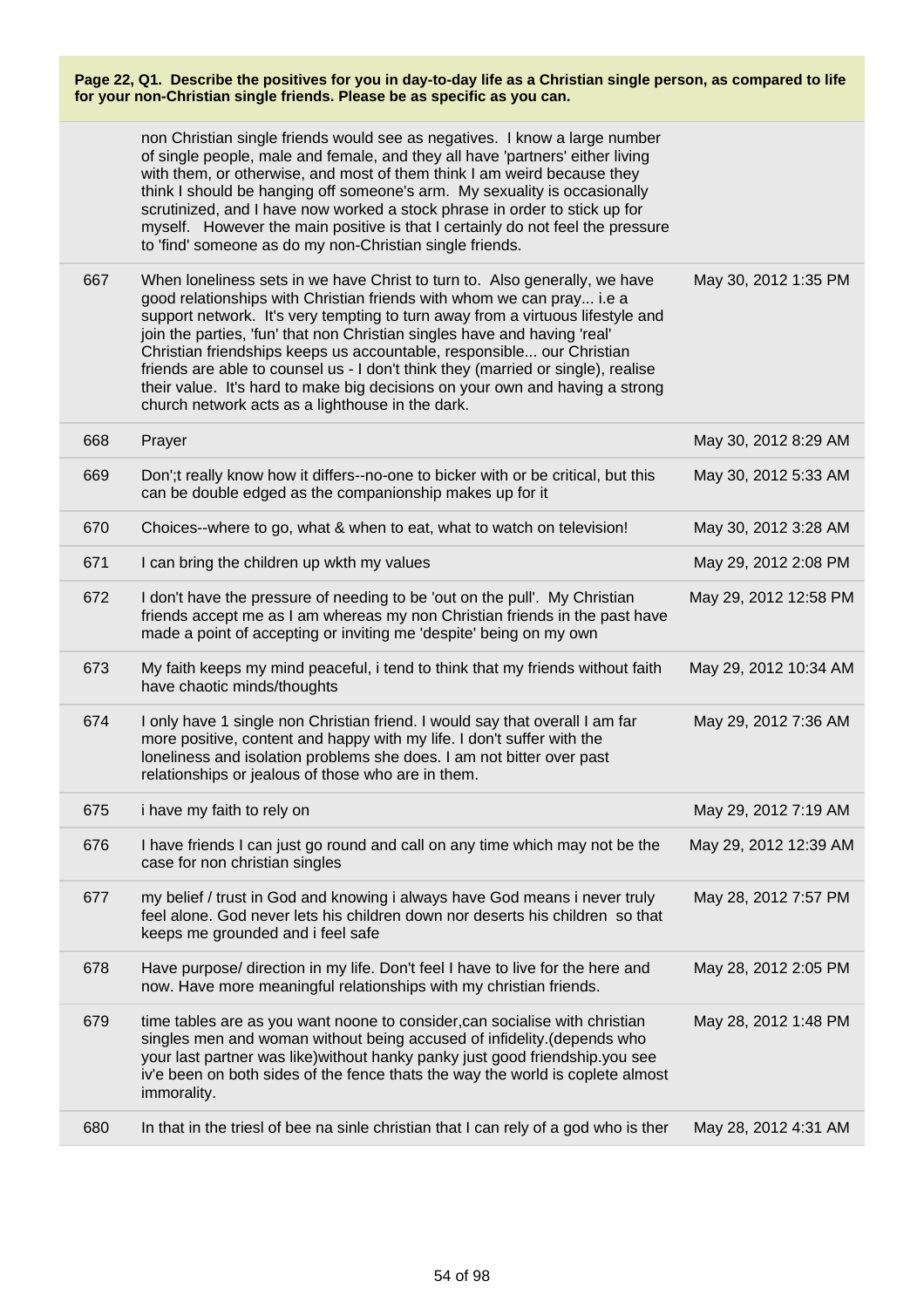**Page 22, Q1. Describe the positives for you in day-to-day life as a Christian single person, as compared to life for your non-Christian single friends. Please be as specific as you can.**

| | | |
|---|---|---|
| | non Christian single friends would see as negatives. I know a large number of single people, male and female, and they all have 'partners' either living with them, or otherwise, and most of them think I am weird because they think I should be hanging off someone's arm. My sexuality is occasionally scrutinized, and I have now worked a stock phrase in order to stick up for myself. However the main positive is that I certainly do not feel the pressure to 'find' someone as do my non-Christian single friends. | |
| 667 | When loneliness sets in we have Christ to turn to. Also generally, we have good relationships with Christian friends with whom we can pray... i.e a support network. It's very tempting to turn away from a virtuous lifestyle and join the parties, 'fun' that non Christian singles have and having 'real' Christian friendships keeps us accountable, responsible... our Christian friends are able to counsel us - I don't think they (married or single), realise their value. It's hard to make big decisions on your own and having a strong church network acts as a lighthouse in the dark. | May 30, 2012 1:35 PM |
| 668 | Prayer | May 30, 2012 8:29 AM |
| 669 | Don';t really know how it differs--no-one to bicker with or be critical, but this can be double edged as the companionship makes up for it | May 30, 2012 5:33 AM |
| 670 | Choices--where to go, what & when to eat, what to watch on television! | May 30, 2012 3:28 AM |
| 671 | I can bring the children up wkth my values | May 29, 2012 2:08 PM |
| 672 | I don't have the pressure of needing to be 'out on the pull'. My Christian friends accept me as I am whereas my non Christian friends in the past have made a point of accepting or inviting me 'despite' being on my own | May 29, 2012 12:58 PM |
| 673 | My faith keeps my mind peaceful, i tend to think that my friends without faith have chaotic minds/thoughts | May 29, 2012 10:34 AM |
| 674 | I only have 1 single non Christian friend. I would say that overall I am far more positive, content and happy with my life. I don't suffer with the loneliness and isolation problems she does. I am not bitter over past relationships or jealous of those who are in them. | May 29, 2012 7:36 AM |
| 675 | i have my faith to rely on | May 29, 2012 7:19 AM |
| 676 | I have friends I can just go round and call on any time which may not be the case for non christian singles | May 29, 2012 12:39 AM |
| 677 | my belief / trust in God and knowing i always have God means i never truly feel alone. God never lets his children down nor deserts his children so that keeps me grounded and i feel safe | May 28, 2012 7:57 PM |
| 678 | Have purpose/ direction in my life. Don't feel I have to live for the here and now. Have more meaningful relationships with my christian friends. | May 28, 2012 2:05 PM |
| 679 | time tables are as you want noone to consider,can socialise with christian singles men and woman without being accused of infidelity.(depends who your last partner was like)without hanky panky just good friendship.you see iv'e been on both sides of the fence thats the way the world is coplete almost immorality. | May 28, 2012 1:48 PM |
| 680 | In that in the triesl of bee na sinle christian that I can rely of a god who is ther | May 28, 2012 4:31 AM |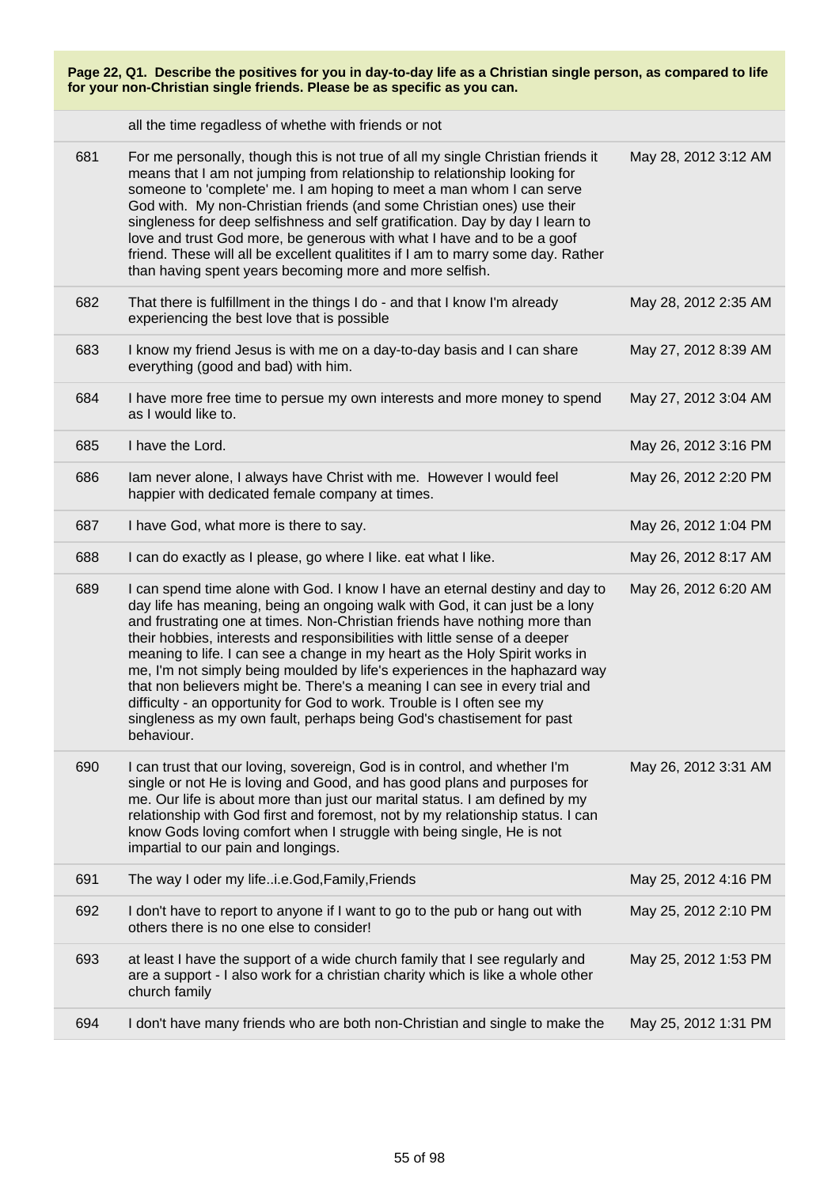**Page 22, Q1. Describe the positives for you in day-to-day life as a Christian single person, as compared to life for your non-Christian single friends. Please be as specific as you can.**

| | | |
|---|---|---|
| | all the time regadless of whethe with friends or not | |
| 681 | For me personally, though this is not true of all my single Christian friends it means that I am not jumping from relationship to relationship looking for someone to 'complete' me. I am hoping to meet a man whom I can serve God with. My non-Christian friends (and some Christian ones) use their singleness for deep selfishness and self gratification. Day by day I learn to love and trust God more, be generous with what I have and to be a goof friend. These will all be excellent qualitites if I am to marry some day. Rather than having spent years becoming more and more selfish. | May 28, 2012 3:12 AM |
| 682 | That there is fulfillment in the things I do - and that I know I'm already experiencing the best love that is possible | May 28, 2012 2:35 AM |
| 683 | I know my friend Jesus is with me on a day-to-day basis and I can share everything (good and bad) with him. | May 27, 2012 8:39 AM |
| 684 | I have more free time to persue my own interests and more money to spend as I would like to. | May 27, 2012 3:04 AM |
| 685 | I have the Lord. | May 26, 2012 3:16 PM |
| 686 | Iam never alone, I always have Christ with me. However I would feel happier with dedicated female company at times. | May 26, 2012 2:20 PM |
| 687 | I have God, what more is there to say. | May 26, 2012 1:04 PM |
| 688 | I can do exactly as I please, go where I like. eat what I like. | May 26, 2012 8:17 AM |
| 689 | I can spend time alone with God. I know I have an eternal destiny and day to day life has meaning, being an ongoing walk with God, it can just be a lony and frustrating one at times. Non-Christian friends have nothing more than their hobbies, interests and responsibilities with little sense of a deeper meaning to life. I can see a change in my heart as the Holy Spirit works in me, I'm not simply being moulded by life's experiences in the haphazard way that non believers might be. There's a meaning I can see in every trial and difficulty - an opportunity for God to work. Trouble is I often see my singleness as my own fault, perhaps being God's chastisement for past behaviour. | May 26, 2012 6:20 AM |
| 690 | I can trust that our loving, sovereign, God is in control, and whether I'm single or not He is loving and Good, and has good plans and purposes for me. Our life is about more than just our marital status. I am defined by my relationship with God first and foremost, not by my relationship status. I can know Gods loving comfort when I struggle with being single, He is not impartial to our pain and longings. | May 26, 2012 3:31 AM |
| 691 | The way I oder my life..i.e.God,Family,Friends | May 25, 2012 4:16 PM |
| 692 | I don't have to report to anyone if I want to go to the pub or hang out with others there is no one else to consider! | May 25, 2012 2:10 PM |
| 693 | at least I have the support of a wide church family that I see regularly and are a support - I also work for a christian charity which is like a whole other church family | May 25, 2012 1:53 PM |
| 694 | I don't have many friends who are both non-Christian and single to make the | May 25, 2012 1:31 PM |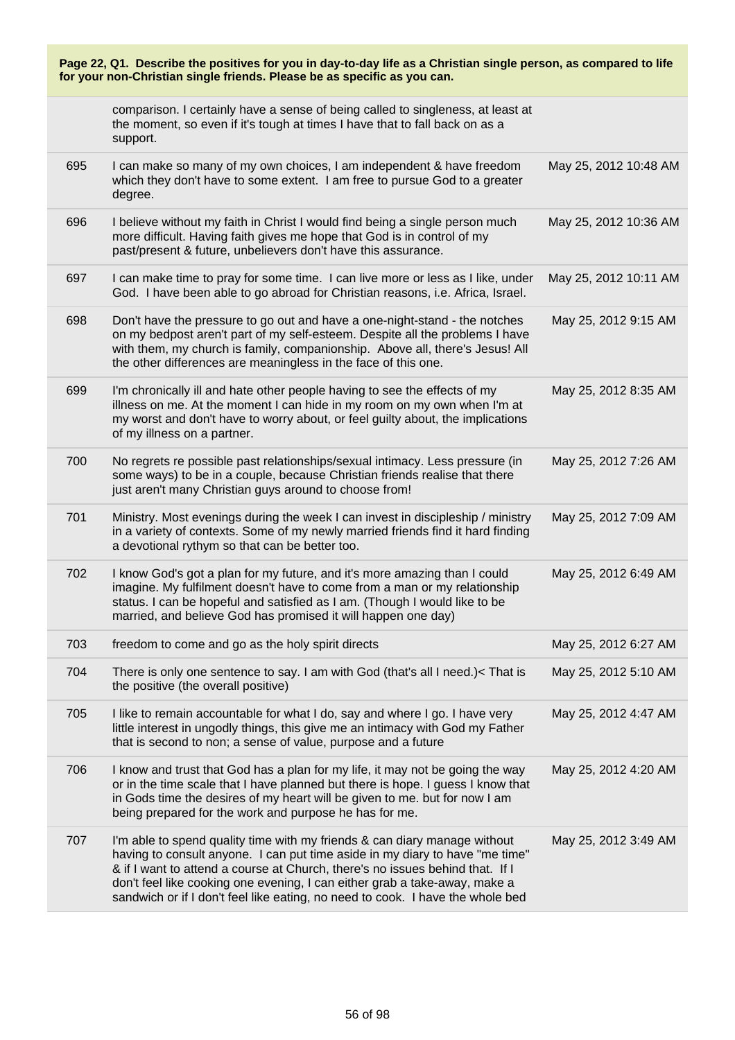**Page 22, Q1. Describe the positives for you in day-to-day life as a Christian single person, as compared to life for your non-Christian single friends. Please be as specific as you can.**

| | | |
|---|---|---|
| | comparison. I certainly have a sense of being called to singleness, at least at the moment, so even if it's tough at times I have that to fall back on as a support. | |
| 695 | I can make so many of my own choices, I am independent & have freedom which they don't have to some extent. I am free to pursue God to a greater degree. | May 25, 2012 10:48 AM |
| 696 | I believe without my faith in Christ I would find being a single person much more difficult. Having faith gives me hope that God is in control of my past/present & future, unbelievers don't have this assurance. | May 25, 2012 10:36 AM |
| 697 | I can make time to pray for some time. I can live more or less as I like, under God. I have been able to go abroad for Christian reasons, i.e. Africa, Israel. | May 25, 2012 10:11 AM |
| 698 | Don't have the pressure to go out and have a one-night-stand - the notches on my bedpost aren't part of my self-esteem. Despite all the problems I have with them, my church is family, companionship. Above all, there's Jesus! All the other differences are meaningless in the face of this one. | May 25, 2012 9:15 AM |
| 699 | I'm chronically ill and hate other people having to see the effects of my illness on me. At the moment I can hide in my room on my own when I'm at my worst and don't have to worry about, or feel guilty about, the implications of my illness on a partner. | May 25, 2012 8:35 AM |
| 700 | No regrets re possible past relationships/sexual intimacy. Less pressure (in some ways) to be in a couple, because Christian friends realise that there just aren't many Christian guys around to choose from! | May 25, 2012 7:26 AM |
| 701 | Ministry. Most evenings during the week I can invest in discipleship / ministry in a variety of contexts. Some of my newly married friends find it hard finding a devotional rythym so that can be better too. | May 25, 2012 7:09 AM |
| 702 | I know God's got a plan for my future, and it's more amazing than I could imagine. My fulfilment doesn't have to come from a man or my relationship status. I can be hopeful and satisfied as I am. (Though I would like to be married, and believe God has promised it will happen one day) | May 25, 2012 6:49 AM |
| 703 | freedom to come and go as the holy spirit directs | May 25, 2012 6:27 AM |
| 704 | There is only one sentence to say. I am with God (that's all I need.)< That is the positive (the overall positive) | May 25, 2012 5:10 AM |
| 705 | I like to remain accountable for what I do, say and where I go. I have very little interest in ungodly things, this give me an intimacy with God my Father that is second to non; a sense of value, purpose and a future | May 25, 2012 4:47 AM |
| 706 | I know and trust that God has a plan for my life, it may not be going the way or in the time scale that I have planned but there is hope. I guess I know that in Gods time the desires of my heart will be given to me. but for now I am being prepared for the work and purpose he has for me. | May 25, 2012 4:20 AM |
| 707 | I'm able to spend quality time with my friends & can diary manage without having to consult anyone. I can put time aside in my diary to have "me time" & if I want to attend a course at Church, there's no issues behind that. If I don't feel like cooking one evening, I can either grab a take-away, make a sandwich or if I don't feel like eating, no need to cook. I have the whole bed | May 25, 2012 3:49 AM |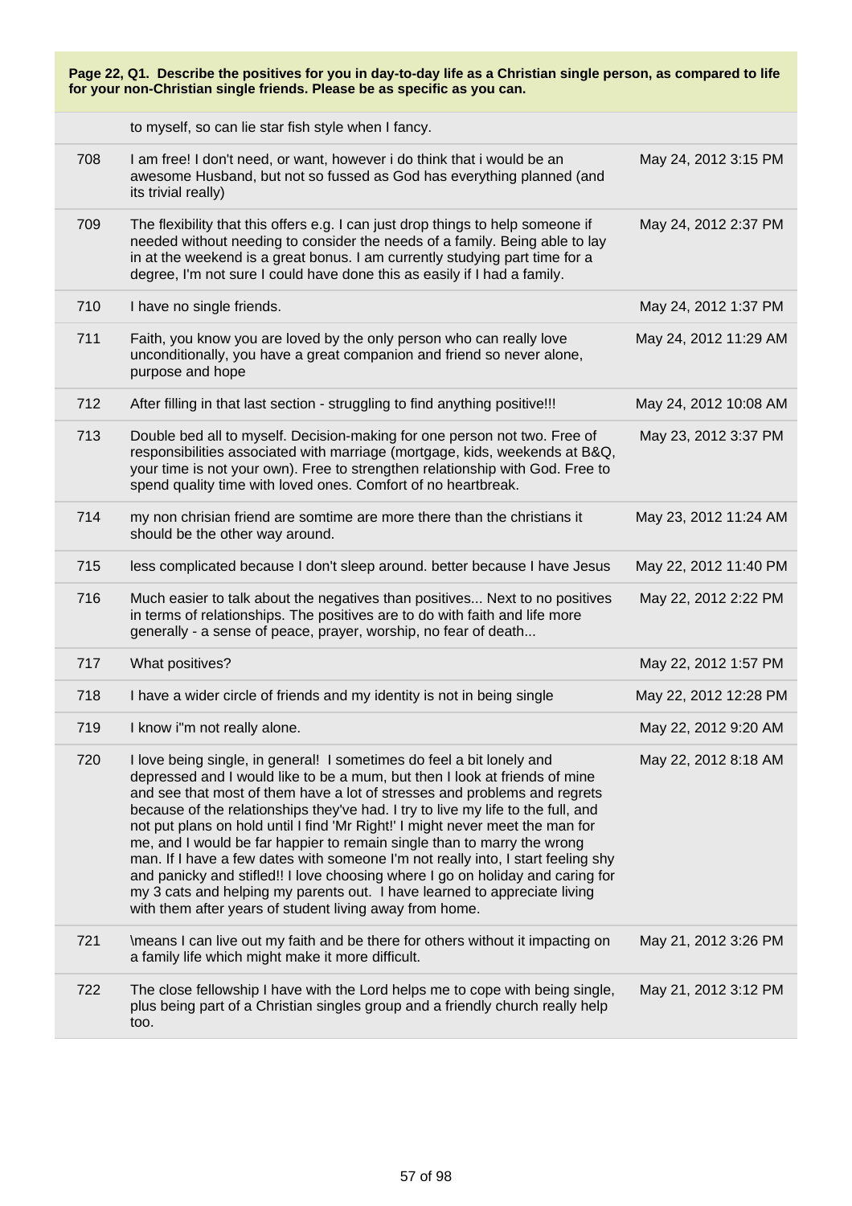**Page 22, Q1. Describe the positives for you in day-to-day life as a Christian single person, as compared to life for your non-Christian single friends. Please be as specific as you can.**

| | | |
|---|---|---|
| | to myself, so can lie star fish style when I fancy. | |
| 708 | I am free! I don't need, or want, however i do think that i would be an awesome Husband, but not so fussed as God has everything planned (and its trivial really) | May 24, 2012 3:15 PM |
| 709 | The flexibility that this offers e.g. I can just drop things to help someone if needed without needing to consider the needs of a family. Being able to lay in at the weekend is a great bonus. I am currently studying part time for a degree, I'm not sure I could have done this as easily if I had a family. | May 24, 2012 2:37 PM |
| 710 | I have no single friends. | May 24, 2012 1:37 PM |
| 711 | Faith, you know you are loved by the only person who can really love unconditionally, you have a great companion and friend so never alone, purpose and hope | May 24, 2012 11:29 AM |
| 712 | After filling in that last section - struggling to find anything positive!!! | May 24, 2012 10:08 AM |
| 713 | Double bed all to myself. Decision-making for one person not two. Free of responsibilities associated with marriage (mortgage, kids, weekends at B&Q, your time is not your own). Free to strengthen relationship with God. Free to spend quality time with loved ones. Comfort of no heartbreak. | May 23, 2012 3:37 PM |
| 714 | my non chrisitan friend are somtime are more there than the christians it should be the other way around. | May 23, 2012 11:24 AM |
| 715 | less complicated because I don't sleep around. better because I have Jesus | May 22, 2012 11:40 PM |
| 716 | Much easier to talk about the negatives than positives... Next to no positives in terms of relationships. The positives are to do with faith and life more generally - a sense of peace, prayer, worship, no fear of death... | May 22, 2012 2:22 PM |
| 717 | What positives? | May 22, 2012 1:57 PM |
| 718 | I have a wider circle of friends and my identity is not in being single | May 22, 2012 12:28 PM |
| 719 | I know i"m not really alone. | May 22, 2012 9:20 AM |
| 720 | I love being single, in general! I sometimes do feel a bit lonely and depressed and I would like to be a mum, but then I look at friends of mine and see that most of them have a lot of stresses and problems and regrets because of the relationships they've had. I try to live my life to the full, and not put plans on hold until I find 'Mr Right!' I might never meet the man for me, and I would be far happier to remain single than to marry the wrong man. If I have a few dates with someone I'm not really into, I start feeling shy and panicky and stifled!! I love choosing where I go on holiday and caring for my 3 cats and helping my parents out. I have learned to appreciate living with them after years of student living away from home. | May 22, 2012 8:18 AM |
| 721 | \means I can live out my faith and be there for others without it impacting on a family life which might make it more difficult. | May 21, 2012 3:26 PM |
| 722 | The close fellowship I have with the Lord helps me to cope with being single, plus being part of a Christian singles group and a friendly church really help too. | May 21, 2012 3:12 PM |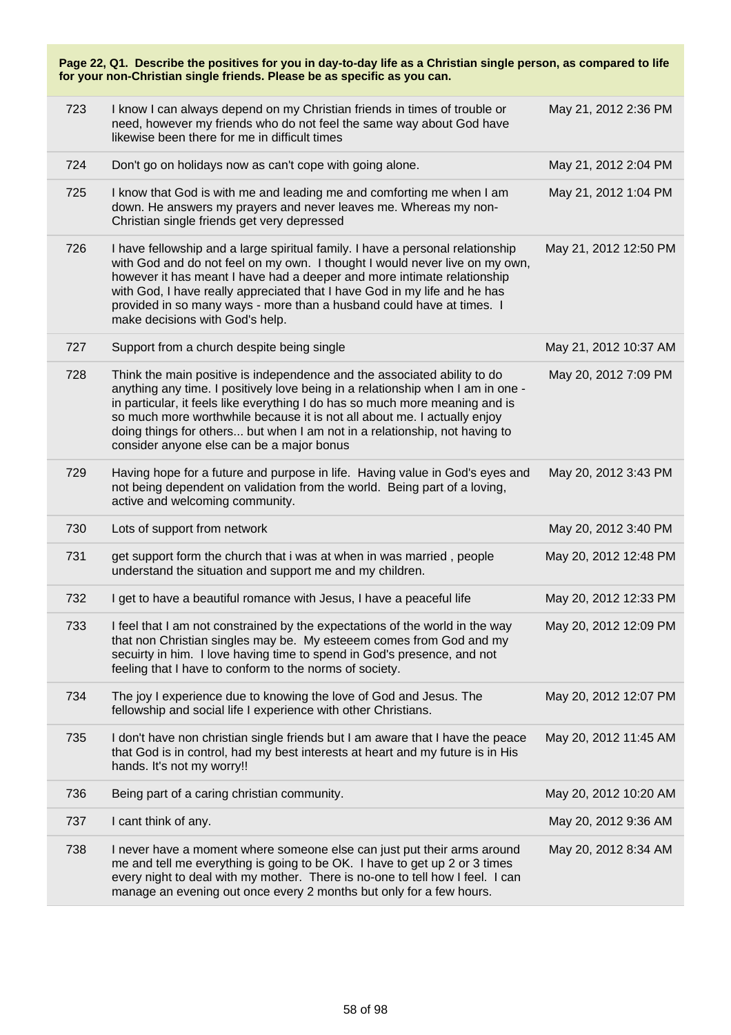**Page 22, Q1. Describe the positives for you in day-to-day life as a Christian single person, as compared to life for your non-Christian single friends. Please be as specific as you can.**

| | | |
|---|---|---|
| 723 | I know I can always depend on my Christian friends in times of trouble or need, however my friends who do not feel the same way about God have likewise been there for me in difficult times | May 21, 2012 2:36 PM |
| 724 | Don't go on holidays now as can't cope with going alone. | May 21, 2012 2:04 PM |
| 725 | I know that God is with me and leading me and comforting me when I am down. He answers my prayers and never leaves me. Whereas my non-Christian single friends get very depressed | May 21, 2012 1:04 PM |
| 726 | I have fellowship and a large spiritual family. I have a personal relationship with God and do not feel on my own. I thought I would never live on my own, however it has meant I have had a deeper and more intimate relationship with God, I have really appreciated that I have God in my life and he has provided in so many ways - more than a husband could have at times. I make decisions with God's help. | May 21, 2012 12:50 PM |
| 727 | Support from a church despite being single | May 21, 2012 10:37 AM |
| 728 | Think the main positive is independence and the associated ability to do anything any time. I positively love being in a relationship when I am in one - in particular, it feels like everything I do has so much more meaning and is so much more worthwhile because it is not all about me. I actually enjoy doing things for others... but when I am not in a relationship, not having to consider anyone else can be a major bonus | May 20, 2012 7:09 PM |
| 729 | Having hope for a future and purpose in life. Having value in God's eyes and not being dependent on validation from the world. Being part of a loving, active and welcoming community. | May 20, 2012 3:43 PM |
| 730 | Lots of support from network | May 20, 2012 3:40 PM |
| 731 | get support form the church that i was at when in was married , people understand the situation and support me and my children. | May 20, 2012 12:48 PM |
| 732 | I get to have a beautiful romance with Jesus, I have a peaceful life | May 20, 2012 12:33 PM |
| 733 | I feel that I am not constrained by the expectations of the world in the way that non Christian singles may be. My esteeem comes from God and my secuirty in him. I love having time to spend in God's presence, and not feeling that I have to conform to the norms of society. | May 20, 2012 12:09 PM |
| 734 | The joy I experience due to knowing the love of God and Jesus. The fellowship and social life I experience with other Christians. | May 20, 2012 12:07 PM |
| 735 | I don't have non christian single friends but I am aware that I have the peace that God is in control, had my best interests at heart and my future is in His hands. It's not my worry!! | May 20, 2012 11:45 AM |
| 736 | Being part of a caring christian community. | May 20, 2012 10:20 AM |
| 737 | I cant think of any. | May 20, 2012 9:36 AM |
| 738 | I never have a moment where someone else can just put their arms around me and tell me everything is going to be OK. I have to get up 2 or 3 times every night to deal with my mother. There is no-one to tell how I feel. I can manage an evening out once every 2 months but only for a few hours. | May 20, 2012 8:34 AM |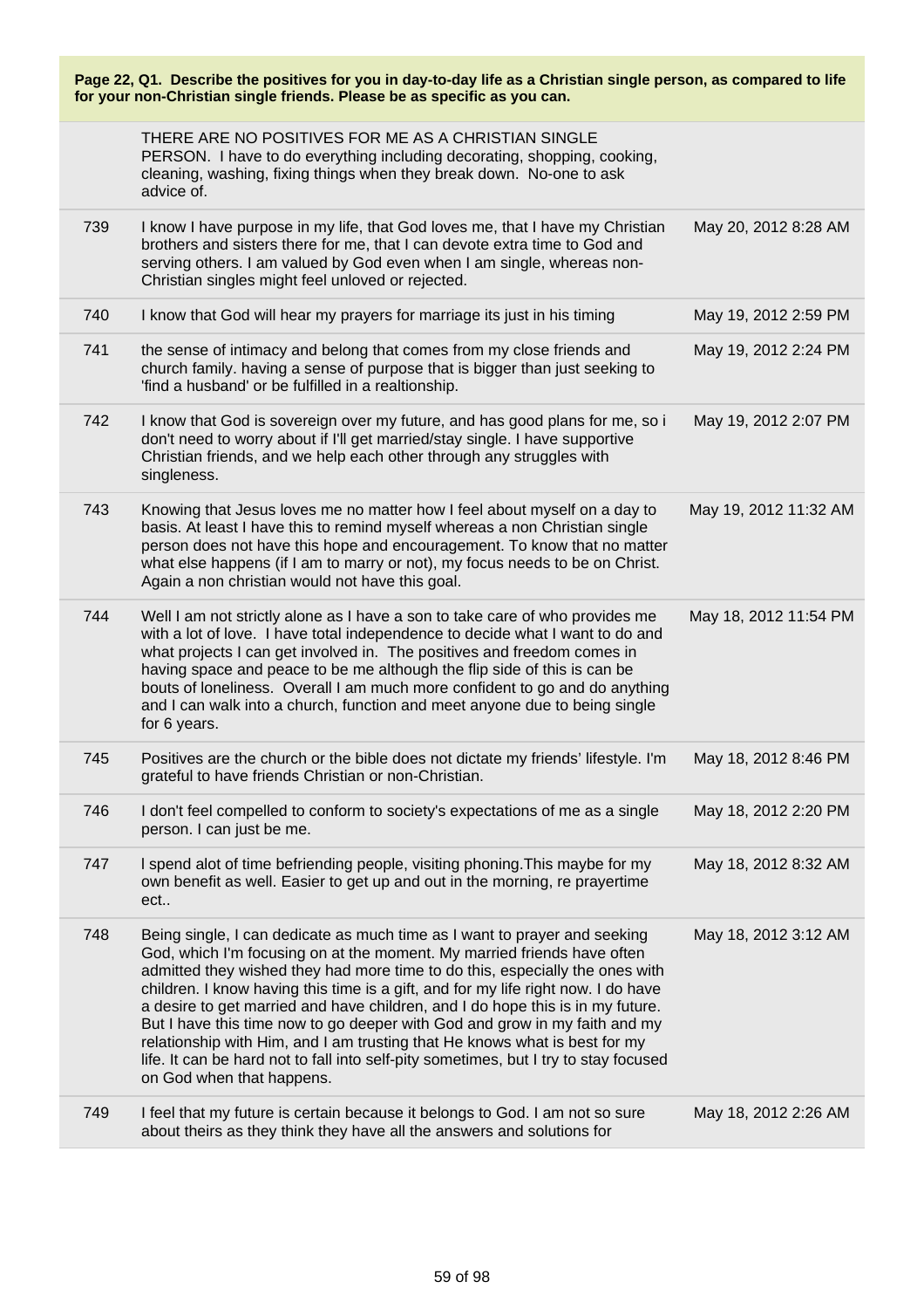**Page 22, Q1. Describe the positives for you in day-to-day life as a Christian single person, as compared to life for your non-Christian single friends. Please be as specific as you can.**

| | | |
|---|---|---|
| | THERE ARE NO POSITIVES FOR ME AS A CHRISTIAN SINGLE PERSON. I have to do everything including decorating, shopping, cooking, cleaning, washing, fixing things when they break down. No-one to ask advice of. | |
| 739 | I know I have purpose in my life, that God loves me, that I have my Christian brothers and sisters there for me, that I can devote extra time to God and serving others. I am valued by God even when I am single, whereas non-Christian singles might feel unloved or rejected. | May 20, 2012 8:28 AM |
| 740 | I know that God will hear my prayers for marriage its just in his timing | May 19, 2012 2:59 PM |
| 741 | the sense of intimacy and belong that comes from my close friends and church family. having a sense of purpose that is bigger than just seeking to 'find a husband' or be fulfilled in a realtionship. | May 19, 2012 2:24 PM |
| 742 | I know that God is sovereign over my future, and has good plans for me, so i don't need to worry about if I'll get married/stay single. I have supportive Christian friends, and we help each other through any struggles with singleness. | May 19, 2012 2:07 PM |
| 743 | Knowing that Jesus loves me no matter how I feel about myself on a day to basis. At least I have this to remind myself whereas a non Christian single person does not have this hope and encouragement. To know that no matter what else happens (if I am to marry or not), my focus needs to be on Christ. Again a non christian would not have this goal. | May 19, 2012 11:32 AM |
| 744 | Well I am not strictly alone as I have a son to take care of who provides me with a lot of love. I have total independence to decide what I want to do and what projects I can get involved in. The positives and freedom comes in having space and peace to be me although the flip side of this is can be bouts of loneliness. Overall I am much more confident to go and do anything and I can walk into a church, function and meet anyone due to being single for 6 years. | May 18, 2012 11:54 PM |
| 745 | Positives are the church or the bible does not dictate my friends' lifestyle. I'm grateful to have friends Christian or non-Christian. | May 18, 2012 8:46 PM |
| 746 | I don't feel compelled to conform to society's expectations of me as a single person. I can just be me. | May 18, 2012 2:20 PM |
| 747 | I spend alot of time befriending people, visiting phoning.This maybe for my own benefit as well. Easier to get up and out in the morning, re prayertime ect.. | May 18, 2012 8:32 AM |
| 748 | Being single, I can dedicate as much time as I want to prayer and seeking God, which I'm focusing on at the moment. My married friends have often admitted they wished they had more time to do this, especially the ones with children. I know having this time is a gift, and for my life right now. I do have a desire to get married and have children, and I do hope this is in my future. But I have this time now to go deeper with God and grow in my faith and my relationship with Him, and I am trusting that He knows what is best for my life. It can be hard not to fall into self-pity sometimes, but I try to stay focused on God when that happens. | May 18, 2012 3:12 AM |
| 749 | I feel that my future is certain because it belongs to God. I am not so sure about theirs as they think they have all the answers and solutions for | May 18, 2012 2:26 AM |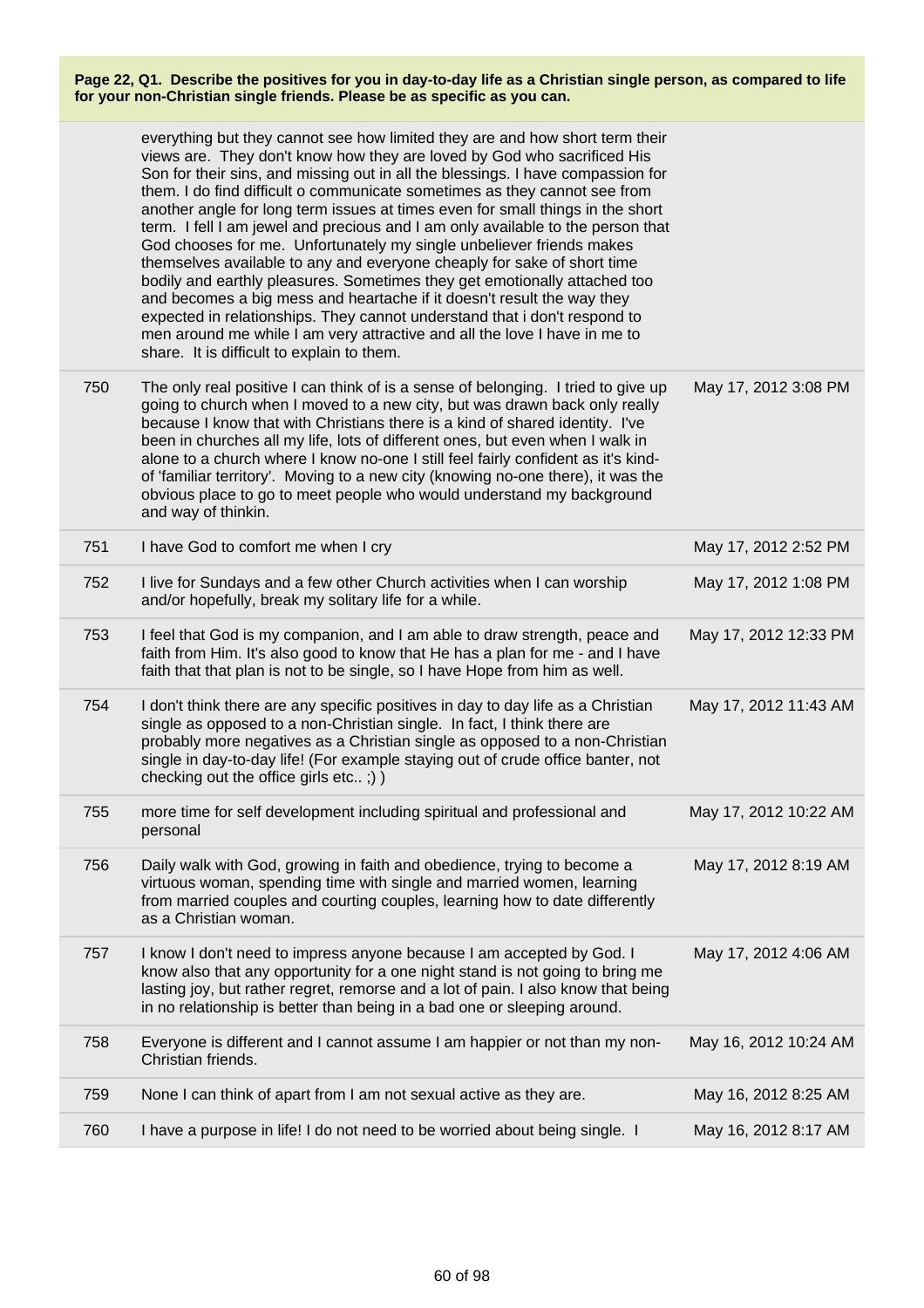**Page 22, Q1. Describe the positives for you in day-to-day life as a Christian single person, as compared to life for your non-Christian single friends. Please be as specific as you can.**

| | | |
|---|---|---|
| | everything but they cannot see how limited they are and how short term their views are. They don't know how they are loved by God who sacrificed His Son for their sins, and missing out in all the blessings. I have compassion for them. I do find difficult o communicate sometimes as they cannot see from another angle for long term issues at times even for small things in the short term. I fell I am jewel and precious and I am only available to the person that God chooses for me. Unfortunately my single unbeliever friends makes themselves available to any and everyone cheaply for sake of short time bodily and earthly pleasures. Sometimes they get emotionally attached too and becomes a big mess and heartache if it doesn't result the way they expected in relationships. They cannot understand that i don't respond to men around me while I am very attractive and all the love I have in me to share. It is difficult to explain to them. | |
| 750 | The only real positive I can think of is a sense of belonging. I tried to give up going to church when I moved to a new city, but was drawn back only really because I know that with Christians there is a kind of shared identity. I've been in churches all my life, lots of different ones, but even when I walk in alone to a church where I know no-one I still feel fairly confident as it's kind-of 'familiar territory'. Moving to a new city (knowing no-one there), it was the obvious place to go to meet people who would understand my background and way of thinkin. | May 17, 2012 3:08 PM |
| 751 | I have God to comfort me when I cry | May 17, 2012 2:52 PM |
| 752 | I live for Sundays and a few other Church activities when I can worship and/or hopefully, break my solitary life for a while. | May 17, 2012 1:08 PM |
| 753 | I feel that God is my companion, and I am able to draw strength, peace and faith from Him. It's also good to know that He has a plan for me - and I have faith that that plan is not to be single, so I have Hope from him as well. | May 17, 2012 12:33 PM |
| 754 | I don't think there are any specific positives in day to day life as a Christian single as opposed to a non-Christian single. In fact, I think there are probably more negatives as a Christian single as opposed to a non-Christian single in day-to-day life! (For example staying out of crude office banter, not checking out the office girls etc.. ;) ) | May 17, 2012 11:43 AM |
| 755 | more time for self development including spiritual and professional and personal | May 17, 2012 10:22 AM |
| 756 | Daily walk with God, growing in faith and obedience, trying to become a virtuous woman, spending time with single and married women, learning from married couples and courting couples, learning how to date differently as a Christian woman. | May 17, 2012 8:19 AM |
| 757 | I know I don't need to impress anyone because I am accepted by God. I know also that any opportunity for a one night stand is not going to bring me lasting joy, but rather regret, remorse and a lot of pain. I also know that being in no relationship is better than being in a bad one or sleeping around. | May 17, 2012 4:06 AM |
| 758 | Everyone is different and I cannot assume I am happier or not than my non-Christian friends. | May 16, 2012 10:24 AM |
| 759 | None I can think of apart from I am not sexual active as they are. | May 16, 2012 8:25 AM |
| 760 | I have a purpose in life! I do not need to be worried about being single. I | May 16, 2012 8:17 AM |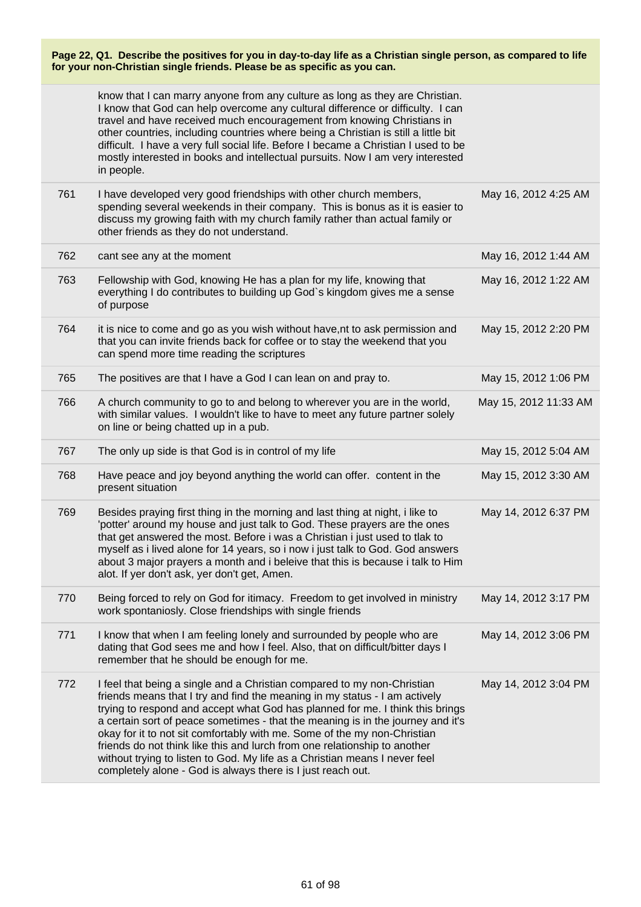**Page 22, Q1. Describe the positives for you in day-to-day life as a Christian single person, as compared to life for your non-Christian single friends. Please be as specific as you can.**

| | | |
|---|---|---|
| | know that I can marry anyone from any culture as long as they are Christian. I know that God can help overcome any cultural difference or difficulty. I can travel and have received much encouragement from knowing Christians in other countries, including countries where being a Christian is still a little bit difficult. I have a very full social life. Before I became a Christian I used to be mostly interested in books and intellectual pursuits. Now I am very interested in people. | |
| 761 | I have developed very good friendships with other church members, spending several weekends in their company. This is bonus as it is easier to discuss my growing faith with my church family rather than actual family or other friends as they do not understand. | May 16, 2012 4:25 AM |
| 762 | cant see any at the moment | May 16, 2012 1:44 AM |
| 763 | Fellowship with God, knowing He has a plan for my life, knowing that everything I do contributes to building up God`s kingdom gives me a sense of purpose | May 16, 2012 1:22 AM |
| 764 | it is nice to come and go as you wish without have,nt to ask permission and that you can invite friends back for coffee or to stay the weekend that you can spend more time reading the scriptures | May 15, 2012 2:20 PM |
| 765 | The positives are that I have a God I can lean on and pray to. | May 15, 2012 1:06 PM |
| 766 | A church community to go to and belong to wherever you are in the world, with similar values. I wouldn't like to have to meet any future partner solely on line or being chatted up in a pub. | May 15, 2012 11:33 AM |
| 767 | The only up side is that God is in control of my life | May 15, 2012 5:04 AM |
| 768 | Have peace and joy beyond anything the world can offer. content in the present situation | May 15, 2012 3:30 AM |
| 769 | Besides praying first thing in the morning and last thing at night, i like to 'potter' around my house and just talk to God. These prayers are the ones that get answered the most. Before i was a Christian i just used to tlak to myself as i lived alone for 14 years, so i now i just talk to God. God answers about 3 major prayers a month and i beleive that this is because i talk to Him alot. If yer don't ask, yer don't get, Amen. | May 14, 2012 6:37 PM |
| 770 | Being forced to rely on God for itimacy. Freedom to get involved in ministry work spontaniosly. Close friendships with single friends | May 14, 2012 3:17 PM |
| 771 | I know that when I am feeling lonely and surrounded by people who are dating that God sees me and how I feel. Also, that on difficult/bitter days I remember that he should be enough for me. | May 14, 2012 3:06 PM |
| 772 | I feel that being a single and a Christian compared to my non-Christian friends means that I try and find the meaning in my status - I am actively trying to respond and accept what God has planned for me. I think this brings a certain sort of peace sometimes - that the meaning is in the journey and it's okay for it to not sit comfortably with me. Some of the my non-Christian friends do not think like this and lurch from one relationship to another without trying to listen to God. My life as a Christian means I never feel completely alone - God is always there is I just reach out. | May 14, 2012 3:04 PM |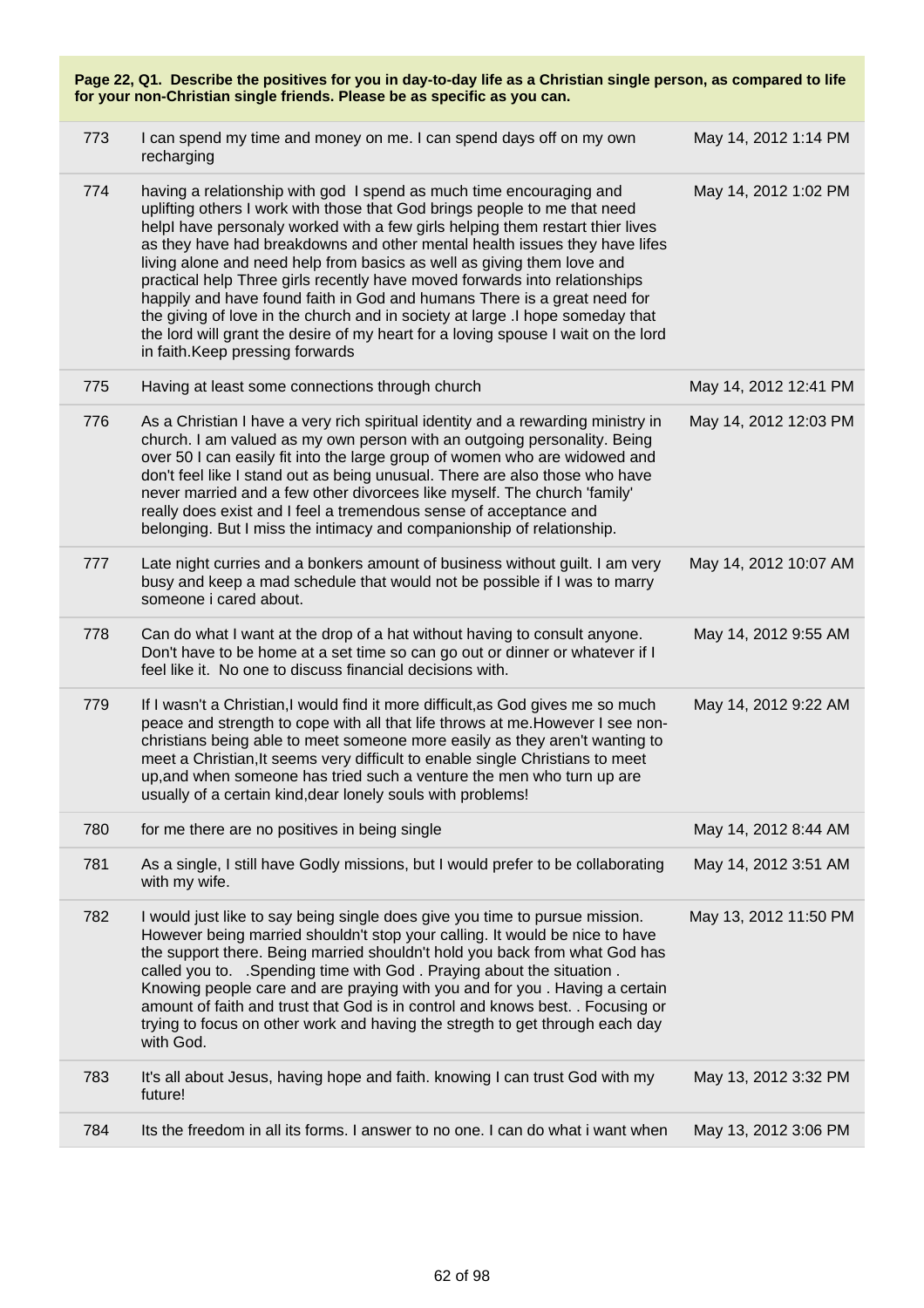**Page 22, Q1. Describe the positives for you in day-to-day life as a Christian single person, as compared to life for your non-Christian single friends. Please be as specific as you can.**

| | | |
|---|---|---|
| 773 | I can spend my time and money on me. I can spend days off on my own recharging | May 14, 2012 1:14 PM |
| 774 | having a relationship with god I spend as much time encouraging and uplifting others I work with those that God brings people to me that need helpI have personaly worked with a few girls helping them restart thier lives as they have had breakdowns and other mental health issues they have lifes living alone and need help from basics as well as giving them love and practical help Three girls recently have moved forwards into relationships happily and have found faith in God and humans There is a great need for the giving of love in the church and in society at large .I hope someday that the lord will grant the desire of my heart for a loving spouse I wait on the lord in faith.Keep pressing forwards | May 14, 2012 1:02 PM |
| 775 | Having at least some connections through church | May 14, 2012 12:41 PM |
| 776 | As a Christian I have a very rich spiritual identity and a rewarding ministry in church. I am valued as my own person with an outgoing personality. Being over 50 I can easily fit into the large group of women who are widowed and don't feel like I stand out as being unusual. There are also those who have never married and a few other divorcees like myself. The church 'family' really does exist and I feel a tremendous sense of acceptance and belonging. But I miss the intimacy and companionship of relationship. | May 14, 2012 12:03 PM |
| 777 | Late night curries and a bonkers amount of business without guilt. I am very busy and keep a mad schedule that would not be possible if I was to marry someone i cared about. | May 14, 2012 10:07 AM |
| 778 | Can do what I want at the drop of a hat without having to consult anyone. Don't have to be home at a set time so can go out or dinner or whatever if I feel like it. No one to discuss financial decisions with. | May 14, 2012 9:55 AM |
| 779 | If I wasn't a Christian,I would find it more difficult,as God gives me so much peace and strength to cope with all that life throws at me.However I see non-christians being able to meet someone more easily as they aren't wanting to meet a Christian,It seems very difficult to enable single Christians to meet up,and when someone has tried such a venture the men who turn up are usually of a certain kind,dear lonely souls with problems! | May 14, 2012 9:22 AM |
| 780 | for me there are no positives in being single | May 14, 2012 8:44 AM |
| 781 | As a single, I still have Godly missions, but I would prefer to be collaborating with my wife. | May 14, 2012 3:51 AM |
| 782 | I would just like to say being single does give you time to pursue mission. However being married shouldn't stop your calling. It would be nice to have the support there. Being married shouldn't hold you back from what God has called you to. .Spending time with God . Praying about the situation . Knowing people care and are praying with you and for you . Having a certain amount of faith and trust that God is in control and knows best. . Focusing or trying to focus on other work and having the stregth to get through each day with God. | May 13, 2012 11:50 PM |
| 783 | It's all about Jesus, having hope and faith. knowing I can trust God with my future! | May 13, 2012 3:32 PM |
| 784 | Its the freedom in all its forms. I answer to no one. I can do what i want when | May 13, 2012 3:06 PM |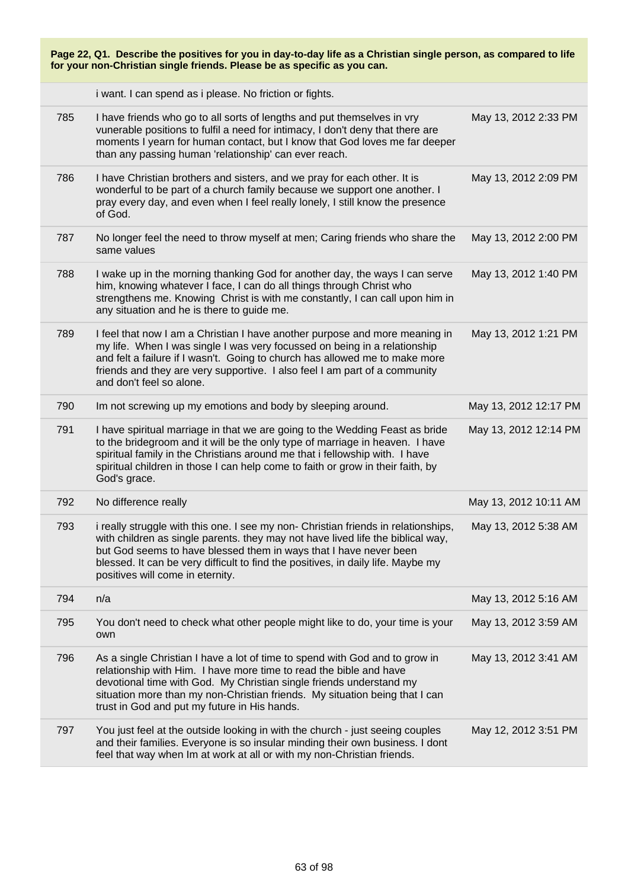**Page 22, Q1. Describe the positives for you in day-to-day life as a Christian single person, as compared to life for your non-Christian single friends. Please be as specific as you can.**

| | | |
|---|---|---|
| | i want. I can spend as i please. No friction or fights. | |
| 785 | I have friends who go to all sorts of lengths and put themselves in vry vunerable positions to fulfil a need for intimacy, I don't deny that there are moments I yearn for human contact, but I know that God loves me far deeper than any passing human 'relationship' can ever reach. | May 13, 2012 2:33 PM |
| 786 | I have Christian brothers and sisters, and we pray for each other. It is wonderful to be part of a church family because we support one another. I pray every day, and even when I feel really lonely, I still know the presence of God. | May 13, 2012 2:09 PM |
| 787 | No longer feel the need to throw myself at men; Caring friends who share the same values | May 13, 2012 2:00 PM |
| 788 | I wake up in the morning thanking God for another day, the ways I can serve him, knowing whatever I face, I can do all things through Christ who strengthens me. Knowing Christ is with me constantly, I can call upon him in any situation and he is there to guide me. | May 13, 2012 1:40 PM |
| 789 | I feel that now I am a Christian I have another purpose and more meaning in my life. When I was single I was very focussed on being in a relationship and felt a failure if I wasn't. Going to church has allowed me to make more friends and they are very supportive. I also feel I am part of a community and don't feel so alone. | May 13, 2012 1:21 PM |
| 790 | Im not screwing up my emotions and body by sleeping around. | May 13, 2012 12:17 PM |
| 791 | I have spiritual marriage in that we are going to the Wedding Feast as bride to the bridegroom and it will be the only type of marriage in heaven. I have spiritual family in the Christians around me that i fellowship with. I have spiritual children in those I can help come to faith or grow in their faith, by God's grace. | May 13, 2012 12:14 PM |
| 792 | No difference really | May 13, 2012 10:11 AM |
| 793 | i really struggle with this one. I see my non- Christian friends in relationships, with children as single parents. they may not have lived life the biblical way, but God seems to have blessed them in ways that I have never been blessed. It can be very difficult to find the positives, in daily life. Maybe my positives will come in eternity. | May 13, 2012 5:38 AM |
| 794 | n/a | May 13, 2012 5:16 AM |
| 795 | You don't need to check what other people might like to do, your time is your own | May 13, 2012 3:59 AM |
| 796 | As a single Christian I have a lot of time to spend with God and to grow in relationship with Him. I have more time to read the bible and have devotional time with God. My Christian single friends understand my situation more than my non-Christian friends. My situation being that I can trust in God and put my future in His hands. | May 13, 2012 3:41 AM |
| 797 | You just feel at the outside looking in with the church - just seeing couples and their families. Everyone is so insular minding their own business. I dont feel that way when Im at work at all or with my non-Christian friends. | May 12, 2012 3:51 PM |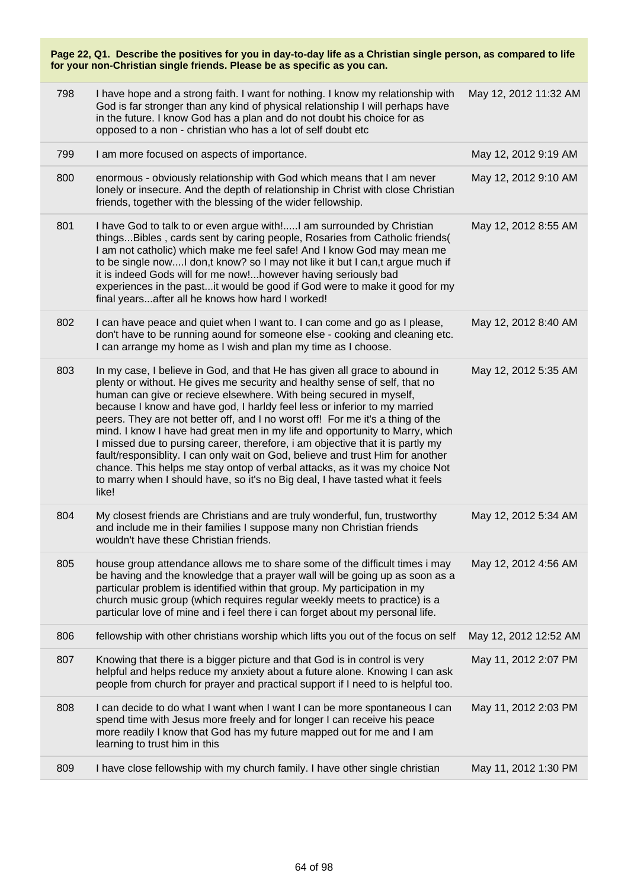**Page 22, Q1. Describe the positives for you in day-to-day life as a Christian single person, as compared to life for your non-Christian single friends. Please be as specific as you can.**

| | | |
|---|---|---|
| 798 | I have hope and a strong faith. I want for nothing. I know my relationship with God is far stronger than any kind of physical relationship I will perhaps have in the future. I know God has a plan and do not doubt his choice for as opposed to a non - christian who has a lot of self doubt etc | May 12, 2012 11:32 AM |
| 799 | I am more focused on aspects of importance. | May 12, 2012 9:19 AM |
| 800 | enormous - obviously relationship with God which means that I am never lonely or insecure. And the depth of relationship in Christ with close Christian friends, together with the blessing of the wider fellowship. | May 12, 2012 9:10 AM |
| 801 | I have God to talk to or even argue with!.....I am surrounded by Christian things...Bibles , cards sent by caring people, Rosaries from Catholic friends( I am not catholic) which make me feel safe! And I know God may mean me to be single now....I don,t know? so I may not like it but I can,t argue much if it is indeed Gods will for me now!...however having seriously bad experiences in the past...it would be good if God were to make it good for my final years...after all he knows how hard I worked! | May 12, 2012 8:55 AM |
| 802 | I can have peace and quiet when I want to. I can come and go as I please, don't have to be running aound for someone else - cooking and cleaning etc. I can arrange my home as I wish and plan my time as I choose. | May 12, 2012 8:40 AM |
| 803 | In my case, I believe in God, and that He has given all grace to abound in plenty or without. He gives me security and healthy sense of self, that no human can give or recieve elsewhere. With being secured in myself, because I know and have god, I harldy feel less or inferior to my married peers. They are not better off, and I no worst off! For me it's a thing of the mind. I know I have had great men in my life and opportunity to Marry, which I missed due to pursing career, therefore, i am objective that it is partly my fault/responsiblity. I can only wait on God, believe and trust Him for another chance. This helps me stay ontop of verbal attacks, as it was my choice Not to marry when I should have, so it's no Big deal, I have tasted what it feels like! | May 12, 2012 5:35 AM |
| 804 | My closest friends are Christians and are truly wonderful, fun, trustworthy and include me in their families I suppose many non Christian friends wouldn't have these Christian friends. | May 12, 2012 5:34 AM |
| 805 | house group attendance allows me to share some of the difficult times i may be having and the knowledge that a prayer wall will be going up as soon as a particular problem is identified within that group. My participation in my church music group (which requires regular weekly meets to practice) is a particular love of mine and i feel there i can forget about my personal life. | May 12, 2012 4:56 AM |
| 806 | fellowship with other christians worship which lifts you out of the focus on self | May 12, 2012 12:52 AM |
| 807 | Knowing that there is a bigger picture and that God is in control is very helpful and helps reduce my anxiety about a future alone. Knowing I can ask people from church for prayer and practical support if I need to is helpful too. | May 11, 2012 2:07 PM |
| 808 | I can decide to do what I want when I want I can be more spontaneous I can spend time with Jesus more freely and for longer I can receive his peace more readily I know that God has my future mapped out for me and I am learning to trust him in this | May 11, 2012 2:03 PM |
| 809 | I have close fellowship with my church family. I have other single christian | May 11, 2012 1:30 PM |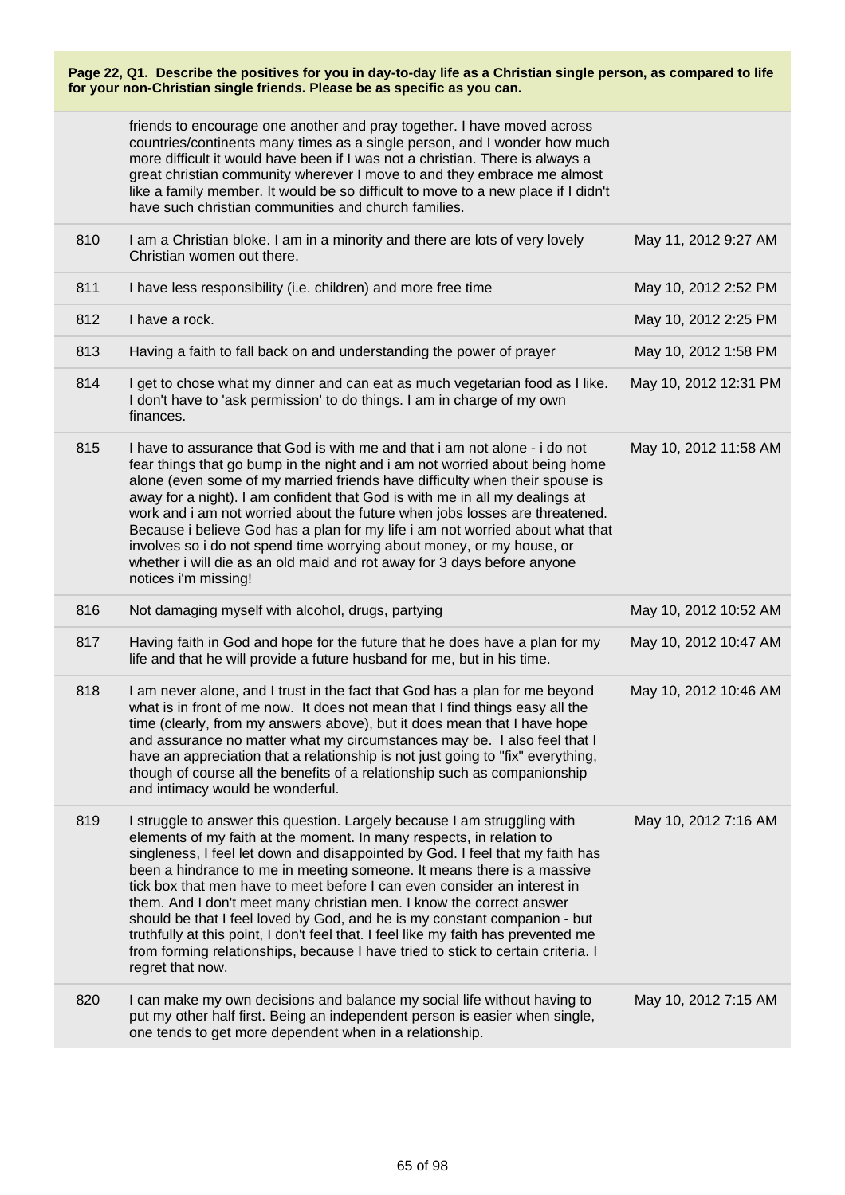**Page 22, Q1. Describe the positives for you in day-to-day life as a Christian single person, as compared to life for your non-Christian single friends. Please be as specific as you can.**

| | | |
|---|---|---|
| | friends to encourage one another and pray together. I have moved across countries/continents many times as a single person, and I wonder how much more difficult it would have been if I was not a christian. There is always a great christian community wherever I move to and they embrace me almost like a family member. It would be so difficult to move to a new place if I didn't have such christian communities and church families. | |
| 810 | I am a Christian bloke. I am in a minority and there are lots of very lovely Christian women out there. | May 11, 2012 9:27 AM |
| 811 | I have less responsibility (i.e. children) and more free time | May 10, 2012 2:52 PM |
| 812 | I have a rock. | May 10, 2012 2:25 PM |
| 813 | Having a faith to fall back on and understanding the power of prayer | May 10, 2012 1:58 PM |
| 814 | I get to chose what my dinner and can eat as much vegetarian food as I like. I don't have to 'ask permission' to do things. I am in charge of my own finances. | May 10, 2012 12:31 PM |
| 815 | I have to assurance that God is with me and that i am not alone - i do not fear things that go bump in the night and i am not worried about being home alone (even some of my married friends have difficulty when their spouse is away for a night). I am confident that God is with me in all my dealings at work and i am not worried about the future when jobs losses are threatened. Because i believe God has a plan for my life i am not worried about what that involves so i do not spend time worrying about money, or my house, or whether i will die as an old maid and rot away for 3 days before anyone notices i'm missing! | May 10, 2012 11:58 AM |
| 816 | Not damaging myself with alcohol, drugs, partying | May 10, 2012 10:52 AM |
| 817 | Having faith in God and hope for the future that he does have a plan for my life and that he will provide a future husband for me, but in his time. | May 10, 2012 10:47 AM |
| 818 | I am never alone, and I trust in the fact that God has a plan for me beyond what is in front of me now. It does not mean that I find things easy all the time (clearly, from my answers above), but it does mean that I have hope and assurance no matter what my circumstances may be. I also feel that I have an appreciation that a relationship is not just going to "fix" everything, though of course all the benefits of a relationship such as companionship and intimacy would be wonderful. | May 10, 2012 10:46 AM |
| 819 | I struggle to answer this question. Largely because I am struggling with elements of my faith at the moment. In many respects, in relation to singleness, I feel let down and disappointed by God. I feel that my faith has been a hindrance to me in meeting someone. It means there is a massive tick box that men have to meet before I can even consider an interest in them. And I don't meet many christian men. I know the correct answer should be that I feel loved by God, and he is my constant companion - but truthfully at this point, I don't feel that. I feel like my faith has prevented me from forming relationships, because I have tried to stick to certain criteria. I regret that now. | May 10, 2012 7:16 AM |
| 820 | I can make my own decisions and balance my social life without having to put my other half first. Being an independent person is easier when single, one tends to get more dependent when in a relationship. | May 10, 2012 7:15 AM |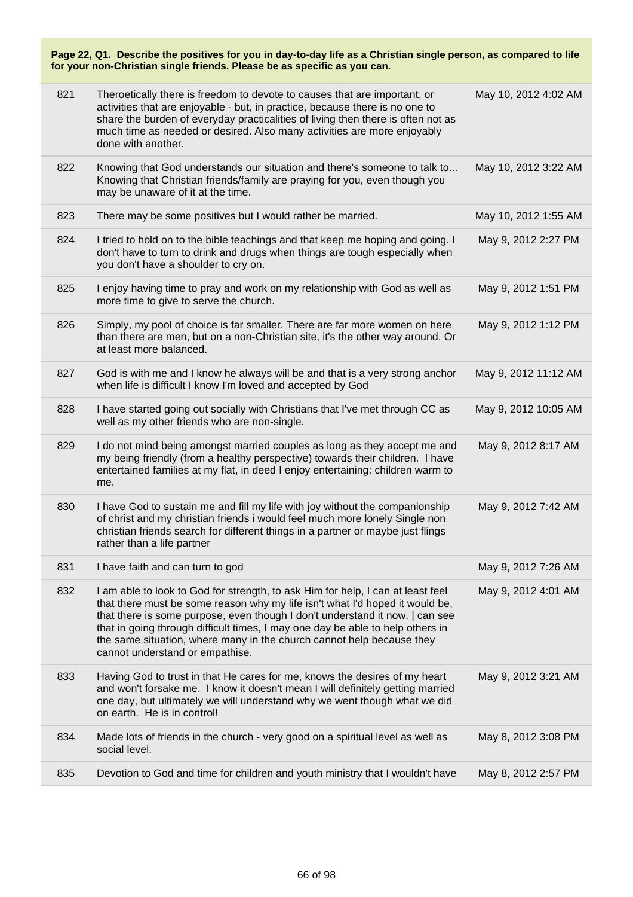**Page 22, Q1. Describe the positives for you in day-to-day life as a Christian single person, as compared to life for your non-Christian single friends. Please be as specific as you can.**

| | | |
|---|---|---|
| 821 | Theroetically there is freedom to devote to causes that are important, or activities that are enjoyable - but, in practice, because there is no one to share the burden of everyday practicalities of living then there is often not as much time as needed or desired. Also many activities are more enjoyably done with another. | May 10, 2012 4:02 AM |
| 822 | Knowing that God understands our situation and there's someone to talk to... Knowing that Christian friends/family are praying for you, even though you may be unaware of it at the time. | May 10, 2012 3:22 AM |
| 823 | There may be some positives but I would rather be married. | May 10, 2012 1:55 AM |
| 824 | I tried to hold on to the bible teachings and that keep me hoping and going. I don't have to turn to drink and drugs when things are tough especially when you don't have a shoulder to cry on. | May 9, 2012 2:27 PM |
| 825 | I enjoy having time to pray and work on my relationship with God as well as more time to give to serve the church. | May 9, 2012 1:51 PM |
| 826 | Simply, my pool of choice is far smaller. There are far more women on here than there are men, but on a non-Christian site, it's the other way around. Or at least more balanced. | May 9, 2012 1:12 PM |
| 827 | God is with me and I know he always will be and that is a very strong anchor when life is difficult I know I'm loved and accepted by God | May 9, 2012 11:12 AM |
| 828 | I have started going out socially with Christians that I've met through CC as well as my other friends who are non-single. | May 9, 2012 10:05 AM |
| 829 | I do not mind being amongst married couples as long as they accept me and my being friendly (from a healthy perspective) towards their children. I have entertained families at my flat, in deed I enjoy entertaining: children warm to me. | May 9, 2012 8:17 AM |
| 830 | I have God to sustain me and fill my life with joy without the companionship of christ and my christian friends i would feel much more lonely Single non christian friends search for different things in a partner or maybe just flings rather than a life partner | May 9, 2012 7:42 AM |
| 831 | I have faith and can turn to god | May 9, 2012 7:26 AM |
| 832 | I am able to look to God for strength, to ask Him for help, I can at least feel that there must be some reason why my life isn't what I'd hoped it would be, that there is some purpose, even though I don't understand it now. \| can see that in going through difficult times, I may one day be able to help others in the same situation, where many in the church cannot help because they cannot understand or empathise. | May 9, 2012 4:01 AM |
| 833 | Having God to trust in that He cares for me, knows the desires of my heart and won't forsake me. I know it doesn't mean I will definitely getting married one day, but ultimately we will understand why we went though what we did on earth. He is in control! | May 9, 2012 3:21 AM |
| 834 | Made lots of friends in the church - very good on a spiritual level as well as social level. | May 8, 2012 3:08 PM |
| 835 | Devotion to God and time for children and youth ministry that I wouldn't have | May 8, 2012 2:57 PM |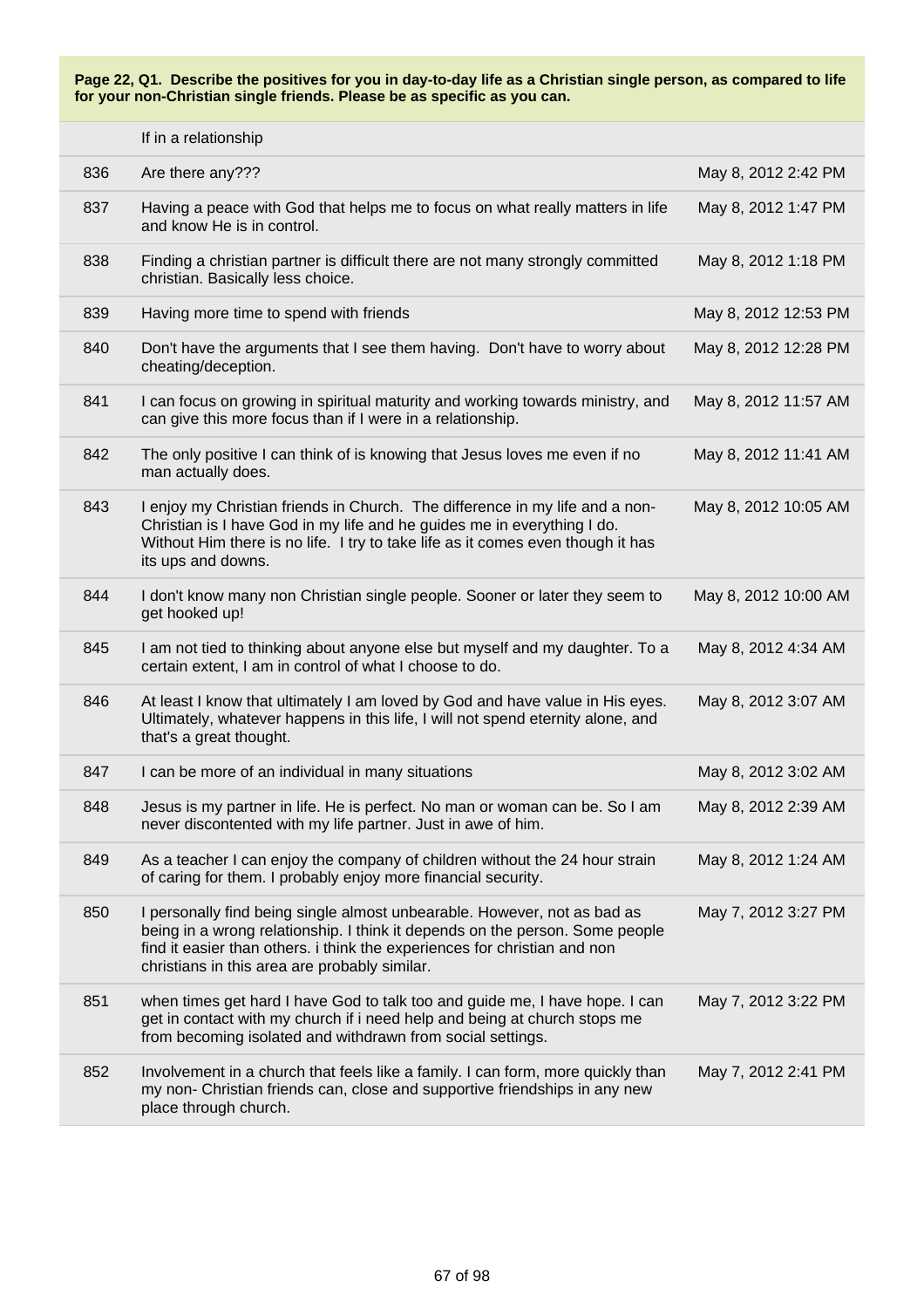**Page 22, Q1. Describe the positives for you in day-to-day life as a Christian single person, as compared to life for your non-Christian single friends. Please be as specific as you can.**

| | If in a relationship | |
|---|---|---|
| 836 | Are there any??? | May 8, 2012 2:42 PM |
| 837 | Having a peace with God that helps me to focus on what really matters in life and know He is in control. | May 8, 2012 1:47 PM |
| 838 | Finding a christian partner is difficult there are not many strongly committed christian. Basically less choice. | May 8, 2012 1:18 PM |
| 839 | Having more time to spend with friends | May 8, 2012 12:53 PM |
| 840 | Don't have the arguments that I see them having. Don't have to worry about cheating/deception. | May 8, 2012 12:28 PM |
| 841 | I can focus on growing in spiritual maturity and working towards ministry, and can give this more focus than if I were in a relationship. | May 8, 2012 11:57 AM |
| 842 | The only positive I can think of is knowing that Jesus loves me even if no man actually does. | May 8, 2012 11:41 AM |
| 843 | I enjoy my Christian friends in Church. The difference in my life and a non-Christian is I have God in my life and he guides me in everything I do. Without Him there is no life. I try to take life as it comes even though it has its ups and downs. | May 8, 2012 10:05 AM |
| 844 | I don't know many non Christian single people. Sooner or later they seem to get hooked up! | May 8, 2012 10:00 AM |
| 845 | I am not tied to thinking about anyone else but myself and my daughter. To a certain extent, I am in control of what I choose to do. | May 8, 2012 4:34 AM |
| 846 | At least I know that ultimately I am loved by God and have value in His eyes. Ultimately, whatever happens in this life, I will not spend eternity alone, and that's a great thought. | May 8, 2012 3:07 AM |
| 847 | I can be more of an individual in many situations | May 8, 2012 3:02 AM |
| 848 | Jesus is my partner in life. He is perfect. No man or woman can be. So I am never discontented with my life partner. Just in awe of him. | May 8, 2012 2:39 AM |
| 849 | As a teacher I can enjoy the company of children without the 24 hour strain of caring for them. I probably enjoy more financial security. | May 8, 2012 1:24 AM |
| 850 | I personally find being single almost unbearable. However, not as bad as being in a wrong relationship. I think it depends on the person. Some people find it easier than others. i think the experiences for christian and non christians in this area are probably similar. | May 7, 2012 3:27 PM |
| 851 | when times get hard I have God to talk too and guide me, I have hope. I can get in contact with my church if i need help and being at church stops me from becoming isolated and withdrawn from social settings. | May 7, 2012 3:22 PM |
| 852 | Involvement in a church that feels like a family. I can form, more quickly than my non- Christian friends can, close and supportive friendships in any new place through church. | May 7, 2012 2:41 PM |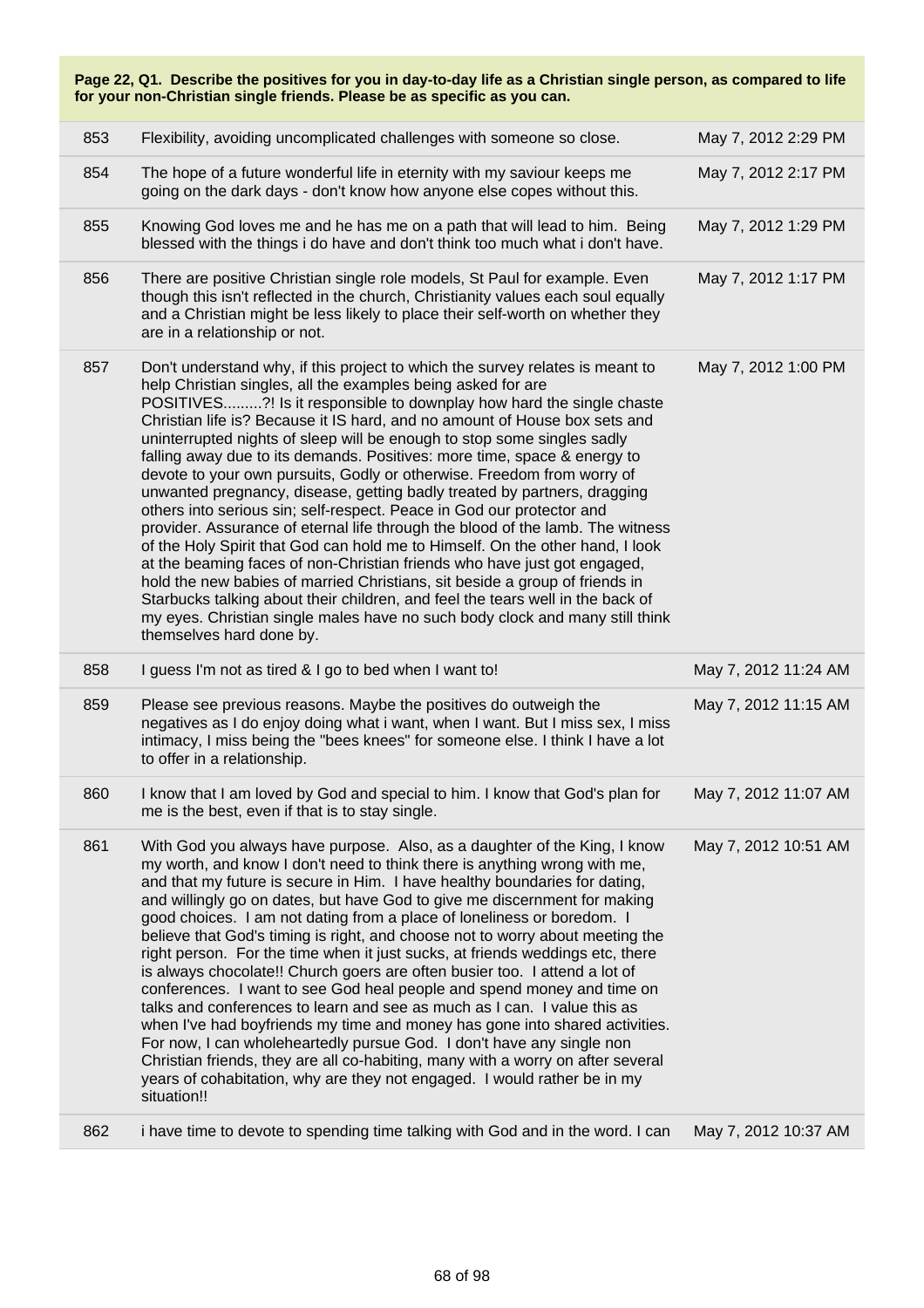**Page 22, Q1. Describe the positives for you in day-to-day life as a Christian single person, as compared to life for your non-Christian single friends. Please be as specific as you can.**

| | | |
|---|---|---|
| 853 | Flexibility, avoiding uncomplicated challenges with someone so close. | May 7, 2012 2:29 PM |
| 854 | The hope of a future wonderful life in eternity with my saviour keeps me going on the dark days - don't know how anyone else copes without this. | May 7, 2012 2:17 PM |
| 855 | Knowing God loves me and he has me on a path that will lead to him. Being blessed with the things i do have and don't think too much what i don't have. | May 7, 2012 1:29 PM |
| 856 | There are positive Christian single role models, St Paul for example. Even though this isn't reflected in the church, Christianity values each soul equally and a Christian might be less likely to place their self-worth on whether they are in a relationship or not. | May 7, 2012 1:17 PM |
| 857 | Don't understand why, if this project to which the survey relates is meant to help Christian singles, all the examples being asked for are POSITIVES.........?! Is it responsible to downplay how hard the single chaste Christian life is? Because it IS hard, and no amount of House box sets and uninterrupted nights of sleep will be enough to stop some singles sadly falling away due to its demands. Positives: more time, space & energy to devote to your own pursuits, Godly or otherwise. Freedom from worry of unwanted pregnancy, disease, getting badly treated by partners, dragging others into serious sin; self-respect. Peace in God our protector and provider. Assurance of eternal life through the blood of the lamb. The witness of the Holy Spirit that God can hold me to Himself. On the other hand, I look at the beaming faces of non-Christian friends who have just got engaged, hold the new babies of married Christians, sit beside a group of friends in Starbucks talking about their children, and feel the tears well in the back of my eyes. Christian single males have no such body clock and many still think themselves hard done by. | May 7, 2012 1:00 PM |
| 858 | I guess I'm not as tired & I go to bed when I want to! | May 7, 2012 11:24 AM |
| 859 | Please see previous reasons. Maybe the positives do outweigh the negatives as I do enjoy doing what i want, when I want. But I miss sex, I miss intimacy, I miss being the "bees knees" for someone else. I think I have a lot to offer in a relationship. | May 7, 2012 11:15 AM |
| 860 | I know that I am loved by God and special to him. I know that God's plan for me is the best, even if that is to stay single. | May 7, 2012 11:07 AM |
| 861 | With God you always have purpose. Also, as a daughter of the King, I know my worth, and know I don't need to think there is anything wrong with me, and that my future is secure in Him. I have healthy boundaries for dating, and willingly go on dates, but have God to give me discernment for making good choices. I am not dating from a place of loneliness or boredom. I believe that God's timing is right, and choose not to worry about meeting the right person. For the time when it just sucks, at friends weddings etc, there is always chocolate!! Church goers are often busier too. I attend a lot of conferences. I want to see God heal people and spend money and time on talks and conferences to learn and see as much as I can. I value this as when I've had boyfriends my time and money has gone into shared activities. For now, I can wholeheartedly pursue God. I don't have any single non Christian friends, they are all co-habiting, many with a worry on after several years of cohabitation, why are they not engaged. I would rather be in my situation!! | May 7, 2012 10:51 AM |
| 862 | i have time to devote to spending time talking with God and in the word. I can | May 7, 2012 10:37 AM |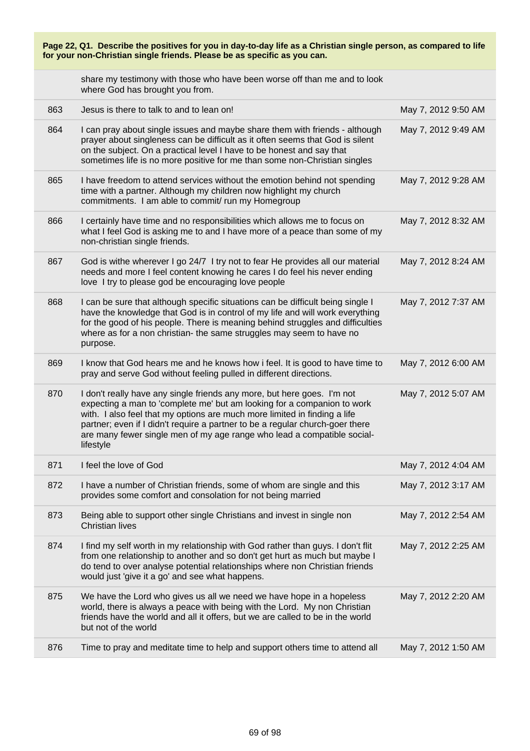**Page 22, Q1. Describe the positives for you in day-to-day life as a Christian single person, as compared to life for your non-Christian single friends. Please be as specific as you can.**

| | | |
|---|---|---|
| | share my testimony with those who have been worse off than me and to look where God has brought you from. | |
| 863 | Jesus is there to talk to and to lean on! | May 7, 2012 9:50 AM |
| 864 | I can pray about single issues and maybe share them with friends - although prayer about singleness can be difficult as it often seems that God is silent on the subject. On a practical level I have to be honest and say that sometimes life is no more positive for me than some non-Christian singles | May 7, 2012 9:49 AM |
| 865 | I have freedom to attend services without the emotion behind not spending time with a partner. Although my children now highlight my church commitments. I am able to commit/ run my Homegroup | May 7, 2012 9:28 AM |
| 866 | I certainly have time and no responsibilities which allows me to focus on what I feel God is asking me to and I have more of a peace than some of my non-christian single friends. | May 7, 2012 8:32 AM |
| 867 | God is withe wherever I go 24/7 I try not to fear He provides all our material needs and more I feel content knowing he cares I do feel his never ending love I try to please god be encouraging love people | May 7, 2012 8:24 AM |
| 868 | I can be sure that although specific situations can be difficult being single I have the knowledge that God is in control of my life and will work everything for the good of his people. There is meaning behind struggles and difficulties where as for a non christian- the same struggles may seem to have no purpose. | May 7, 2012 7:37 AM |
| 869 | I know that God hears me and he knows how i feel. It is good to have time to pray and serve God without feeling pulled in different directions. | May 7, 2012 6:00 AM |
| 870 | I don't really have any single friends any more, but here goes. I'm not expecting a man to 'complete me' but am looking for a companion to work with. I also feel that my options are much more limited in finding a life partner; even if I didn't require a partner to be a regular church-goer there are many fewer single men of my age range who lead a compatible social-lifestyle | May 7, 2012 5:07 AM |
| 871 | I feel the love of God | May 7, 2012 4:04 AM |
| 872 | I have a number of Christian friends, some of whom are single and this provides some comfort and consolation for not being married | May 7, 2012 3:17 AM |
| 873 | Being able to support other single Christians and invest in single non Christian lives | May 7, 2012 2:54 AM |
| 874 | I find my self worth in my relationship with God rather than guys. I don't flit from one relationship to another and so don't get hurt as much but maybe I do tend to over analyse potential relationships where non Christian friends would just 'give it a go' and see what happens. | May 7, 2012 2:25 AM |
| 875 | We have the Lord who gives us all we need we have hope in a hopeless world, there is always a peace with being with the Lord. My non Christian friends have the world and all it offers, but we are called to be in the world but not of the world | May 7, 2012 2:20 AM |
| 876 | Time to pray and meditate time to help and support others time to attend all | May 7, 2012 1:50 AM |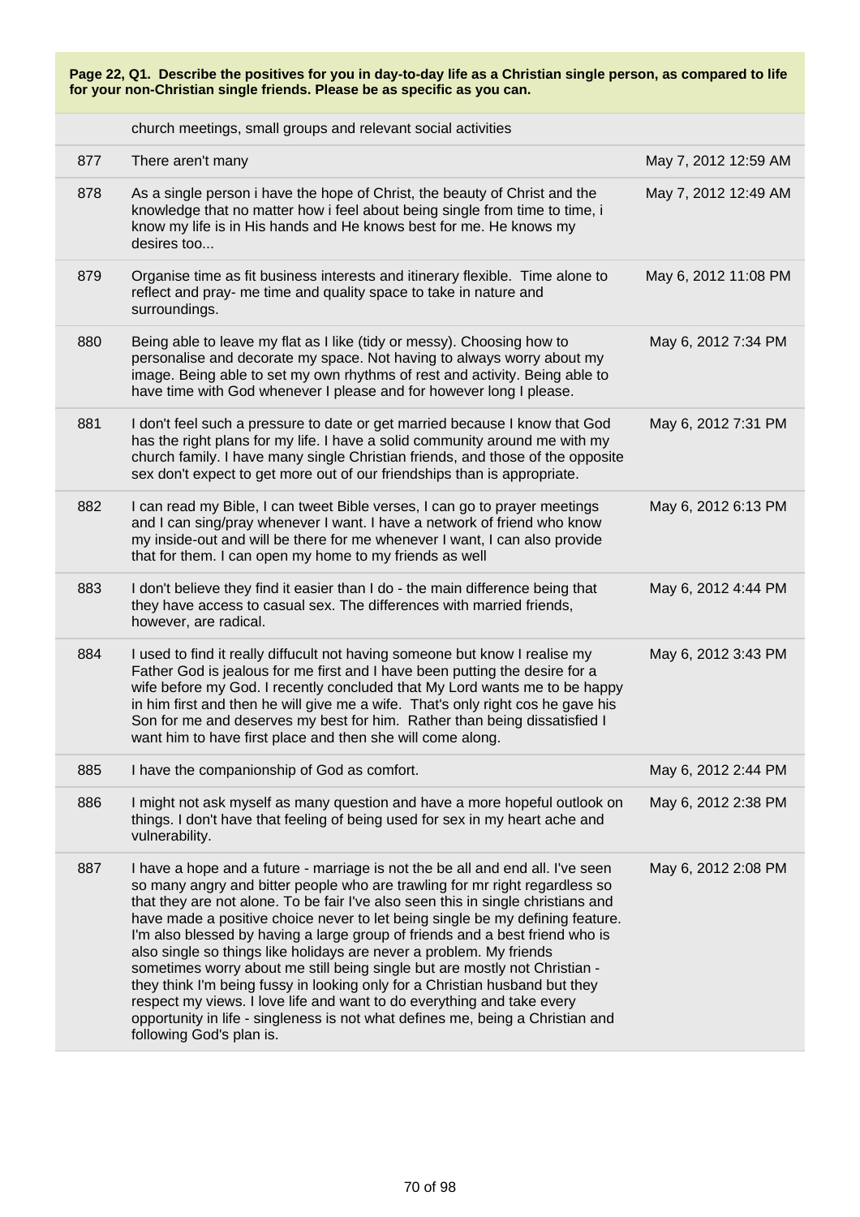**Page 22, Q1. Describe the positives for you in day-to-day life as a Christian single person, as compared to life for your non-Christian single friends. Please be as specific as you can.**

| | | |
|---|---|---|
| | church meetings, small groups and relevant social activities | |
| 877 | There aren't many | May 7, 2012 12:59 AM |
| 878 | As a single person i have the hope of Christ, the beauty of Christ and the knowledge that no matter how i feel about being single from time to time, i know my life is in His hands and He knows best for me. He knows my desires too... | May 7, 2012 12:49 AM |
| 879 | Organise time as fit business interests and itinerary flexible. Time alone to reflect and pray- me time and quality space to take in nature and surroundings. | May 6, 2012 11:08 PM |
| 880 | Being able to leave my flat as I like (tidy or messy). Choosing how to personalise and decorate my space. Not having to always worry about my image. Being able to set my own rhythms of rest and activity. Being able to have time with God whenever I please and for however long I please. | May 6, 2012 7:34 PM |
| 881 | I don't feel such a pressure to date or get married because I know that God has the right plans for my life. I have a solid community around me with my church family. I have many single Christian friends, and those of the opposite sex don't expect to get more out of our friendships than is appropriate. | May 6, 2012 7:31 PM |
| 882 | I can read my Bible, I can tweet Bible verses, I can go to prayer meetings and I can sing/pray whenever I want. I have a network of friend who know my inside-out and will be there for me whenever I want, I can also provide that for them. I can open my home to my friends as well | May 6, 2012 6:13 PM |
| 883 | I don't believe they find it easier than I do - the main difference being that they have access to casual sex. The differences with married friends, however, are radical. | May 6, 2012 4:44 PM |
| 884 | I used to find it really diffucult not having someone but know I realise my Father God is jealous for me first and I have been putting the desire for a wife before my God. I recently concluded that My Lord wants me to be happy in him first and then he will give me a wife. That's only right cos he gave his Son for me and deserves my best for him. Rather than being dissatisfied I want him to have first place and then she will come along. | May 6, 2012 3:43 PM |
| 885 | I have the companionship of God as comfort. | May 6, 2012 2:44 PM |
| 886 | I might not ask myself as many question and have a more hopeful outlook on things. I don't have that feeling of being used for sex in my heart ache and vulnerability. | May 6, 2012 2:38 PM |
| 887 | I have a hope and a future - marriage is not the be all and end all. I've seen so many angry and bitter people who are trawling for mr right regardless so that they are not alone. To be fair I've also seen this in single christians and have made a positive choice never to let being single be my defining feature. I'm also blessed by having a large group of friends and a best friend who is also single so things like holidays are never a problem. My friends sometimes worry about me still being single but are mostly not Christian - they think I'm being fussy in looking only for a Christian husband but they respect my views. I love life and want to do everything and take every opportunity in life - singleness is not what defines me, being a Christian and following God's plan is. | May 6, 2012 2:08 PM |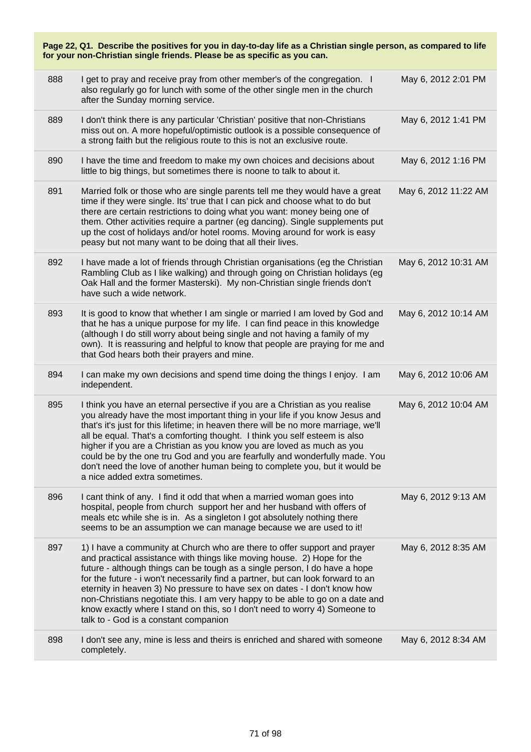**Page 22, Q1. Describe the positives for you in day-to-day life as a Christian single person, as compared to life for your non-Christian single friends. Please be as specific as you can.**

| | | |
|---|---|---|
| 888 | I get to pray and receive pray from other member's of the congregation. I also regularly go for lunch with some of the other single men in the church after the Sunday morning service. | May 6, 2012 2:01 PM |
| 889 | I don't think there is any particular 'Christian' positive that non-Christians miss out on. A more hopeful/optimistic outlook is a possible consequence of a strong faith but the religious route to this is not an exclusive route. | May 6, 2012 1:41 PM |
| 890 | I have the time and freedom to make my own choices and decisions about little to big things, but sometimes there is noone to talk to about it. | May 6, 2012 1:16 PM |
| 891 | Married folk or those who are single parents tell me they would have a great time if they were single. Its' true that I can pick and choose what to do but there are certain restrictions to doing what you want: money being one of them. Other activities require a partner (eg dancing). Single supplements put up the cost of holidays and/or hotel rooms. Moving around for work is easy peasy but not many want to be doing that all their lives. | May 6, 2012 11:22 AM |
| 892 | I have made a lot of friends through Christian organisations (eg the Christian Rambling Club as I like walking) and through going on Christian holidays (eg Oak Hall and the former Masterski). My non-Christian single friends don't have such a wide network. | May 6, 2012 10:31 AM |
| 893 | It is good to know that whether I am single or married I am loved by God and that he has a unique purpose for my life. I can find peace in this knowledge (although I do still worry about being single and not having a family of my own). It is reassuring and helpful to know that people are praying for me and that God hears both their prayers and mine. | May 6, 2012 10:14 AM |
| 894 | I can make my own decisions and spend time doing the things I enjoy. I am independent. | May 6, 2012 10:06 AM |
| 895 | I think you have an eternal persective if you are a Christian as you realise you already have the most important thing in your life if you know Jesus and that's it's just for this lifetime; in heaven there will be no more marriage, we'll all be equal. That's a comforting thought. I think you self esteem is also higher if you are a Christian as you know you are loved as much as you could be by the one tru God and you are fearfully and wonderfully made. You don't need the love of another human being to complete you, but it would be a nice added extra sometimes. | May 6, 2012 10:04 AM |
| 896 | I cant think of any. I find it odd that when a married woman goes into hospital, people from church support her and her husband with offers of meals etc while she is in. As a singleton I got absolutely nothing there seems to be an assumption we can manage because we are used to it! | May 6, 2012 9:13 AM |
| 897 | 1) I have a community at Church who are there to offer support and prayer and practical assistance with things like moving house. 2) Hope for the future - although things can be tough as a single person, I do have a hope for the future - i won't necessarily find a partner, but can look forward to an eternity in heaven 3) No pressure to have sex on dates - I don't know how non-Christians negotiate this. I am very happy to be able to go on a date and know exactly where I stand on this, so I don't need to worry 4) Someone to talk to - God is a constant companion | May 6, 2012 8:35 AM |
| 898 | I don't see any, mine is less and theirs is enriched and shared with someone completely. | May 6, 2012 8:34 AM |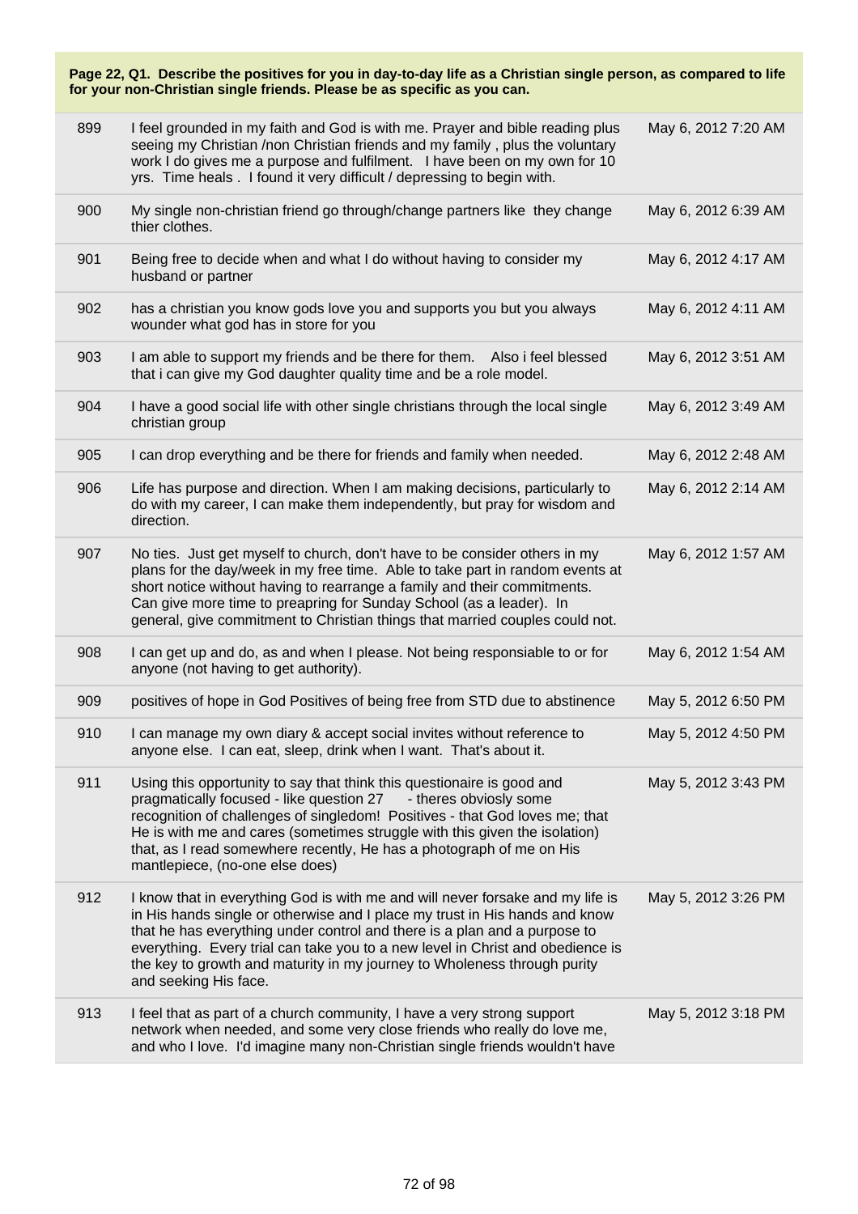**Page 22, Q1. Describe the positives for you in day-to-day life as a Christian single person, as compared to life for your non-Christian single friends. Please be as specific as you can.**

| | | |
|---|---|---|
| 899 | I feel grounded in my faith and God is with me. Prayer and bible reading plus seeing my Christian /non Christian friends and my family , plus the voluntary work I do gives me a purpose and fulfilment. I have been on my own for 10 yrs. Time heals . I found it very difficult / depressing to begin with. | May 6, 2012 7:20 AM |
| 900 | My single non-christian friend go through/change partners like they change thier clothes. | May 6, 2012 6:39 AM |
| 901 | Being free to decide when and what I do without having to consider my husband or partner | May 6, 2012 4:17 AM |
| 902 | has a christian you know gods love you and supports you but you always wounder what god has in store for you | May 6, 2012 4:11 AM |
| 903 | I am able to support my friends and be there for them. Also i feel blessed that i can give my God daughter quality time and be a role model. | May 6, 2012 3:51 AM |
| 904 | I have a good social life with other single christians through the local single christian group | May 6, 2012 3:49 AM |
| 905 | I can drop everything and be there for friends and family when needed. | May 6, 2012 2:48 AM |
| 906 | Life has purpose and direction. When I am making decisions, particularly to do with my career, I can make them independently, but pray for wisdom and direction. | May 6, 2012 2:14 AM |
| 907 | No ties. Just get myself to church, don't have to be consider others in my plans for the day/week in my free time. Able to take part in random events at short notice without having to rearrange a family and their commitments. Can give more time to preapring for Sunday School (as a leader). In general, give commitment to Christian things that married couples could not. | May 6, 2012 1:57 AM |
| 908 | I can get up and do, as and when I please. Not being responsiable to or for anyone (not having to get authority). | May 6, 2012 1:54 AM |
| 909 | positives of hope in God Positives of being free from STD due to abstinence | May 5, 2012 6:50 PM |
| 910 | I can manage my own diary & accept social invites without reference to anyone else. I can eat, sleep, drink when I want. That's about it. | May 5, 2012 4:50 PM |
| 911 | Using this opportunity to say that think this questionaire is good and pragmatically focused - like question 27 - theres obviosly some recognition of challenges of singledom! Positives - that God loves me; that He is with me and cares (sometimes struggle with this given the isolation) that, as I read somewhere recently, He has a photograph of me on His mantlepiece, (no-one else does) | May 5, 2012 3:43 PM |
| 912 | I know that in everything God is with me and will never forsake and my life is in His hands single or otherwise and I place my trust in His hands and know that he has everything under control and there is a plan and a purpose to everything. Every trial can take you to a new level in Christ and obedience is the key to growth and maturity in my journey to Wholeness through purity and seeking His face. | May 5, 2012 3:26 PM |
| 913 | I feel that as part of a church community, I have a very strong support network when needed, and some very close friends who really do love me, and who I love. I'd imagine many non-Christian single friends wouldn't have | May 5, 2012 3:18 PM |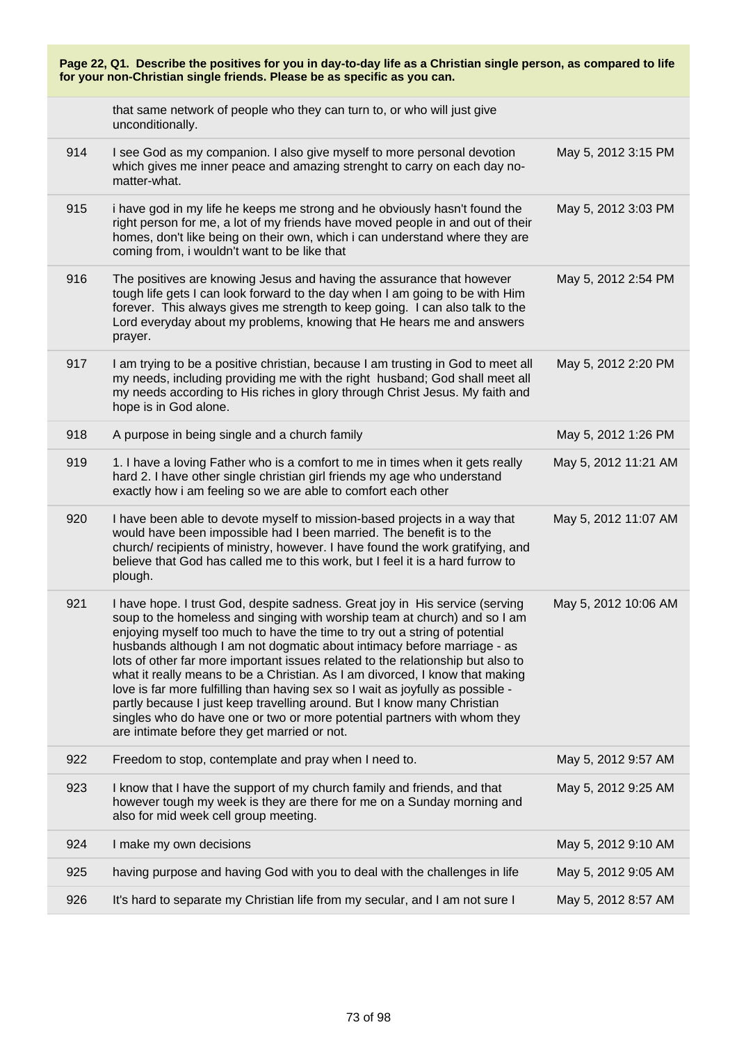**Page 22, Q1. Describe the positives for you in day-to-day life as a Christian single person, as compared to life for your non-Christian single friends. Please be as specific as you can.**

| | | |
|---|---|---|
| | that same network of people who they can turn to, or who will just give unconditionally. | |
| 914 | I see God as my companion. I also give myself to more personal devotion which gives me inner peace and amazing strenght to carry on each day no-matter-what. | May 5, 2012 3:15 PM |
| 915 | i have god in my life he keeps me strong and he obviously hasn't found the right person for me, a lot of my friends have moved people in and out of their homes, don't like being on their own, which i can understand where they are coming from, i wouldn't want to be like that | May 5, 2012 3:03 PM |
| 916 | The positives are knowing Jesus and having the assurance that however tough life gets I can look forward to the day when I am going to be with Him forever. This always gives me strength to keep going. I can also talk to the Lord everyday about my problems, knowing that He hears me and answers prayer. | May 5, 2012 2:54 PM |
| 917 | I am trying to be a positive christian, because I am trusting in God to meet all my needs, including providing me with the right husband; God shall meet all my needs according to His riches in glory through Christ Jesus. My faith and hope is in God alone. | May 5, 2012 2:20 PM |
| 918 | A purpose in being single and a church family | May 5, 2012 1:26 PM |
| 919 | 1. I have a loving Father who is a comfort to me in times when it gets really hard 2. I have other single christian girl friends my age who understand exactly how i am feeling so we are able to comfort each other | May 5, 2012 11:21 AM |
| 920 | I have been able to devote myself to mission-based projects in a way that would have been impossible had I been married. The benefit is to the church/ recipients of ministry, however. I have found the work gratifying, and believe that God has called me to this work, but I feel it is a hard furrow to plough. | May 5, 2012 11:07 AM |
| 921 | I have hope. I trust God, despite sadness. Great joy in His service (serving soup to the homeless and singing with worship team at church) and so I am enjoying myself too much to have the time to try out a string of potential husbands although I am not dogmatic about intimacy before marriage - as lots of other far more important issues related to the relationship but also to what it really means to be a Christian. As I am divorced, I know that making love is far more fulfilling than having sex so I wait as joyfully as possible - partly because I just keep travelling around. But I know many Christian singles who do have one or two or more potential partners with whom they are intimate before they get married or not. | May 5, 2012 10:06 AM |
| 922 | Freedom to stop, contemplate and pray when I need to. | May 5, 2012 9:57 AM |
| 923 | I know that I have the support of my church family and friends, and that however tough my week is they are there for me on a Sunday morning and also for mid week cell group meeting. | May 5, 2012 9:25 AM |
| 924 | I make my own decisions | May 5, 2012 9:10 AM |
| 925 | having purpose and having God with you to deal with the challenges in life | May 5, 2012 9:05 AM |
| 926 | It's hard to separate my Christian life from my secular, and I am not sure I | May 5, 2012 8:57 AM |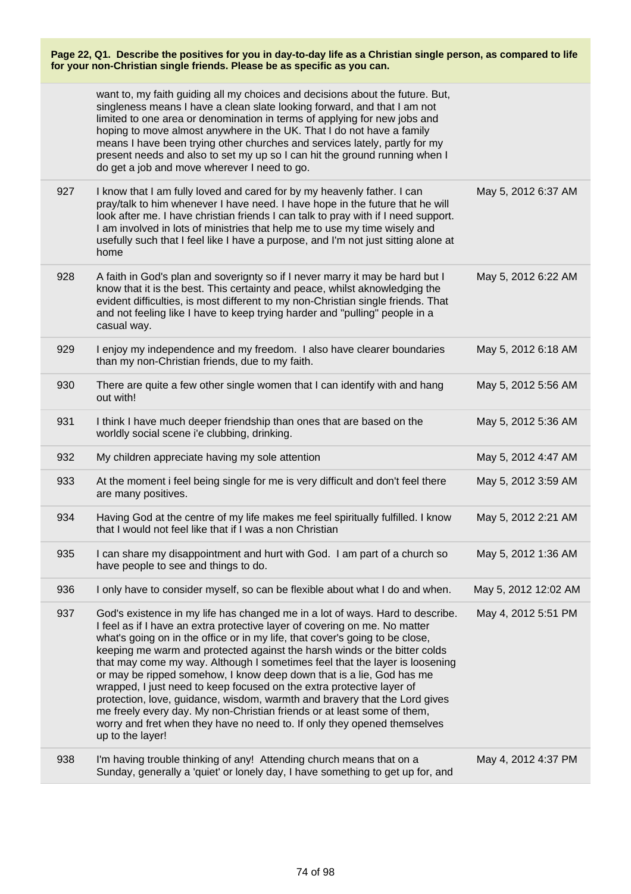**Page 22, Q1. Describe the positives for you in day-to-day life as a Christian single person, as compared to life for your non-Christian single friends. Please be as specific as you can.**

| | | |
|---|---|---|
| | want to, my faith guiding all my choices and decisions about the future. But, singleness means I have a clean slate looking forward, and that I am not limited to one area or denomination in terms of applying for new jobs and hoping to move almost anywhere in the UK. That I do not have a family means I have been trying other churches and services lately, partly for my present needs and also to set my up so I can hit the ground running when I do get a job and move wherever I need to go. | |
| 927 | I know that I am fully loved and cared for by my heavenly father. I can pray/talk to him whenever I have need. I have hope in the future that he will look after me. I have christian friends I can talk to pray with if I need support. I am involved in lots of ministries that help me to use my time wisely and usefully such that I feel like I have a purpose, and I'm not just sitting alone at home | May 5, 2012 6:37 AM |
| 928 | A faith in God's plan and soverignty so if I never marry it may be hard but I know that it is the best. This certainty and peace, whilst aknowledging the evident difficulties, is most different to my non-Christian single friends. That and not feeling like I have to keep trying harder and "pulling" people in a casual way. | May 5, 2012 6:22 AM |
| 929 | I enjoy my independence and my freedom. I also have clearer boundaries than my non-Christian friends, due to my faith. | May 5, 2012 6:18 AM |
| 930 | There are quite a few other single women that I can identify with and hang out with! | May 5, 2012 5:56 AM |
| 931 | I think I have much deeper friendship than ones that are based on the worldly social scene i'e clubbing, drinking. | May 5, 2012 5:36 AM |
| 932 | My children appreciate having my sole attention | May 5, 2012 4:47 AM |
| 933 | At the moment i feel being single for me is very difficult and don't feel there are many positives. | May 5, 2012 3:59 AM |
| 934 | Having God at the centre of my life makes me feel spiritually fulfilled. I know that I would not feel like that if I was a non Christian | May 5, 2012 2:21 AM |
| 935 | I can share my disappointment and hurt with God. I am part of a church so have people to see and things to do. | May 5, 2012 1:36 AM |
| 936 | I only have to consider myself, so can be flexible about what I do and when. | May 5, 2012 12:02 AM |
| 937 | God's existence in my life has changed me in a lot of ways. Hard to describe. I feel as if I have an extra protective layer of covering on me. No matter what's going on in the office or in my life, that cover's going to be close, keeping me warm and protected against the harsh winds or the bitter colds that may come my way. Although I sometimes feel that the layer is loosening or may be ripped somehow, I know deep down that is a lie, God has me wrapped, I just need to keep focused on the extra protective layer of protection, love, guidance, wisdom, warmth and bravery that the Lord gives me freely every day. My non-Christian friends or at least some of them, worry and fret when they have no need to. If only they opened themselves up to the layer! | May 4, 2012 5:51 PM |
| 938 | I'm having trouble thinking of any! Attending church means that on a Sunday, generally a 'quiet' or lonely day, I have something to get up for, and | May 4, 2012 4:37 PM |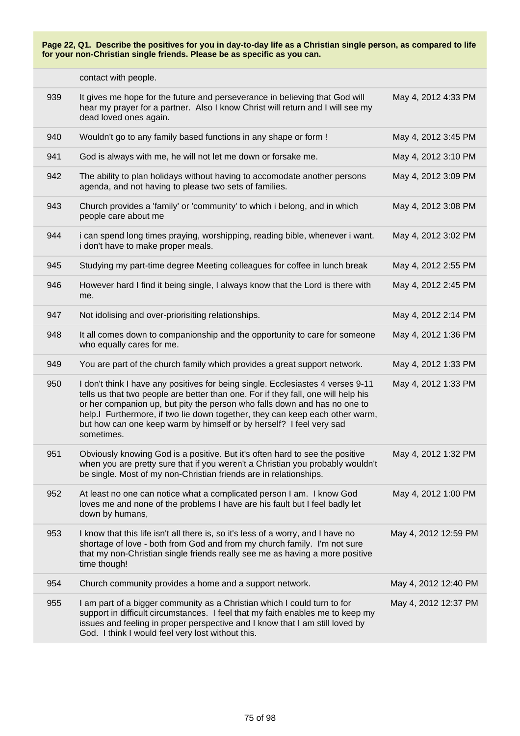**Page 22, Q1. Describe the positives for you in day-to-day life as a Christian single person, as compared to life for your non-Christian single friends. Please be as specific as you can.**

| | | |
|---|---|---|
| | contact with people. | |
| 939 | It gives me hope for the future and perseverance in believing that God will hear my prayer for a partner. Also I know Christ will return and I will see my dead loved ones again. | May 4, 2012 4:33 PM |
| 940 | Wouldn't go to any family based functions in any shape or form ! | May 4, 2012 3:45 PM |
| 941 | God is always with me, he will not let me down or forsake me. | May 4, 2012 3:10 PM |
| 942 | The ability to plan holidays without having to accomodate another persons agenda, and not having to please two sets of families. | May 4, 2012 3:09 PM |
| 943 | Church provides a 'family' or 'community' to which i belong, and in which people care about me | May 4, 2012 3:08 PM |
| 944 | i can spend long times praying, worshipping, reading bible, whenever i want. i don't have to make proper meals. | May 4, 2012 3:02 PM |
| 945 | Studying my part-time degree Meeting colleagues for coffee in lunch break | May 4, 2012 2:55 PM |
| 946 | However hard I find it being single, I always know that the Lord is there with me. | May 4, 2012 2:45 PM |
| 947 | Not idolising and over-priorisiting relationships. | May 4, 2012 2:14 PM |
| 948 | It all comes down to companionship and the opportunity to care for someone who equally cares for me. | May 4, 2012 1:36 PM |
| 949 | You are part of the church family which provides a great support network. | May 4, 2012 1:33 PM |
| 950 | I don't think I have any positives for being single. Ecclesiastes 4 verses 9-11 tells us that two people are better than one. For if they fall, one will help his or her companion up, but pity the person who falls down and has no one to help.I Furthermore, if two lie down together, they can keep each other warm, but how can one keep warm by himself or by herself? I feel very sad sometimes. | May 4, 2012 1:33 PM |
| 951 | Obviously knowing God is a positive. But it's often hard to see the positive when you are pretty sure that if you weren't a Christian you probably wouldn't be single. Most of my non-Christian friends are in relationships. | May 4, 2012 1:32 PM |
| 952 | At least no one can notice what a complicated person I am. I know God loves me and none of the problems I have are his fault but I feel badly let down by humans, | May 4, 2012 1:00 PM |
| 953 | I know that this life isn't all there is, so it's less of a worry, and I have no shortage of love - both from God and from my church family. I'm not sure that my non-Christian single friends really see me as having a more positive time though! | May 4, 2012 12:59 PM |
| 954 | Church community provides a home and a support network. | May 4, 2012 12:40 PM |
| 955 | I am part of a bigger community as a Christian which I could turn to for support in difficult circumstances. I feel that my faith enables me to keep my issues and feeling in proper perspective and I know that I am still loved by God. I think I would feel very lost without this. | May 4, 2012 12:37 PM |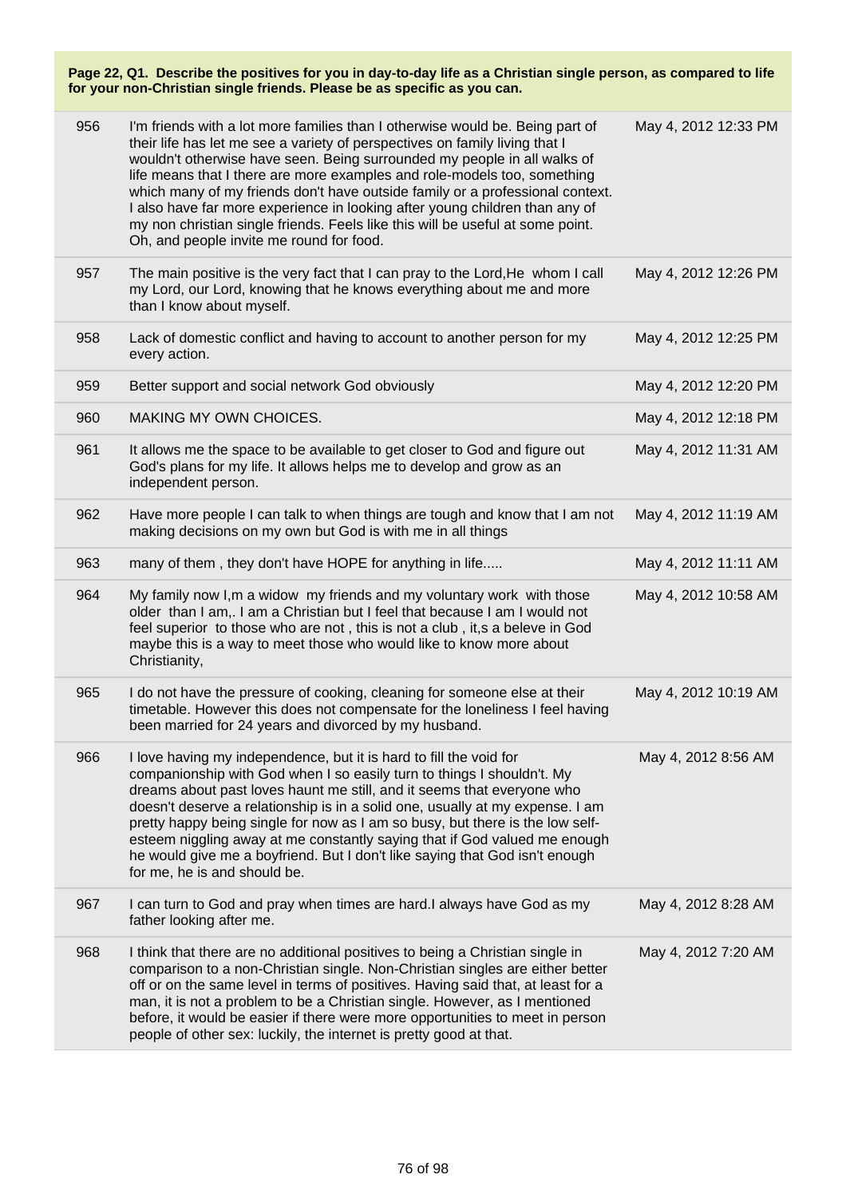**Page 22, Q1. Describe the positives for you in day-to-day life as a Christian single person, as compared to life for your non-Christian single friends. Please be as specific as you can.**

| | | |
|---|---|---|
| 956 | I'm friends with a lot more families than I otherwise would be. Being part of their life has let me see a variety of perspectives on family living that I wouldn't otherwise have seen. Being surrounded my people in all walks of life means that I there are more examples and role-models too, something which many of my friends don't have outside family or a professional context. I also have far more experience in looking after young children than any of my non christian single friends. Feels like this will be useful at some point. Oh, and people invite me round for food. | May 4, 2012 12:33 PM |
| 957 | The main positive is the very fact that I can pray to the Lord,He whom I call my Lord, our Lord, knowing that he knows everything about me and more than I know about myself. | May 4, 2012 12:26 PM |
| 958 | Lack of domestic conflict and having to account to another person for my every action. | May 4, 2012 12:25 PM |
| 959 | Better support and social network God obviously | May 4, 2012 12:20 PM |
| 960 | MAKING MY OWN CHOICES. | May 4, 2012 12:18 PM |
| 961 | It allows me the space to be available to get closer to God and figure out God's plans for my life. It allows helps me to develop and grow as an independent person. | May 4, 2012 11:31 AM |
| 962 | Have more people I can talk to when things are tough and know that I am not making decisions on my own but God is with me in all things | May 4, 2012 11:19 AM |
| 963 | many of them , they don't have HOPE for anything in life..... | May 4, 2012 11:11 AM |
| 964 | My family now I,m a widow my friends and my voluntary work with those older than I am,. I am a Christian but I feel that because I am I would not feel superior to those who are not , this is not a club , it,s a beleve in God maybe this is a way to meet those who would like to know more about Christianity, | May 4, 2012 10:58 AM |
| 965 | I do not have the pressure of cooking, cleaning for someone else at their timetable. However this does not compensate for the loneliness I feel having been married for 24 years and divorced by my husband. | May 4, 2012 10:19 AM |
| 966 | I love having my independence, but it is hard to fill the void for companionship with God when I so easily turn to things I shouldn't. My dreams about past loves haunt me still, and it seems that everyone who doesn't deserve a relationship is in a solid one, usually at my expense. I am pretty happy being single for now as I am so busy, but there is the low self-esteem niggling away at me constantly saying that if God valued me enough he would give me a boyfriend. But I don't like saying that God isn't enough for me, he is and should be. | May 4, 2012 8:56 AM |
| 967 | I can turn to God and pray when times are hard.I always have God as my father looking after me. | May 4, 2012 8:28 AM |
| 968 | I think that there are no additional positives to being a Christian single in comparison to a non-Christian single. Non-Christian singles are either better off or on the same level in terms of positives. Having said that, at least for a man, it is not a problem to be a Christian single. However, as I mentioned before, it would be easier if there were more opportunities to meet in person people of other sex: luckily, the internet is pretty good at that. | May 4, 2012 7:20 AM |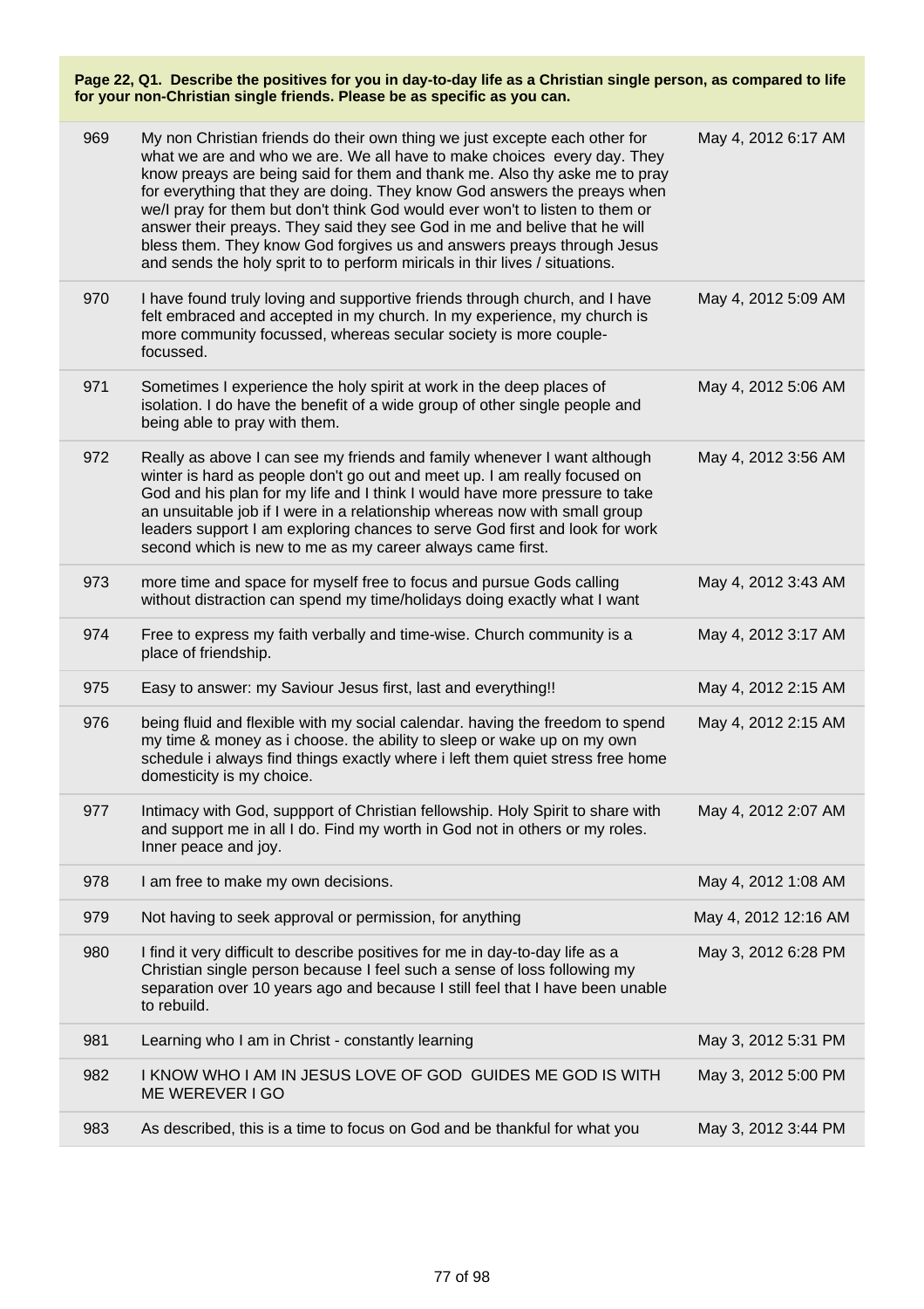**Page 22, Q1. Describe the positives for you in day-to-day life as a Christian single person, as compared to life for your non-Christian single friends. Please be as specific as you can.**

| | | |
|---|---|---|
| 969 | My non Christian friends do their own thing we just excepte each other for what we are and who we are. We all have to make choices every day. They know preays are being said for them and thank me. Also thy aske me to pray for everything that they are doing. They know God answers the preays when we/I pray for them but don't think God would ever won't to listen to them or answer their preays. They said they see God in me and belive that he will bless them. They know God forgives us and answers preays through Jesus and sends the holy sprit to to perform miricals in thir lives / situations. | May 4, 2012 6:17 AM |
| 970 | I have found truly loving and supportive friends through church, and I have felt embraced and accepted in my church. In my experience, my church is more community focussed, whereas secular society is more couple-focussed. | May 4, 2012 5:09 AM |
| 971 | Sometimes I experience the holy spirit at work in the deep places of isolation. I do have the benefit of a wide group of other single people and being able to pray with them. | May 4, 2012 5:06 AM |
| 972 | Really as above I can see my friends and family whenever I want although winter is hard as people don't go out and meet up. I am really focused on God and his plan for my life and I think I would have more pressure to take an unsuitable job if I were in a relationship whereas now with small group leaders support I am exploring chances to serve God first and look for work second which is new to me as my career always came first. | May 4, 2012 3:56 AM |
| 973 | more time and space for myself free to focus and pursue Gods calling without distraction can spend my time/holidays doing exactly what I want | May 4, 2012 3:43 AM |
| 974 | Free to express my faith verbally and time-wise. Church community is a place of friendship. | May 4, 2012 3:17 AM |
| 975 | Easy to answer: my Saviour Jesus first, last and everything!! | May 4, 2012 2:15 AM |
| 976 | being fluid and flexible with my social calendar. having the freedom to spend my time & money as i choose. the ability to sleep or wake up on my own schedule i always find things exactly where i left them quiet stress free home domesticity is my choice. | May 4, 2012 2:15 AM |
| 977 | Intimacy with God, suppport of Christian fellowship. Holy Spirit to share with and support me in all I do. Find my worth in God not in others or my roles. Inner peace and joy. | May 4, 2012 2:07 AM |
| 978 | I am free to make my own decisions. | May 4, 2012 1:08 AM |
| 979 | Not having to seek approval or permission, for anything | May 4, 2012 12:16 AM |
| 980 | I find it very difficult to describe positives for me in day-to-day life as a Christian single person because I feel such a sense of loss following my separation over 10 years ago and because I still feel that I have been unable to rebuild. | May 3, 2012 6:28 PM |
| 981 | Learning who I am in Christ - constantly learning | May 3, 2012 5:31 PM |
| 982 | I KNOW WHO I AM IN JESUS LOVE OF GOD GUIDES ME GOD IS WITH ME WEREVER I GO | May 3, 2012 5:00 PM |
| 983 | As described, this is a time to focus on God and be thankful for what you | May 3, 2012 3:44 PM |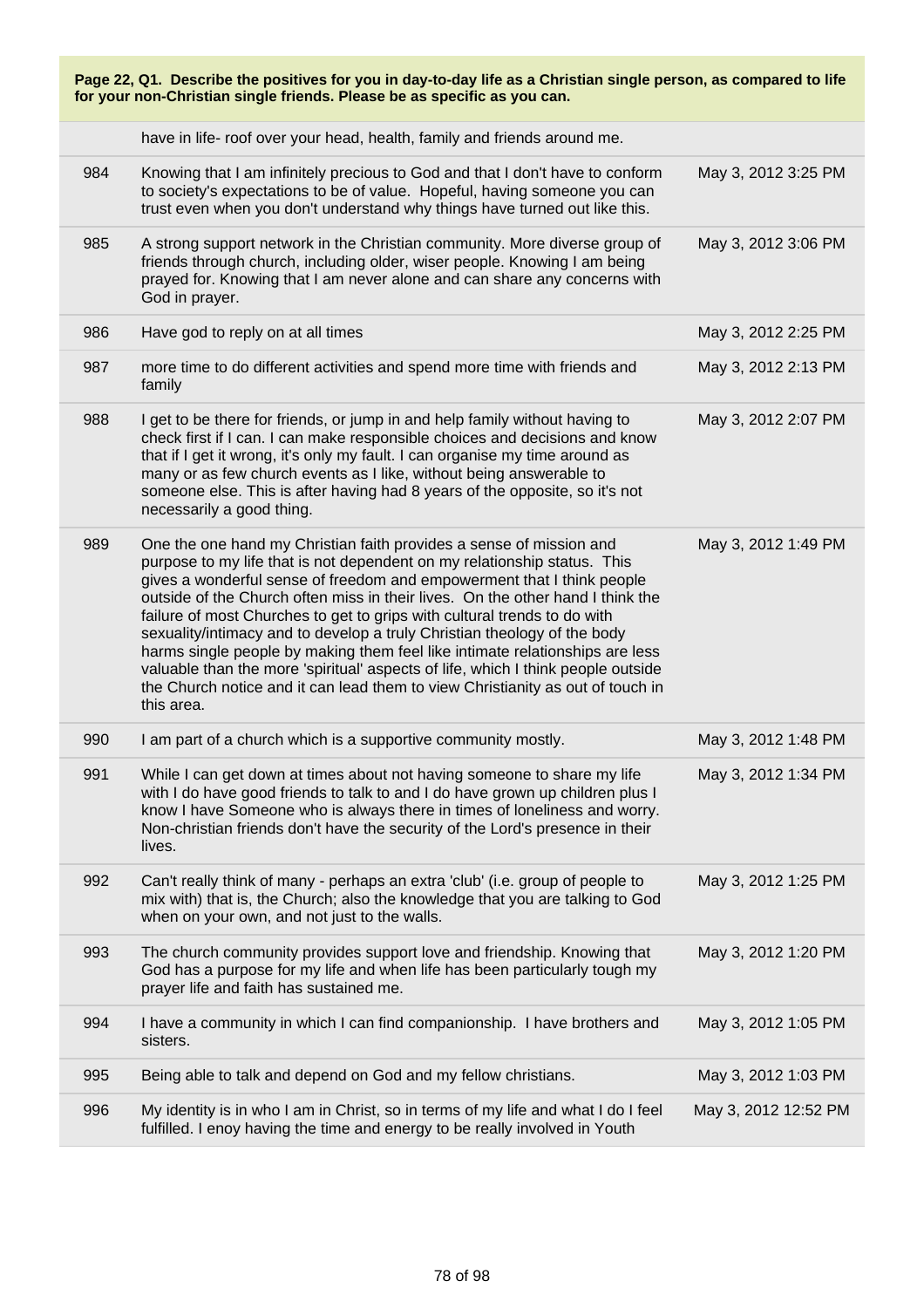**Page 22, Q1. Describe the positives for you in day-to-day life as a Christian single person, as compared to life for your non-Christian single friends. Please be as specific as you can.**

| | | |
|---|---|---|
| | have in life- roof over your head, health, family and friends around me. | |
| 984 | Knowing that I am infinitely precious to God and that I don't have to conform to society's expectations to be of value. Hopeful, having someone you can trust even when you don't understand why things have turned out like this. | May 3, 2012 3:25 PM |
| 985 | A strong support network in the Christian community. More diverse group of friends through church, including older, wiser people. Knowing I am being prayed for. Knowing that I am never alone and can share any concerns with God in prayer. | May 3, 2012 3:06 PM |
| 986 | Have god to reply on at all times | May 3, 2012 2:25 PM |
| 987 | more time to do different activities and spend more time with friends and family | May 3, 2012 2:13 PM |
| 988 | I get to be there for friends, or jump in and help family without having to check first if I can. I can make responsible choices and decisions and know that if I get it wrong, it's only my fault. I can organise my time around as many or as few church events as I like, without being answerable to someone else. This is after having had 8 years of the opposite, so it's not necessarily a good thing. | May 3, 2012 2:07 PM |
| 989 | One the one hand my Christian faith provides a sense of mission and purpose to my life that is not dependent on my relationship status. This gives a wonderful sense of freedom and empowerment that I think people outside of the Church often miss in their lives. On the other hand I think the failure of most Churches to get to grips with cultural trends to do with sexuality/intimacy and to develop a truly Christian theology of the body harms single people by making them feel like intimate relationships are less valuable than the more 'spiritual' aspects of life, which I think people outside the Church notice and it can lead them to view Christianity as out of touch in this area. | May 3, 2012 1:49 PM |
| 990 | I am part of a church which is a supportive community mostly. | May 3, 2012 1:48 PM |
| 991 | While I can get down at times about not having someone to share my life with I do have good friends to talk to and I do have grown up children plus I know I have Someone who is always there in times of loneliness and worry. Non-christian friends don't have the security of the Lord's presence in their lives. | May 3, 2012 1:34 PM |
| 992 | Can't really think of many - perhaps an extra 'club' (i.e. group of people to mix with) that is, the Church; also the knowledge that you are talking to God when on your own, and not just to the walls. | May 3, 2012 1:25 PM |
| 993 | The church community provides support love and friendship. Knowing that God has a purpose for my life and when life has been particularly tough my prayer life and faith has sustained me. | May 3, 2012 1:20 PM |
| 994 | I have a community in which I can find companionship. I have brothers and sisters. | May 3, 2012 1:05 PM |
| 995 | Being able to talk and depend on God and my fellow christians. | May 3, 2012 1:03 PM |
| 996 | My identity is in who I am in Christ, so in terms of my life and what I do I feel fulfilled. I enoy having the time and energy to be really involved in Youth | May 3, 2012 12:52 PM |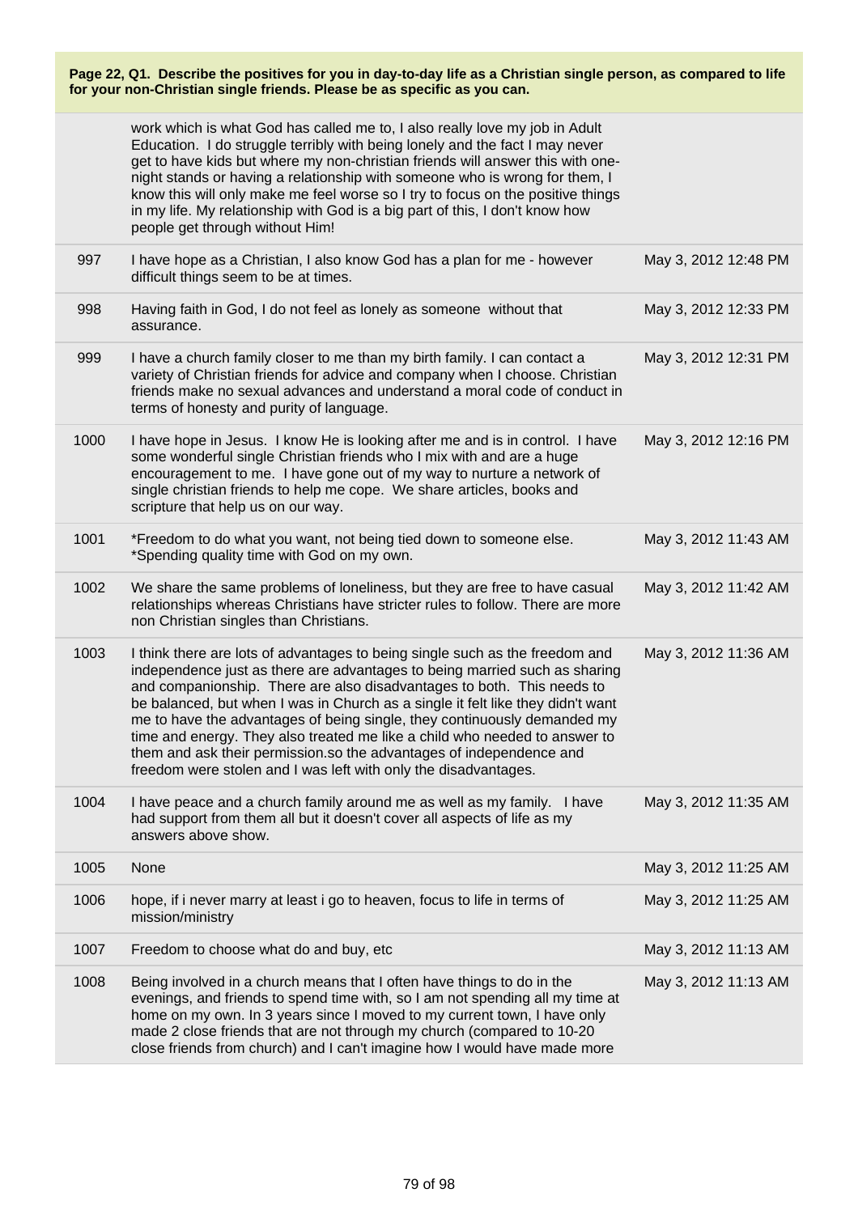**Page 22, Q1. Describe the positives for you in day-to-day life as a Christian single person, as compared to life for your non-Christian single friends. Please be as specific as you can.**

| | | |
|---|---|---|
| | work which is what God has called me to, I also really love my job in Adult Education. I do struggle terribly with being lonely and the fact I may never get to have kids but where my non-christian friends will answer this with one-night stands or having a relationship with someone who is wrong for them, I know this will only make me feel worse so I try to focus on the positive things in my life. My relationship with God is a big part of this, I don't know how people get through without Him! | |
| 997 | I have hope as a Christian, I also know God has a plan for me - however difficult things seem to be at times. | May 3, 2012 12:48 PM |
| 998 | Having faith in God, I do not feel as lonely as someone without that assurance. | May 3, 2012 12:33 PM |
| 999 | I have a church family closer to me than my birth family. I can contact a variety of Christian friends for advice and company when I choose. Christian friends make no sexual advances and understand a moral code of conduct in terms of honesty and purity of language. | May 3, 2012 12:31 PM |
| 1000 | I have hope in Jesus. I know He is looking after me and is in control. I have some wonderful single Christian friends who I mix with and are a huge encouragement to me. I have gone out of my way to nurture a network of single christian friends to help me cope. We share articles, books and scripture that help us on our way. | May 3, 2012 12:16 PM |
| 1001 | *Freedom to do what you want, not being tied down to someone else. *Spending quality time with God on my own. | May 3, 2012 11:43 AM |
| 1002 | We share the same problems of loneliness, but they are free to have casual relationships whereas Christians have stricter rules to follow. There are more non Christian singles than Christians. | May 3, 2012 11:42 AM |
| 1003 | I think there are lots of advantages to being single such as the freedom and independence just as there are advantages to being married such as sharing and companionship. There are also disadvantages to both. This needs to be balanced, but when I was in Church as a single it felt like they didn't want me to have the advantages of being single, they continuously demanded my time and energy. They also treated me like a child who needed to answer to them and ask their permission.so the advantages of independence and freedom were stolen and I was left with only the disadvantages. | May 3, 2012 11:36 AM |
| 1004 | I have peace and a church family around me as well as my family. I have had support from them all but it doesn't cover all aspects of life as my answers above show. | May 3, 2012 11:35 AM |
| 1005 | None | May 3, 2012 11:25 AM |
| 1006 | hope, if i never marry at least i go to heaven, focus to life in terms of mission/ministry | May 3, 2012 11:25 AM |
| 1007 | Freedom to choose what do and buy, etc | May 3, 2012 11:13 AM |
| 1008 | Being involved in a church means that I often have things to do in the evenings, and friends to spend time with, so I am not spending all my time at home on my own. In 3 years since I moved to my current town, I have only made 2 close friends that are not through my church (compared to 10-20 close friends from church) and I can't imagine how I would have made more | May 3, 2012 11:13 AM |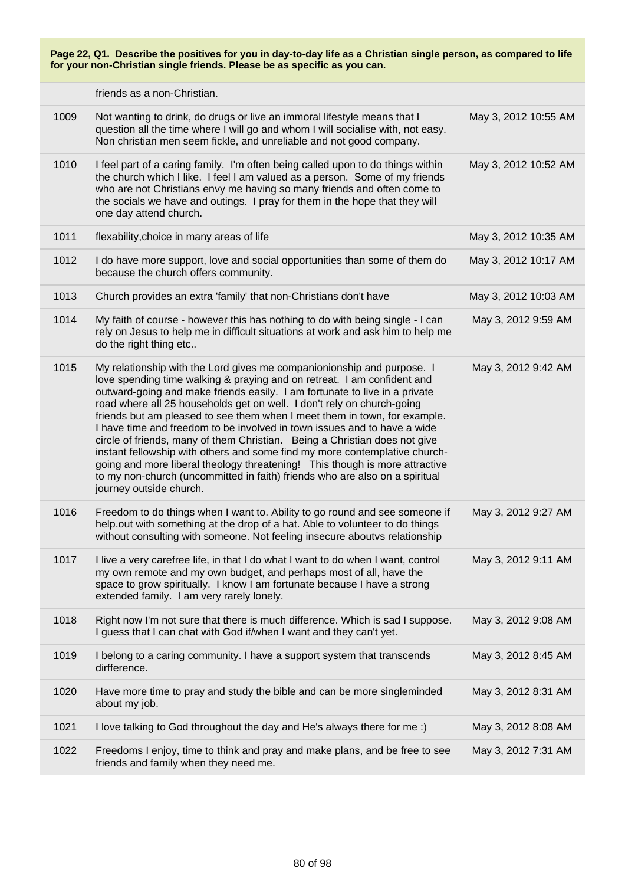**Page 22, Q1. Describe the positives for you in day-to-day life as a Christian single person, as compared to life for your non-Christian single friends. Please be as specific as you can.**

| | | |
|---|---|---|
| | friends as a non-Christian. | |
| 1009 | Not wanting to drink, do drugs or live an immoral lifestyle means that I question all the time where I will go and whom I will socialise with, not easy. Non christian men seem fickle, and unreliable and not good company. | May 3, 2012 10:55 AM |
| 1010 | I feel part of a caring family. I'm often being called upon to do things within the church which I like. I feel I am valued as a person. Some of my friends who are not Christians envy me having so many friends and often come to the socials we have and outings. I pray for them in the hope that they will one day attend church. | May 3, 2012 10:52 AM |
| 1011 | flexability,choice in many areas of life | May 3, 2012 10:35 AM |
| 1012 | I do have more support, love and social opportunities than some of them do because the church offers community. | May 3, 2012 10:17 AM |
| 1013 | Church provides an extra 'family' that non-Christians don't have | May 3, 2012 10:03 AM |
| 1014 | My faith of course - however this has nothing to do with being single - I can rely on Jesus to help me in difficult situations at work and ask him to help me do the right thing etc.. | May 3, 2012 9:59 AM |
| 1015 | My relationship with the Lord gives me companionionship and purpose. I love spending time walking & praying and on retreat. I am confident and outward-going and make friends easily. I am fortunate to live in a private road where all 25 households get on well. I don't rely on church-going friends but am pleased to see them when I meet them in town, for example. I have time and freedom to be involved in town issues and to have a wide circle of friends, many of them Christian. Being a Christian does not give instant fellowship with others and some find my more contemplative church-going and more liberal theology threatening! This though is more attractive to my non-church (uncommitted in faith) friends who are also on a spiritual journey outside church. | May 3, 2012 9:42 AM |
| 1016 | Freedom to do things when I want to. Ability to go round and see someone if help.out with something at the drop of a hat. Able to volunteer to do things without consulting with someone. Not feeling insecure aboutvs relationship | May 3, 2012 9:27 AM |
| 1017 | I live a very carefree life, in that I do what I want to do when I want, control my own remote and my own budget, and perhaps most of all, have the space to grow spiritually. I know I am fortunate because I have a strong extended family. I am very rarely lonely. | May 3, 2012 9:11 AM |
| 1018 | Right now I'm not sure that there is much difference. Which is sad I suppose. I guess that I can chat with God if/when I want and they can't yet. | May 3, 2012 9:08 AM |
| 1019 | I belong to a caring community. I have a support system that transcends dirfference. | May 3, 2012 8:45 AM |
| 1020 | Have more time to pray and study the bible and can be more singleminded about my job. | May 3, 2012 8:31 AM |
| 1021 | I love talking to God throughout the day and He's always there for me :) | May 3, 2012 8:08 AM |
| 1022 | Freedoms I enjoy, time to think and pray and make plans, and be free to see friends and family when they need me. | May 3, 2012 7:31 AM |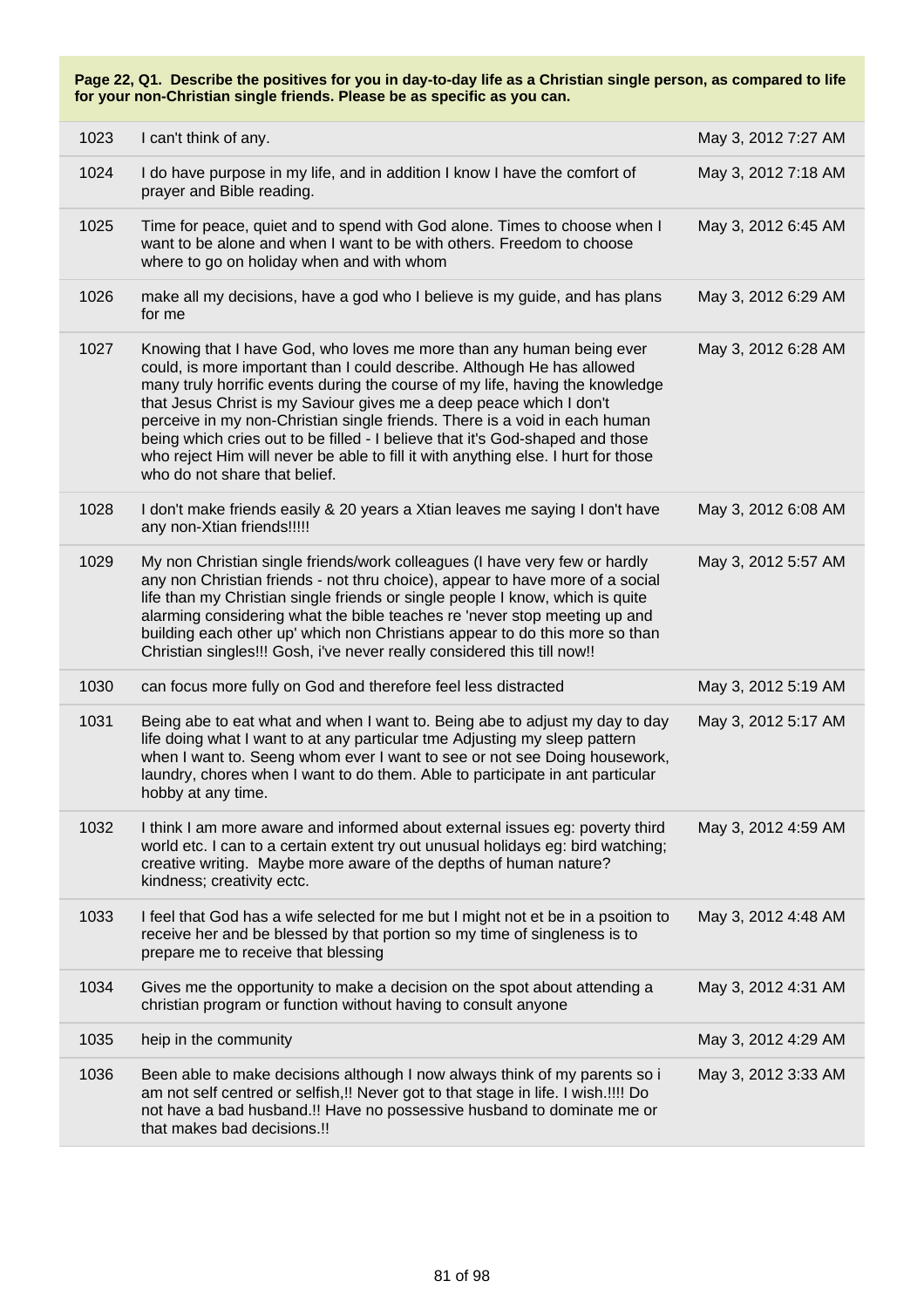**Page 22, Q1. Describe the positives for you in day-to-day life as a Christian single person, as compared to life for your non-Christian single friends. Please be as specific as you can.**

| | | |
|---|---|---|
| 1023 | I can't think of any. | May 3, 2012 7:27 AM |
| 1024 | I do have purpose in my life, and in addition I know I have the comfort of prayer and Bible reading. | May 3, 2012 7:18 AM |
| 1025 | Time for peace, quiet and to spend with God alone. Times to choose when I want to be alone and when I want to be with others. Freedom to choose where to go on holiday when and with whom | May 3, 2012 6:45 AM |
| 1026 | make all my decisions, have a god who I believe is my guide, and has plans for me | May 3, 2012 6:29 AM |
| 1027 | Knowing that I have God, who loves me more than any human being ever could, is more important than I could describe. Although He has allowed many truly horrific events during the course of my life, having the knowledge that Jesus Christ is my Saviour gives me a deep peace which I don't perceive in my non-Christian single friends. There is a void in each human being which cries out to be filled - I believe that it's God-shaped and those who reject Him will never be able to fill it with anything else. I hurt for those who do not share that belief. | May 3, 2012 6:28 AM |
| 1028 | I don't make friends easily & 20 years a Xtian leaves me saying I don't have any non-Xtian friends!!!!! | May 3, 2012 6:08 AM |
| 1029 | My non Christian single friends/work colleagues (I have very few or hardly any non Christian friends - not thru choice), appear to have more of a social life than my Christian single friends or single people I know, which is quite alarming considering what the bible teaches re 'never stop meeting up and building each other up' which non Christians appear to do this more so than Christian singles!!! Gosh, i've never really considered this till now!! | May 3, 2012 5:57 AM |
| 1030 | can focus more fully on God and therefore feel less distracted | May 3, 2012 5:19 AM |
| 1031 | Being abe to eat what and when I want to. Being abe to adjust my day to day life doing what I want to at any particular tme Adjusting my sleep pattern when I want to. Seeng whom ever I want to see or not see Doing housework, laundry, chores when I want to do them. Able to participate in ant particular hobby at any time. | May 3, 2012 5:17 AM |
| 1032 | I think I am more aware and informed about external issues eg: poverty third world etc. I can to a certain extent try out unusual holidays eg: bird watching; creative writing. Maybe more aware of the depths of human nature? kindness; creativity ectc. | May 3, 2012 4:59 AM |
| 1033 | I feel that God has a wife selected for me but I might not et be in a psoition to receive her and be blessed by that portion so my time of singleness is to prepare me to receive that blessing | May 3, 2012 4:48 AM |
| 1034 | Gives me the opportunity to make a decision on the spot about attending a christian program or function without having to consult anyone | May 3, 2012 4:31 AM |
| 1035 | heip in the community | May 3, 2012 4:29 AM |
| 1036 | Been able to make decisions although I now always think of my parents so i am not self centred or selfish,!! Never got to that stage in life. I wish.!!!! Do not have a bad husband.!! Have no possessive husband to dominate me or that makes bad decisions.!! | May 3, 2012 3:33 AM |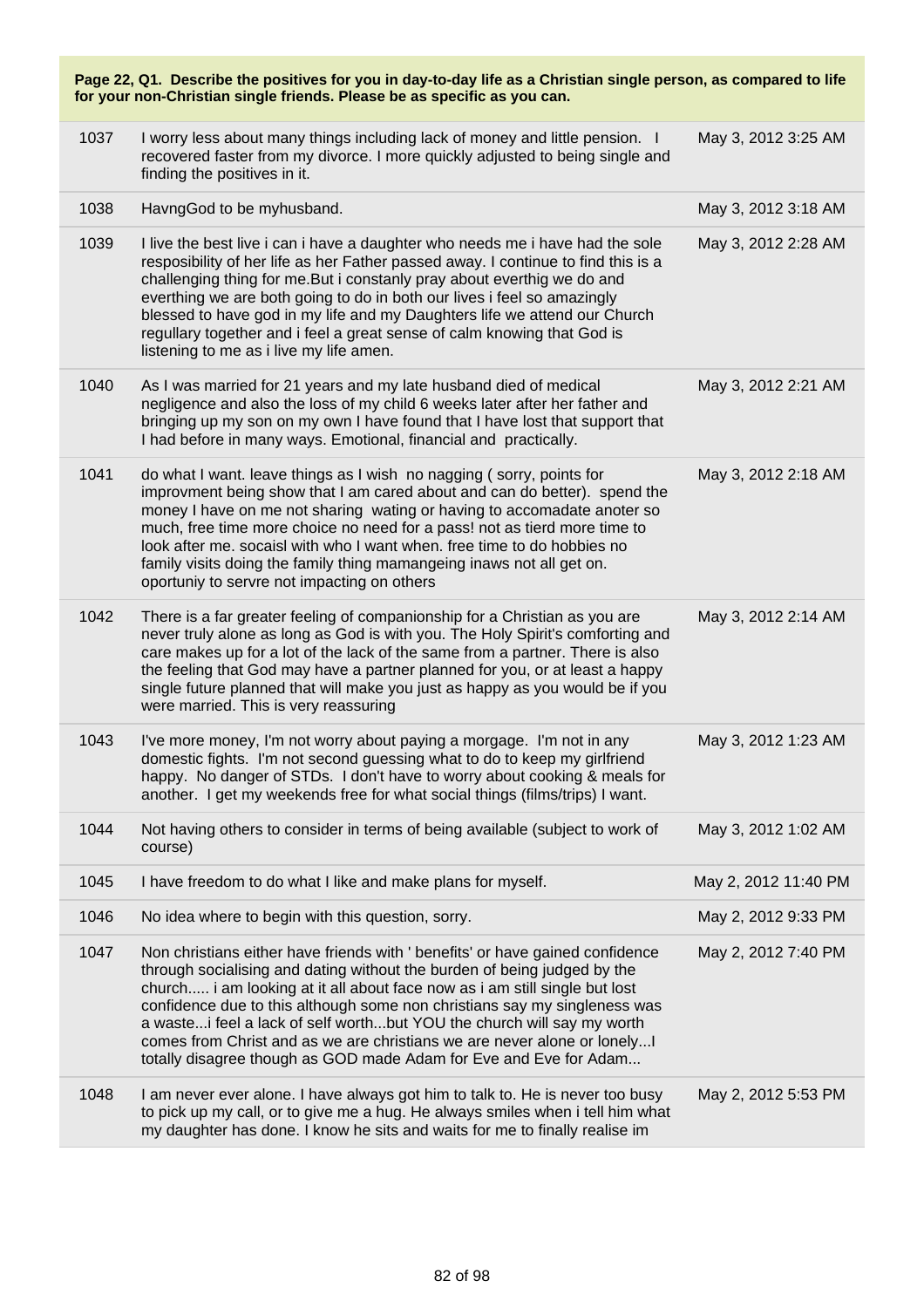**Page 22, Q1. Describe the positives for you in day-to-day life as a Christian single person, as compared to life for your non-Christian single friends. Please be as specific as you can.**

| | | |
|---|---|---|
| 1037 | I worry less about many things including lack of money and little pension. I recovered faster from my divorce. I more quickly adjusted to being single and finding the positives in it. | May 3, 2012 3:25 AM |
| 1038 | HavngGod to be myhusband. | May 3, 2012 3:18 AM |
| 1039 | I live the best live i can i have a daughter who needs me i have had the sole resposibility of her life as her Father passed away. I continue to find this is a challenging thing for me.But i constanly pray about everthig we do and everthing we are both going to do in both our lives i feel so amazingly blessed to have god in my life and my Daughters life we attend our Church regullary together and i feel a great sense of calm knowing that God is listening to me as i live my life amen. | May 3, 2012 2:28 AM |
| 1040 | As I was married for 21 years and my late husband died of medical negligence and also the loss of my child 6 weeks later after her father and bringing up my son on my own I have found that I have lost that support that I had before in many ways. Emotional, financial and practically. | May 3, 2012 2:21 AM |
| 1041 | do what I want. leave things as I wish no nagging ( sorry, points for improvment being show that I am cared about and can do better). spend the money I have on me not sharing wating or having to accomadate anoter so much, free time more choice no need for a pass! not as tierd more time to look after me. socaisl with who I want when. free time to do hobbies no family visits doing the family thing mamangeing inaws not all get on. oportuniy to servre not impacting on others | May 3, 2012 2:18 AM |
| 1042 | There is a far greater feeling of companionship for a Christian as you are never truly alone as long as God is with you. The Holy Spirit's comforting and care makes up for a lot of the lack of the same from a partner. There is also the feeling that God may have a partner planned for you, or at least a happy single future planned that will make you just as happy as you would be if you were married. This is very reassuring | May 3, 2012 2:14 AM |
| 1043 | I've more money, I'm not worry about paying a morgage. I'm not in any domestic fights. I'm not second guessing what to do to keep my girlfriend happy. No danger of STDs. I don't have to worry about cooking & meals for another. I get my weekends free for what social things (films/trips) I want. | May 3, 2012 1:23 AM |
| 1044 | Not having others to consider in terms of being available (subject to work of course) | May 3, 2012 1:02 AM |
| 1045 | I have freedom to do what I like and make plans for myself. | May 2, 2012 11:40 PM |
| 1046 | No idea where to begin with this question, sorry. | May 2, 2012 9:33 PM |
| 1047 | Non christians either have friends with ' benefits' or have gained confidence through socialising and dating without the burden of being judged by the church..... i am looking at it all about face now as i am still single but lost confidence due to this although some non christians say my singleness was a waste...i feel a lack of self worth...but YOU the church will say my worth comes from Christ and as we are christians we are never alone or lonely...I totally disagree though as GOD made Adam for Eve and Eve for Adam... | May 2, 2012 7:40 PM |
| 1048 | I am never ever alone. I have always got him to talk to. He is never too busy to pick up my call, or to give me a hug. He always smiles when i tell him what my daughter has done. I know he sits and waits for me to finally realise im | May 2, 2012 5:53 PM |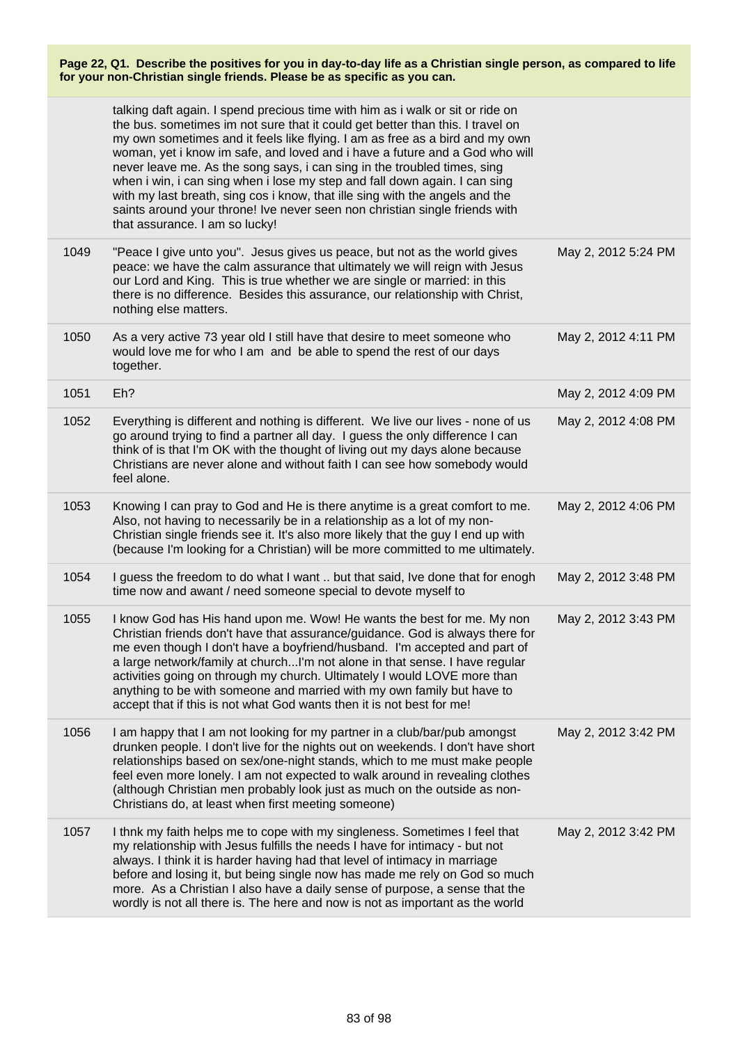**Page 22, Q1. Describe the positives for you in day-to-day life as a Christian single person, as compared to life for your non-Christian single friends. Please be as specific as you can.**

| | | |
|---|---|---|
| | talking daft again. I spend precious time with him as i walk or sit or ride on the bus. sometimes im not sure that it could get better than this. I travel on my own sometimes and it feels like flying. I am as free as a bird and my own woman, yet i know im safe, and loved and i have a future and a God who will never leave me. As the song says, i can sing in the troubled times, sing when i win, i can sing when i lose my step and fall down again. I can sing with my last breath, sing cos i know, that ille sing with the angels and the saints around your throne! Ive never seen non christian single friends with that assurance. I am so lucky! | |
| 1049 | "Peace I give unto you". Jesus gives us peace, but not as the world gives peace: we have the calm assurance that ultimately we will reign with Jesus our Lord and King. This is true whether we are single or married: in this there is no difference. Besides this assurance, our relationship with Christ, nothing else matters. | May 2, 2012 5:24 PM |
| 1050 | As a very active 73 year old I still have that desire to meet someone who would love me for who I am and be able to spend the rest of our days together. | May 2, 2012 4:11 PM |
| 1051 | Eh? | May 2, 2012 4:09 PM |
| 1052 | Everything is different and nothing is different. We live our lives - none of us go around trying to find a partner all day. I guess the only difference I can think of is that I'm OK with the thought of living out my days alone because Christians are never alone and without faith I can see how somebody would feel alone. | May 2, 2012 4:08 PM |
| 1053 | Knowing I can pray to God and He is there anytime is a great comfort to me. Also, not having to necessarily be in a relationship as a lot of my non-Christian single friends see it. It's also more likely that the guy I end up with (because I'm looking for a Christian) will be more committed to me ultimately. | May 2, 2012 4:06 PM |
| 1054 | I guess the freedom to do what I want .. but that said, Ive done that for enogh time now and awant / need someone special to devote myself to | May 2, 2012 3:48 PM |
| 1055 | I know God has His hand upon me. Wow! He wants the best for me. My non Christian friends don't have that assurance/guidance. God is always there for me even though I don't have a boyfriend/husband. I'm accepted and part of a large network/family at church...I'm not alone in that sense. I have regular activities going on through my church. Ultimately I would LOVE more than anything to be with someone and married with my own family but have to accept that if this is not what God wants then it is not best for me! | May 2, 2012 3:43 PM |
| 1056 | I am happy that I am not looking for my partner in a club/bar/pub amongst drunken people. I don't live for the nights out on weekends. I don't have short relationships based on sex/one-night stands, which to me must make people feel even more lonely. I am not expected to walk around in revealing clothes (although Christian men probably look just as much on the outside as non-Christians do, at least when first meeting someone) | May 2, 2012 3:42 PM |
| 1057 | I thnk my faith helps me to cope with my singleness. Sometimes I feel that my relationship with Jesus fulfills the needs I have for intimacy - but not always. I think it is harder having had that level of intimacy in marriage before and losing it, but being single now has made me rely on God so much more. As a Christian I also have a daily sense of purpose, a sense that the wordly is not all there is. The here and now is not as important as the world | May 2, 2012 3:42 PM |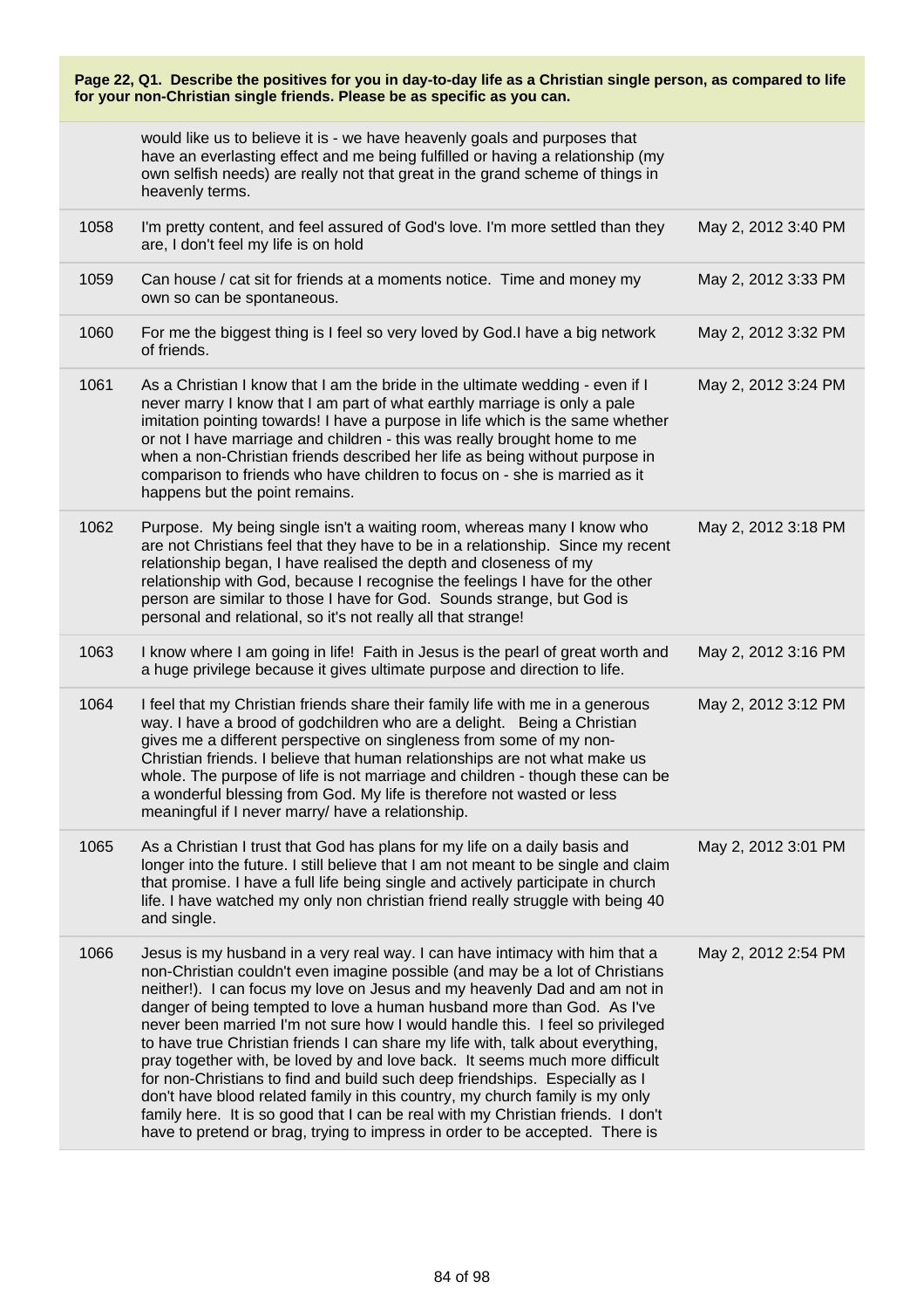**Page 22, Q1. Describe the positives for you in day-to-day life as a Christian single person, as compared to life for your non-Christian single friends. Please be as specific as you can.**

| | | |
|---|---|---|
| | would like us to believe it is - we have heavenly goals and purposes that have an everlasting effect and me being fulfilled or having a relationship (my own selfish needs) are really not that great in the grand scheme of things in heavenly terms. | |
| 1058 | I'm pretty content, and feel assured of God's love. I'm more settled than they are, I don't feel my life is on hold | May 2, 2012 3:40 PM |
| 1059 | Can house / cat sit for friends at a moments notice. Time and money my own so can be spontaneous. | May 2, 2012 3:33 PM |
| 1060 | For me the biggest thing is I feel so very loved by God.I have a big network of friends. | May 2, 2012 3:32 PM |
| 1061 | As a Christian I know that I am the bride in the ultimate wedding - even if I never marry I know that I am part of what earthly marriage is only a pale imitation pointing towards! I have a purpose in life which is the same whether or not I have marriage and children - this was really brought home to me when a non-Christian friends described her life as being without purpose in comparison to friends who have children to focus on - she is married as it happens but the point remains. | May 2, 2012 3:24 PM |
| 1062 | Purpose. My being single isn't a waiting room, whereas many I know who are not Christians feel that they have to be in a relationship. Since my recent relationship began, I have realised the depth and closeness of my relationship with God, because I recognise the feelings I have for the other person are similar to those I have for God. Sounds strange, but God is personal and relational, so it's not really all that strange! | May 2, 2012 3:18 PM |
| 1063 | I know where I am going in life! Faith in Jesus is the pearl of great worth and a huge privilege because it gives ultimate purpose and direction to life. | May 2, 2012 3:16 PM |
| 1064 | I feel that my Christian friends share their family life with me in a generous way. I have a brood of godchildren who are a delight. Being a Christian gives me a different perspective on singleness from some of my non-Christian friends. I believe that human relationships are not what make us whole. The purpose of life is not marriage and children - though these can be a wonderful blessing from God. My life is therefore not wasted or less meaningful if I never marry/ have a relationship. | May 2, 2012 3:12 PM |
| 1065 | As a Christian I trust that God has plans for my life on a daily basis and longer into the future. I still believe that I am not meant to be single and claim that promise. I have a full life being single and actively participate in church life. I have watched my only non christian friend really struggle with being 40 and single. | May 2, 2012 3:01 PM |
| 1066 | Jesus is my husband in a very real way. I can have intimacy with him that a non-Christian couldn't even imagine possible (and may be a lot of Christians neither!). I can focus my love on Jesus and my heavenly Dad and am not in danger of being tempted to love a human husband more than God. As I've never been married I'm not sure how I would handle this. I feel so privileged to have true Christian friends I can share my life with, talk about everything, pray together with, be loved by and love back. It seems much more difficult for non-Christians to find and build such deep friendships. Especially as I don't have blood related family in this country, my church family is my only family here. It is so good that I can be real with my Christian friends. I don't have to pretend or brag, trying to impress in order to be accepted. There is | May 2, 2012 2:54 PM |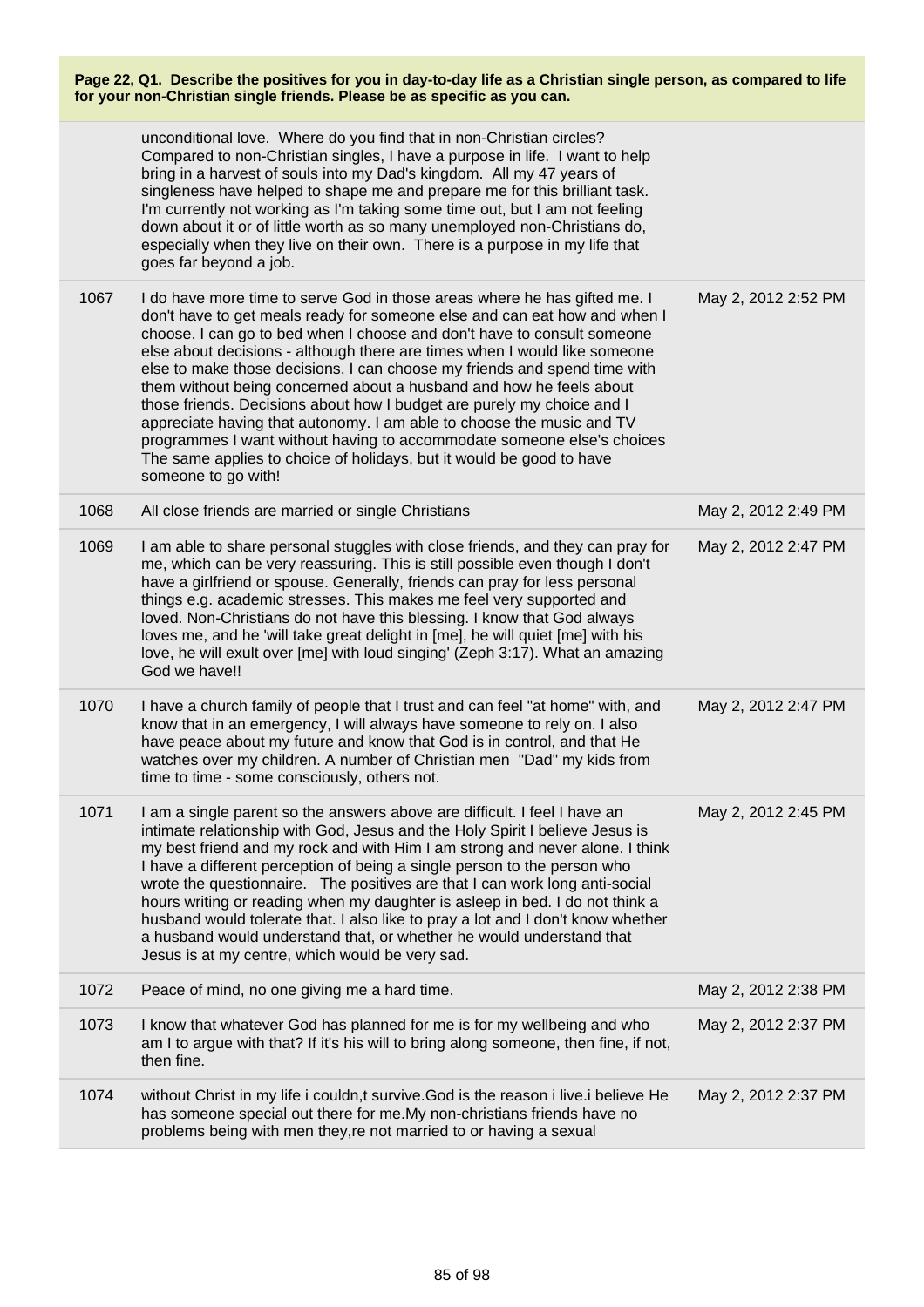**Page 22, Q1. Describe the positives for you in day-to-day life as a Christian single person, as compared to life for your non-Christian single friends. Please be as specific as you can.**

| | | |
|---|---|---|
| | unconditional love. Where do you find that in non-Christian circles? Compared to non-Christian singles, I have a purpose in life. I want to help bring in a harvest of souls into my Dad's kingdom. All my 47 years of singleness have helped to shape me and prepare me for this brilliant task. I'm currently not working as I'm taking some time out, but I am not feeling down about it or of little worth as so many unemployed non-Christians do, especially when they live on their own. There is a purpose in my life that goes far beyond a job. | |
| 1067 | I do have more time to serve God in those areas where he has gifted me. I don't have to get meals ready for someone else and can eat how and when I choose. I can go to bed when I choose and don't have to consult someone else about decisions - although there are times when I would like someone else to make those decisions. I can choose my friends and spend time with them without being concerned about a husband and how he feels about those friends. Decisions about how I budget are purely my choice and I appreciate having that autonomy. I am able to choose the music and TV programmes I want without having to accommodate someone else's choices The same applies to choice of holidays, but it would be good to have someone to go with! | May 2, 2012 2:52 PM |
| 1068 | All close friends are married or single Christians | May 2, 2012 2:49 PM |
| 1069 | I am able to share personal stuggles with close friends, and they can pray for me, which can be very reassuring. This is still possible even though I don't have a girlfriend or spouse. Generally, friends can pray for less personal things e.g. academic stresses. This makes me feel very supported and loved. Non-Christians do not have this blessing. I know that God always loves me, and he 'will take great delight in [me], he will quiet [me] with his love, he will exult over [me] with loud singing' (Zeph 3:17). What an amazing God we have!! | May 2, 2012 2:47 PM |
| 1070 | I have a church family of people that I trust and can feel "at home" with, and know that in an emergency, I will always have someone to rely on. I also have peace about my future and know that God is in control, and that He watches over my children. A number of Christian men "Dad" my kids from time to time - some consciously, others not. | May 2, 2012 2:47 PM |
| 1071 | I am a single parent so the answers above are difficult. I feel I have an intimate relationship with God, Jesus and the Holy Spirit I believe Jesus is my best friend and my rock and with Him I am strong and never alone. I think I have a different perception of being a single person to the person who wrote the questionnaire. The positives are that I can work long anti-social hours writing or reading when my daughter is asleep in bed. I do not think a husband would tolerate that. I also like to pray a lot and I don't know whether a husband would understand that, or whether he would understand that Jesus is at my centre, which would be very sad. | May 2, 2012 2:45 PM |
| 1072 | Peace of mind, no one giving me a hard time. | May 2, 2012 2:38 PM |
| 1073 | I know that whatever God has planned for me is for my wellbeing and who am I to argue with that? If it's his will to bring along someone, then fine, if not, then fine. | May 2, 2012 2:37 PM |
| 1074 | without Christ in my life i couldn,t survive.God is the reason i live.i believe He has someone special out there for me.My non-christians friends have no problems being with men they,re not married to or having a sexual | May 2, 2012 2:37 PM |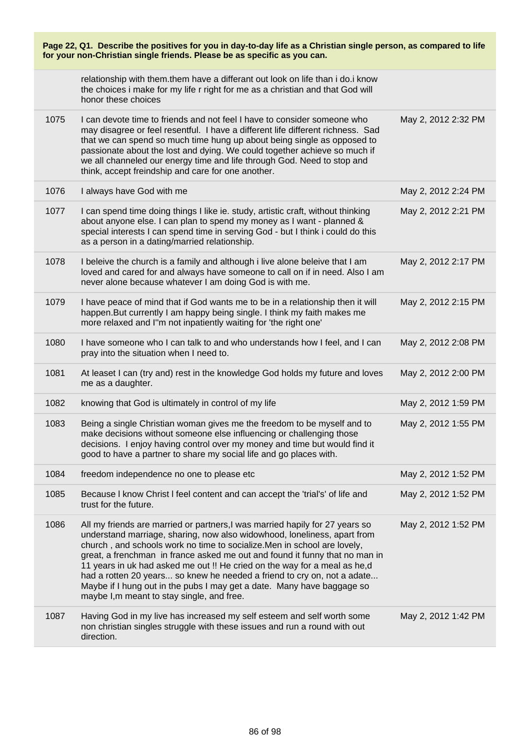**Page 22, Q1. Describe the positives for you in day-to-day life as a Christian single person, as compared to life for your non-Christian single friends. Please be as specific as you can.**

| | | |
|---|---|---|
| | relationship with them.them have a differant out look on life than i do.i know the choices i make for my life r right for me as a christian and that God will honor these choices | |
| 1075 | I can devote time to friends and not feel I have to consider someone who may disagree or feel resentful. I have a different life different richness. Sad that we can spend so much time hung up about being single as opposed to passionate about the lost and dying. We could together achieve so much if we all channeled our energy time and life through God. Need to stop and think, accept freindship and care for one another. | May 2, 2012 2:32 PM |
| 1076 | I always have God with me | May 2, 2012 2:24 PM |
| 1077 | I can spend time doing things I like ie. study, artistic craft, without thinking about anyone else. I can plan to spend my money as I want - planned & special interests I can spend time in serving God - but I think i could do this as a person in a dating/married relationship. | May 2, 2012 2:21 PM |
| 1078 | I beleive the church is a family and although i live alone beleive that I am loved and cared for and always have someone to call on if in need. Also I am never alone because whatever I am doing God is with me. | May 2, 2012 2:17 PM |
| 1079 | I have peace of mind that if God wants me to be in a relationship then it will happen.But currently I am happy being single. I think my faith makes me more relaxed and I"m not inpatiently waiting for 'the right one' | May 2, 2012 2:15 PM |
| 1080 | I have someone who I can talk to and who understands how I feel, and I can pray into the situation when I need to. | May 2, 2012 2:08 PM |
| 1081 | At leaset I can (try and) rest in the knowledge God holds my future and loves me as a daughter. | May 2, 2012 2:00 PM |
| 1082 | knowing that God is ultimately in control of my life | May 2, 2012 1:59 PM |
| 1083 | Being a single Christian woman gives me the freedom to be myself and to make decisions without someone else influencing or challenging those decisions. I enjoy having control over my money and time but would find it good to have a partner to share my social life and go places with. | May 2, 2012 1:55 PM |
| 1084 | freedom independence no one to please etc | May 2, 2012 1:52 PM |
| 1085 | Because I know Christ I feel content and can accept the 'trial's' of life and trust for the future. | May 2, 2012 1:52 PM |
| 1086 | All my friends are married or partners,I was married hapily for 27 years so understand marriage, sharing, now also widowhood, loneliness, apart from church , and schools work no time to socialize.Men in school are lovely, great, a frenchman in france asked me out and found it funny that no man in 11 years in uk had asked me out !! He cried on the way for a meal as he,d had a rotten 20 years... so knew he needed a friend to cry on, not a adate... Maybe if I hung out in the pubs I may get a date. Many have baggage so maybe I,m meant to stay single, and free. | May 2, 2012 1:52 PM |
| 1087 | Having God in my live has increased my self esteem and self worth some non christian singles struggle with these issues and run a round with out direction. | May 2, 2012 1:42 PM |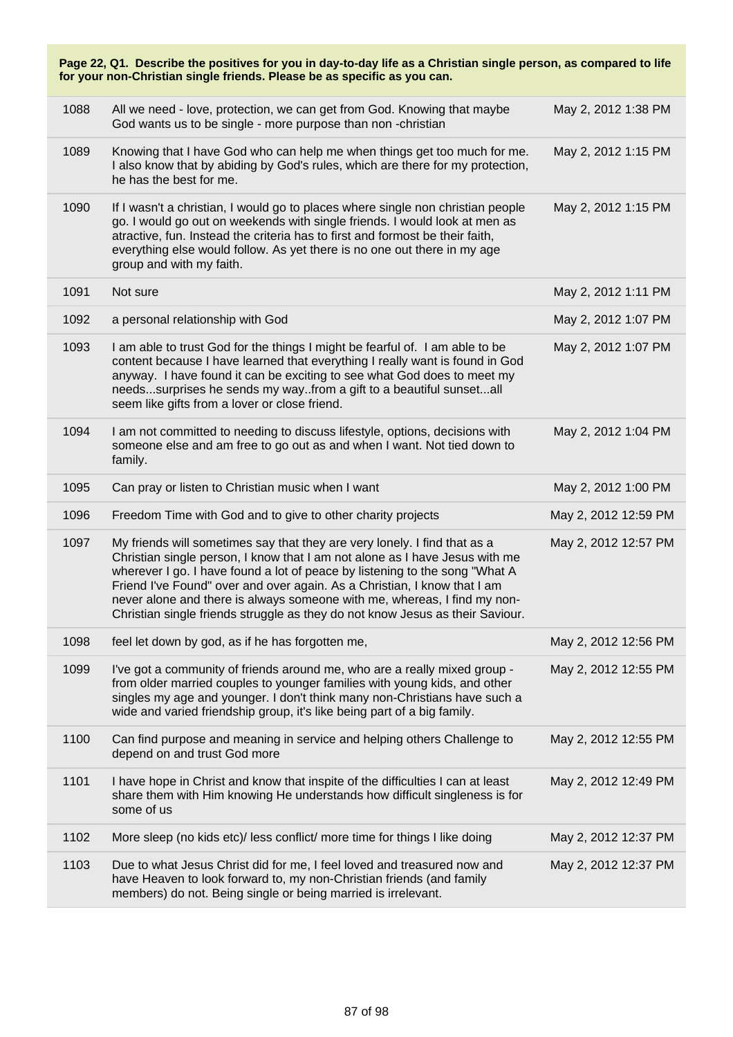**Page 22, Q1. Describe the positives for you in day-to-day life as a Christian single person, as compared to life for your non-Christian single friends. Please be as specific as you can.**

| | | |
|---|---|---|
| 1088 | All we need - love, protection, we can get from God. Knowing that maybe God wants us to be single - more purpose than non -christian | May 2, 2012 1:38 PM |
| 1089 | Knowing that I have God who can help me when things get too much for me. I also know that by abiding by God's rules, which are there for my protection, he has the best for me. | May 2, 2012 1:15 PM |
| 1090 | If I wasn't a christian, I would go to places where single non christian people go. I would go out on weekends with single friends. I would look at men as atractive, fun. Instead the criteria has to first and formost be their faith, everything else would follow. As yet there is no one out there in my age group and with my faith. | May 2, 2012 1:15 PM |
| 1091 | Not sure | May 2, 2012 1:11 PM |
| 1092 | a personal relationship with God | May 2, 2012 1:07 PM |
| 1093 | I am able to trust God for the things I might be fearful of. I am able to be content because I have learned that everything I really want is found in God anyway. I have found it can be exciting to see what God does to meet my needs...surprises he sends my way..from a gift to a beautiful sunset...all seem like gifts from a lover or close friend. | May 2, 2012 1:07 PM |
| 1094 | I am not committed to needing to discuss lifestyle, options, decisions with someone else and am free to go out as and when I want. Not tied down to family. | May 2, 2012 1:04 PM |
| 1095 | Can pray or listen to Christian music when I want | May 2, 2012 1:00 PM |
| 1096 | Freedom Time with God and to give to other charity projects | May 2, 2012 12:59 PM |
| 1097 | My friends will sometimes say that they are very lonely. I find that as a Christian single person, I know that I am not alone as I have Jesus with me wherever I go. I have found a lot of peace by listening to the song "What A Friend I've Found" over and over again. As a Christian, I know that I am never alone and there is always someone with me, whereas, I find my non-Christian single friends struggle as they do not know Jesus as their Saviour. | May 2, 2012 12:57 PM |
| 1098 | feel let down by god, as if he has forgotten me, | May 2, 2012 12:56 PM |
| 1099 | I've got a community of friends around me, who are a really mixed group - from older married couples to younger families with young kids, and other singles my age and younger. I don't think many non-Christians have such a wide and varied friendship group, it's like being part of a big family. | May 2, 2012 12:55 PM |
| 1100 | Can find purpose and meaning in service and helping others Challenge to depend on and trust God more | May 2, 2012 12:55 PM |
| 1101 | I have hope in Christ and know that inspite of the difficulties I can at least share them with Him knowing He understands how difficult singleness is for some of us | May 2, 2012 12:49 PM |
| 1102 | More sleep (no kids etc)/ less conflict/ more time for things I like doing | May 2, 2012 12:37 PM |
| 1103 | Due to what Jesus Christ did for me, I feel loved and treasured now and have Heaven to look forward to, my non-Christian friends (and family members) do not. Being single or being married is irrelevant. | May 2, 2012 12:37 PM |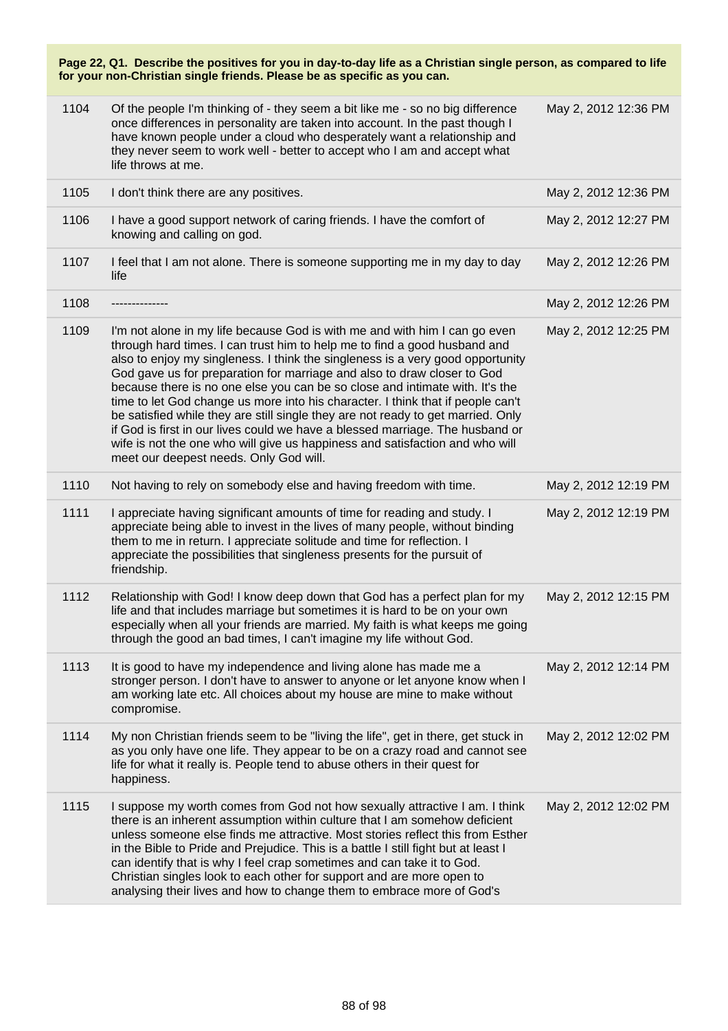**Page 22, Q1. Describe the positives for you in day-to-day life as a Christian single person, as compared to life for your non-Christian single friends. Please be as specific as you can.**

| | | |
|---|---|---|
| 1104 | Of the people I'm thinking of - they seem a bit like me - so no big difference once differences in personality are taken into account. In the past though I have known people under a cloud who desperately want a relationship and they never seem to work well - better to accept who I am and accept what life throws at me. | May 2, 2012 12:36 PM |
| 1105 | I don't think there are any positives. | May 2, 2012 12:36 PM |
| 1106 | I have a good support network of caring friends. I have the comfort of knowing and calling on god. | May 2, 2012 12:27 PM |
| 1107 | I feel that I am not alone. There is someone supporting me in my day to day life | May 2, 2012 12:26 PM |
| 1108 | -------------- | May 2, 2012 12:26 PM |
| 1109 | I'm not alone in my life because God is with me and with him I can go even through hard times. I can trust him to help me to find a good husband and also to enjoy my singleness. I think the singleness is a very good opportunity God gave us for preparation for marriage and also to draw closer to God because there is no one else you can be so close and intimate with. It's the time to let God change us more into his character. I think that if people can't be satisfied while they are still single they are not ready to get married. Only if God is first in our lives could we have a blessed marriage. The husband or wife is not the one who will give us happiness and satisfaction and who will meet our deepest needs. Only God will. | May 2, 2012 12:25 PM |
| 1110 | Not having to rely on somebody else and having freedom with time. | May 2, 2012 12:19 PM |
| 1111 | I appreciate having significant amounts of time for reading and study. I appreciate being able to invest in the lives of many people, without binding them to me in return. I appreciate solitude and time for reflection. I appreciate the possibilities that singleness presents for the pursuit of friendship. | May 2, 2012 12:19 PM |
| 1112 | Relationship with God! I know deep down that God has a perfect plan for my life and that includes marriage but sometimes it is hard to be on your own especially when all your friends are married. My faith is what keeps me going through the good an bad times, I can't imagine my life without God. | May 2, 2012 12:15 PM |
| 1113 | It is good to have my independence and living alone has made me a stronger person. I don't have to answer to anyone or let anyone know when I am working late etc. All choices about my house are mine to make without compromise. | May 2, 2012 12:14 PM |
| 1114 | My non Christian friends seem to be "living the life", get in there, get stuck in as you only have one life. They appear to be on a crazy road and cannot see life for what it really is. People tend to abuse others in their quest for happiness. | May 2, 2012 12:02 PM |
| 1115 | I suppose my worth comes from God not how sexually attractive I am. I think there is an inherent assumption within culture that I am somehow deficient unless someone else finds me attractive. Most stories reflect this from Esther in the Bible to Pride and Prejudice. This is a battle I still fight but at least I can identify that is why I feel crap sometimes and can take it to God. Christian singles look to each other for support and are more open to analysing their lives and how to change them to embrace more of God's | May 2, 2012 12:02 PM |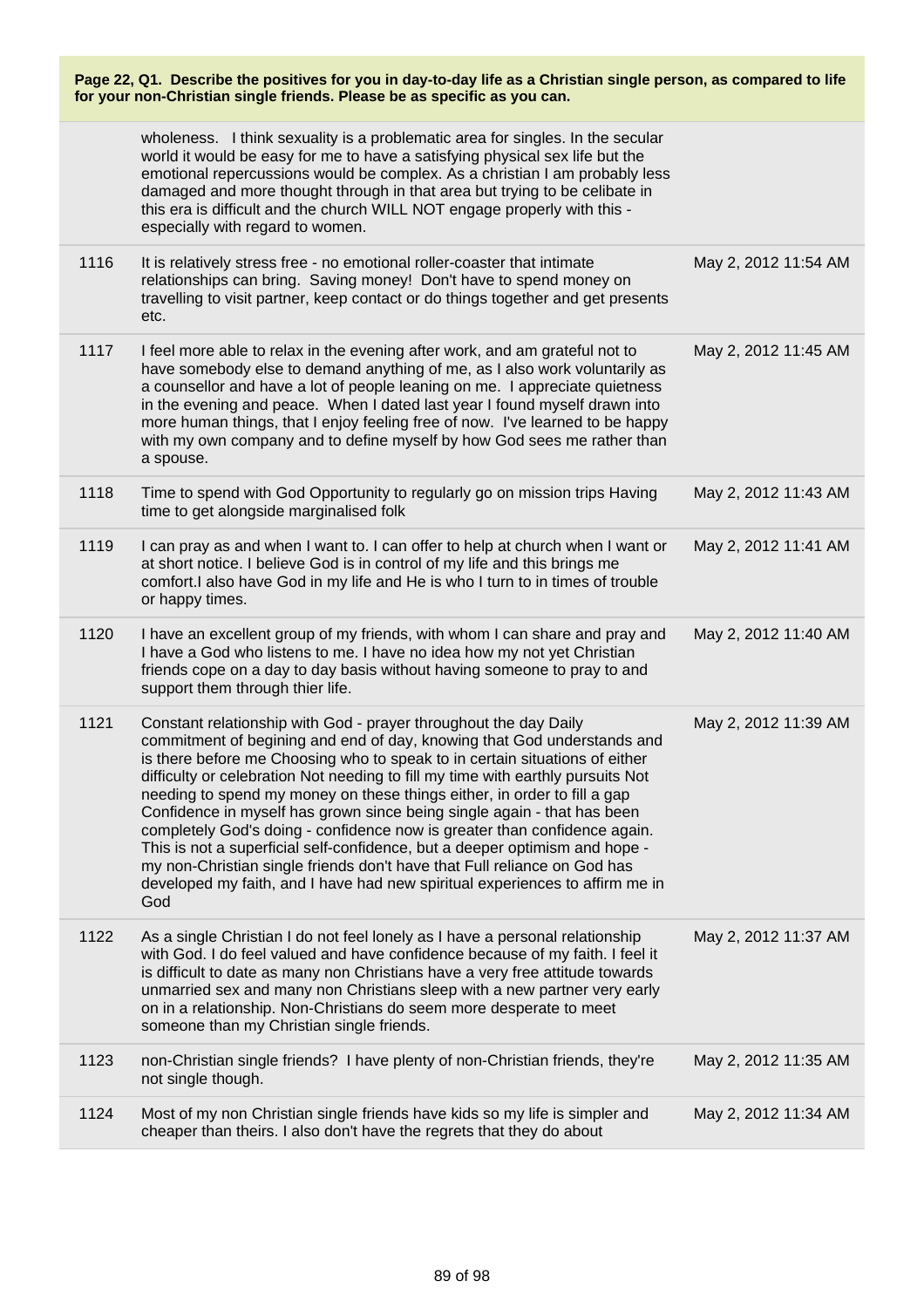**Page 22, Q1. Describe the positives for you in day-to-day life as a Christian single person, as compared to life for your non-Christian single friends. Please be as specific as you can.**

| | | |
|---|---|---|
| | wholeness. I think sexuality is a problematic area for singles. In the secular world it would be easy for me to have a satisfying physical sex life but the emotional repercussions would be complex. As a christian I am probably less damaged and more thought through in that area but trying to be celibate in this era is difficult and the church WILL NOT engage properly with this - especially with regard to women. | |
| 1116 | It is relatively stress free - no emotional roller-coaster that intimate relationships can bring. Saving money! Don't have to spend money on travelling to visit partner, keep contact or do things together and get presents etc. | May 2, 2012 11:54 AM |
| 1117 | I feel more able to relax in the evening after work, and am grateful not to have somebody else to demand anything of me, as I also work voluntarily as a counsellor and have a lot of people leaning on me. I appreciate quietness in the evening and peace. When I dated last year I found myself drawn into more human things, that I enjoy feeling free of now. I've learned to be happy with my own company and to define myself by how God sees me rather than a spouse. | May 2, 2012 11:45 AM |
| 1118 | Time to spend with God Opportunity to regularly go on mission trips Having time to get alongside marginalised folk | May 2, 2012 11:43 AM |
| 1119 | I can pray as and when I want to. I can offer to help at church when I want or at short notice. I believe God is in control of my life and this brings me comfort.I also have God in my life and He is who I turn to in times of trouble or happy times. | May 2, 2012 11:41 AM |
| 1120 | I have an excellent group of my friends, with whom I can share and pray and I have a God who listens to me. I have no idea how my not yet Christian friends cope on a day to day basis without having someone to pray to and support them through thier life. | May 2, 2012 11:40 AM |
| 1121 | Constant relationship with God - prayer throughout the day Daily commitment of begining and end of day, knowing that God understands and is there before me Choosing who to speak to in certain situations of either difficulty or celebration Not needing to fill my time with earthly pursuits Not needing to spend my money on these things either, in order to fill a gap Confidence in myself has grown since being single again - that has been completely God's doing - confidence now is greater than confidence again. This is not a superficial self-confidence, but a deeper optimism and hope - my non-Christian single friends don't have that Full reliance on God has developed my faith, and I have had new spiritual experiences to affirm me in God | May 2, 2012 11:39 AM |
| 1122 | As a single Christian I do not feel lonely as I have a personal relationship with God. I do feel valued and have confidence because of my faith. I feel it is difficult to date as many non Christians have a very free attitude towards unmarried sex and many non Christians sleep with a new partner very early on in a relationship. Non-Christians do seem more desperate to meet someone than my Christian single friends. | May 2, 2012 11:37 AM |
| 1123 | non-Christian single friends? I have plenty of non-Christian friends, they're not single though. | May 2, 2012 11:35 AM |
| 1124 | Most of my non Christian single friends have kids so my life is simpler and cheaper than theirs. I also don't have the regrets that they do about | May 2, 2012 11:34 AM |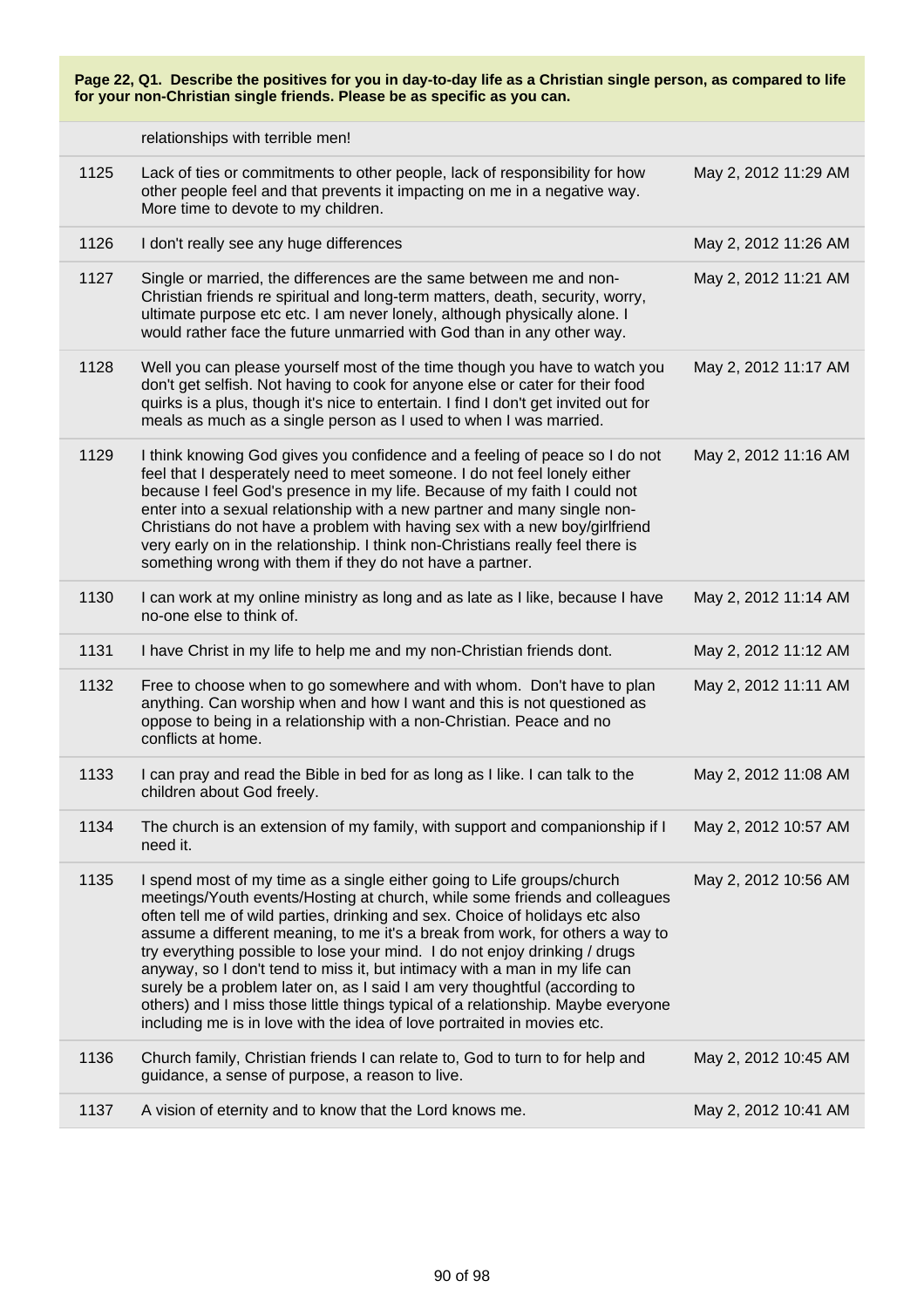**Page 22, Q1. Describe the positives for you in day-to-day life as a Christian single person, as compared to life for your non-Christian single friends. Please be as specific as you can.**

| | | |
|---|---|---|
| | relationships with terrible men! | |
| 1125 | Lack of ties or commitments to other people, lack of responsibility for how other people feel and that prevents it impacting on me in a negative way. More time to devote to my children. | May 2, 2012 11:29 AM |
| 1126 | I don't really see any huge differences | May 2, 2012 11:26 AM |
| 1127 | Single or married, the differences are the same between me and non-Christian friends re spiritual and long-term matters, death, security, worry, ultimate purpose etc etc. I am never lonely, although physically alone. I would rather face the future unmarried with God than in any other way. | May 2, 2012 11:21 AM |
| 1128 | Well you can please yourself most of the time though you have to watch you don't get selfish. Not having to cook for anyone else or cater for their food quirks is a plus, though it's nice to entertain. I find I don't get invited out for meals as much as a single person as I used to when I was married. | May 2, 2012 11:17 AM |
| 1129 | I think knowing God gives you confidence and a feeling of peace so I do not feel that I desperately need to meet someone. I do not feel lonely either because I feel God's presence in my life. Because of my faith I could not enter into a sexual relationship with a new partner and many single non-Christians do not have a problem with having sex with a new boy/girlfriend very early on in the relationship. I think non-Christians really feel there is something wrong with them if they do not have a partner. | May 2, 2012 11:16 AM |
| 1130 | I can work at my online ministry as long and as late as I like, because I have no-one else to think of. | May 2, 2012 11:14 AM |
| 1131 | I have Christ in my life to help me and my non-Christian friends dont. | May 2, 2012 11:12 AM |
| 1132 | Free to choose when to go somewhere and with whom. Don't have to plan anything. Can worship when and how I want and this is not questioned as oppose to being in a relationship with a non-Christian. Peace and no conflicts at home. | May 2, 2012 11:11 AM |
| 1133 | I can pray and read the Bible in bed for as long as I like. I can talk to the children about God freely. | May 2, 2012 11:08 AM |
| 1134 | The church is an extension of my family, with support and companionship if I need it. | May 2, 2012 10:57 AM |
| 1135 | I spend most of my time as a single either going to Life groups/church meetings/Youth events/Hosting at church, while some friends and colleagues often tell me of wild parties, drinking and sex. Choice of holidays etc also assume a different meaning, to me it's a break from work, for others a way to try everything possible to lose your mind. I do not enjoy drinking / drugs anyway, so I don't tend to miss it, but intimacy with a man in my life can surely be a problem later on, as I said I am very thoughtful (according to others) and I miss those little things typical of a relationship. Maybe everyone including me is in love with the idea of love portraited in movies etc. | May 2, 2012 10:56 AM |
| 1136 | Church family, Christian friends I can relate to, God to turn to for help and guidance, a sense of purpose, a reason to live. | May 2, 2012 10:45 AM |
| 1137 | A vision of eternity and to know that the Lord knows me. | May 2, 2012 10:41 AM |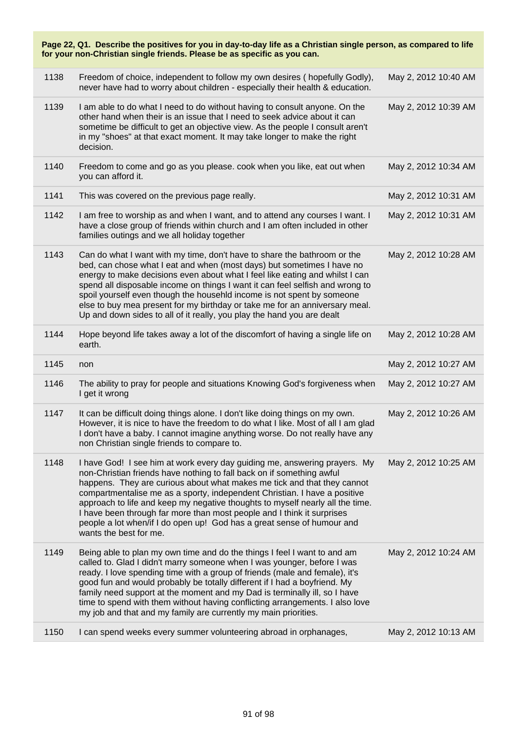**Page 22, Q1. Describe the positives for you in day-to-day life as a Christian single person, as compared to life for your non-Christian single friends. Please be as specific as you can.**

| | | |
|---|---|---|
| 1138 | Freedom of choice, independent to follow my own desires ( hopefully Godly), never have had to worry about children - especially their health & education. | May 2, 2012 10:40 AM |
| 1139 | I am able to do what I need to do without having to consult anyone. On the other hand when their is an issue that I need to seek advice about it can sometime be difficult to get an objective view. As the people I consult aren't in my "shoes" at that exact moment. It may take longer to make the right decision. | May 2, 2012 10:39 AM |
| 1140 | Freedom to come and go as you please. cook when you like, eat out when you can afford it. | May 2, 2012 10:34 AM |
| 1141 | This was covered on the previous page really. | May 2, 2012 10:31 AM |
| 1142 | I am free to worship as and when I want, and to attend any courses I want. I have a close group of friends within church and I am often included in other families outings and we all holiday together | May 2, 2012 10:31 AM |
| 1143 | Can do what I want with my time, don't have to share the bathroom or the bed, can chose what I eat and when (most days) but sometimes I have no energy to make decisions even about what I feel like eating and whilst I can spend all disposable income on things I want it can feel selfish and wrong to spoil yourself even though the househld income is not spent by someone else to buy mea present for my birthday or take me for an anniversary meal. Up and down sides to all of it really, you play the hand you are dealt | May 2, 2012 10:28 AM |
| 1144 | Hope beyond life takes away a lot of the discomfort of having a single life on earth. | May 2, 2012 10:28 AM |
| 1145 | non | May 2, 2012 10:27 AM |
| 1146 | The ability to pray for people and situations Knowing God's forgiveness when I get it wrong | May 2, 2012 10:27 AM |
| 1147 | It can be difficult doing things alone. I don't like doing things on my own. However, it is nice to have the freedom to do what I like. Most of all I am glad I don't have a baby. I cannot imagine anything worse. Do not really have any non Christian single friends to compare to. | May 2, 2012 10:26 AM |
| 1148 | I have God! I see him at work every day guiding me, answering prayers. My non-Christian friends have nothing to fall back on if something awful happens. They are curious about what makes me tick and that they cannot compartmentalise me as a sporty, independent Christian. I have a positive approach to life and keep my negative thoughts to myself nearly all the time. I have been through far more than most people and I think it surprises people a lot when/if I do open up! God has a great sense of humour and wants the best for me. | May 2, 2012 10:25 AM |
| 1149 | Being able to plan my own time and do the things I feel I want to and am called to. Glad I didn't marry someone when I was younger, before I was ready. I love spending time with a group of friends (male and female), it's good fun and would probably be totally different if I had a boyfriend. My family need support at the moment and my Dad is terminally ill, so I have time to spend with them without having conflicting arrangements. I also love my job and that and my family are currently my main priorities. | May 2, 2012 10:24 AM |
| 1150 | I can spend weeks every summer volunteering abroad in orphanages, | May 2, 2012 10:13 AM |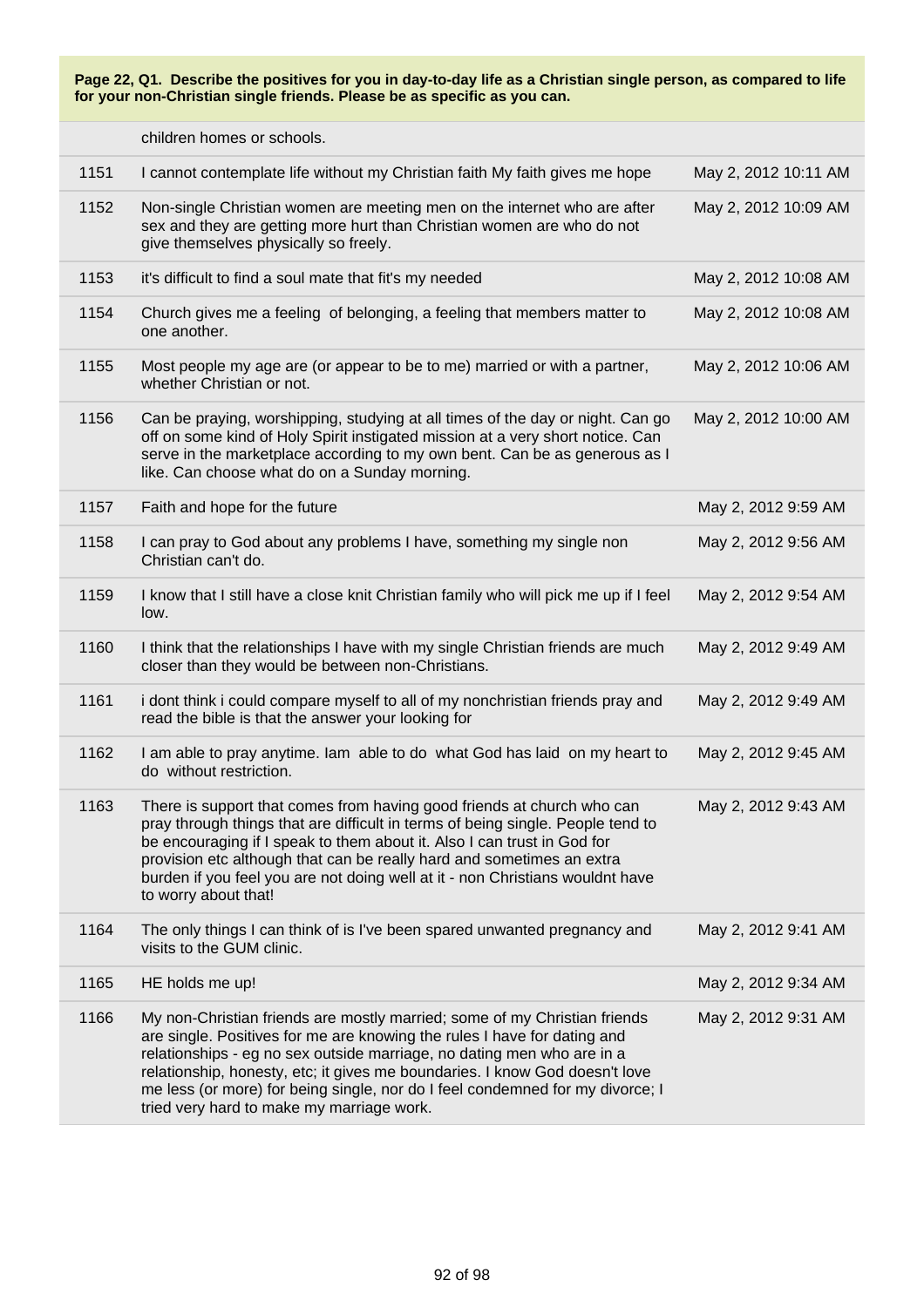**Page 22, Q1. Describe the positives for you in day-to-day life as a Christian single person, as compared to life for your non-Christian single friends. Please be as specific as you can.**

| | | |
|---|---|---|
| | children homes or schools. | |
| 1151 | I cannot contemplate life without my Christian faith My faith gives me hope | May 2, 2012 10:11 AM |
| 1152 | Non-single Christian women are meeting men on the internet who are after sex and they are getting more hurt than Christian women are who do not give themselves physically so freely. | May 2, 2012 10:09 AM |
| 1153 | it's difficult to find a soul mate that fit's my needed | May 2, 2012 10:08 AM |
| 1154 | Church gives me a feeling of belonging, a feeling that members matter to one another. | May 2, 2012 10:08 AM |
| 1155 | Most people my age are (or appear to be to me) married or with a partner, whether Christian or not. | May 2, 2012 10:06 AM |
| 1156 | Can be praying, worshipping, studying at all times of the day or night. Can go off on some kind of Holy Spirit instigated mission at a very short notice. Can serve in the marketplace according to my own bent. Can be as generous as I like. Can choose what do on a Sunday morning. | May 2, 2012 10:00 AM |
| 1157 | Faith and hope for the future | May 2, 2012 9:59 AM |
| 1158 | I can pray to God about any problems I have, something my single non Christian can't do. | May 2, 2012 9:56 AM |
| 1159 | I know that I still have a close knit Christian family who will pick me up if I feel low. | May 2, 2012 9:54 AM |
| 1160 | I think that the relationships I have with my single Christian friends are much closer than they would be between non-Christians. | May 2, 2012 9:49 AM |
| 1161 | i dont think i could compare myself to all of my nonchristian friends pray and read the bible is that the answer your looking for | May 2, 2012 9:49 AM |
| 1162 | I am able to pray anytime. Iam able to do what God has laid on my heart to do without restriction. | May 2, 2012 9:45 AM |
| 1163 | There is support that comes from having good friends at church who can pray through things that are difficult in terms of being single. People tend to be encouraging if I speak to them about it. Also I can trust in God for provision etc although that can be really hard and sometimes an extra burden if you feel you are not doing well at it - non Christians wouldnt have to worry about that! | May 2, 2012 9:43 AM |
| 1164 | The only things I can think of is I've been spared unwanted pregnancy and visits to the GUM clinic. | May 2, 2012 9:41 AM |
| 1165 | HE holds me up! | May 2, 2012 9:34 AM |
| 1166 | My non-Christian friends are mostly married; some of my Christian friends are single. Positives for me are knowing the rules I have for dating and relationships - eg no sex outside marriage, no dating men who are in a relationship, honesty, etc; it gives me boundaries. I know God doesn't love me less (or more) for being single, nor do I feel condemned for my divorce; I tried very hard to make my marriage work. | May 2, 2012 9:31 AM |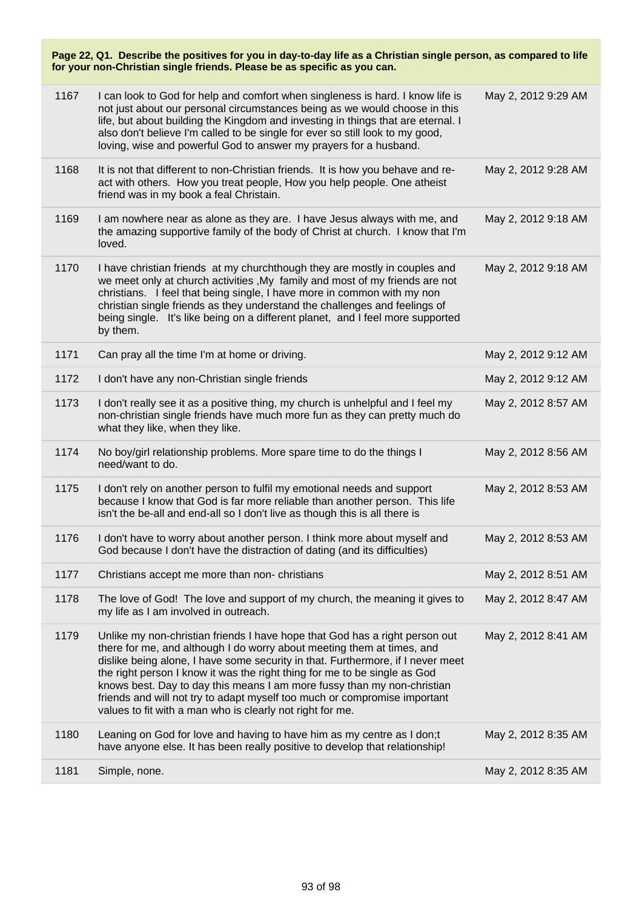**Page 22, Q1. Describe the positives for you in day-to-day life as a Christian single person, as compared to life for your non-Christian single friends. Please be as specific as you can.**

| | | |
|---|---|---|
| 1167 | I can look to God for help and comfort when singleness is hard. I know life is not just about our personal circumstances being as we would choose in this life, but about building the Kingdom and investing in things that are eternal. I also don't believe I'm called to be single for ever so still look to my good, loving, wise and powerful God to answer my prayers for a husband. | May 2, 2012 9:29 AM |
| 1168 | It is not that different to non-Christian friends. It is how you behave and re-act with others. How you treat people, How you help people. One atheist friend was in my book a feal Christain. | May 2, 2012 9:28 AM |
| 1169 | I am nowhere near as alone as they are. I have Jesus always with me, and the amazing supportive family of the body of Christ at church. I know that I'm loved. | May 2, 2012 9:18 AM |
| 1170 | I have christian friends at my churchthough they are mostly in couples and we meet only at church activities ,My family and most of my friends are not christians. I feel that being single, I have more in common with my non christian single friends as they understand the challenges and feelings of being single. It's like being on a different planet, and I feel more supported by them. | May 2, 2012 9:18 AM |
| 1171 | Can pray all the time I'm at home or driving. | May 2, 2012 9:12 AM |
| 1172 | I don't have any non-Christian single friends | May 2, 2012 9:12 AM |
| 1173 | I don't really see it as a positive thing, my church is unhelpful and I feel my non-christian single friends have much more fun as they can pretty much do what they like, when they like. | May 2, 2012 8:57 AM |
| 1174 | No boy/girl relationship problems. More spare time to do the things I need/want to do. | May 2, 2012 8:56 AM |
| 1175 | I don't rely on another person to fulfil my emotional needs and support because I know that God is far more reliable than another person. This life isn't the be-all and end-all so I don't live as though this is all there is | May 2, 2012 8:53 AM |
| 1176 | I don't have to worry about another person. I think more about myself and God because I don't have the distraction of dating (and its difficulties) | May 2, 2012 8:53 AM |
| 1177 | Christians accept me more than non- christians | May 2, 2012 8:51 AM |
| 1178 | The love of God! The love and support of my church, the meaning it gives to my life as I am involved in outreach. | May 2, 2012 8:47 AM |
| 1179 | Unlike my non-christian friends I have hope that God has a right person out there for me, and although I do worry about meeting them at times, and dislike being alone, I have some security in that. Furthermore, if I never meet the right person I know it was the right thing for me to be single as God knows best. Day to day this means I am more fussy than my non-christian friends and will not try to adapt myself too much or compromise important values to fit with a man who is clearly not right for me. | May 2, 2012 8:41 AM |
| 1180 | Leaning on God for love and having to have him as my centre as I don;t have anyone else. It has been really positive to develop that relationship! | May 2, 2012 8:35 AM |
| 1181 | Simple, none. | May 2, 2012 8:35 AM |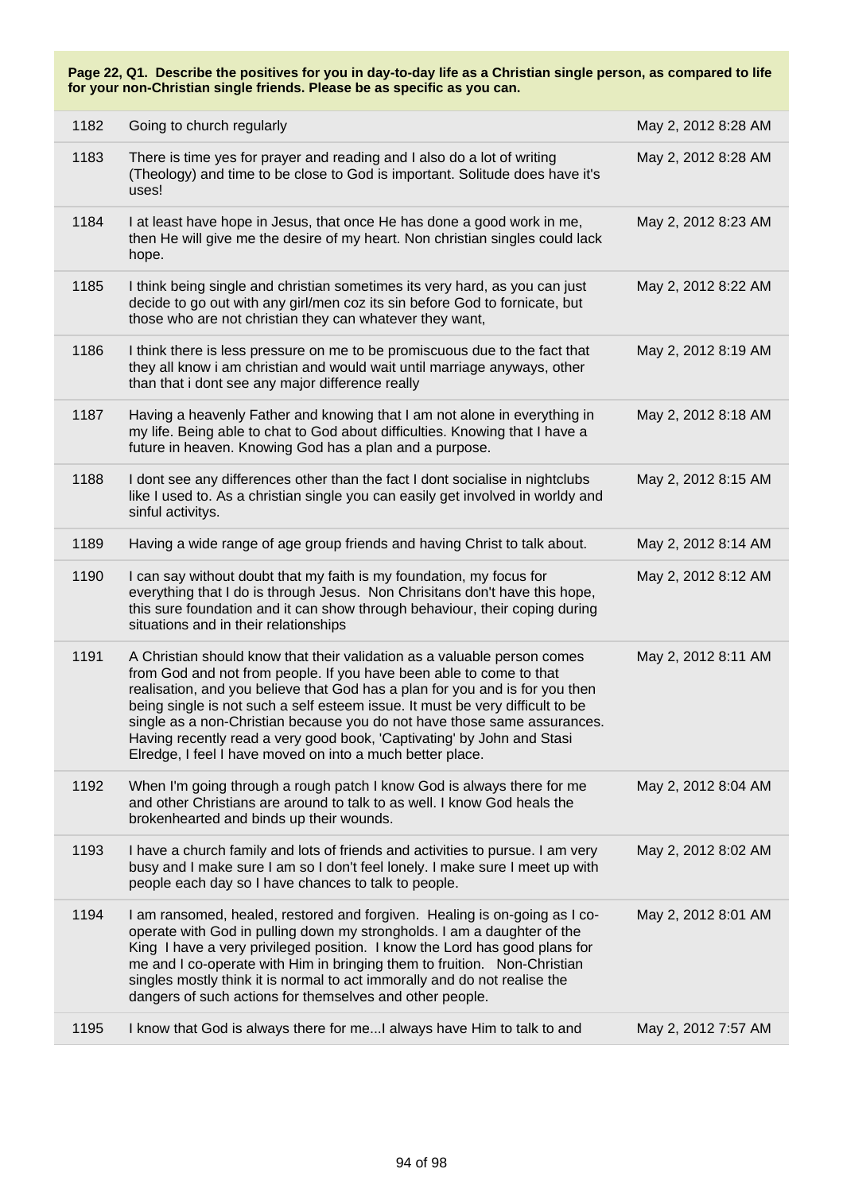**Page 22, Q1. Describe the positives for you in day-to-day life as a Christian single person, as compared to life for your non-Christian single friends. Please be as specific as you can.**

| | | |
|---|---|---|
| 1182 | Going to church regularly | May 2, 2012 8:28 AM |
| 1183 | There is time yes for prayer and reading and I also do a lot of writing (Theology) and time to be close to God is important. Solitude does have it's uses! | May 2, 2012 8:28 AM |
| 1184 | I at least have hope in Jesus, that once He has done a good work in me, then He will give me the desire of my heart. Non christian singles could lack hope. | May 2, 2012 8:23 AM |
| 1185 | I think being single and christian sometimes its very hard, as you can just decide to go out with any girl/men coz its sin before God to fornicate, but those who are not christian they can whatever they want, | May 2, 2012 8:22 AM |
| 1186 | I think there is less pressure on me to be promiscuous due to the fact that they all know i am christian and would wait until marriage anyways, other than that i dont see any major difference really | May 2, 2012 8:19 AM |
| 1187 | Having a heavenly Father and knowing that I am not alone in everything in my life. Being able to chat to God about difficulties. Knowing that I have a future in heaven. Knowing God has a plan and a purpose. | May 2, 2012 8:18 AM |
| 1188 | I dont see any differences other than the fact I dont socialise in nightclubs like I used to. As a christian single you can easily get involved in worldy and sinful activitys. | May 2, 2012 8:15 AM |
| 1189 | Having a wide range of age group friends and having Christ to talk about. | May 2, 2012 8:14 AM |
| 1190 | I can say without doubt that my faith is my foundation, my focus for everything that I do is through Jesus. Non Chrisitans don't have this hope, this sure foundation and it can show through behaviour, their coping during situations and in their relationships | May 2, 2012 8:12 AM |
| 1191 | A Christian should know that their validation as a valuable person comes from God and not from people. If you have been able to come to that realisation, and you believe that God has a plan for you and is for you then being single is not such a self esteem issue. It must be very difficult to be single as a non-Christian because you do not have those same assurances. Having recently read a very good book, 'Captivating' by John and Stasi Elredge, I feel I have moved on into a much better place. | May 2, 2012 8:11 AM |
| 1192 | When I'm going through a rough patch I know God is always there for me and other Christians are around to talk to as well. I know God heals the brokenhearted and binds up their wounds. | May 2, 2012 8:04 AM |
| 1193 | I have a church family and lots of friends and activities to pursue. I am very busy and I make sure I am so I don't feel lonely. I make sure I meet up with people each day so I have chances to talk to people. | May 2, 2012 8:02 AM |
| 1194 | I am ransomed, healed, restored and forgiven. Healing is on-going as I co-operate with God in pulling down my strongholds. I am a daughter of the King I have a very privileged position. I know the Lord has good plans for me and I co-operate with Him in bringing them to fruition. Non-Christian singles mostly think it is normal to act immorally and do not realise the dangers of such actions for themselves and other people. | May 2, 2012 8:01 AM |
| 1195 | I know that God is always there for me...I always have Him to talk to and | May 2, 2012 7:57 AM |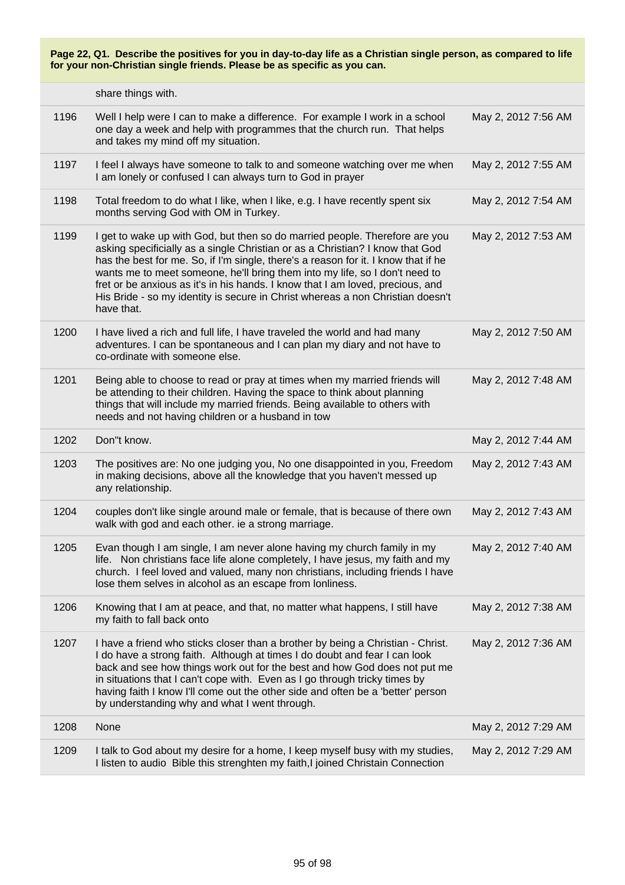**Page 22, Q1. Describe the positives for you in day-to-day life as a Christian single person, as compared to life for your non-Christian single friends. Please be as specific as you can.**

| | | |
|---|---|---|
| | share things with. | |
| 1196 | Well I help were I can to make a difference. For example I work in a school one day a week and help with programmes that the church run. That helps and takes my mind off my situation. | May 2, 2012 7:56 AM |
| 1197 | I feel I always have someone to talk to and someone watching over me when I am lonely or confused I can always turn to God in prayer | May 2, 2012 7:55 AM |
| 1198 | Total freedom to do what I like, when I like, e.g. I have recently spent six months serving God with OM in Turkey. | May 2, 2012 7:54 AM |
| 1199 | I get to wake up with God, but then so do married people. Therefore are you asking specificially as a single Christian or as a Christian? I know that God has the best for me. So, if I'm single, there's a reason for it. I know that if he wants me to meet someone, he'll bring them into my life, so I don't need to fret or be anxious as it's in his hands. I know that I am loved, precious, and His Bride - so my identity is secure in Christ whereas a non Christian doesn't have that. | May 2, 2012 7:53 AM |
| 1200 | I have lived a rich and full life, I have traveled the world and had many adventures. I can be spontaneous and I can plan my diary and not have to co-ordinate with someone else. | May 2, 2012 7:50 AM |
| 1201 | Being able to choose to read or pray at times when my married friends will be attending to their children. Having the space to think about planning things that will include my married friends. Being available to others with needs and not having children or a husband in tow | May 2, 2012 7:48 AM |
| 1202 | Don"t know. | May 2, 2012 7:44 AM |
| 1203 | The positives are: No one judging you, No one disappointed in you, Freedom in making decisions, above all the knowledge that you haven't messed up any relationship. | May 2, 2012 7:43 AM |
| 1204 | couples don't like single around male or female, that is because of there own walk with god and each other. ie a strong marriage. | May 2, 2012 7:43 AM |
| 1205 | Evan though I am single, I am never alone having my church family in my life. Non christians face life alone completely, I have jesus, my faith and my church. I feel loved and valued, many non christians, including friends I have lose them selves in alcohol as an escape from lonliness. | May 2, 2012 7:40 AM |
| 1206 | Knowing that I am at peace, and that, no matter what happens, I still have my faith to fall back onto | May 2, 2012 7:38 AM |
| 1207 | I have a friend who sticks closer than a brother by being a Christian - Christ. I do have a strong faith. Although at times I do doubt and fear I can look back and see how things work out for the best and how God does not put me in situations that I can't cope with. Even as I go through tricky times by having faith I know I'll come out the other side and often be a 'better' person by understanding why and what I went through. | May 2, 2012 7:36 AM |
| 1208 | None | May 2, 2012 7:29 AM |
| 1209 | I talk to God about my desire for a home, I keep myself busy with my studies, I listen to audio Bible this strenghten my faith,I joined Christain Connection | May 2, 2012 7:29 AM |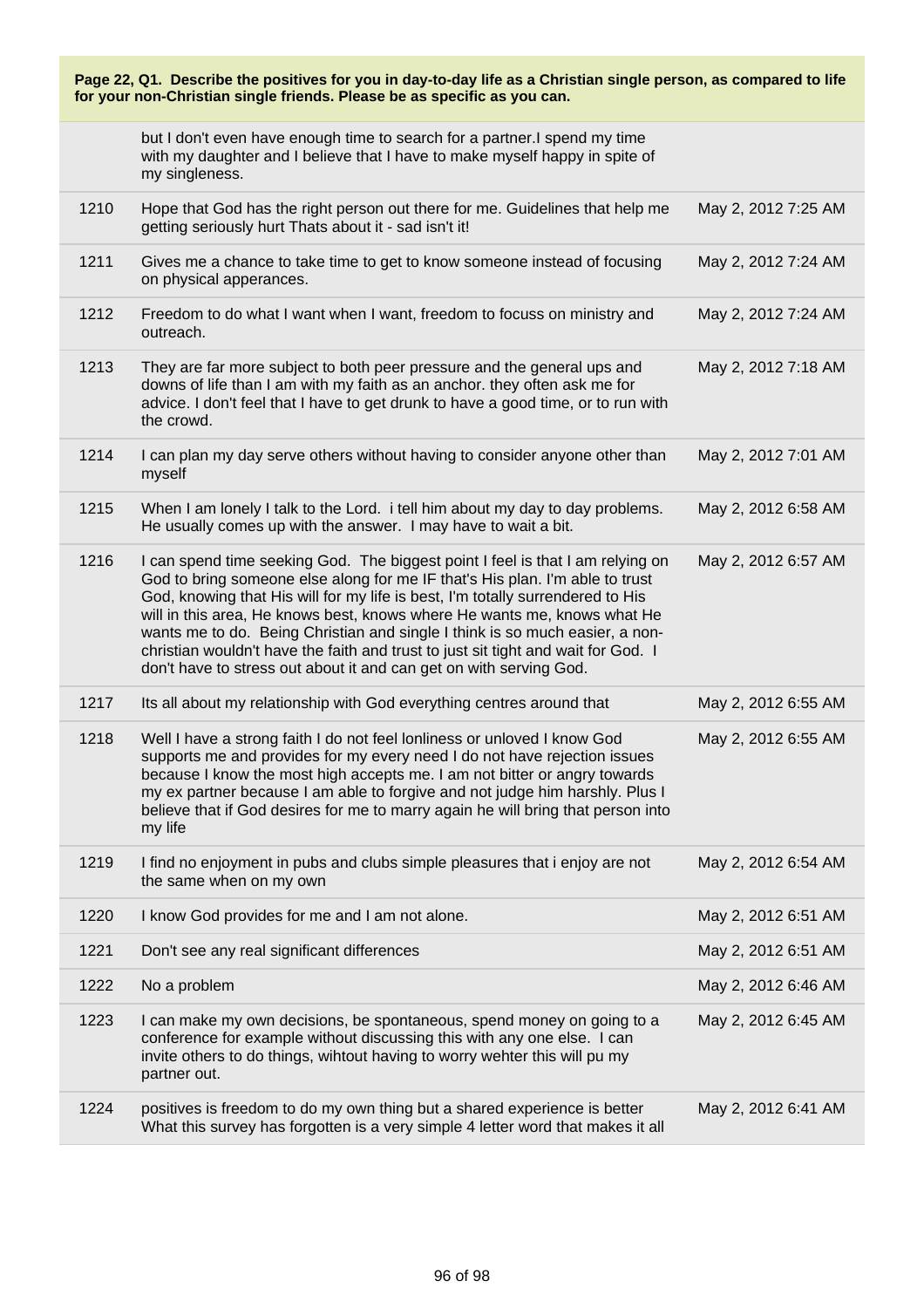**Page 22, Q1. Describe the positives for you in day-to-day life as a Christian single person, as compared to life for your non-Christian single friends. Please be as specific as you can.**

| | | |
|---|---|---|
| | but I don't even have enough time to search for a partner.I spend my time with my daughter and I believe that I have to make myself happy in spite of my singleness. | |
| 1210 | Hope that God has the right person out there for me. Guidelines that help me getting seriously hurt Thats about it - sad isn't it! | May 2, 2012 7:25 AM |
| 1211 | Gives me a chance to take time to get to know someone instead of focusing on physical apperances. | May 2, 2012 7:24 AM |
| 1212 | Freedom to do what I want when I want, freedom to focuss on ministry and outreach. | May 2, 2012 7:24 AM |
| 1213 | They are far more subject to both peer pressure and the general ups and downs of life than I am with my faith as an anchor. they often ask me for advice. I don't feel that I have to get drunk to have a good time, or to run with the crowd. | May 2, 2012 7:18 AM |
| 1214 | I can plan my day serve others without having to consider anyone other than myself | May 2, 2012 7:01 AM |
| 1215 | When I am lonely I talk to the Lord. i tell him about my day to day problems. He usually comes up with the answer. I may have to wait a bit. | May 2, 2012 6:58 AM |
| 1216 | I can spend time seeking God. The biggest point I feel is that I am relying on God to bring someone else along for me IF that's His plan. I'm able to trust God, knowing that His will for my life is best, I'm totally surrendered to His will in this area, He knows best, knows where He wants me, knows what He wants me to do. Being Christian and single I think is so much easier, a non-christian wouldn't have the faith and trust to just sit tight and wait for God. I don't have to stress out about it and can get on with serving God. | May 2, 2012 6:57 AM |
| 1217 | Its all about my relationship with God everything centres around that | May 2, 2012 6:55 AM |
| 1218 | Well I have a strong faith I do not feel lonliness or unloved I know God supports me and provides for my every need I do not have rejection issues because I know the most high accepts me. I am not bitter or angry towards my ex partner because I am able to forgive and not judge him harshly. Plus I believe that if God desires for me to marry again he will bring that person into my life | May 2, 2012 6:55 AM |
| 1219 | I find no enjoyment in pubs and clubs simple pleasures that i enjoy are not the same when on my own | May 2, 2012 6:54 AM |
| 1220 | I know God provides for me and I am not alone. | May 2, 2012 6:51 AM |
| 1221 | Don't see any real significant differences | May 2, 2012 6:51 AM |
| 1222 | No a problem | May 2, 2012 6:46 AM |
| 1223 | I can make my own decisions, be spontaneous, spend money on going to a conference for example without discussing this with any one else. I can invite others to do things, wihtout having to worry wehter this will pu my partner out. | May 2, 2012 6:45 AM |
| 1224 | positives is freedom to do my own thing but a shared experience is better What this survey has forgotten is a very simple 4 letter word that makes it all | May 2, 2012 6:41 AM |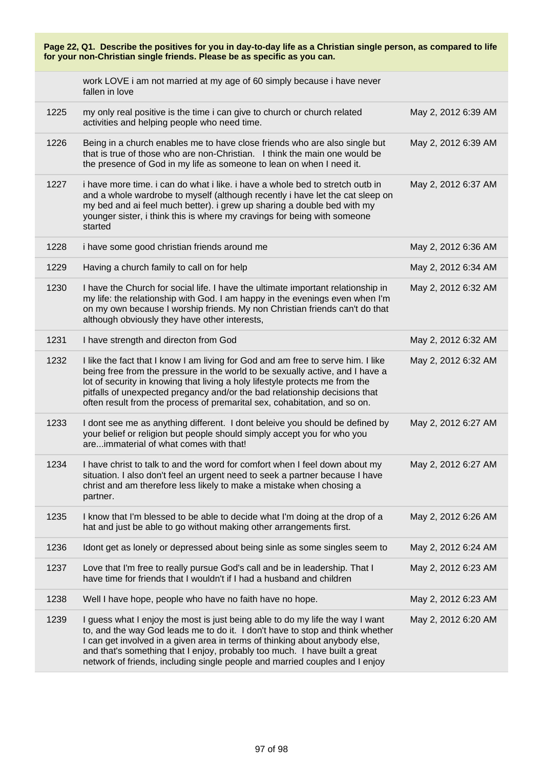**Page 22, Q1. Describe the positives for you in day-to-day life as a Christian single person, as compared to life for your non-Christian single friends. Please be as specific as you can.**

| | | |
|---|---|---|
| | work LOVE i am not married at my age of 60 simply because i have never fallen in love | |
| 1225 | my only real positive is the time i can give to church or church related activities and helping people who need time. | May 2, 2012 6:39 AM |
| 1226 | Being in a church enables me to have close friends who are also single but that is true of those who are non-Christian. I think the main one would be the presence of God in my life as someone to lean on when I need it. | May 2, 2012 6:39 AM |
| 1227 | i have more time. i can do what i like. i have a whole bed to stretch outb in and a whole wardrobe to myself (although recently i have let the cat sleep on my bed and ai feel much better). i grew up sharing a double bed with my younger sister, i think this is where my cravings for being with someone started | May 2, 2012 6:37 AM |
| 1228 | i have some good christian friends around me | May 2, 2012 6:36 AM |
| 1229 | Having a church family to call on for help | May 2, 2012 6:34 AM |
| 1230 | I have the Church for social life. I have the ultimate important relationship in my life: the relationship with God. I am happy in the evenings even when I'm on my own because I worship friends. My non Christian friends can't do that although obviously they have other interests, | May 2, 2012 6:32 AM |
| 1231 | I have strength and directon from God | May 2, 2012 6:32 AM |
| 1232 | I like the fact that I know I am living for God and am free to serve him. I like being free from the pressure in the world to be sexually active, and I have a lot of security in knowing that living a holy lifestyle protects me from the pitfalls of unexpected pregancy and/or the bad relationship decisions that often result from the process of premarital sex, cohabitation, and so on. | May 2, 2012 6:32 AM |
| 1233 | I dont see me as anything different. I dont beleive you should be defined by your belief or religion but people should simply accept you for who you are...immaterial of what comes with that! | May 2, 2012 6:27 AM |
| 1234 | I have christ to talk to and the word for comfort when I feel down about my situation. I also don't feel an urgent need to seek a partner because I have christ and am therefore less likely to make a mistake when chosing a partner. | May 2, 2012 6:27 AM |
| 1235 | I know that I'm blessed to be able to decide what I'm doing at the drop of a hat and just be able to go without making other arrangements first. | May 2, 2012 6:26 AM |
| 1236 | Idont get as lonely or depressed about being sinle as some singles seem to | May 2, 2012 6:24 AM |
| 1237 | Love that I'm free to really pursue God's call and be in leadership. That I have time for friends that I wouldn't if I had a husband and children | May 2, 2012 6:23 AM |
| 1238 | Well I have hope, people who have no faith have no hope. | May 2, 2012 6:23 AM |
| 1239 | I guess what I enjoy the most is just being able to do my life the way I want to, and the way God leads me to do it. I don't have to stop and think whether I can get involved in a given area in terms of thinking about anybody else, and that's something that I enjoy, probably too much. I have built a great network of friends, including single people and married couples and I enjoy | May 2, 2012 6:20 AM |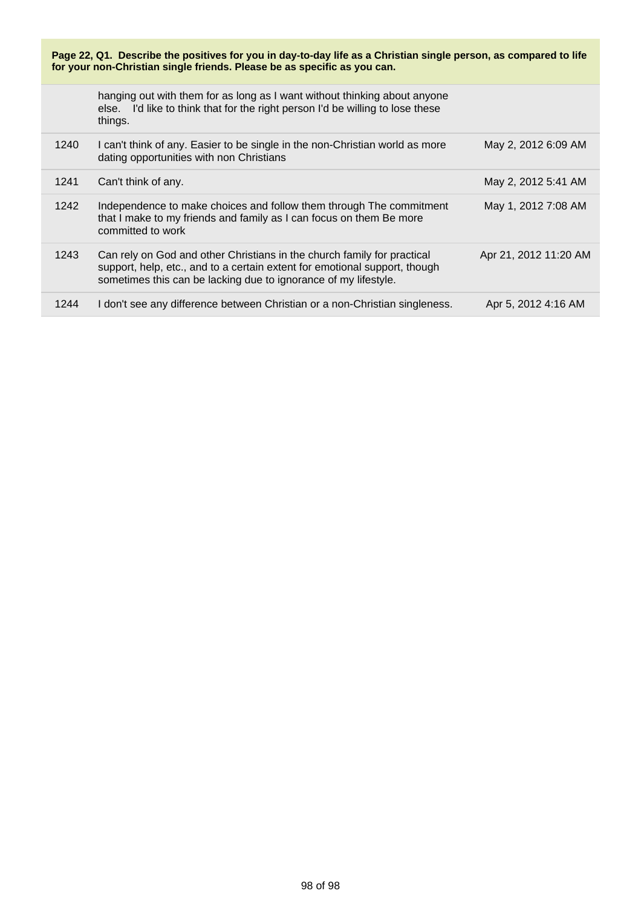**Page 22, Q1. Describe the positives for you in day-to-day life as a Christian single person, as compared to life for your non-Christian single friends. Please be as specific as you can.**

| | | |
|---|---|---|
| | hanging out with them for as long as I want without thinking about anyone else. I'd like to think that for the right person I'd be willing to lose these things. | |
| 1240 | I can't think of any. Easier to be single in the non-Christian world as more dating opportunities with non Christians | May 2, 2012 6:09 AM |
| 1241 | Can't think of any. | May 2, 2012 5:41 AM |
| 1242 | Independence to make choices and follow them through The commitment that I make to my friends and family as I can focus on them Be more committed to work | May 1, 2012 7:08 AM |
| 1243 | Can rely on God and other Christians in the church family for practical support, help, etc., and to a certain extent for emotional support, though sometimes this can be lacking due to ignorance of my lifestyle. | Apr 21, 2012 11:20 AM |
| 1244 | I don't see any difference between Christian or a non-Christian singleness. | Apr 5, 2012 4:16 AM |